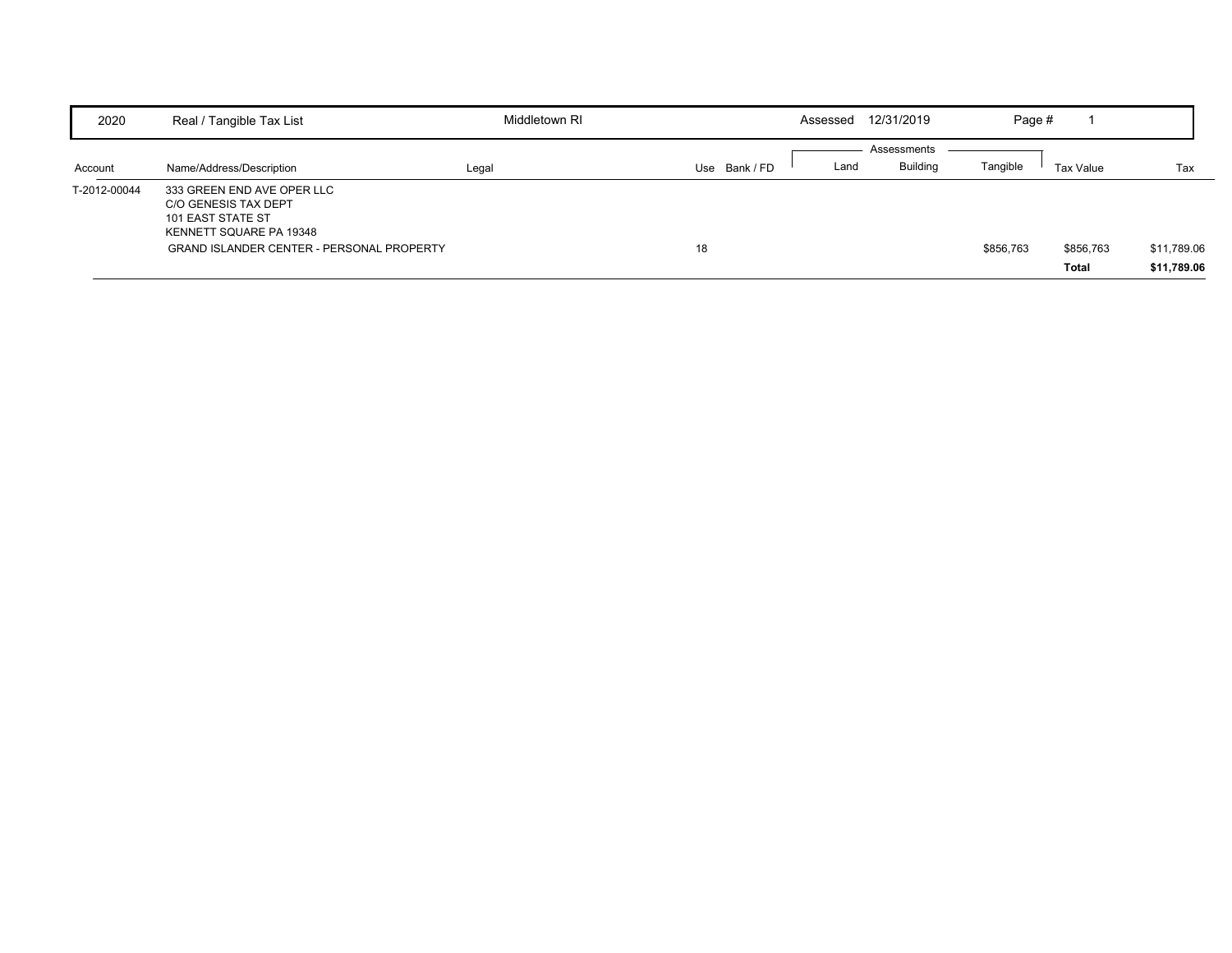| 2020 | Real / Tangible Tax List | Middletown RI | | Assessed 12/31/2019 | | Page # 1 | | |
|---|---|---|---|---|---|---|---|---|
| | | | | | Assessments | | | |
| Account | Name/Address/Description | Legal | Use Bank / FD | Land | Building | Tangible | Tax Value | Tax |
| T-2012-00044 | 333 GREEN END AVE OPER LLC<br>C/O GENESIS TAX DEPT<br>101 EAST STATE ST<br>KENNETT SQUARE PA 19348 | | | | | | | |
| | GRAND ISLANDER CENTER - PERSONAL PROPERTY | | 18 | | | $856,763 | $856,763 | $11,789.06 |
| | | | | | | | **Total** | **$11,789.06** |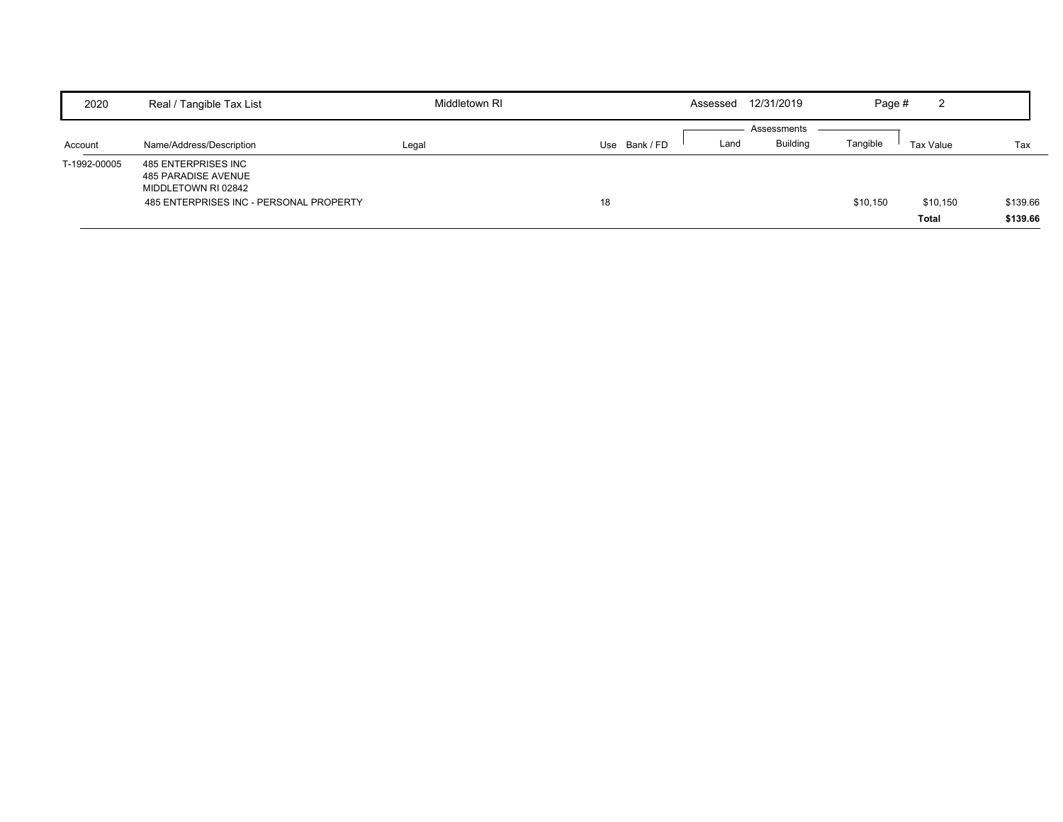| 2020 | Real / Tangible Tax List | Middletown RI | | Assessed 12/31/2019 | | | Page # 2 | | |
|---|---|---|---|---|---|---|---|---|---|
| | | | | | Assessments | | | | |
| Account | Name/Address/Description | Legal | Use | Bank / FD | Land | Building | Tangible | Tax Value | Tax |
| T-1992-00005 | 485 ENTERPRISES INC<br>485 PARADISE AVENUE<br>MIDDLETOWN RI 02842 | | | | | | | | |
| | 485 ENTERPRISES INC - PERSONAL PROPERTY | | 18 | | | | $10,150 | $10,150 | $139.66 |
| | | | | | | | | **Total** | **$139.66** |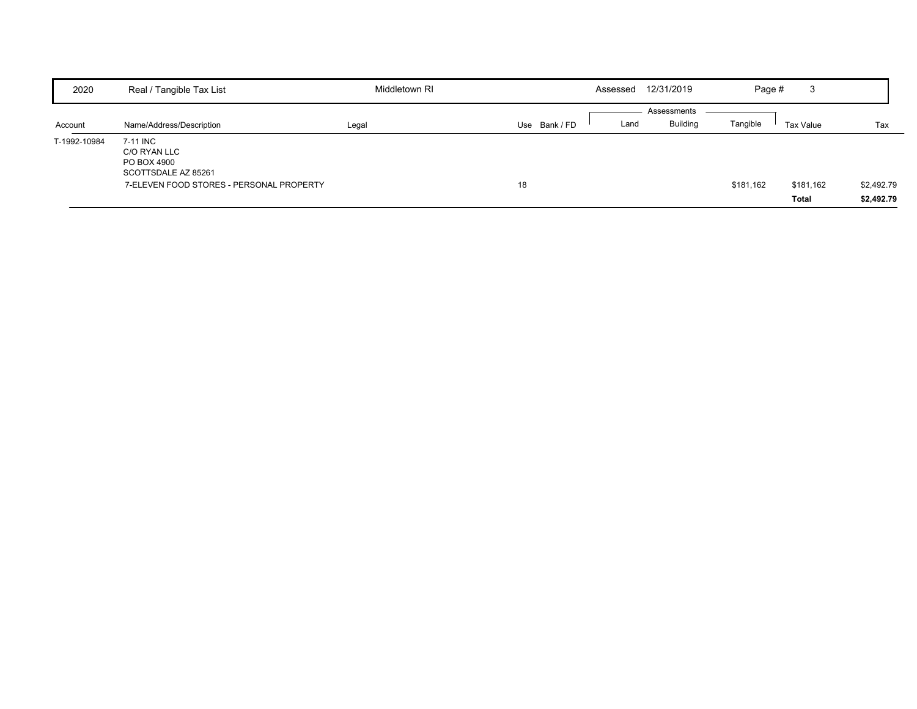| 2020 | Real / Tangible Tax List | Middletown RI | | Assessed 12/31/2019 | | | | Page # 3 |
|---|---|---|---|---|---|---|---|---|
| | | | | | Assessments | | | |
| **Account** | **Name/Address/Description** | **Legal** | **Use Bank / FD** | **Land** | **Building** | **Tangible** | **Tax Value** | **Tax** |
| T-1992-10984 | 7-11 INC<br>C/O RYAN LLC<br>PO BOX 4900<br>SCOTTSDALE AZ 85261 | | | | | | | |
| | 7-ELEVEN FOOD STORES - PERSONAL PROPERTY | | 18 | | | $181,162 | $181,162 | $2,492.79 |
| | | | | | | | **Total** | **$2,492.79** |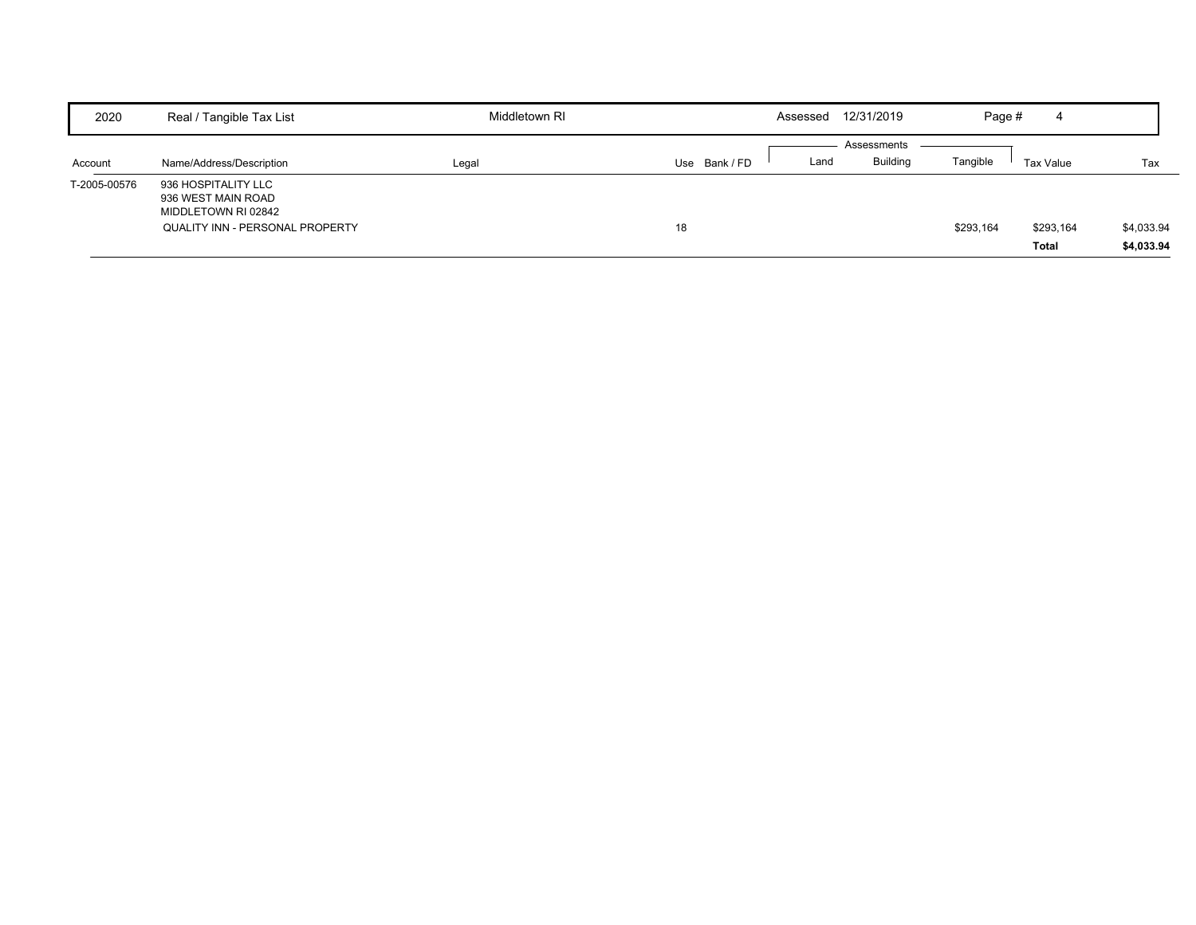| 2020 | Real / Tangible Tax List | Middletown RI | | | Assessed | 12/31/2019 | | Page # | 4 |
|---|---|---|---|---|---|---|---|---|---|

| Account | Name/Address/Description | Legal | Use | Bank / FD | Land | Building | Tangible | Tax Value | Tax |
|---|---|---|---|---|---|---|---|---|---|
| | | | | | Assessments | | | | |
| T-2005-00576 | 936 HOSPITALITY LLC<br>936 WEST MAIN ROAD<br>MIDDLETOWN RI 02842 | | | | | | | | |
| | QUALITY INN - PERSONAL PROPERTY | | 18 | | | | $293,164 | $293,164 | $4,033.94 |
| | | | | | | | | **Total** | **$4,033.94** |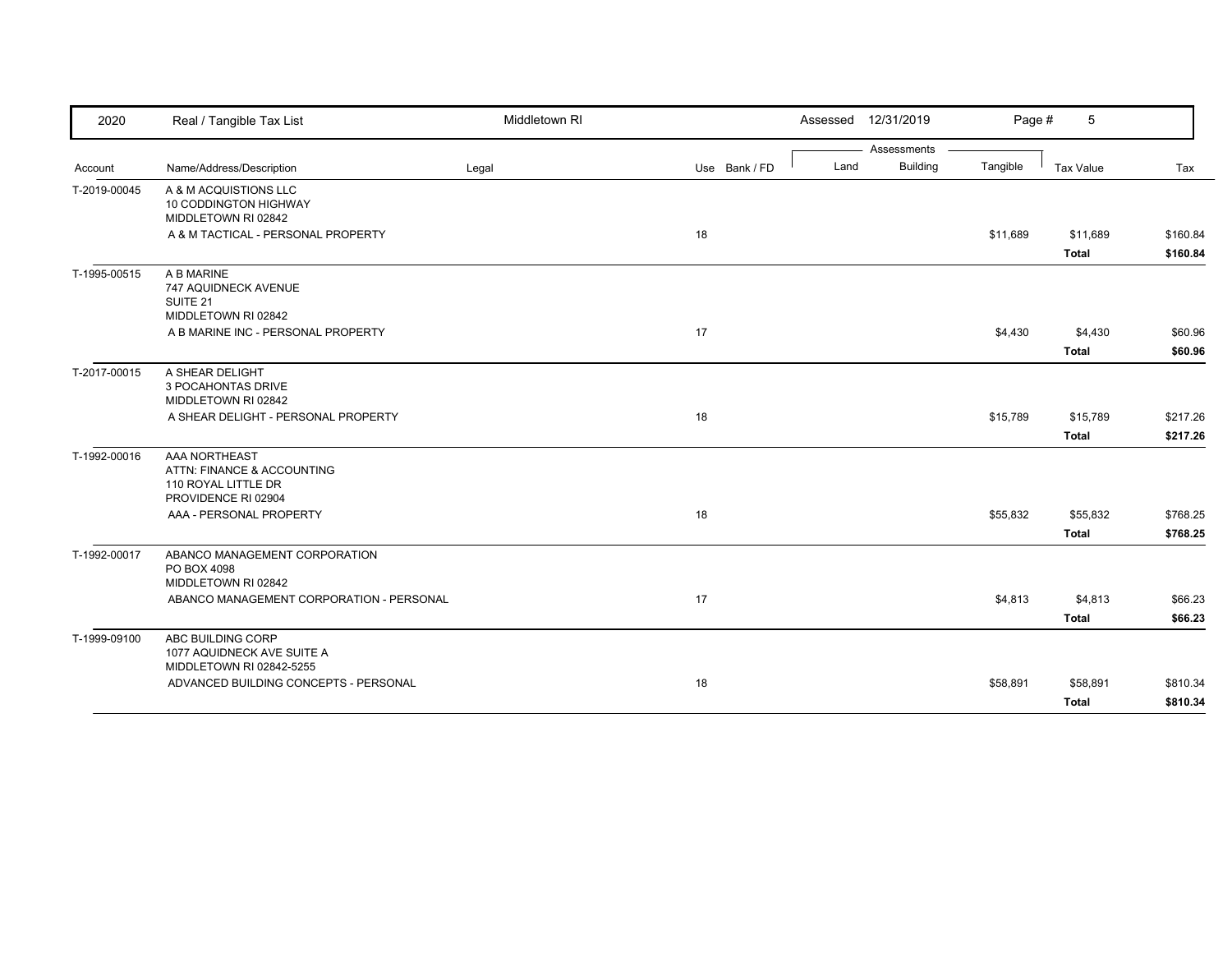| 2020 | Real / Tangible Tax List | Middletown RI | | Assessed 12/31/2019 | | | | |
|---|---|---|---|---|---|---|---|---|
| | | | | Assessments | | | | |
| Account | Name/Address/Description | Legal | Use Bank / FD | Land | Building | Tangible | Tax Value | Tax |
| T-2019-00045 | A & M ACQUISTIONS LLC<br>10 CODDINGTON HIGHWAY<br>MIDDLETOWN RI 02842 | | | | | | | |
| | A & M TACTICAL - PERSONAL PROPERTY | | 18 | | | $11,689 | $11,689 | $160.84 |
| | | | | | | | **Total** | **$160.84** |
| T-1995-00515 | A B MARINE<br>747 AQUIDNECK AVENUE<br>SUITE 21<br>MIDDLETOWN RI 02842 | | | | | | | |
| | A B MARINE INC - PERSONAL PROPERTY | | 17 | | | $4,430 | $4,430 | $60.96 |
| | | | | | | | **Total** | **$60.96** |
| T-2017-00015 | A SHEAR DELIGHT<br>3 POCAHONTAS DRIVE<br>MIDDLETOWN RI 02842 | | | | | | | |
| | A SHEAR DELIGHT - PERSONAL PROPERTY | | 18 | | | $15,789 | $15,789 | $217.26 |
| | | | | | | | **Total** | **$217.26** |
| T-1992-00016 | AAA NORTHEAST<br>ATTN: FINANCE & ACCOUNTING<br>110 ROYAL LITTLE DR<br>PROVIDENCE RI 02904 | | | | | | | |
| | AAA - PERSONAL PROPERTY | | 18 | | | $55,832 | $55,832 | $768.25 |
| | | | | | | | **Total** | **$768.25** |
| T-1992-00017 | ABANCO MANAGEMENT CORPORATION<br>PO BOX 4098<br>MIDDLETOWN RI 02842 | | | | | | | |
| | ABANCO MANAGEMENT CORPORATION - PERSONAL | | 17 | | | $4,813 | $4,813 | $66.23 |
| | | | | | | | **Total** | **$66.23** |
| T-1999-09100 | ABC BUILDING CORP<br>1077 AQUIDNECK AVE SUITE A<br>MIDDLETOWN RI 02842-5255 | | | | | | | |
| | ADVANCED BUILDING CONCEPTS - PERSONAL | | 18 | | | $58,891 | $58,891 | $810.34 |
| | | | | | | | **Total** | **$810.34** |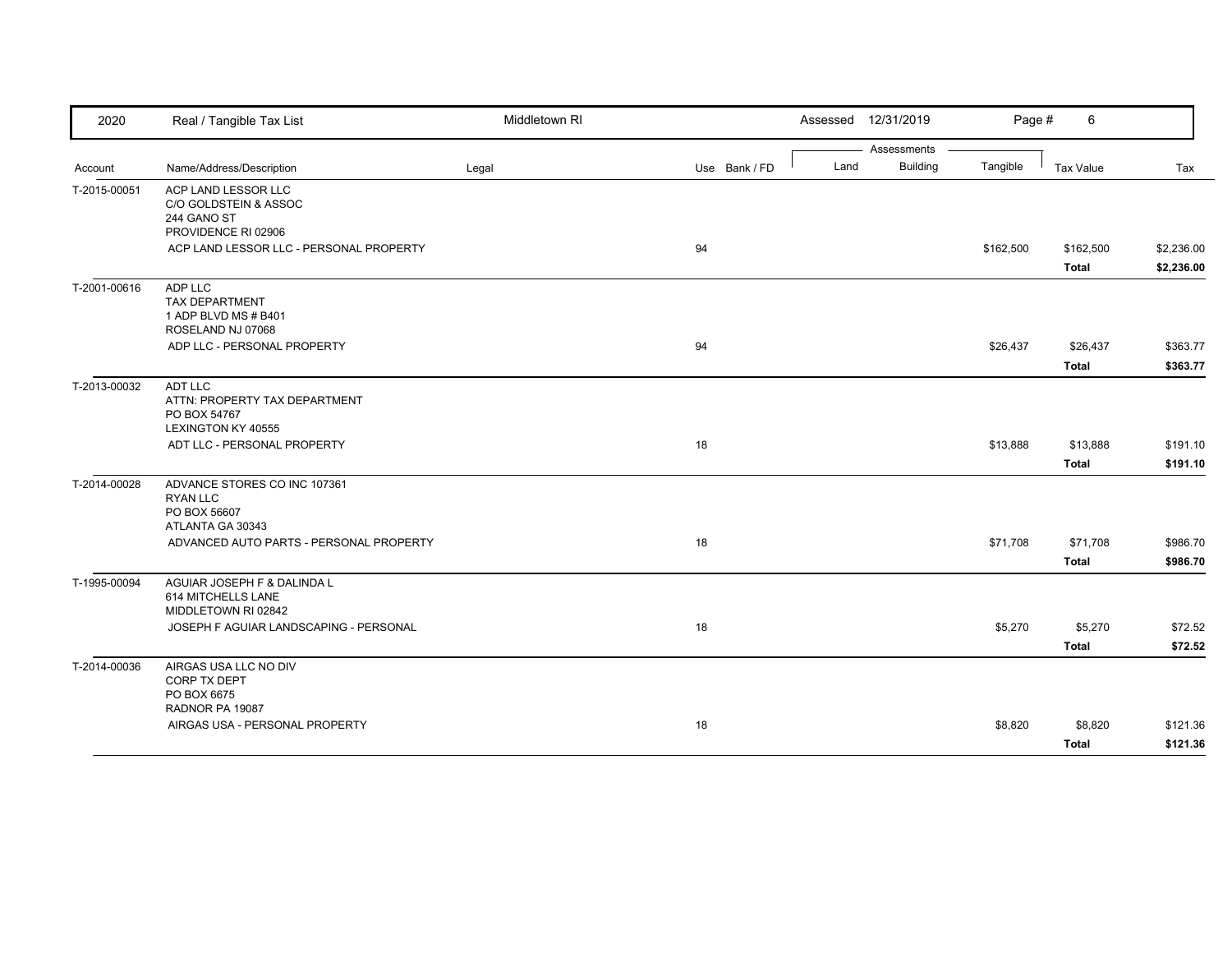| 2020 | Real / Tangible Tax List | Middletown RI | | Assessed 12/31/2019 | | | Page # 6 | |
|---|---|---|---|---|---|---|---|---|
| | | | | Assessments | | | | |
| Account | Name/Address/Description | Legal | Use Bank / FD | Land | Building | Tangible | Tax Value | Tax |
| T-2015-00051 | ACP LAND LESSOR LLC<br>C/O GOLDSTEIN & ASSOC<br>244 GANO ST<br>PROVIDENCE RI 02906 | | | | | | | |
| | ACP LAND LESSOR LLC - PERSONAL PROPERTY | | 94 | | | $162,500 | $162,500 | $2,236.00 |
| | | | | | | | **Total** | **$2,236.00** |
| T-2001-00616 | ADP LLC<br>TAX DEPARTMENT<br>1 ADP BLVD MS # B401<br>ROSELAND NJ 07068 | | | | | | | |
| | ADP LLC - PERSONAL PROPERTY | | 94 | | | $26,437 | $26,437 | $363.77 |
| | | | | | | | **Total** | **$363.77** |
| T-2013-00032 | ADT LLC<br>ATTN: PROPERTY TAX DEPARTMENT<br>PO BOX 54767<br>LEXINGTON KY 40555 | | | | | | | |
| | ADT LLC - PERSONAL PROPERTY | | 18 | | | $13,888 | $13,888 | $191.10 |
| | | | | | | | **Total** | **$191.10** |
| T-2014-00028 | ADVANCE STORES CO INC 107361<br>RYAN LLC<br>PO BOX 56607<br>ATLANTA GA 30343 | | | | | | | |
| | ADVANCED AUTO PARTS - PERSONAL PROPERTY | | 18 | | | $71,708 | $71,708 | $986.70 |
| | | | | | | | **Total** | **$986.70** |
| T-1995-00094 | AGUIAR JOSEPH F & DALINDA L<br>614 MITCHELLS LANE<br>MIDDLETOWN RI 02842 | | | | | | | |
| | JOSEPH F AGUIAR LANDSCAPING - PERSONAL | | 18 | | | $5,270 | $5,270 | $72.52 |
| | | | | | | | **Total** | **$72.52** |
| T-2014-00036 | AIRGAS USA LLC NO DIV<br>CORP TX DEPT<br>PO BOX 6675<br>RADNOR PA 19087 | | | | | | | |
| | AIRGAS USA - PERSONAL PROPERTY | | 18 | | | $8,820 | $8,820 | $121.36 |
| | | | | | | | **Total** | **$121.36** |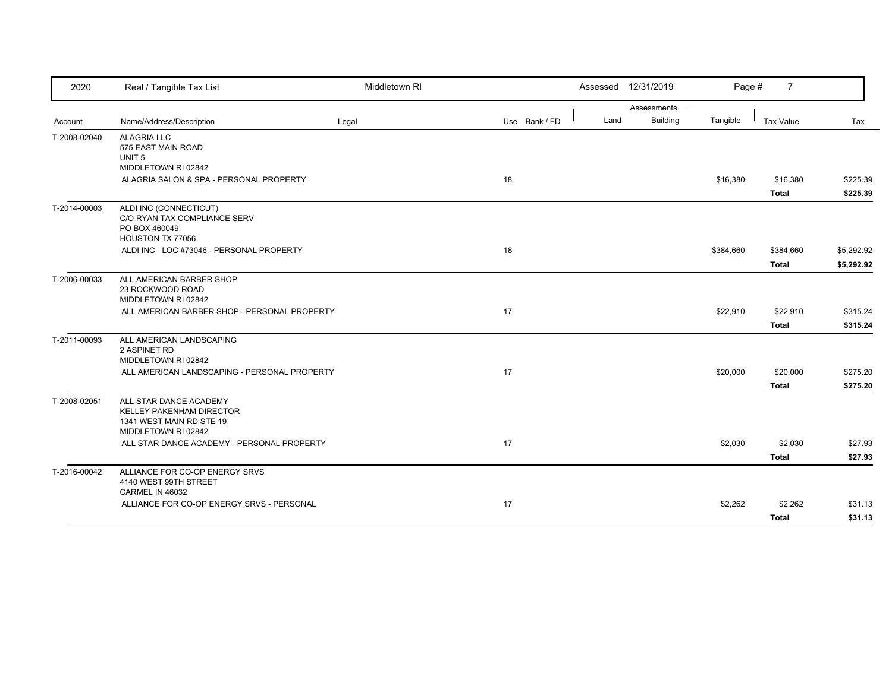| 2020 | Real / Tangible Tax List | Middletown RI | | Assessed 12/31/2019 | | | | |
|---|---|---|---|---|---|---|---|---|

| Account | Name/Address/Description | Legal | Use Bank / FD | Land | Building | Tangible | Tax Value | Tax |
|---|---|---|---|---|---|---|---|---|
| T-2008-02040 | ALAGRIA LLC<br>575 EAST MAIN ROAD<br>UNIT 5<br>MIDDLETOWN RI 02842 | | | | | | | |
| | ALAGRIA SALON & SPA - PERSONAL PROPERTY | | 18 | | | $16,380 | $16,380 | $225.39 |
| | | | | | | | **Total** | **$225.39** |
| T-2014-00003 | ALDI INC (CONNECTICUT)<br>C/O RYAN TAX COMPLIANCE SERV<br>PO BOX 460049<br>HOUSTON TX 77056 | | | | | | | |
| | ALDI INC - LOC #73046 - PERSONAL PROPERTY | | 18 | | | $384,660 | $384,660 | $5,292.92 |
| | | | | | | | **Total** | **$5,292.92** |
| T-2006-00033 | ALL AMERICAN BARBER SHOP<br>23 ROCKWOOD ROAD<br>MIDDLETOWN RI 02842 | | | | | | | |
| | ALL AMERICAN BARBER SHOP - PERSONAL PROPERTY | | 17 | | | $22,910 | $22,910 | $315.24 |
| | | | | | | | **Total** | **$315.24** |
| T-2011-00093 | ALL AMERICAN LANDSCAPING<br>2 ASPINET RD<br>MIDDLETOWN RI 02842 | | | | | | | |
| | ALL AMERICAN LANDSCAPING - PERSONAL PROPERTY | | 17 | | | $20,000 | $20,000 | $275.20 |
| | | | | | | | **Total** | **$275.20** |
| T-2008-02051 | ALL STAR DANCE ACADEMY<br>KELLEY PAKENHAM DIRECTOR<br>1341 WEST MAIN RD STE 19<br>MIDDLETOWN RI 02842 | | | | | | | |
| | ALL STAR DANCE ACADEMY - PERSONAL PROPERTY | | 17 | | | $2,030 | $2,030 | $27.93 |
| | | | | | | | **Total** | **$27.93** |
| T-2016-00042 | ALLIANCE FOR CO-OP ENERGY SRVS<br>4140 WEST 99TH STREET<br>CARMEL IN 46032 | | | | | | | |
| | ALLIANCE FOR CO-OP ENERGY SRVS - PERSONAL | | 17 | | | $2,262 | $2,262 | $31.13 |
| | | | | | | | **Total** | **$31.13** |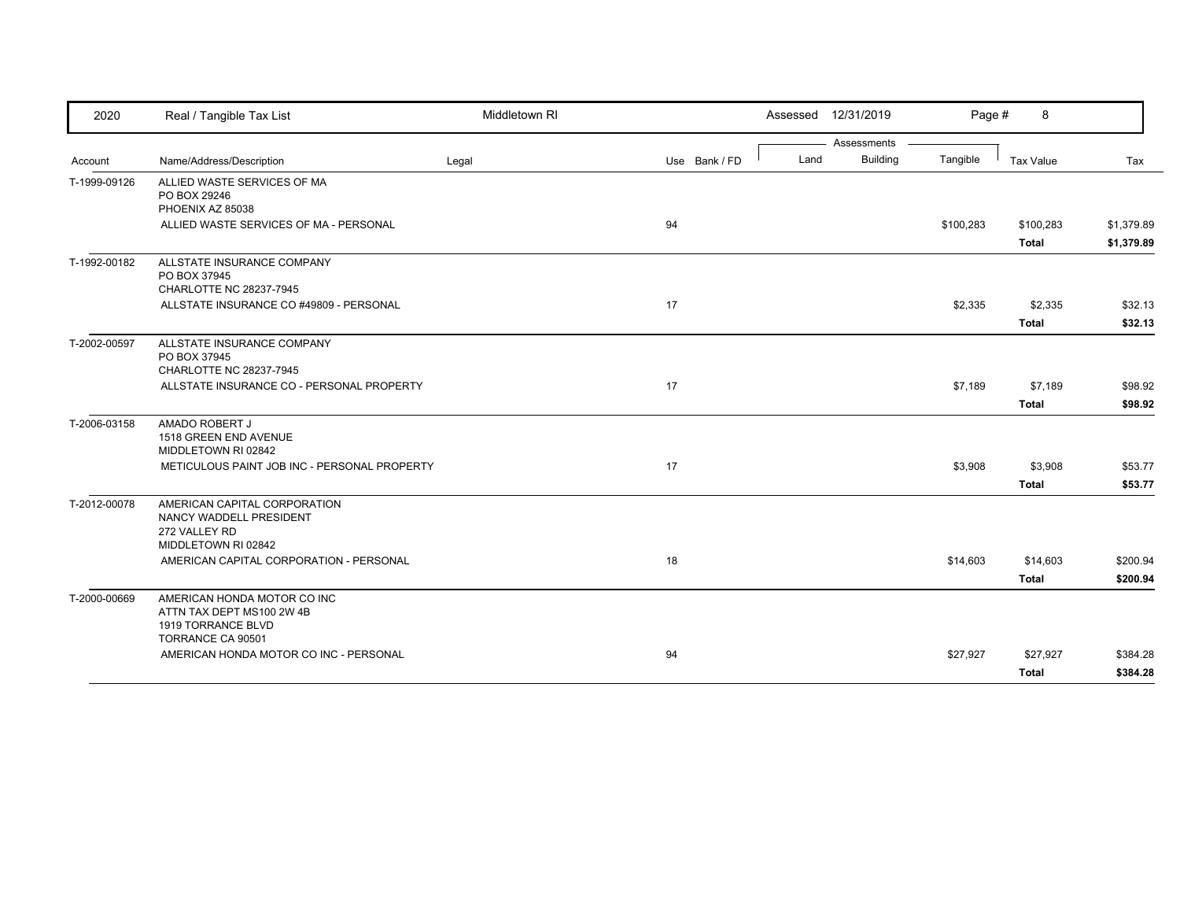| 2020 | Real / Tangible Tax List | Middletown RI | | Assessed 12/31/2019 | | Page # 8 | | |
|---|---|---|---|---|---|---|---|---|
| | | | | Assessments | | | | |
| Account | Name/Address/Description | Legal | Use Bank / FD | Land | Building | Tangible | Tax Value | Tax |
| T-1999-09126 | ALLIED WASTE SERVICES OF MA<br>PO BOX 29246<br>PHOENIX AZ 85038 | | | | | | | |
| | ALLIED WASTE SERVICES OF MA - PERSONAL | | 94 | | | $100,283 | $100,283 | $1,379.89 |
| | | | | | | | **Total** | **$1,379.89** |
| T-1992-00182 | ALLSTATE INSURANCE COMPANY<br>PO BOX 37945<br>CHARLOTTE NC 28237-7945 | | | | | | | |
| | ALLSTATE INSURANCE CO #49809 - PERSONAL | | 17 | | | $2,335 | $2,335 | $32.13 |
| | | | | | | | **Total** | **$32.13** |
| T-2002-00597 | ALLSTATE INSURANCE COMPANY<br>PO BOX 37945<br>CHARLOTTE NC 28237-7945 | | | | | | | |
| | ALLSTATE INSURANCE CO - PERSONAL PROPERTY | | 17 | | | $7,189 | $7,189 | $98.92 |
| | | | | | | | **Total** | **$98.92** |
| T-2006-03158 | AMADO ROBERT J<br>1518 GREEN END AVENUE<br>MIDDLETOWN RI 02842 | | | | | | | |
| | METICULOUS PAINT JOB INC - PERSONAL PROPERTY | | 17 | | | $3,908 | $3,908 | $53.77 |
| | | | | | | | **Total** | **$53.77** |
| T-2012-00078 | AMERICAN CAPITAL CORPORATION<br>NANCY WADDELL PRESIDENT<br>272 VALLEY RD<br>MIDDLETOWN RI 02842 | | | | | | | |
| | AMERICAN CAPITAL CORPORATION - PERSONAL | | 18 | | | $14,603 | $14,603 | $200.94 |
| | | | | | | | **Total** | **$200.94** |
| T-2000-00669 | AMERICAN HONDA MOTOR CO INC<br>ATTN TAX DEPT MS100 2W 4B<br>1919 TORRANCE BLVD<br>TORRANCE CA 90501 | | | | | | | |
| | AMERICAN HONDA MOTOR CO INC - PERSONAL | | 94 | | | $27,927 | $27,927 | $384.28 |
| | | | | | | | **Total** | **$384.28** |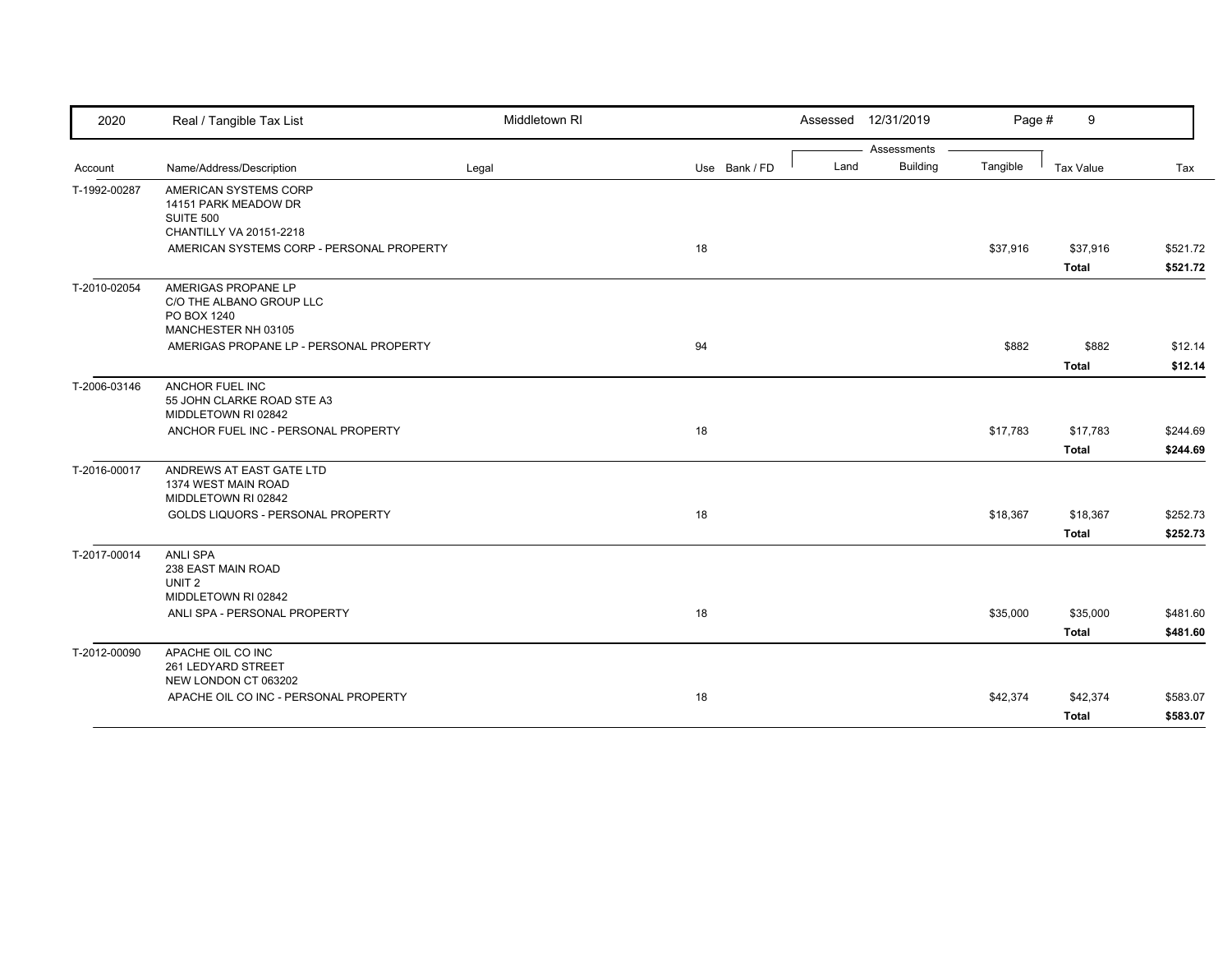| 2020 | Real / Tangible Tax List | Middletown RI | | Assessed 12/31/2019 | | | Page # 9 | |
|---|---|---|---|---|---|---|---|---|
| | | | | Assessments | | | | |
| Account | Name/Address/Description | Legal | Use Bank / FD | Land | Building | Tangible | Tax Value | Tax |
| T-1992-00287 | AMERICAN SYSTEMS CORP<br>14151 PARK MEADOW DR<br>SUITE 500<br>CHANTILLY VA 20151-2218 | | | | | | | |
| | AMERICAN SYSTEMS CORP - PERSONAL PROPERTY | | 18 | | | $37,916 | $37,916 | $521.72 |
| | | | | | | | **Total** | **$521.72** |
| T-2010-02054 | AMERIGAS PROPANE LP<br>C/O THE ALBANO GROUP LLC<br>PO BOX 1240<br>MANCHESTER NH 03105 | | | | | | | |
| | AMERIGAS PROPANE LP - PERSONAL PROPERTY | | 94 | | | $882 | $882 | $12.14 |
| | | | | | | | **Total** | **$12.14** |
| T-2006-03146 | ANCHOR FUEL INC<br>55 JOHN CLARKE ROAD STE A3<br>MIDDLETOWN RI 02842 | | | | | | | |
| | ANCHOR FUEL INC - PERSONAL PROPERTY | | 18 | | | $17,783 | $17,783 | $244.69 |
| | | | | | | | **Total** | **$244.69** |
| T-2016-00017 | ANDREWS AT EAST GATE LTD<br>1374 WEST MAIN ROAD<br>MIDDLETOWN RI 02842 | | | | | | | |
| | GOLDS LIQUORS - PERSONAL PROPERTY | | 18 | | | $18,367 | $18,367 | $252.73 |
| | | | | | | | **Total** | **$252.73** |
| T-2017-00014 | ANLI SPA<br>238 EAST MAIN ROAD<br>UNIT 2<br>MIDDLETOWN RI 02842 | | | | | | | |
| | ANLI SPA - PERSONAL PROPERTY | | 18 | | | $35,000 | $35,000 | $481.60 |
| | | | | | | | **Total** | **$481.60** |
| T-2012-00090 | APACHE OIL CO INC<br>261 LEDYARD STREET<br>NEW LONDON CT 063202 | | | | | | | |
| | APACHE OIL CO INC - PERSONAL PROPERTY | | 18 | | | $42,374 | $42,374 | $583.07 |
| | | | | | | | **Total** | **$583.07** |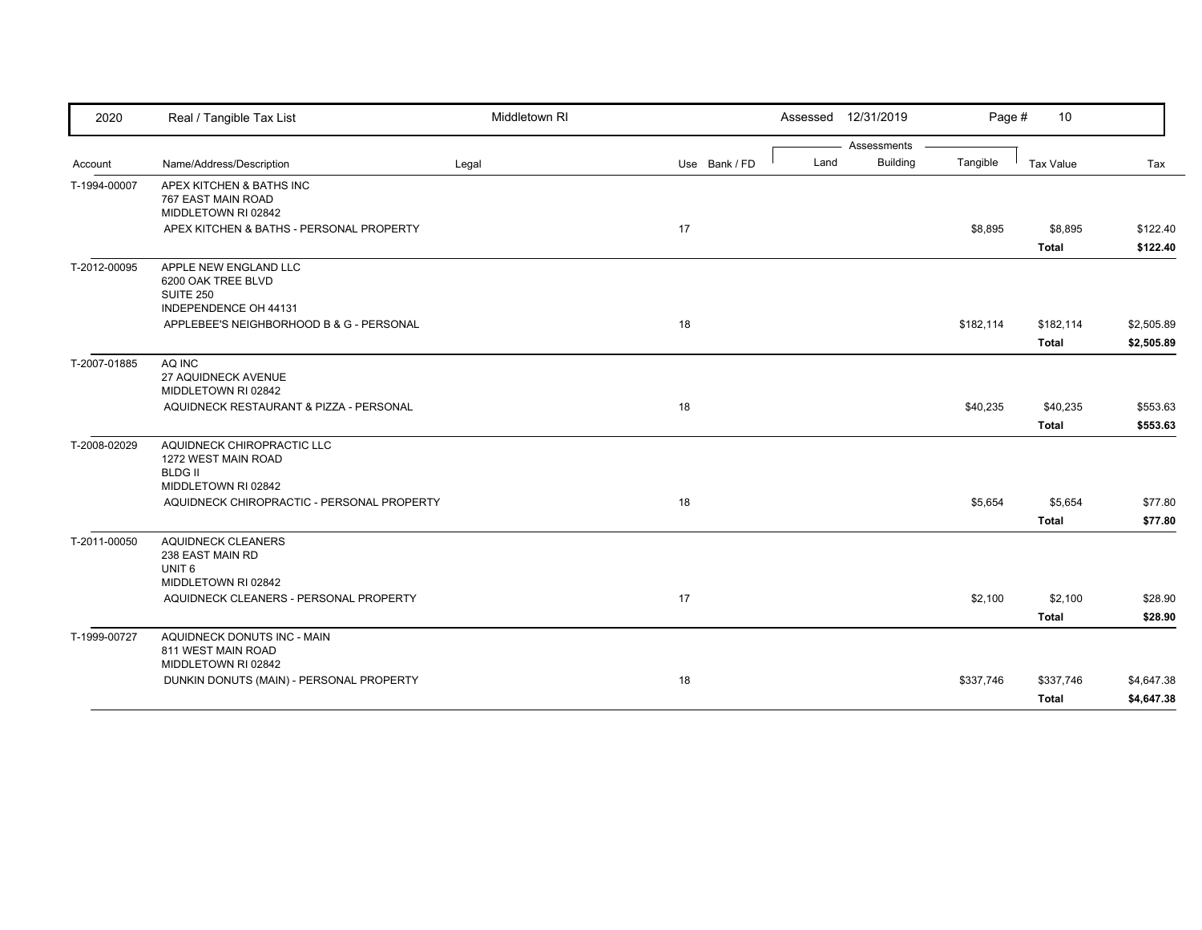| Account | Name/Address/Description | Legal | Use | Bank / FD | Land | Building | Tangible | Tax Value | Tax |
|---|---|---|---|---|---|---|---|---|---|
| T-1994-00007 | APEX KITCHEN & BATHS INC<br>767 EAST MAIN ROAD<br>MIDDLETOWN RI 02842 | | | | | | | | |
| | APEX KITCHEN & BATHS - PERSONAL PROPERTY | | 17 | | | | $8,895 | $8,895 | $122.40 |
| | | | | | | | | **Total** | **$122.40** |
| T-2012-00095 | APPLE NEW ENGLAND LLC<br>6200 OAK TREE BLVD<br>SUITE 250<br>INDEPENDENCE OH 44131 | | | | | | | | |
| | APPLEBEE'S NEIGHBORHOOD B & G - PERSONAL | | 18 | | | | $182,114 | $182,114 | $2,505.89 |
| | | | | | | | | **Total** | **$2,505.89** |
| T-2007-01885 | AQ INC<br>27 AQUIDNECK AVENUE<br>MIDDLETOWN RI 02842 | | | | | | | | |
| | AQUIDNECK RESTAURANT & PIZZA - PERSONAL | | 18 | | | | $40,235 | $40,235 | $553.63 |
| | | | | | | | | **Total** | **$553.63** |
| T-2008-02029 | AQUIDNECK CHIROPRACTIC LLC<br>1272 WEST MAIN ROAD<br>BLDG II<br>MIDDLETOWN RI 02842 | | | | | | | | |
| | AQUIDNECK CHIROPRACTIC - PERSONAL PROPERTY | | 18 | | | | $5,654 | $5,654 | $77.80 |
| | | | | | | | | **Total** | **$77.80** |
| T-2011-00050 | AQUIDNECK CLEANERS<br>238 EAST MAIN RD<br>UNIT 6<br>MIDDLETOWN RI 02842 | | | | | | | | |
| | AQUIDNECK CLEANERS - PERSONAL PROPERTY | | 17 | | | | $2,100 | $2,100 | $28.90 |
| | | | | | | | | **Total** | **$28.90** |
| T-1999-00727 | AQUIDNECK DONUTS INC - MAIN<br>811 WEST MAIN ROAD<br>MIDDLETOWN RI 02842 | | | | | | | | |
| | DUNKIN DONUTS (MAIN) - PERSONAL PROPERTY | | 18 | | | | $337,746 | $337,746 | $4,647.38 |
| | | | | | | | | **Total** | **$4,647.38** |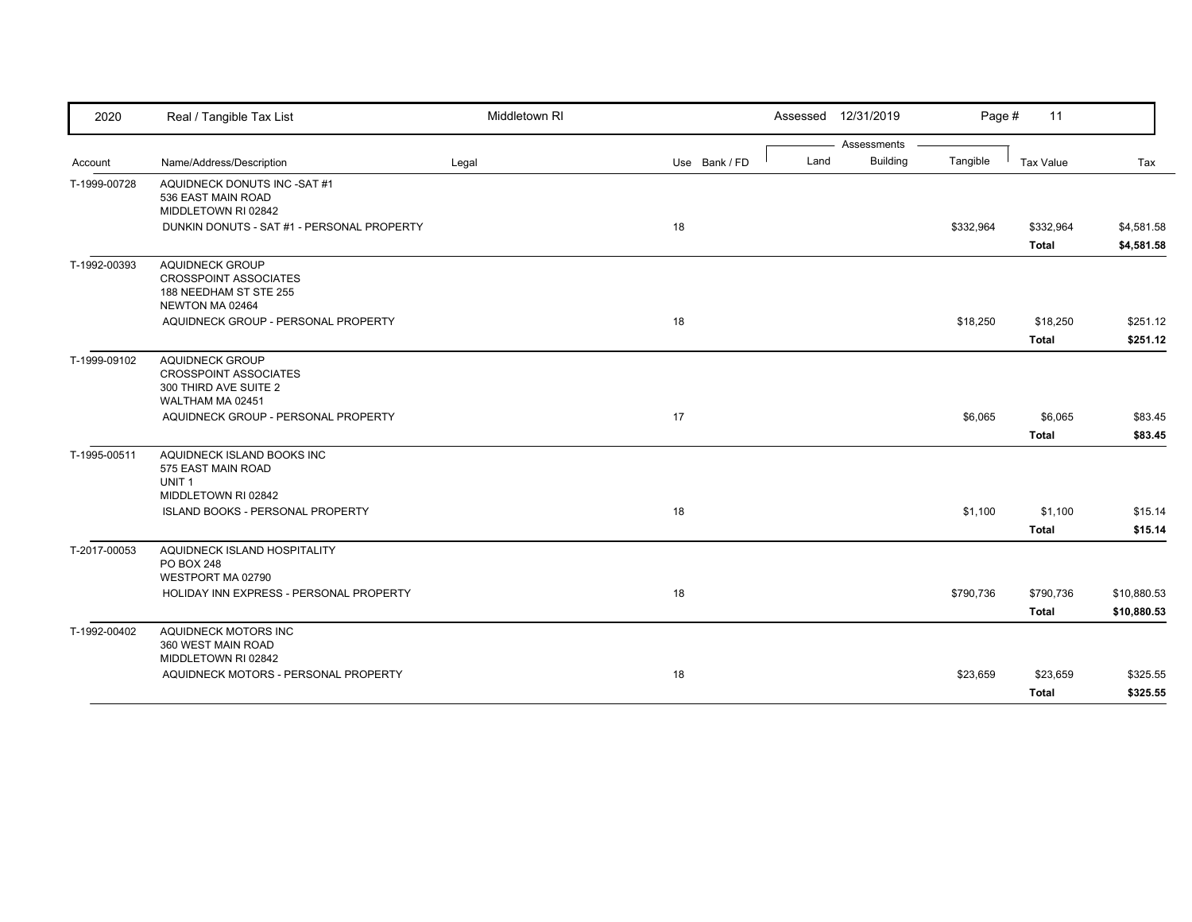| 2020 | Real / Tangible Tax List | Middletown RI | | Assessed 12/31/2019 | | | | |
|---|---|---|---|---|---|---|---|---|

| Account | Name/Address/Description | Legal | Use Bank / FD | Land | Building | Tangible | Tax Value | Tax |
|---|---|---|---|---|---|---|---|---|
| | | | | Assessments | | | | |
| T-1999-00728 | AQUIDNECK DONUTS INC -SAT #1<br>536 EAST MAIN ROAD<br>MIDDLETOWN RI 02842 | | | | | | | |
| | DUNKIN DONUTS - SAT #1 - PERSONAL PROPERTY | | 18 | | | $332,964 | $332,964 | $4,581.58 |
| | | | | | | | **Total** | **$4,581.58** |
| T-1992-00393 | AQUIDNECK GROUP<br>CROSSPOINT ASSOCIATES<br>188 NEEDHAM ST STE 255<br>NEWTON MA 02464 | | | | | | | |
| | AQUIDNECK GROUP - PERSONAL PROPERTY | | 18 | | | $18,250 | $18,250 | $251.12 |
| | | | | | | | **Total** | **$251.12** |
| T-1999-09102 | AQUIDNECK GROUP<br>CROSSPOINT ASSOCIATES<br>300 THIRD AVE SUITE 2<br>WALTHAM MA 02451 | | | | | | | |
| | AQUIDNECK GROUP - PERSONAL PROPERTY | | 17 | | | $6,065 | $6,065 | $83.45 |
| | | | | | | | **Total** | **$83.45** |
| T-1995-00511 | AQUIDNECK ISLAND BOOKS INC<br>575 EAST MAIN ROAD<br>UNIT 1<br>MIDDLETOWN RI 02842 | | | | | | | |
| | ISLAND BOOKS - PERSONAL PROPERTY | | 18 | | | $1,100 | $1,100 | $15.14 |
| | | | | | | | **Total** | **$15.14** |
| T-2017-00053 | AQUIDNECK ISLAND HOSPITALITY<br>PO BOX 248<br>WESTPORT MA 02790 | | | | | | | |
| | HOLIDAY INN EXPRESS - PERSONAL PROPERTY | | 18 | | | $790,736 | $790,736 | $10,880.53 |
| | | | | | | | **Total** | **$10,880.53** |
| T-1992-00402 | AQUIDNECK MOTORS INC<br>360 WEST MAIN ROAD<br>MIDDLETOWN RI 02842 | | | | | | | |
| | AQUIDNECK MOTORS - PERSONAL PROPERTY | | 18 | | | $23,659 | $23,659 | $325.55 |
| | | | | | | | **Total** | **$325.55** |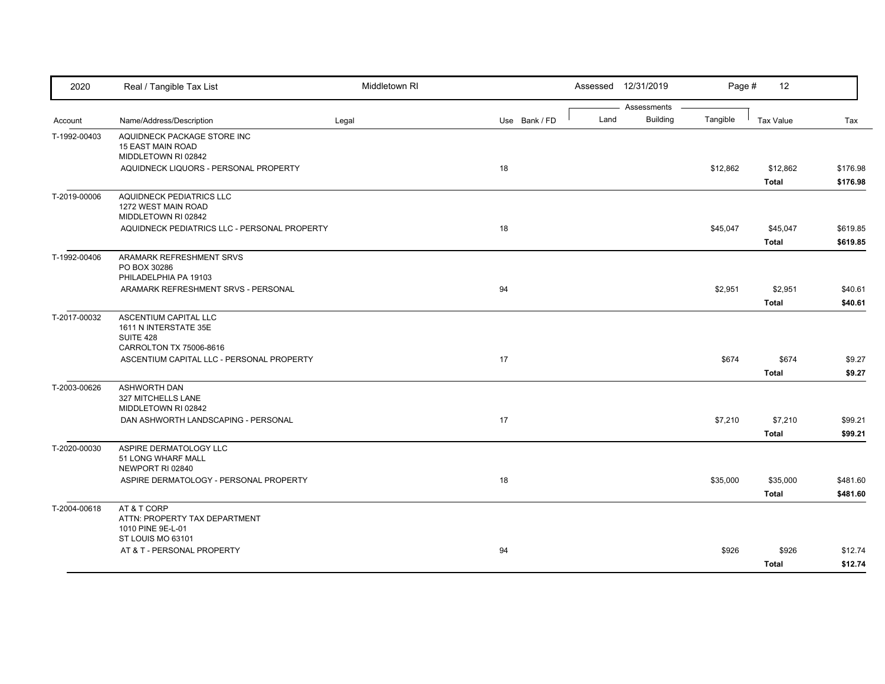| 2020 | Real / Tangible Tax List | Middletown RI | | Assessed 12/31/2019 | | | | |
|---|---|---|---|---|---|---|---|---|
| | | | | Assessments | | | | |
| Account | Name/Address/Description | Legal | Use Bank / FD | Land | Building | Tangible | Tax Value | Tax |
| T-1992-00403 | AQUIDNECK PACKAGE STORE INC<br>15 EAST MAIN ROAD<br>MIDDLETOWN RI 02842 | | | | | | | |
| | AQUIDNECK LIQUORS - PERSONAL PROPERTY | | 18 | | | $12,862 | $12,862 | $176.98 |
| | | | | | | | **Total** | **$176.98** |
| T-2019-00006 | AQUIDNECK PEDIATRICS LLC<br>1272 WEST MAIN ROAD<br>MIDDLETOWN RI 02842 | | | | | | | |
| | AQUIDNECK PEDIATRICS LLC - PERSONAL PROPERTY | | 18 | | | $45,047 | $45,047 | $619.85 |
| | | | | | | | **Total** | **$619.85** |
| T-1992-00406 | ARAMARK REFRESHMENT SRVS<br>PO BOX 30286<br>PHILADELPHIA PA 19103 | | | | | | | |
| | ARAMARK REFRESHMENT SRVS - PERSONAL | | 94 | | | $2,951 | $2,951 | $40.61 |
| | | | | | | | **Total** | **$40.61** |
| T-2017-00032 | ASCENTIUM CAPITAL LLC<br>1611 N INTERSTATE 35E<br>SUITE 428<br>CARROLTON TX 75006-8616 | | | | | | | |
| | ASCENTIUM CAPITAL LLC - PERSONAL PROPERTY | | 17 | | | $674 | $674 | $9.27 |
| | | | | | | | **Total** | **$9.27** |
| T-2003-00626 | ASHWORTH DAN<br>327 MITCHELLS LANE<br>MIDDLETOWN RI 02842 | | | | | | | |
| | DAN ASHWORTH LANDSCAPING - PERSONAL | | 17 | | | $7,210 | $7,210 | $99.21 |
| | | | | | | | **Total** | **$99.21** |
| T-2020-00030 | ASPIRE DERMATOLOGY LLC<br>51 LONG WHARF MALL<br>NEWPORT RI 02840 | | | | | | | |
| | ASPIRE DERMATOLOGY - PERSONAL PROPERTY | | 18 | | | $35,000 | $35,000 | $481.60 |
| | | | | | | | **Total** | **$481.60** |
| T-2004-00618 | AT & T CORP<br>ATTN: PROPERTY TAX DEPARTMENT<br>1010 PINE 9E-L-01<br>ST LOUIS MO 63101 | | | | | | | |
| | AT & T - PERSONAL PROPERTY | | 94 | | | $926 | $926 | $12.74 |
| | | | | | | | **Total** | **$12.74** |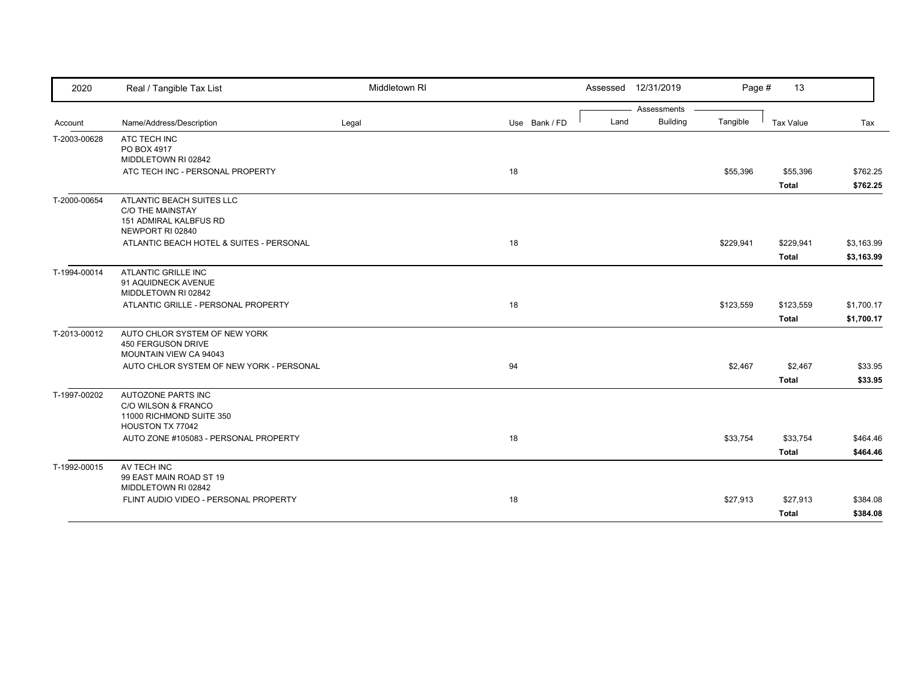| 2020 | Real / Tangible Tax List | Middletown RI | | Assessed 12/31/2019 | | Page # 13 | | |
|---|---|---|---|---|---|---|---|---|
| | | | | Assessments | | | | |
| Account | Name/Address/Description | Legal | Use Bank / FD | Land | Building | Tangible | Tax Value | Tax |
| T-2003-00628 | ATC TECH INC<br>PO BOX 4917<br>MIDDLETOWN RI 02842 | | | | | | | |
| | ATC TECH INC - PERSONAL PROPERTY | | 18 | | | $55,396 | $55,396 | $762.25 |
| | | | | | | | **Total** | **$762.25** |
| T-2000-00654 | ATLANTIC BEACH SUITES LLC<br>C/O THE MAINSTAY<br>151 ADMIRAL KALBFUS RD<br>NEWPORT RI 02840 | | | | | | | |
| | ATLANTIC BEACH HOTEL & SUITES - PERSONAL | | 18 | | | $229,941 | $229,941 | $3,163.99 |
| | | | | | | | **Total** | **$3,163.99** |
| T-1994-00014 | ATLANTIC GRILLE INC<br>91 AQUIDNECK AVENUE<br>MIDDLETOWN RI 02842 | | | | | | | |
| | ATLANTIC GRILLE - PERSONAL PROPERTY | | 18 | | | $123,559 | $123,559 | $1,700.17 |
| | | | | | | | **Total** | **$1,700.17** |
| T-2013-00012 | AUTO CHLOR SYSTEM OF NEW YORK<br>450 FERGUSON DRIVE<br>MOUNTAIN VIEW CA 94043 | | | | | | | |
| | AUTO CHLOR SYSTEM OF NEW YORK - PERSONAL | | 94 | | | $2,467 | $2,467 | $33.95 |
| | | | | | | | **Total** | **$33.95** |
| T-1997-00202 | AUTOZONE PARTS INC<br>C/O WILSON & FRANCO<br>11000 RICHMOND SUITE 350<br>HOUSTON TX 77042 | | | | | | | |
| | AUTO ZONE #105083 - PERSONAL PROPERTY | | 18 | | | $33,754 | $33,754 | $464.46 |
| | | | | | | | **Total** | **$464.46** |
| T-1992-00015 | AV TECH INC<br>99 EAST MAIN ROAD ST 19<br>MIDDLETOWN RI 02842 | | | | | | | |
| | FLINT AUDIO VIDEO - PERSONAL PROPERTY | | 18 | | | $27,913 | $27,913 | $384.08 |
| | | | | | | | **Total** | **$384.08** |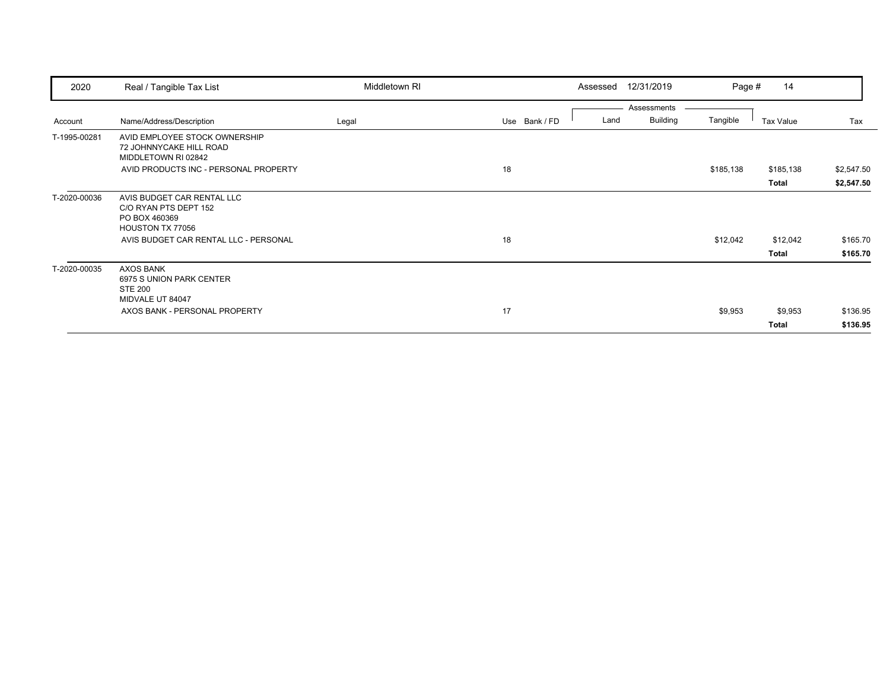| 2020 | Real / Tangible Tax List | Middletown RI | | Assessed 12/31/2019 | | | | |
|---|---|---|---|---|---|---|---|---|

| Account | Name/Address/Description | Legal | Use | Bank / FD | Land | Building | Tangible | Tax Value | Tax |
|---|---|---|---|---|---|---|---|---|---|
| | | | | | Assessments | | | | |
| T-1995-00281 | AVID EMPLOYEE STOCK OWNERSHIP<br>72 JOHNNYCAKE HILL ROAD<br>MIDDLETOWN RI 02842 | | | | | | | | |
| | AVID PRODUCTS INC - PERSONAL PROPERTY | | 18 | | | | $185,138 | $185,138 | $2,547.50 |
| | | | | | | | | **Total** | **$2,547.50** |
| T-2020-00036 | AVIS BUDGET CAR RENTAL LLC<br>C/O RYAN PTS DEPT 152<br>PO BOX 460369<br>HOUSTON TX 77056 | | | | | | | | |
| | AVIS BUDGET CAR RENTAL LLC - PERSONAL | | 18 | | | | $12,042 | $12,042 | $165.70 |
| | | | | | | | | **Total** | **$165.70** |
| T-2020-00035 | AXOS BANK<br>6975 S UNION PARK CENTER<br>STE 200<br>MIDVALE UT 84047 | | | | | | | | |
| | AXOS BANK - PERSONAL PROPERTY | | 17 | | | | $9,953 | $9,953 | $136.95 |
| | | | | | | | | **Total** | **$136.95** |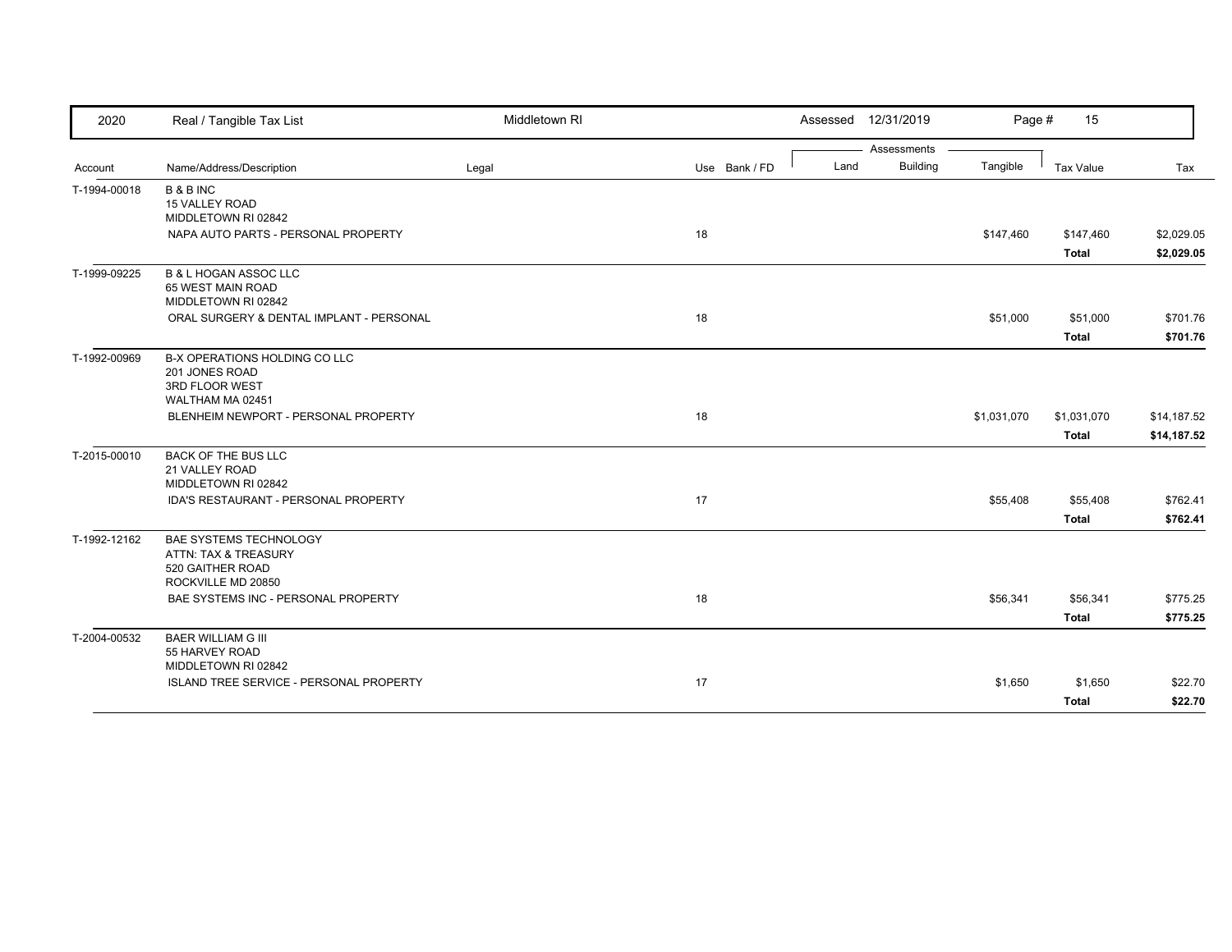| Account | Name/Address/Description | Legal | Use | Bank / FD | Land | Building | Tangible | Tax Value | Tax |
|---|---|---|---|---|---|---|---|---|---|
| T-1994-00018 | B & B INC<br>15 VALLEY ROAD<br>MIDDLETOWN RI 02842 | | | | | | | | |
| | NAPA AUTO PARTS - PERSONAL PROPERTY | | 18 | | | | $147,460 | $147,460 | $2,029.05 |
| | | | | | | | | **Total** | **$2,029.05** |
| T-1999-09225 | B & L HOGAN ASSOC LLC<br>65 WEST MAIN ROAD<br>MIDDLETOWN RI 02842 | | | | | | | | |
| | ORAL SURGERY & DENTAL IMPLANT - PERSONAL | | 18 | | | | $51,000 | $51,000 | $701.76 |
| | | | | | | | | **Total** | **$701.76** |
| T-1992-00969 | B-X OPERATIONS HOLDING CO LLC<br>201 JONES ROAD<br>3RD FLOOR WEST<br>WALTHAM MA 02451 | | | | | | | | |
| | BLENHEIM NEWPORT - PERSONAL PROPERTY | | 18 | | | | $1,031,070 | $1,031,070 | $14,187.52 |
| | | | | | | | | **Total** | **$14,187.52** |
| T-2015-00010 | BACK OF THE BUS LLC<br>21 VALLEY ROAD<br>MIDDLETOWN RI 02842 | | | | | | | | |
| | IDA'S RESTAURANT - PERSONAL PROPERTY | | 17 | | | | $55,408 | $55,408 | $762.41 |
| | | | | | | | | **Total** | **$762.41** |
| T-1992-12162 | BAE SYSTEMS TECHNOLOGY<br>ATTN: TAX & TREASURY<br>520 GAITHER ROAD<br>ROCKVILLE MD 20850 | | | | | | | | |
| | BAE SYSTEMS INC - PERSONAL PROPERTY | | 18 | | | | $56,341 | $56,341 | $775.25 |
| | | | | | | | | **Total** | **$775.25** |
| T-2004-00532 | BAER WILLIAM G III<br>55 HARVEY ROAD<br>MIDDLETOWN RI 02842 | | | | | | | | |
| | ISLAND TREE SERVICE - PERSONAL PROPERTY | | 17 | | | | $1,650 | $1,650 | $22.70 |
| | | | | | | | | **Total** | **$22.70** |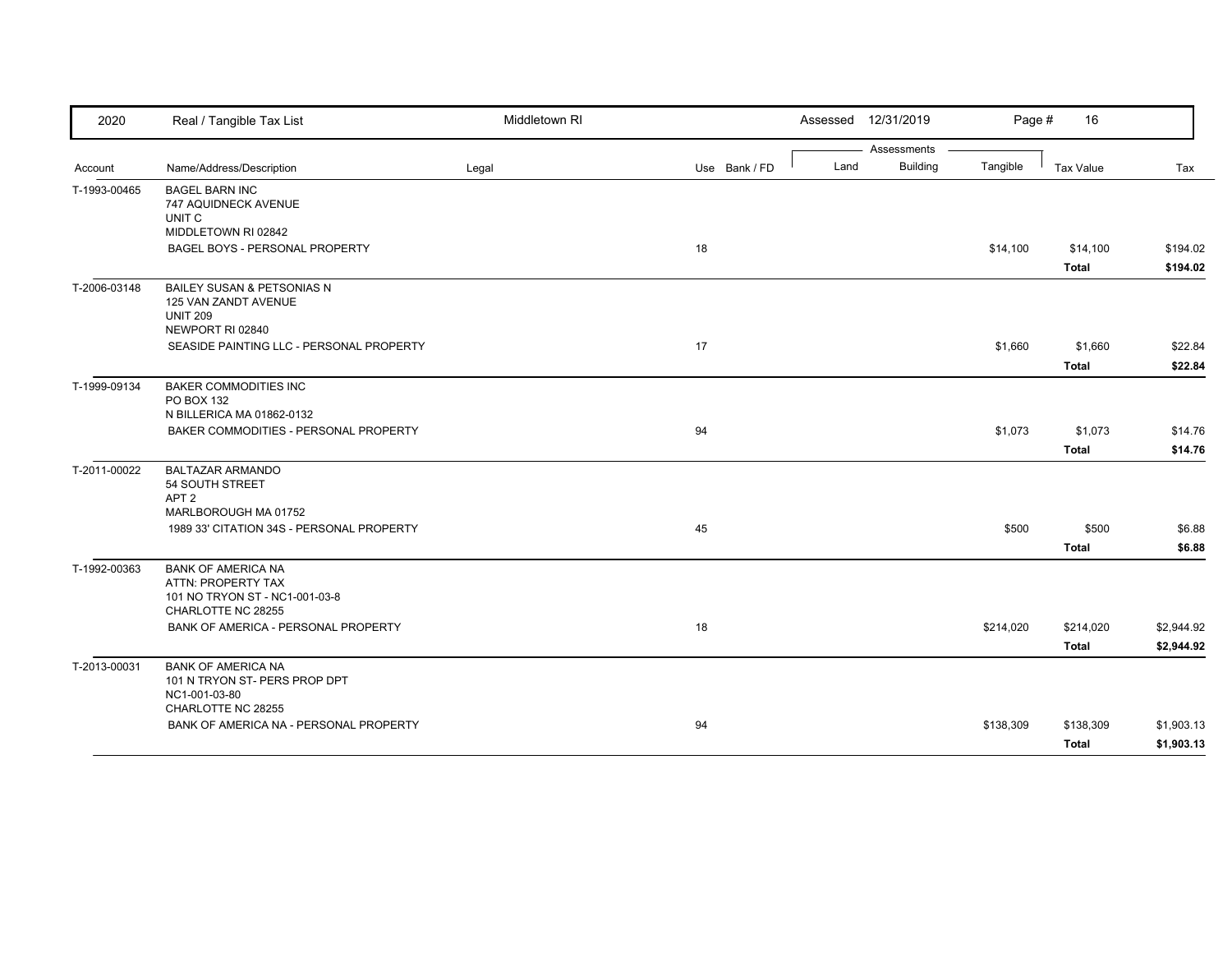| 2020 | Real / Tangible Tax List | Middletown RI | | Assessed 12/31/2019 | | | | |
|---|---|---|---|---|---|---|---|---|
| | | | | Assessments | | | | |
| Account | Name/Address/Description | Legal | Use Bank / FD | Land | Building | Tangible | Tax Value | Tax |
| T-1993-00465 | BAGEL BARN INC<br>747 AQUIDNECK AVENUE<br>UNIT C<br>MIDDLETOWN RI 02842 | | | | | | | |
| | BAGEL BOYS - PERSONAL PROPERTY | | 18 | | | $14,100 | $14,100 | $194.02 |
| | | | | | | | **Total** | **$194.02** |
| T-2006-03148 | BAILEY SUSAN & PETSONIAS N<br>125 VAN ZANDT AVENUE<br>UNIT 209<br>NEWPORT RI 02840 | | | | | | | |
| | SEASIDE PAINTING LLC - PERSONAL PROPERTY | | 17 | | | $1,660 | $1,660 | $22.84 |
| | | | | | | | **Total** | **$22.84** |
| T-1999-09134 | BAKER COMMODITIES INC<br>PO BOX 132<br>N BILLERICA MA 01862-0132 | | | | | | | |
| | BAKER COMMODITIES - PERSONAL PROPERTY | | 94 | | | $1,073 | $1,073 | $14.76 |
| | | | | | | | **Total** | **$14.76** |
| T-2011-00022 | BALTAZAR ARMANDO<br>54 SOUTH STREET<br>APT 2<br>MARLBOROUGH MA 01752 | | | | | | | |
| | 1989 33' CITATION 34S - PERSONAL PROPERTY | | 45 | | | $500 | $500 | $6.88 |
| | | | | | | | **Total** | **$6.88** |
| T-1992-00363 | BANK OF AMERICA NA<br>ATTN: PROPERTY TAX<br>101 NO TRYON ST - NC1-001-03-8<br>CHARLOTTE NC 28255 | | | | | | | |
| | BANK OF AMERICA - PERSONAL PROPERTY | | 18 | | | $214,020 | $214,020 | $2,944.92 |
| | | | | | | | **Total** | **$2,944.92** |
| T-2013-00031 | BANK OF AMERICA NA<br>101 N TRYON ST- PERS PROP DPT<br>NC1-001-03-80<br>CHARLOTTE NC 28255 | | | | | | | |
| | BANK OF AMERICA NA - PERSONAL PROPERTY | | 94 | | | $138,309 | $138,309 | $1,903.13 |
| | | | | | | | **Total** | **$1,903.13** |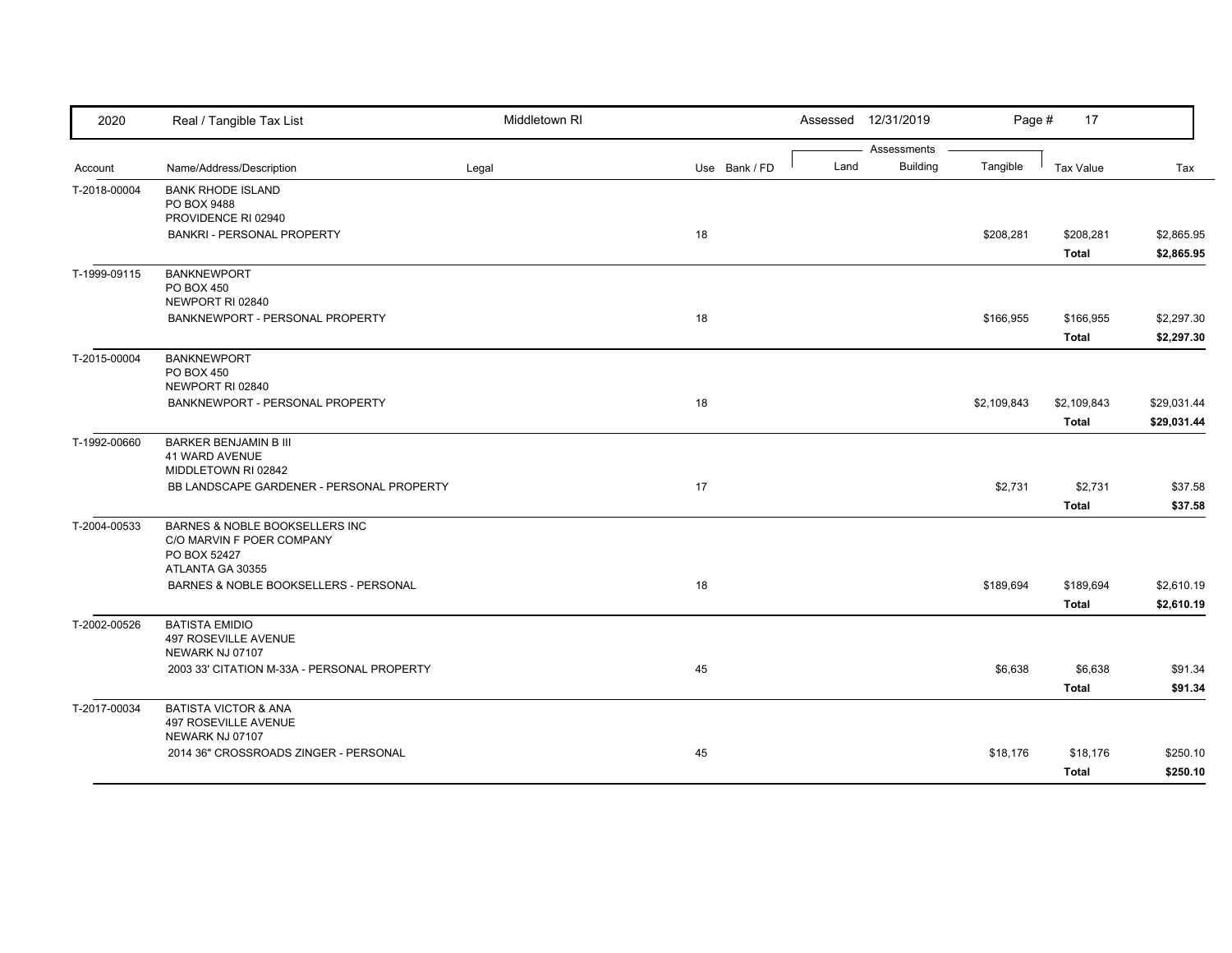| Account | Name/Address/Description | Legal | Use | Bank / FD | Land | Building | Tangible | Tax Value | Tax |
|---|---|---|---|---|---|---|---|---|---|
| T-2018-00004 | BANK RHODE ISLAND<br>PO BOX 9488<br>PROVIDENCE RI 02940 | | | | | | | | |
| | BANKRI - PERSONAL PROPERTY | | 18 | | | | $208,281 | $208,281 | $2,865.95 |
| | | | | | | | | **Total** | **$2,865.95** |
| T-1999-09115 | BANKNEWPORT<br>PO BOX 450<br>NEWPORT RI 02840 | | | | | | | | |
| | BANKNEWPORT - PERSONAL PROPERTY | | 18 | | | | $166,955 | $166,955 | $2,297.30 |
| | | | | | | | | **Total** | **$2,297.30** |
| T-2015-00004 | BANKNEWPORT<br>PO BOX 450<br>NEWPORT RI 02840 | | | | | | | | |
| | BANKNEWPORT - PERSONAL PROPERTY | | 18 | | | | $2,109,843 | $2,109,843 | $29,031.44 |
| | | | | | | | | **Total** | **$29,031.44** |
| T-1992-00660 | BARKER BENJAMIN B III<br>41 WARD AVENUE<br>MIDDLETOWN RI 02842 | | | | | | | | |
| | BB LANDSCAPE GARDENER - PERSONAL PROPERTY | | 17 | | | | $2,731 | $2,731 | $37.58 |
| | | | | | | | | **Total** | **$37.58** |
| T-2004-00533 | BARNES & NOBLE BOOKSELLERS INC<br>C/O MARVIN F POER COMPANY<br>PO BOX 52427<br>ATLANTA GA 30355 | | | | | | | | |
| | BARNES & NOBLE BOOKSELLERS - PERSONAL | | 18 | | | | $189,694 | $189,694 | $2,610.19 |
| | | | | | | | | **Total** | **$2,610.19** |
| T-2002-00526 | BATISTA EMIDIO<br>497 ROSEVILLE AVENUE<br>NEWARK NJ 07107 | | | | | | | | |
| | 2003 33' CITATION M-33A - PERSONAL PROPERTY | | 45 | | | | $6,638 | $6,638 | $91.34 |
| | | | | | | | | **Total** | **$91.34** |
| T-2017-00034 | BATISTA VICTOR & ANA<br>497 ROSEVILLE AVENUE<br>NEWARK NJ 07107 | | | | | | | | |
| | 2014 36" CROSSROADS ZINGER - PERSONAL | | 45 | | | | $18,176 | $18,176 | $250.10 |
| | | | | | | | | **Total** | **$250.10** |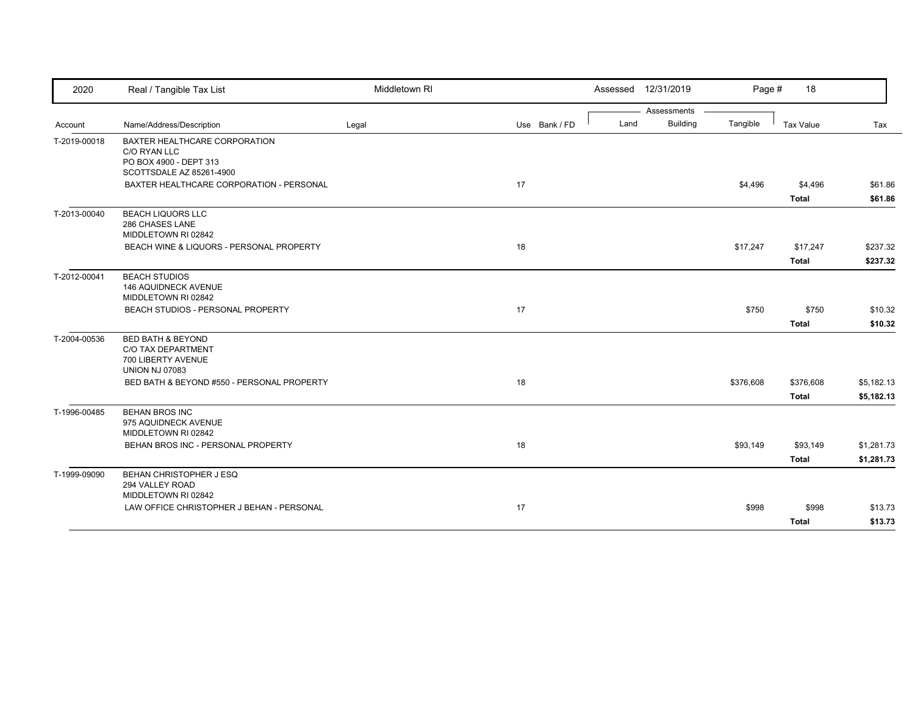| 2020 | Real / Tangible Tax List | Middletown RI | | Assessed 12/31/2019 | | Page # 18 | | |
|---|---|---|---|---|---|---|---|---|
| | | | | Assessments | | | | |
| Account | Name/Address/Description | Legal | Use Bank / FD | Land | Building | Tangible | Tax Value | Tax |
| T-2019-00018 | BAXTER HEALTHCARE CORPORATION<br>C/O RYAN LLC<br>PO BOX 4900 - DEPT 313<br>SCOTTSDALE AZ 85261-4900 | | | | | | | |
| | BAXTER HEALTHCARE CORPORATION - PERSONAL | | 17 | | | $4,496 | $4,496 | $61.86 |
| | | | | | | | **Total** | **$61.86** |
| T-2013-00040 | BEACH LIQUORS LLC<br>286 CHASES LANE<br>MIDDLETOWN RI 02842 | | | | | | | |
| | BEACH WINE & LIQUORS - PERSONAL PROPERTY | | 18 | | | $17,247 | $17,247 | $237.32 |
| | | | | | | | **Total** | **$237.32** |
| T-2012-00041 | BEACH STUDIOS<br>146 AQUIDNECK AVENUE<br>MIDDLETOWN RI 02842 | | | | | | | |
| | BEACH STUDIOS - PERSONAL PROPERTY | | 17 | | | $750 | $750 | $10.32 |
| | | | | | | | **Total** | **$10.32** |
| T-2004-00536 | BED BATH & BEYOND<br>C/O TAX DEPARTMENT<br>700 LIBERTY AVENUE<br>UNION NJ 07083 | | | | | | | |
| | BED BATH & BEYOND #550 - PERSONAL PROPERTY | | 18 | | | $376,608 | $376,608 | $5,182.13 |
| | | | | | | | **Total** | **$5,182.13** |
| T-1996-00485 | BEHAN BROS INC<br>975 AQUIDNECK AVENUE<br>MIDDLETOWN RI 02842 | | | | | | | |
| | BEHAN BROS INC - PERSONAL PROPERTY | | 18 | | | $93,149 | $93,149 | $1,281.73 |
| | | | | | | | **Total** | **$1,281.73** |
| T-1999-09090 | BEHAN CHRISTOPHER J ESQ<br>294 VALLEY ROAD<br>MIDDLETOWN RI 02842 | | | | | | | |
| | LAW OFFICE CHRISTOPHER J BEHAN - PERSONAL | | 17 | | | $998 | $998 | $13.73 |
| | | | | | | | **Total** | **$13.73** |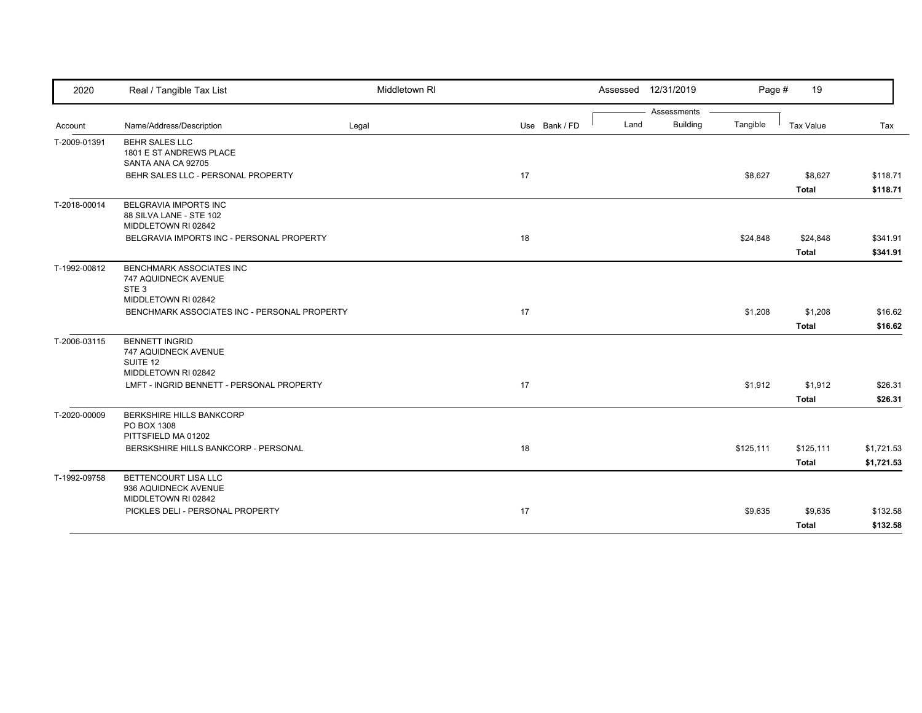| 2020 | Real / Tangible Tax List | Middletown RI | | Assessed 12/31/2019 | | | | |
|---|---|---|---|---|---|---|---|---|
| | | | | Assessments | | | | |
| Account | Name/Address/Description | Legal | Use Bank / FD | Land | Building | Tangible | Tax Value | Tax |
| T-2009-01391 | BEHR SALES LLC<br>1801 E ST ANDREWS PLACE<br>SANTA ANA CA 92705 | | | | | | | |
| | BEHR SALES LLC - PERSONAL PROPERTY | | 17 | | | $8,627 | $8,627 | $118.71 |
| | | | | | | | **Total** | **$118.71** |
| T-2018-00014 | BELGRAVIA IMPORTS INC<br>88 SILVA LANE - STE 102<br>MIDDLETOWN RI 02842 | | | | | | | |
| | BELGRAVIA IMPORTS INC - PERSONAL PROPERTY | | 18 | | | $24,848 | $24,848 | $341.91 |
| | | | | | | | **Total** | **$341.91** |
| T-1992-00812 | BENCHMARK ASSOCIATES INC<br>747 AQUIDNECK AVENUE<br>STE 3<br>MIDDLETOWN RI 02842 | | | | | | | |
| | BENCHMARK ASSOCIATES INC - PERSONAL PROPERTY | | 17 | | | $1,208 | $1,208 | $16.62 |
| | | | | | | | **Total** | **$16.62** |
| T-2006-03115 | BENNETT INGRID<br>747 AQUIDNECK AVENUE<br>SUITE 12<br>MIDDLETOWN RI 02842 | | | | | | | |
| | LMFT - INGRID BENNETT - PERSONAL PROPERTY | | 17 | | | $1,912 | $1,912 | $26.31 |
| | | | | | | | **Total** | **$26.31** |
| T-2020-00009 | BERKSHIRE HILLS BANKCORP<br>PO BOX 1308<br>PITTSFIELD MA 01202 | | | | | | | |
| | BERSKSHIRE HILLS BANKCORP - PERSONAL | | 18 | | | $125,111 | $125,111 | $1,721.53 |
| | | | | | | | **Total** | **$1,721.53** |
| T-1992-09758 | BETTENCOURT LISA LLC<br>936 AQUIDNECK AVENUE<br>MIDDLETOWN RI 02842 | | | | | | | |
| | PICKLES DELI - PERSONAL PROPERTY | | 17 | | | $9,635 | $9,635 | $132.58 |
| | | | | | | | **Total** | **$132.58** |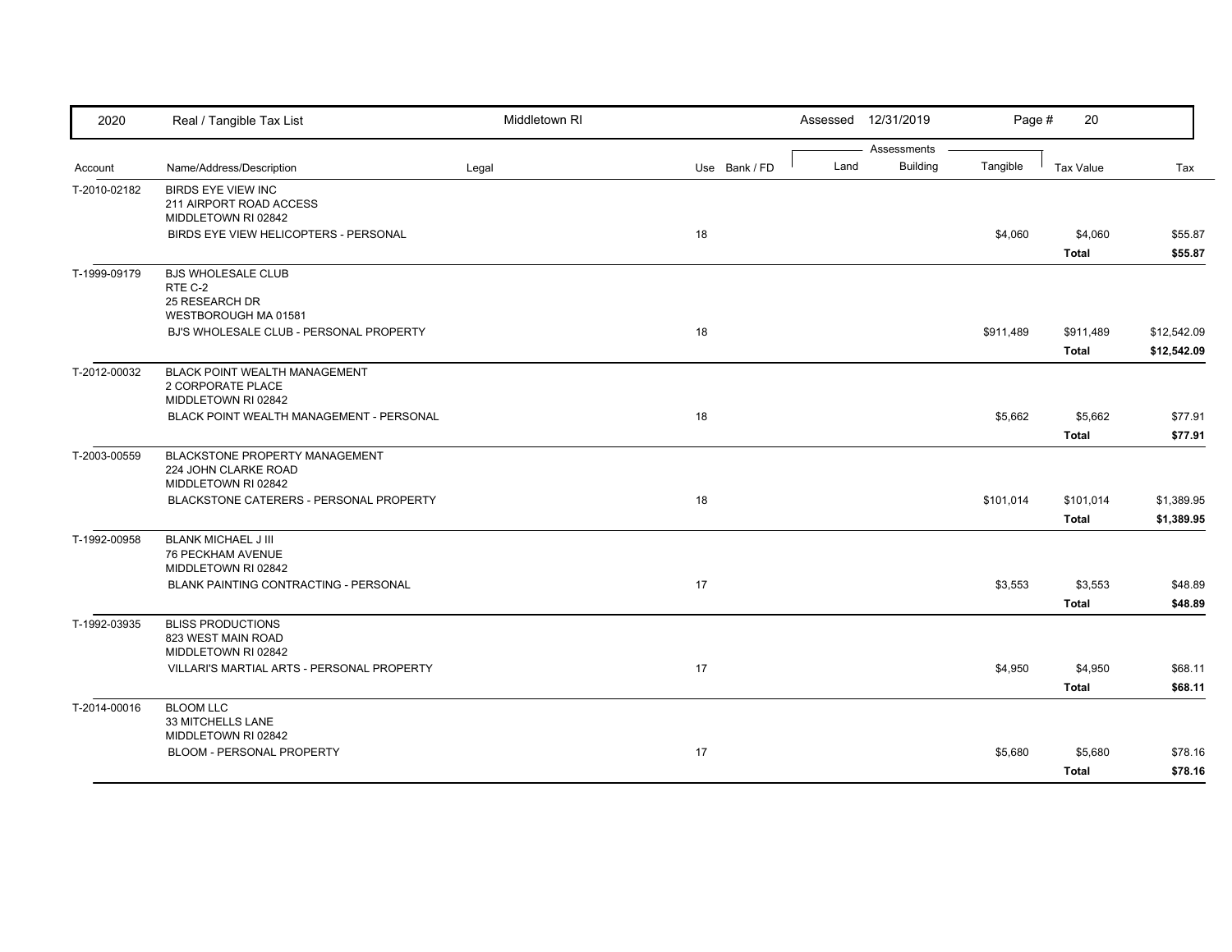| Account | Name/Address/Description | Legal | Use | Bank / FD | Land | Building | Tangible | Tax Value | Tax |
|---|---|---|---|---|---|---|---|---|---|
| T-2010-02182 | BIRDS EYE VIEW INC<br>211 AIRPORT ROAD ACCESS<br>MIDDLETOWN RI 02842 | | | | | | | | |
| | BIRDS EYE VIEW HELICOPTERS - PERSONAL | | 18 | | | | $4,060 | $4,060 | $55.87 |
| | | | | | | | | **Total** | **$55.87** |
| T-1999-09179 | BJS WHOLESALE CLUB<br>RTE C-2<br>25 RESEARCH DR<br>WESTBOROUGH MA 01581 | | | | | | | | |
| | BJ'S WHOLESALE CLUB - PERSONAL PROPERTY | | 18 | | | | $911,489 | $911,489 | $12,542.09 |
| | | | | | | | | **Total** | **$12,542.09** |
| T-2012-00032 | BLACK POINT WEALTH MANAGEMENT<br>2 CORPORATE PLACE<br>MIDDLETOWN RI 02842 | | | | | | | | |
| | BLACK POINT WEALTH MANAGEMENT - PERSONAL | | 18 | | | | $5,662 | $5,662 | $77.91 |
| | | | | | | | | **Total** | **$77.91** |
| T-2003-00559 | BLACKSTONE PROPERTY MANAGEMENT<br>224 JOHN CLARKE ROAD<br>MIDDLETOWN RI 02842 | | | | | | | | |
| | BLACKSTONE CATERERS - PERSONAL PROPERTY | | 18 | | | | $101,014 | $101,014 | $1,389.95 |
| | | | | | | | | **Total** | **$1,389.95** |
| T-1992-00958 | BLANK MICHAEL J III<br>76 PECKHAM AVENUE<br>MIDDLETOWN RI 02842 | | | | | | | | |
| | BLANK PAINTING CONTRACTING - PERSONAL | | 17 | | | | $3,553 | $3,553 | $48.89 |
| | | | | | | | | **Total** | **$48.89** |
| T-1992-03935 | BLISS PRODUCTIONS<br>823 WEST MAIN ROAD<br>MIDDLETOWN RI 02842 | | | | | | | | |
| | VILLARI'S MARTIAL ARTS - PERSONAL PROPERTY | | 17 | | | | $4,950 | $4,950 | $68.11 |
| | | | | | | | | **Total** | **$68.11** |
| T-2014-00016 | BLOOM LLC<br>33 MITCHELLS LANE<br>MIDDLETOWN RI 02842 | | | | | | | | |
| | BLOOM - PERSONAL PROPERTY | | 17 | | | | $5,680 | $5,680 | $78.16 |
| | | | | | | | | **Total** | **$78.16** |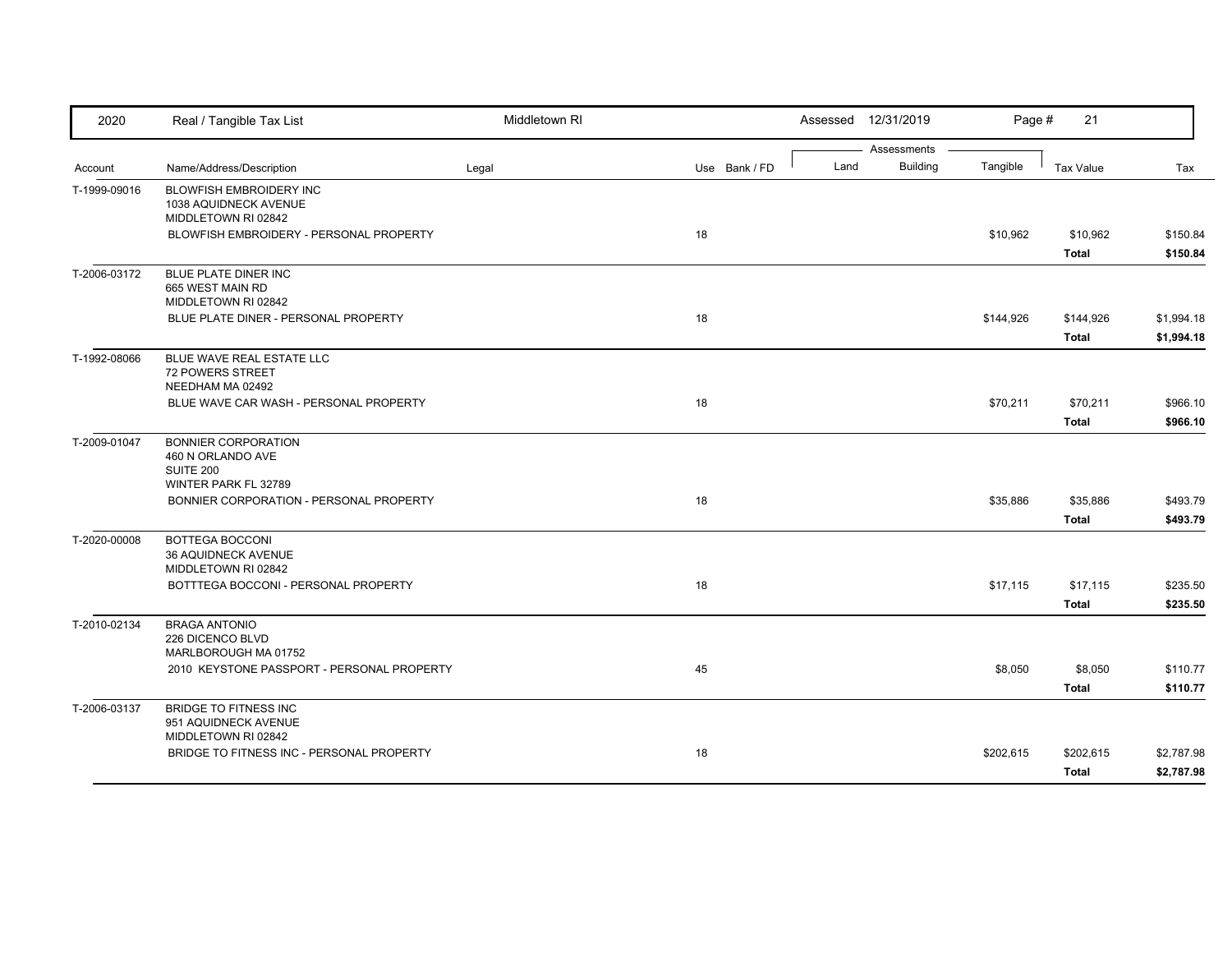| 2020 | Real / Tangible Tax List | Middletown RI | | Assessed 12/31/2019 | | | | |
|---|---|---|---|---|---|---|---|---|
| | | | | Assessments | | | | |
| Account | Name/Address/Description | Legal | Use Bank / FD | Land | Building | Tangible | Tax Value | Tax |
| T-1999-09016 | BLOWFISH EMBROIDERY INC<br>1038 AQUIDNECK AVENUE<br>MIDDLETOWN RI 02842 | | | | | | | |
| | BLOWFISH EMBROIDERY - PERSONAL PROPERTY | | 18 | | | $10,962 | $10,962 | $150.84 |
| | | | | | | | **Total** | **$150.84** |
| T-2006-03172 | BLUE PLATE DINER INC<br>665 WEST MAIN RD<br>MIDDLETOWN RI 02842 | | | | | | | |
| | BLUE PLATE DINER - PERSONAL PROPERTY | | 18 | | | $144,926 | $144,926 | $1,994.18 |
| | | | | | | | **Total** | **$1,994.18** |
| T-1992-08066 | BLUE WAVE REAL ESTATE LLC<br>72 POWERS STREET<br>NEEDHAM MA 02492 | | | | | | | |
| | BLUE WAVE CAR WASH - PERSONAL PROPERTY | | 18 | | | $70,211 | $70,211 | $966.10 |
| | | | | | | | **Total** | **$966.10** |
| T-2009-01047 | BONNIER CORPORATION<br>460 N ORLANDO AVE<br>SUITE 200<br>WINTER PARK FL 32789 | | | | | | | |
| | BONNIER CORPORATION - PERSONAL PROPERTY | | 18 | | | $35,886 | $35,886 | $493.79 |
| | | | | | | | **Total** | **$493.79** |
| T-2020-00008 | BOTTEGA BOCCONI<br>36 AQUIDNECK AVENUE<br>MIDDLETOWN RI 02842 | | | | | | | |
| | BOTTTEGA BOCCONI - PERSONAL PROPERTY | | 18 | | | $17,115 | $17,115 | $235.50 |
| | | | | | | | **Total** | **$235.50** |
| T-2010-02134 | BRAGA ANTONIO<br>226 DICENCO BLVD<br>MARLBOROUGH MA 01752 | | | | | | | |
| | 2010 KEYSTONE PASSPORT - PERSONAL PROPERTY | | 45 | | | $8,050 | $8,050 | $110.77 |
| | | | | | | | **Total** | **$110.77** |
| T-2006-03137 | BRIDGE TO FITNESS INC<br>951 AQUIDNECK AVENUE<br>MIDDLETOWN RI 02842 | | | | | | | |
| | BRIDGE TO FITNESS INC - PERSONAL PROPERTY | | 18 | | | $202,615 | $202,615 | $2,787.98 |
| | | | | | | | **Total** | **$2,787.98** |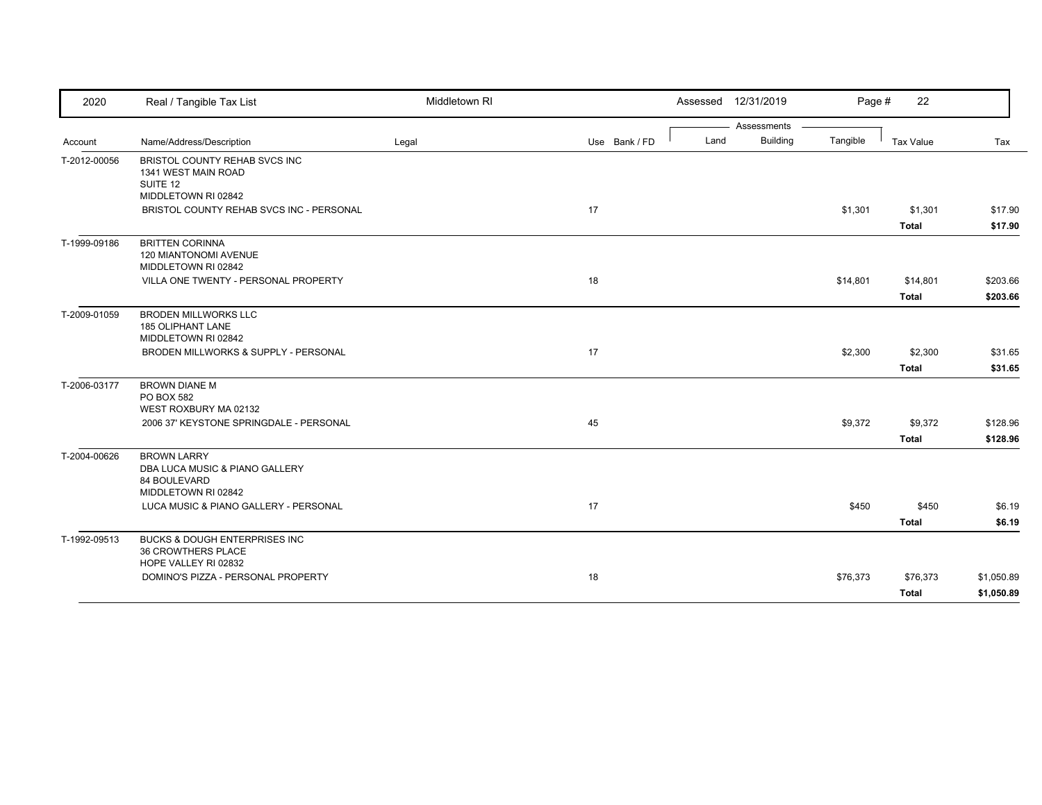| 2020 | Real / Tangible Tax List | Middletown RI | | Assessed 12/31/2019 | | | | |
|---|---|---|---|---|---|---|---|---|
| | | | | Assessments | | | | |
| Account | Name/Address/Description | Legal | Use Bank / FD | Land | Building | Tangible | Tax Value | Tax |
| T-2012-00056 | BRISTOL COUNTY REHAB SVCS INC<br>1341 WEST MAIN ROAD<br>SUITE 12<br>MIDDLETOWN RI 02842 | | | | | | | |
| | BRISTOL COUNTY REHAB SVCS INC - PERSONAL | | 17 | | | $1,301 | $1,301 | $17.90 |
| | | | | | | | **Total** | **$17.90** |
| T-1999-09186 | BRITTEN CORINNA<br>120 MIANTONOMI AVENUE<br>MIDDLETOWN RI 02842 | | | | | | | |
| | VILLA ONE TWENTY - PERSONAL PROPERTY | | 18 | | | $14,801 | $14,801 | $203.66 |
| | | | | | | | **Total** | **$203.66** |
| T-2009-01059 | BRODEN MILLWORKS LLC<br>185 OLIPHANT LANE<br>MIDDLETOWN RI 02842 | | | | | | | |
| | BRODEN MILLWORKS & SUPPLY - PERSONAL | | 17 | | | $2,300 | $2,300 | $31.65 |
| | | | | | | | **Total** | **$31.65** |
| T-2006-03177 | BROWN DIANE M<br>PO BOX 582<br>WEST ROXBURY MA 02132 | | | | | | | |
| | 2006 37' KEYSTONE SPRINGDALE - PERSONAL | | 45 | | | $9,372 | $9,372 | $128.96 |
| | | | | | | | **Total** | **$128.96** |
| T-2004-00626 | BROWN LARRY<br>DBA LUCA MUSIC & PIANO GALLERY<br>84 BOULEVARD<br>MIDDLETOWN RI 02842 | | | | | | | |
| | LUCA MUSIC & PIANO GALLERY - PERSONAL | | 17 | | | $450 | $450 | $6.19 |
| | | | | | | | **Total** | **$6.19** |
| T-1992-09513 | BUCKS & DOUGH ENTERPRISES INC<br>36 CROWTHERS PLACE<br>HOPE VALLEY RI 02832 | | | | | | | |
| | DOMINO'S PIZZA - PERSONAL PROPERTY | | 18 | | | $76,373 | $76,373 | $1,050.89 |
| | | | | | | | **Total** | **$1,050.89** |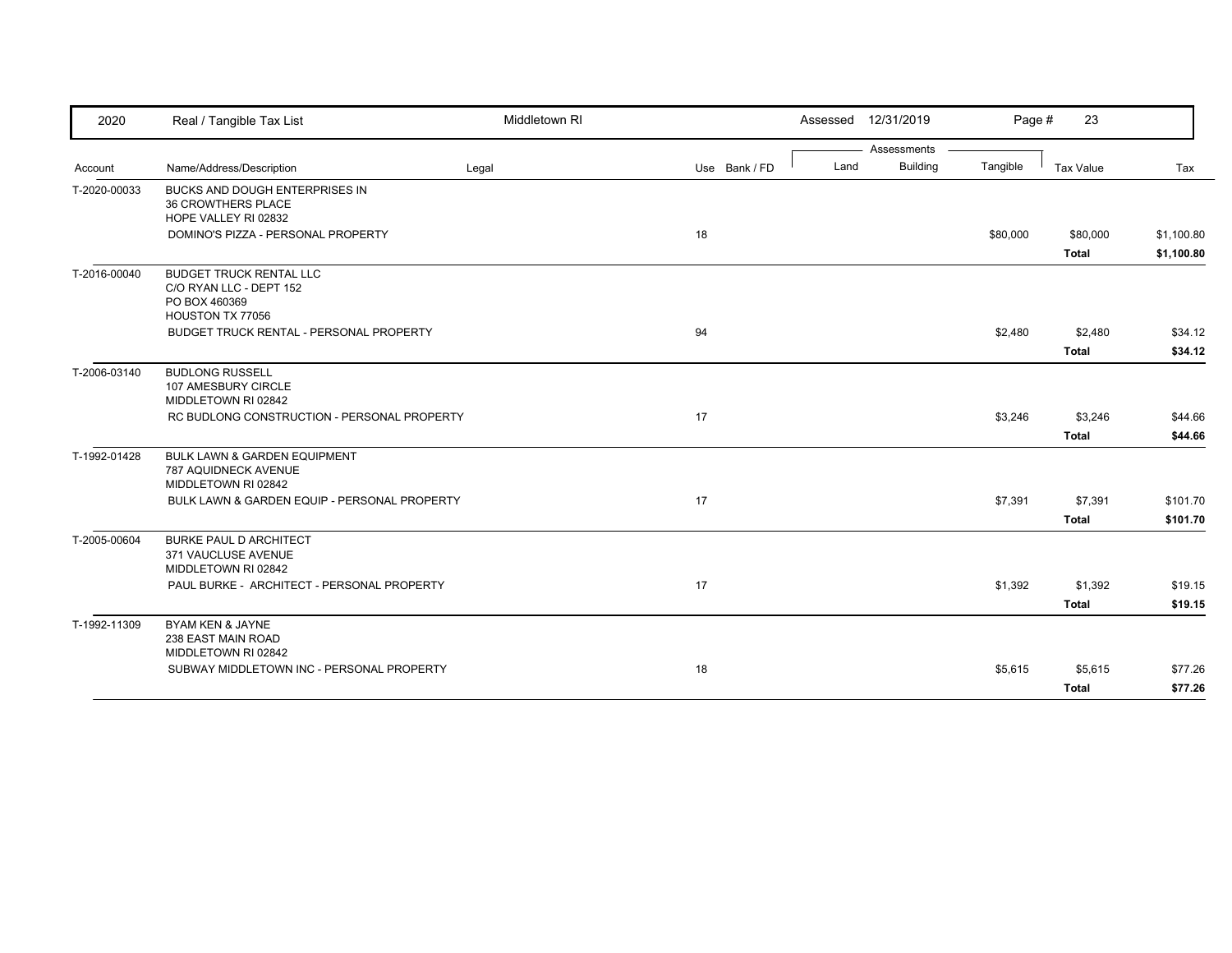| Account | Name/Address/Description | Legal | Use | Bank / FD | Land | Building | Tangible | Tax Value | Tax |
|---|---|---|---|---|---|---|---|---|---|
| T-2020-00033 | BUCKS AND DOUGH ENTERPRISES IN<br>36 CROWTHERS PLACE<br>HOPE VALLEY RI 02832 | | | | | | | | |
| | DOMINO'S PIZZA - PERSONAL PROPERTY | | 18 | | | | $80,000 | $80,000 | $1,100.80 |
| | | | | | | | | **Total** | **$1,100.80** |
| T-2016-00040 | BUDGET TRUCK RENTAL LLC<br>C/O RYAN LLC - DEPT 152<br>PO BOX 460369<br>HOUSTON TX 77056 | | | | | | | | |
| | BUDGET TRUCK RENTAL - PERSONAL PROPERTY | | 94 | | | | $2,480 | $2,480 | $34.12 |
| | | | | | | | | **Total** | **$34.12** |
| T-2006-03140 | BUDLONG RUSSELL<br>107 AMESBURY CIRCLE<br>MIDDLETOWN RI 02842 | | | | | | | | |
| | RC BUDLONG CONSTRUCTION - PERSONAL PROPERTY | | 17 | | | | $3,246 | $3,246 | $44.66 |
| | | | | | | | | **Total** | **$44.66** |
| T-1992-01428 | BULK LAWN & GARDEN EQUIPMENT<br>787 AQUIDNECK AVENUE<br>MIDDLETOWN RI 02842 | | | | | | | | |
| | BULK LAWN & GARDEN EQUIP - PERSONAL PROPERTY | | 17 | | | | $7,391 | $7,391 | $101.70 |
| | | | | | | | | **Total** | **$101.70** |
| T-2005-00604 | BURKE PAUL D ARCHITECT<br>371 VAUCLUSE AVENUE<br>MIDDLETOWN RI 02842 | | | | | | | | |
| | PAUL BURKE - ARCHITECT - PERSONAL PROPERTY | | 17 | | | | $1,392 | $1,392 | $19.15 |
| | | | | | | | | **Total** | **$19.15** |
| T-1992-11309 | BYAM KEN & JAYNE<br>238 EAST MAIN ROAD<br>MIDDLETOWN RI 02842 | | | | | | | | |
| | SUBWAY MIDDLETOWN INC - PERSONAL PROPERTY | | 18 | | | | $5,615 | $5,615 | $77.26 |
| | | | | | | | | **Total** | **$77.26** |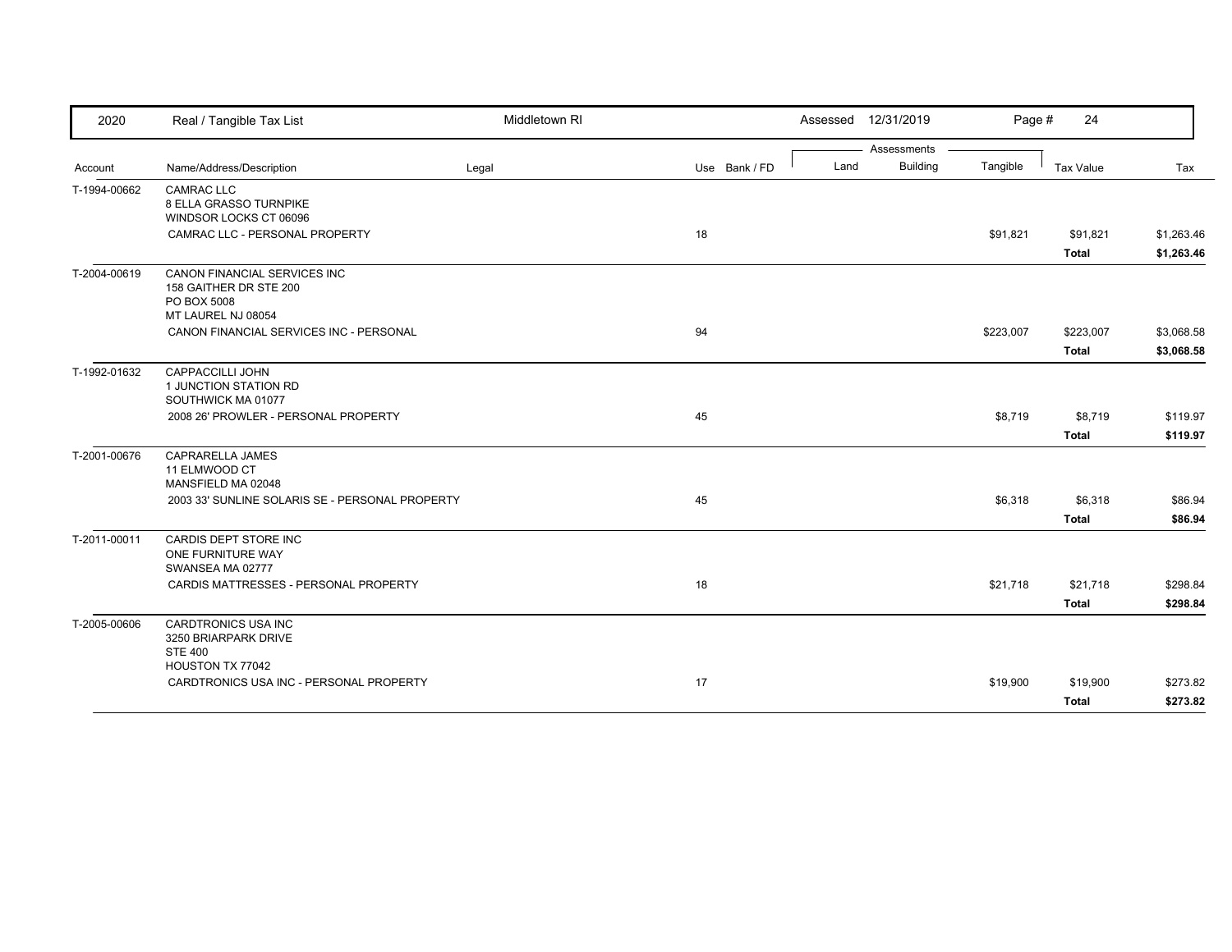| 2020 | Real / Tangible Tax List | Middletown RI | | Assessed 12/31/2019 | | | Page # 24 | |
|---|---|---|---|---|---|---|---|---|
| | | | | Assessments | | | | |
| Account | Name/Address/Description | Legal | Use Bank / FD | Land | Building | Tangible | Tax Value | Tax |
| T-1994-00662 | CAMRAC LLC<br>8 ELLA GRASSO TURNPIKE<br>WINDSOR LOCKS CT 06096 | | | | | | | |
| | CAMRAC LLC - PERSONAL PROPERTY | | 18 | | | $91,821 | $91,821 | $1,263.46 |
| | | | | | | | **Total** | **$1,263.46** |
| T-2004-00619 | CANON FINANCIAL SERVICES INC<br>158 GAITHER DR STE 200<br>PO BOX 5008<br>MT LAUREL NJ 08054 | | | | | | | |
| | CANON FINANCIAL SERVICES INC - PERSONAL | | 94 | | | $223,007 | $223,007 | $3,068.58 |
| | | | | | | | **Total** | **$3,068.58** |
| T-1992-01632 | CAPPACCILLI JOHN<br>1 JUNCTION STATION RD<br>SOUTHWICK MA 01077 | | | | | | | |
| | 2008 26' PROWLER - PERSONAL PROPERTY | | 45 | | | $8,719 | $8,719 | $119.97 |
| | | | | | | | **Total** | **$119.97** |
| T-2001-00676 | CAPRARELLA JAMES<br>11 ELMWOOD CT<br>MANSFIELD MA 02048 | | | | | | | |
| | 2003 33' SUNLINE SOLARIS SE - PERSONAL PROPERTY | | 45 | | | $6,318 | $6,318 | $86.94 |
| | | | | | | | **Total** | **$86.94** |
| T-2011-00011 | CARDIS DEPT STORE INC<br>ONE FURNITURE WAY<br>SWANSEA MA 02777 | | | | | | | |
| | CARDIS MATTRESSES - PERSONAL PROPERTY | | 18 | | | $21,718 | $21,718 | $298.84 |
| | | | | | | | **Total** | **$298.84** |
| T-2005-00606 | CARDTRONICS USA INC<br>3250 BRIARPARK DRIVE<br>STE 400<br>HOUSTON TX 77042 | | | | | | | |
| | CARDTRONICS USA INC - PERSONAL PROPERTY | | 17 | | | $19,900 | $19,900 | $273.82 |
| | | | | | | | **Total** | **$273.82** |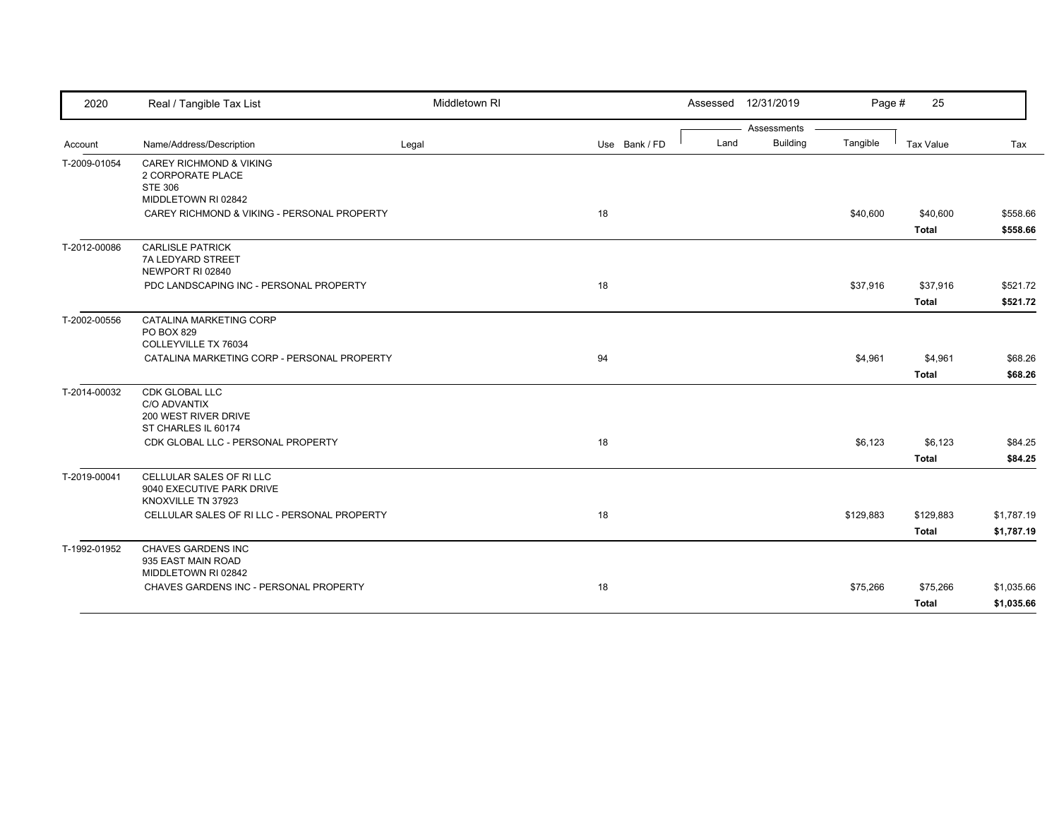| 2020 | Real / Tangible Tax List | Middletown RI | | Assessed 12/31/2019 | | | | |
|---|---|---|---|---|---|---|---|---|

| Account | Name/Address/Description | Legal | Use Bank / FD | Land | Building | Tangible | Tax Value | Tax |
|---|---|---|---|---|---|---|---|---|
| T-2009-01054 | CAREY RICHMOND & VIKING<br>2 CORPORATE PLACE<br>STE 306<br>MIDDLETOWN RI 02842 | | | | | | | |
| | CAREY RICHMOND & VIKING - PERSONAL PROPERTY | | 18 | | | $40,600 | $40,600 | $558.66 |
| | | | | | | | **Total** | **$558.66** |
| T-2012-00086 | CARLISLE PATRICK<br>7A LEDYARD STREET<br>NEWPORT RI 02840 | | | | | | | |
| | PDC LANDSCAPING INC - PERSONAL PROPERTY | | 18 | | | $37,916 | $37,916 | $521.72 |
| | | | | | | | **Total** | **$521.72** |
| T-2002-00556 | CATALINA MARKETING CORP<br>PO BOX 829<br>COLLEYVILLE TX 76034 | | | | | | | |
| | CATALINA MARKETING CORP - PERSONAL PROPERTY | | 94 | | | $4,961 | $4,961 | $68.26 |
| | | | | | | | **Total** | **$68.26** |
| T-2014-00032 | CDK GLOBAL LLC<br>C/O ADVANTIX<br>200 WEST RIVER DRIVE<br>ST CHARLES IL 60174 | | | | | | | |
| | CDK GLOBAL LLC - PERSONAL PROPERTY | | 18 | | | $6,123 | $6,123 | $84.25 |
| | | | | | | | **Total** | **$84.25** |
| T-2019-00041 | CELLULAR SALES OF RI LLC<br>9040 EXECUTIVE PARK DRIVE<br>KNOXVILLE TN 37923 | | | | | | | |
| | CELLULAR SALES OF RI LLC - PERSONAL PROPERTY | | 18 | | | $129,883 | $129,883 | $1,787.19 |
| | | | | | | | **Total** | **$1,787.19** |
| T-1992-01952 | CHAVES GARDENS INC<br>935 EAST MAIN ROAD<br>MIDDLETOWN RI 02842 | | | | | | | |
| | CHAVES GARDENS INC - PERSONAL PROPERTY | | 18 | | | $75,266 | $75,266 | $1,035.66 |
| | | | | | | | **Total** | **$1,035.66** |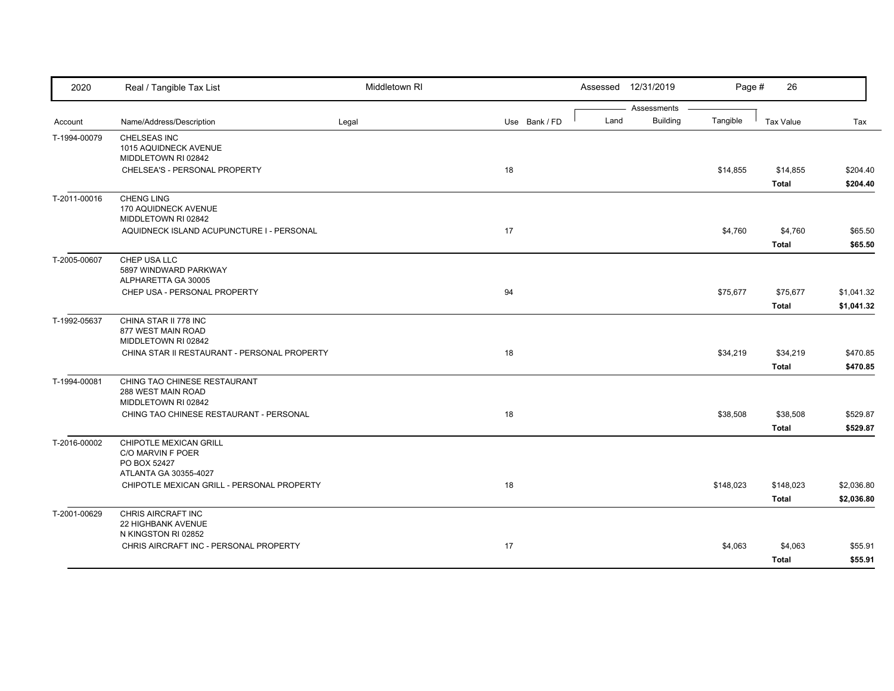| 2020 | Real / Tangible Tax List | Middletown RI | | Assessed 12/31/2019 | | | Page # 26 | |
|---|---|---|---|---|---|---|---|---|
| | | | | Assessments | | | | |
| Account | Name/Address/Description | Legal | Use Bank / FD | Land | Building | Tangible | Tax Value | Tax |
| T-1994-00079 | CHELSEAS INC<br>1015 AQUIDNECK AVENUE<br>MIDDLETOWN RI 02842 | | | | | | | |
| | CHELSEA'S - PERSONAL PROPERTY | | 18 | | | $14,855 | $14,855 | $204.40 |
| | | | | | | | **Total** | **$204.40** |
| T-2011-00016 | CHENG LING<br>170 AQUIDNECK AVENUE<br>MIDDLETOWN RI 02842 | | | | | | | |
| | AQUIDNECK ISLAND ACUPUNCTURE I - PERSONAL | | 17 | | | $4,760 | $4,760 | $65.50 |
| | | | | | | | **Total** | **$65.50** |
| T-2005-00607 | CHEP USA LLC<br>5897 WINDWARD PARKWAY<br>ALPHARETTA GA 30005 | | | | | | | |
| | CHEP USA - PERSONAL PROPERTY | | 94 | | | $75,677 | $75,677 | $1,041.32 |
| | | | | | | | **Total** | **$1,041.32** |
| T-1992-05637 | CHINA STAR II 778 INC<br>877 WEST MAIN ROAD<br>MIDDLETOWN RI 02842 | | | | | | | |
| | CHINA STAR II RESTAURANT - PERSONAL PROPERTY | | 18 | | | $34,219 | $34,219 | $470.85 |
| | | | | | | | **Total** | **$470.85** |
| T-1994-00081 | CHING TAO CHINESE RESTAURANT<br>288 WEST MAIN ROAD<br>MIDDLETOWN RI 02842 | | | | | | | |
| | CHING TAO CHINESE RESTAURANT - PERSONAL | | 18 | | | $38,508 | $38,508 | $529.87 |
| | | | | | | | **Total** | **$529.87** |
| T-2016-00002 | CHIPOTLE MEXICAN GRILL<br>C/O MARVIN F POER<br>PO BOX 52427<br>ATLANTA GA 30355-4027 | | | | | | | |
| | CHIPOTLE MEXICAN GRILL - PERSONAL PROPERTY | | 18 | | | $148,023 | $148,023 | $2,036.80 |
| | | | | | | | **Total** | **$2,036.80** |
| T-2001-00629 | CHRIS AIRCRAFT INC<br>22 HIGHBANK AVENUE<br>N KINGSTON RI 02852 | | | | | | | |
| | CHRIS AIRCRAFT INC - PERSONAL PROPERTY | | 17 | | | $4,063 | $4,063 | $55.91 |
| | | | | | | | **Total** | **$55.91** |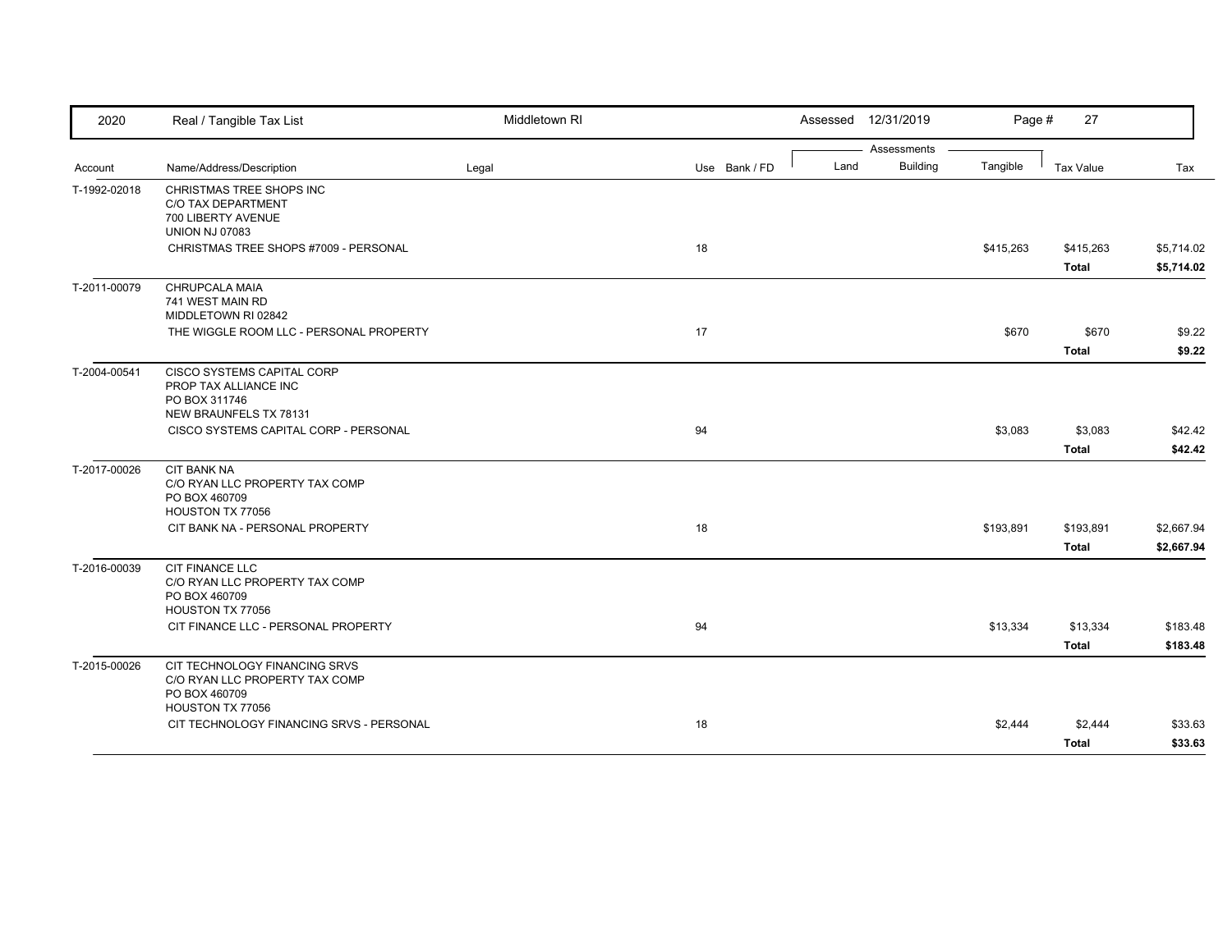| 2020 | Real / Tangible Tax List | Middletown RI | | | Assessed 12/31/2019 | | | | |
|---|---|---|---|---|---|---|---|---|---|
| | | | | | Assessments | | | | |
| Account | Name/Address/Description | Legal | Use | Bank / FD | Land | Building | Tangible | Tax Value | Tax |
| T-1992-02018 | CHRISTMAS TREE SHOPS INC<br>C/O TAX DEPARTMENT<br>700 LIBERTY AVENUE<br>UNION NJ 07083 | | | | | | | | |
| | CHRISTMAS TREE SHOPS #7009 - PERSONAL | | 18 | | | | $415,263 | $415,263 | $5,714.02 |
| | | | | | | | | **Total** | **$5,714.02** |
| T-2011-00079 | CHRUPCALA MAIA<br>741 WEST MAIN RD<br>MIDDLETOWN RI 02842 | | | | | | | | |
| | THE WIGGLE ROOM LLC - PERSONAL PROPERTY | | 17 | | | | $670 | $670 | $9.22 |
| | | | | | | | | **Total** | **$9.22** |
| T-2004-00541 | CISCO SYSTEMS CAPITAL CORP<br>PROP TAX ALLIANCE INC<br>PO BOX 311746<br>NEW BRAUNFELS TX 78131 | | | | | | | | |
| | CISCO SYSTEMS CAPITAL CORP - PERSONAL | | 94 | | | | $3,083 | $3,083 | $42.42 |
| | | | | | | | | **Total** | **$42.42** |
| T-2017-00026 | CIT BANK NA<br>C/O RYAN LLC PROPERTY TAX COMP<br>PO BOX 460709<br>HOUSTON TX 77056 | | | | | | | | |
| | CIT BANK NA - PERSONAL PROPERTY | | 18 | | | | $193,891 | $193,891 | $2,667.94 |
| | | | | | | | | **Total** | **$2,667.94** |
| T-2016-00039 | CIT FINANCE LLC<br>C/O RYAN LLC PROPERTY TAX COMP<br>PO BOX 460709<br>HOUSTON TX 77056 | | | | | | | | |
| | CIT FINANCE LLC - PERSONAL PROPERTY | | 94 | | | | $13,334 | $13,334 | $183.48 |
| | | | | | | | | **Total** | **$183.48** |
| T-2015-00026 | CIT TECHNOLOGY FINANCING SRVS<br>C/O RYAN LLC PROPERTY TAX COMP<br>PO BOX 460709<br>HOUSTON TX 77056 | | | | | | | | |
| | CIT TECHNOLOGY FINANCING SRVS - PERSONAL | | 18 | | | | $2,444 | $2,444 | $33.63 |
| | | | | | | | | **Total** | **$33.63** |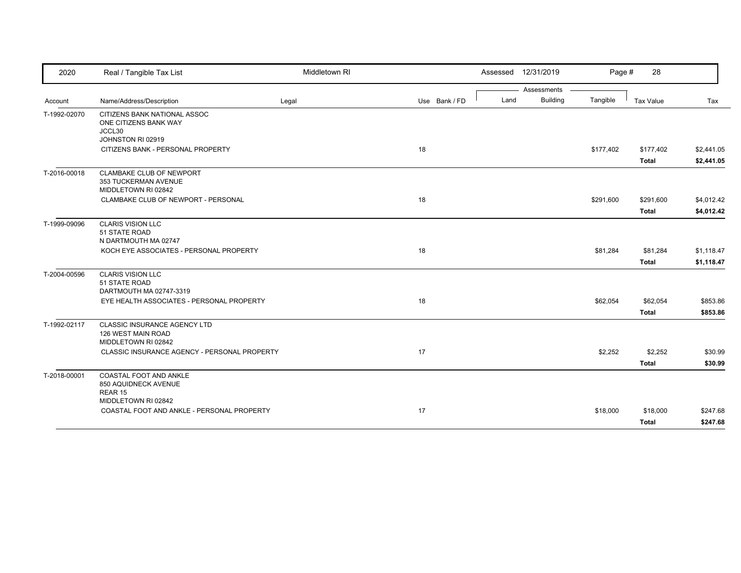| Account | Name/Address/Description | Legal | Use | Bank / FD | Land | Building | Tangible | Tax Value | Tax |
|---|---|---|---|---|---|---|---|---|---|
| T-1992-02070 | CITIZENS BANK NATIONAL ASSOC<br>ONE CITIZENS BANK WAY<br>JCCL30<br>JOHNSTON RI 02919 | | | | | | | | |
| | CITIZENS BANK - PERSONAL PROPERTY | | 18 | | | | $177,402 | $177,402 | $2,441.05 |
| | | | | | | | | **Total** | **$2,441.05** |
| T-2016-00018 | CLAMBAKE CLUB OF NEWPORT<br>353 TUCKERMAN AVENUE<br>MIDDLETOWN RI 02842 | | | | | | | | |
| | CLAMBAKE CLUB OF NEWPORT - PERSONAL | | 18 | | | | $291,600 | $291,600 | $4,012.42 |
| | | | | | | | | **Total** | **$4,012.42** |
| T-1999-09096 | CLARIS VISION LLC<br>51 STATE ROAD<br>N DARTMOUTH MA 02747 | | | | | | | | |
| | KOCH EYE ASSOCIATES - PERSONAL PROPERTY | | 18 | | | | $81,284 | $81,284 | $1,118.47 |
| | | | | | | | | **Total** | **$1,118.47** |
| T-2004-00596 | CLARIS VISION LLC<br>51 STATE ROAD<br>DARTMOUTH MA 02747-3319 | | | | | | | | |
| | EYE HEALTH ASSOCIATES - PERSONAL PROPERTY | | 18 | | | | $62,054 | $62,054 | $853.86 |
| | | | | | | | | **Total** | **$853.86** |
| T-1992-02117 | CLASSIC INSURANCE AGENCY LTD<br>126 WEST MAIN ROAD<br>MIDDLETOWN RI 02842 | | | | | | | | |
| | CLASSIC INSURANCE AGENCY - PERSONAL PROPERTY | | 17 | | | | $2,252 | $2,252 | $30.99 |
| | | | | | | | | **Total** | **$30.99** |
| T-2018-00001 | COASTAL FOOT AND ANKLE<br>850 AQUIDNECK AVENUE<br>REAR 15<br>MIDDLETOWN RI 02842 | | | | | | | | |
| | COASTAL FOOT AND ANKLE - PERSONAL PROPERTY | | 17 | | | | $18,000 | $18,000 | $247.68 |
| | | | | | | | | **Total** | **$247.68** |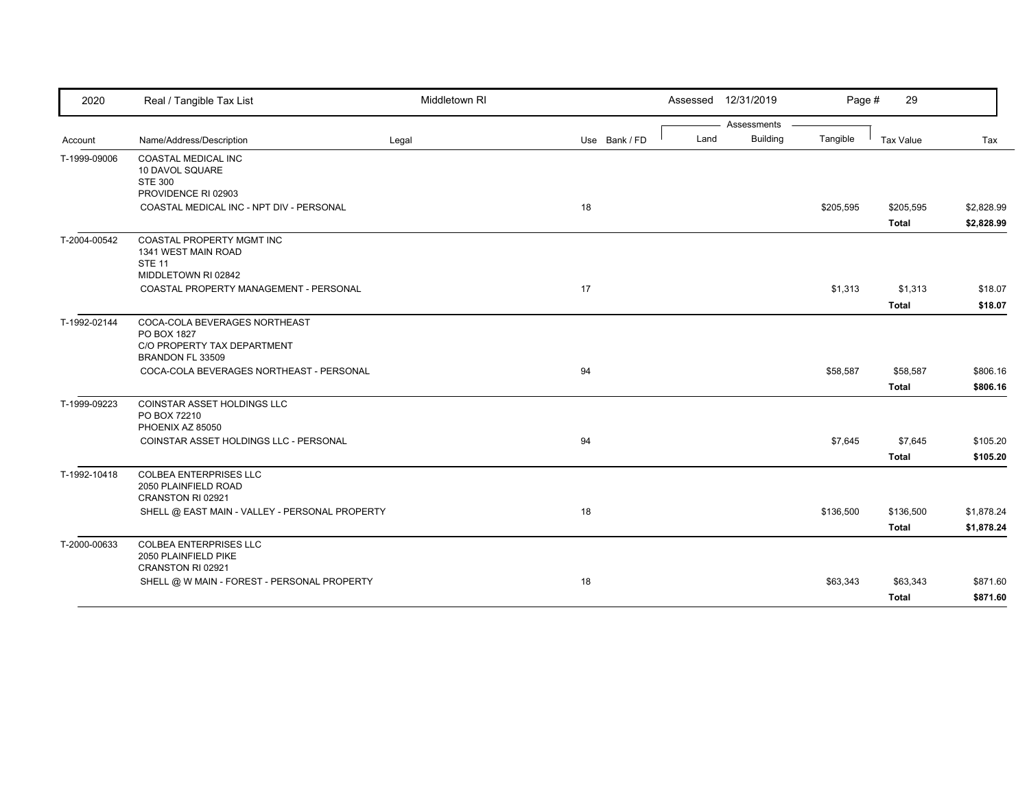| 2020 | Real / Tangible Tax List | Middletown RI | | Assessed 12/31/2019 | | | Page # 29 | |
|---|---|---|---|---|---|---|---|---|
| | | | | Assessments | | | | |
| Account | Name/Address/Description | Legal | Use Bank / FD | Land | Building | Tangible | Tax Value | Tax |
| T-1999-09006 | COASTAL MEDICAL INC<br>10 DAVOL SQUARE<br>STE 300<br>PROVIDENCE RI 02903 | | | | | | | |
| | COASTAL MEDICAL INC - NPT DIV - PERSONAL | | 18 | | | $205,595 | $205,595 | $2,828.99 |
| | | | | | | | **Total** | **$2,828.99** |
| T-2004-00542 | COASTAL PROPERTY MGMT INC<br>1341 WEST MAIN ROAD<br>STE 11<br>MIDDLETOWN RI 02842 | | | | | | | |
| | COASTAL PROPERTY MANAGEMENT - PERSONAL | | 17 | | | $1,313 | $1,313 | $18.07 |
| | | | | | | | **Total** | **$18.07** |
| T-1992-02144 | COCA-COLA BEVERAGES NORTHEAST<br>PO BOX 1827<br>C/O PROPERTY TAX DEPARTMENT<br>BRANDON FL 33509 | | | | | | | |
| | COCA-COLA BEVERAGES NORTHEAST - PERSONAL | | 94 | | | $58,587 | $58,587 | $806.16 |
| | | | | | | | **Total** | **$806.16** |
| T-1999-09223 | COINSTAR ASSET HOLDINGS LLC<br>PO BOX 72210<br>PHOENIX AZ 85050 | | | | | | | |
| | COINSTAR ASSET HOLDINGS LLC - PERSONAL | | 94 | | | $7,645 | $7,645 | $105.20 |
| | | | | | | | **Total** | **$105.20** |
| T-1992-10418 | COLBEA ENTERPRISES LLC<br>2050 PLAINFIELD ROAD<br>CRANSTON RI 02921 | | | | | | | |
| | SHELL @ EAST MAIN - VALLEY - PERSONAL PROPERTY | | 18 | | | $136,500 | $136,500 | $1,878.24 |
| | | | | | | | **Total** | **$1,878.24** |
| T-2000-00633 | COLBEA ENTERPRISES LLC<br>2050 PLAINFIELD PIKE<br>CRANSTON RI 02921 | | | | | | | |
| | SHELL @ W MAIN - FOREST - PERSONAL PROPERTY | | 18 | | | $63,343 | $63,343 | $871.60 |
| | | | | | | | **Total** | **$871.60** |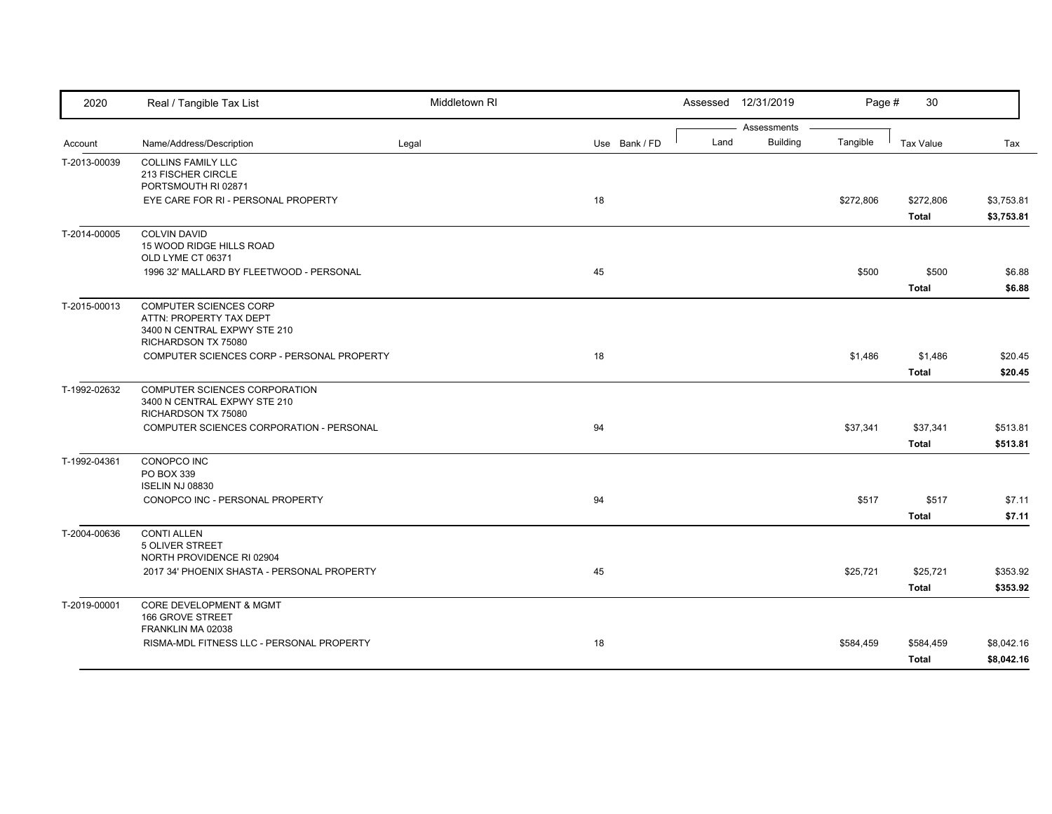| Account | Name/Address/Description | Legal | Use | Bank / FD | Land | Building | Tangible | Tax Value | Tax |
|---|---|---|---|---|---|---|---|---|---|
| T-2013-00039 | COLLINS FAMILY LLC<br>213 FISCHER CIRCLE<br>PORTSMOUTH RI 02871 | | | | | | | | |
| | EYE CARE FOR RI - PERSONAL PROPERTY | | 18 | | | | $272,806 | $272,806 | $3,753.81 |
| | | | | | | | | **Total** | **$3,753.81** |
| T-2014-00005 | COLVIN DAVID<br>15 WOOD RIDGE HILLS ROAD<br>OLD LYME CT 06371 | | | | | | | | |
| | 1996 32' MALLARD BY FLEETWOOD - PERSONAL | | 45 | | | | $500 | $500 | $6.88 |
| | | | | | | | | **Total** | **$6.88** |
| T-2015-00013 | COMPUTER SCIENCES CORP<br>ATTN: PROPERTY TAX DEPT<br>3400 N CENTRAL EXPWY STE 210<br>RICHARDSON TX 75080 | | | | | | | | |
| | COMPUTER SCIENCES CORP - PERSONAL PROPERTY | | 18 | | | | $1,486 | $1,486 | $20.45 |
| | | | | | | | | **Total** | **$20.45** |
| T-1992-02632 | COMPUTER SCIENCES CORPORATION<br>3400 N CENTRAL EXPWY STE 210<br>RICHARDSON TX 75080 | | | | | | | | |
| | COMPUTER SCIENCES CORPORATION - PERSONAL | | 94 | | | | $37,341 | $37,341 | $513.81 |
| | | | | | | | | **Total** | **$513.81** |
| T-1992-04361 | CONOPCO INC<br>PO BOX 339<br>ISELIN NJ 08830 | | | | | | | | |
| | CONOPCO INC - PERSONAL PROPERTY | | 94 | | | | $517 | $517 | $7.11 |
| | | | | | | | | **Total** | **$7.11** |
| T-2004-00636 | CONTI ALLEN<br>5 OLIVER STREET<br>NORTH PROVIDENCE RI 02904 | | | | | | | | |
| | 2017 34' PHOENIX SHASTA - PERSONAL PROPERTY | | 45 | | | | $25,721 | $25,721 | $353.92 |
| | | | | | | | | **Total** | **$353.92** |
| T-2019-00001 | CORE DEVELOPMENT & MGMT<br>166 GROVE STREET<br>FRANKLIN MA 02038 | | | | | | | | |
| | RISMA-MDL FITNESS LLC - PERSONAL PROPERTY | | 18 | | | | $584,459 | $584,459 | $8,042.16 |
| | | | | | | | | **Total** | **$8,042.16** |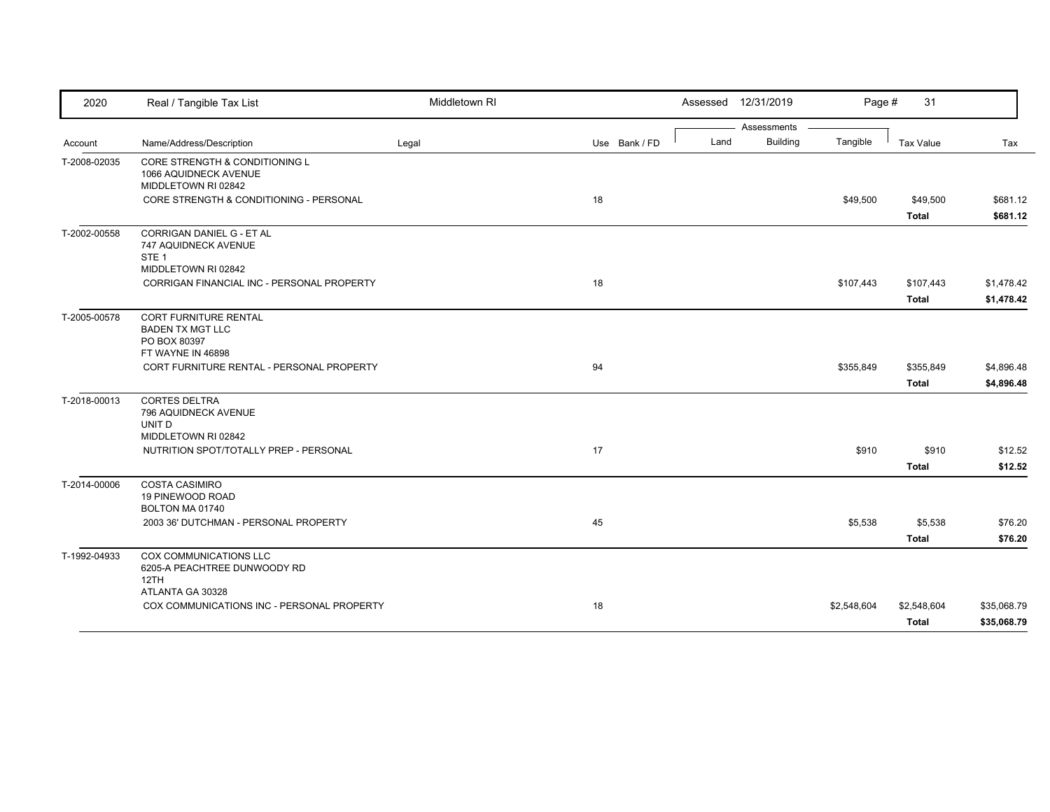| Account | Name/Address/Description | Legal | Use | Bank / FD | Land | Building | Tangible | Tax Value | Tax |
|---|---|---|---|---|---|---|---|---|---|
| T-2008-02035 | CORE STRENGTH & CONDITIONING L<br>1066 AQUIDNECK AVENUE<br>MIDDLETOWN RI 02842 | | | | | | | | |
| | CORE STRENGTH & CONDITIONING - PERSONAL | | 18 | | | | $49,500 | $49,500 | $681.12 |
| | | | | | | | | **Total** | **$681.12** |
| T-2002-00558 | CORRIGAN DANIEL G - ET AL<br>747 AQUIDNECK AVENUE<br>STE 1<br>MIDDLETOWN RI 02842 | | | | | | | | |
| | CORRIGAN FINANCIAL INC - PERSONAL PROPERTY | | 18 | | | | $107,443 | $107,443 | $1,478.42 |
| | | | | | | | | **Total** | **$1,478.42** |
| T-2005-00578 | CORT FURNITURE RENTAL<br>BADEN TX MGT LLC<br>PO BOX 80397<br>FT WAYNE IN 46898 | | | | | | | | |
| | CORT FURNITURE RENTAL - PERSONAL PROPERTY | | 94 | | | | $355,849 | $355,849 | $4,896.48 |
| | | | | | | | | **Total** | **$4,896.48** |
| T-2018-00013 | CORTES DELTRA<br>796 AQUIDNECK AVENUE<br>UNIT D<br>MIDDLETOWN RI 02842 | | | | | | | | |
| | NUTRITION SPOT/TOTALLY PREP - PERSONAL | | 17 | | | | $910 | $910 | $12.52 |
| | | | | | | | | **Total** | **$12.52** |
| T-2014-00006 | COSTA CASIMIRO<br>19 PINEWOOD ROAD<br>BOLTON MA 01740 | | | | | | | | |
| | 2003 36' DUTCHMAN - PERSONAL PROPERTY | | 45 | | | | $5,538 | $5,538 | $76.20 |
| | | | | | | | | **Total** | **$76.20** |
| T-1992-04933 | COX COMMUNICATIONS LLC<br>6205-A PEACHTREE DUNWOODY RD<br>12TH<br>ATLANTA GA 30328 | | | | | | | | |
| | COX COMMUNICATIONS INC - PERSONAL PROPERTY | | 18 | | | | $2,548,604 | $2,548,604 | $35,068.79 |
| | | | | | | | | **Total** | **$35,068.79** |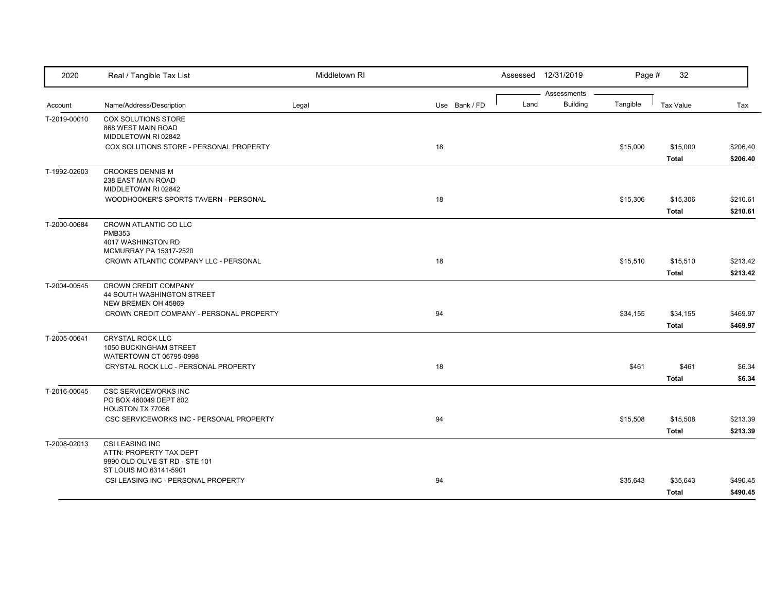| Account | Name/Address/Description | Legal | Use | Bank / FD | Land | Building | Tangible | Tax Value | Tax |
|---|---|---|---|---|---|---|---|---|---|
| T-2019-00010 | COX SOLUTIONS STORE<br>868 WEST MAIN ROAD<br>MIDDLETOWN RI 02842 | | | | | | | | |
| | COX SOLUTIONS STORE - PERSONAL PROPERTY | | 18 | | | | $15,000 | $15,000 | $206.40 |
| | | | | | | | | **Total** | **$206.40** |
| T-1992-02603 | CROOKES DENNIS M<br>238 EAST MAIN ROAD<br>MIDDLETOWN RI 02842 | | | | | | | | |
| | WOODHOOKER'S SPORTS TAVERN - PERSONAL | | 18 | | | | $15,306 | $15,306 | $210.61 |
| | | | | | | | | **Total** | **$210.61** |
| T-2000-00684 | CROWN ATLANTIC CO LLC<br>PMB353<br>4017 WASHINGTON RD<br>MCMURRAY PA 15317-2520 | | | | | | | | |
| | CROWN ATLANTIC COMPANY LLC - PERSONAL | | 18 | | | | $15,510 | $15,510 | $213.42 |
| | | | | | | | | **Total** | **$213.42** |
| T-2004-00545 | CROWN CREDIT COMPANY<br>44 SOUTH WASHINGTON STREET<br>NEW BREMEN OH 45869 | | | | | | | | |
| | CROWN CREDIT COMPANY - PERSONAL PROPERTY | | 94 | | | | $34,155 | $34,155 | $469.97 |
| | | | | | | | | **Total** | **$469.97** |
| T-2005-00641 | CRYSTAL ROCK LLC<br>1050 BUCKINGHAM STREET<br>WATERTOWN CT 06795-0998 | | | | | | | | |
| | CRYSTAL ROCK LLC - PERSONAL PROPERTY | | 18 | | | | $461 | $461 | $6.34 |
| | | | | | | | | **Total** | **$6.34** |
| T-2016-00045 | CSC SERVICEWORKS INC<br>PO BOX 460049 DEPT 802<br>HOUSTON TX 77056 | | | | | | | | |
| | CSC SERVICEWORKS INC - PERSONAL PROPERTY | | 94 | | | | $15,508 | $15,508 | $213.39 |
| | | | | | | | | **Total** | **$213.39** |
| T-2008-02013 | CSI LEASING INC<br>ATTN: PROPERTY TAX DEPT<br>9990 OLD OLIVE ST RD - STE 101<br>ST LOUIS MO 63141-5901 | | | | | | | | |
| | CSI LEASING INC - PERSONAL PROPERTY | | 94 | | | | $35,643 | $35,643 | $490.45 |
| | | | | | | | | **Total** | **$490.45** |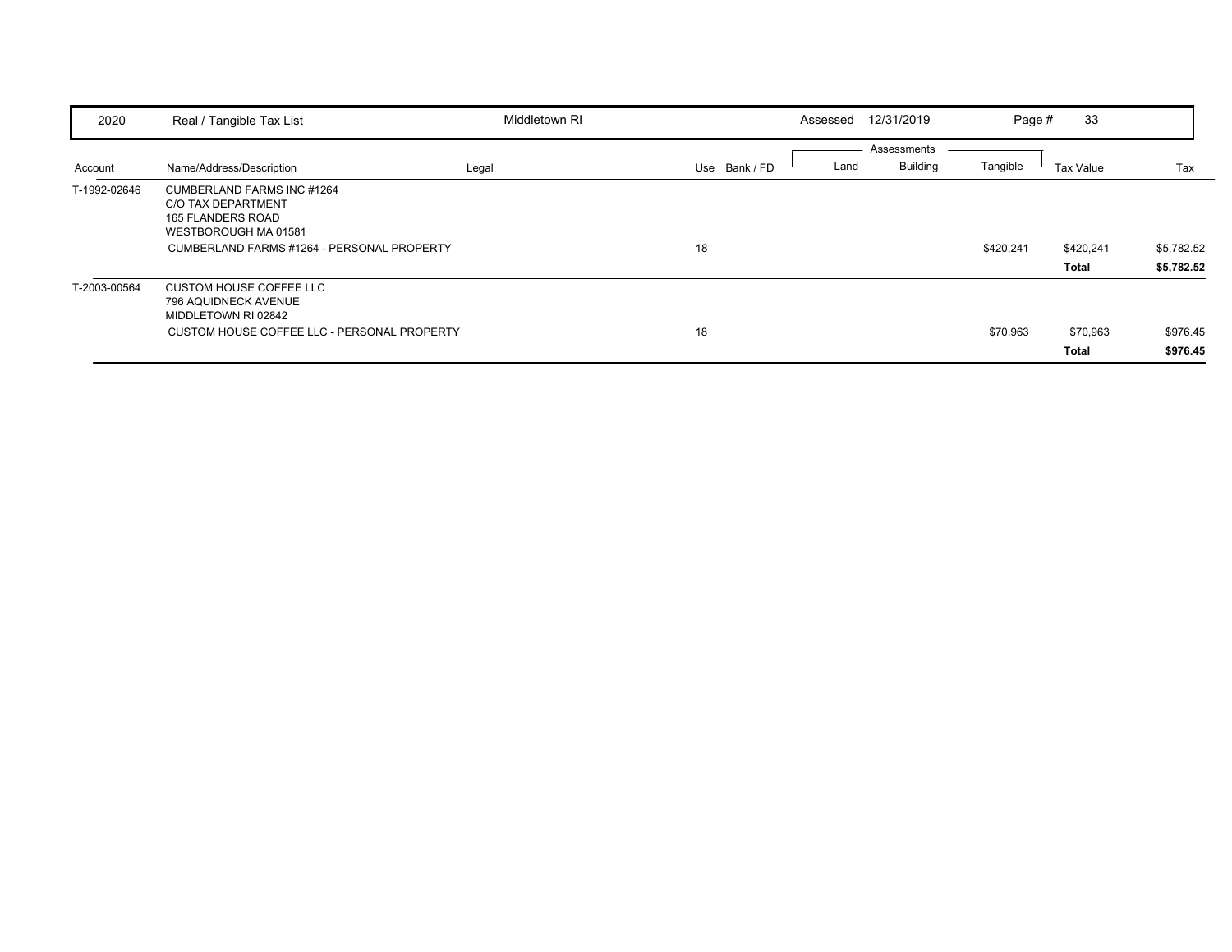| 2020 | Real / Tangible Tax List | Middletown RI | | Assessed 12/31/2019 | | | Page # 33 | |
|---|---|---|---|---|---|---|---|---|
| | | | | Assessments | | | | |
| Account | Name/Address/Description | Legal | Use Bank / FD | Land | Building | Tangible | Tax Value | Tax |
| T-1992-02646 | CUMBERLAND FARMS INC #1264<br>C/O TAX DEPARTMENT<br>165 FLANDERS ROAD<br>WESTBOROUGH MA 01581 | | | | | | | |
| | CUMBERLAND FARMS #1264 - PERSONAL PROPERTY | | 18 | | | $420,241 | $420,241 | $5,782.52 |
| | | | | | | | **Total** | **$5,782.52** |
| T-2003-00564 | CUSTOM HOUSE COFFEE LLC<br>796 AQUIDNECK AVENUE<br>MIDDLETOWN RI 02842 | | | | | | | |
| | CUSTOM HOUSE COFFEE LLC - PERSONAL PROPERTY | | 18 | | | $70,963 | $70,963 | $976.45 |
| | | | | | | | **Total** | **$976.45** |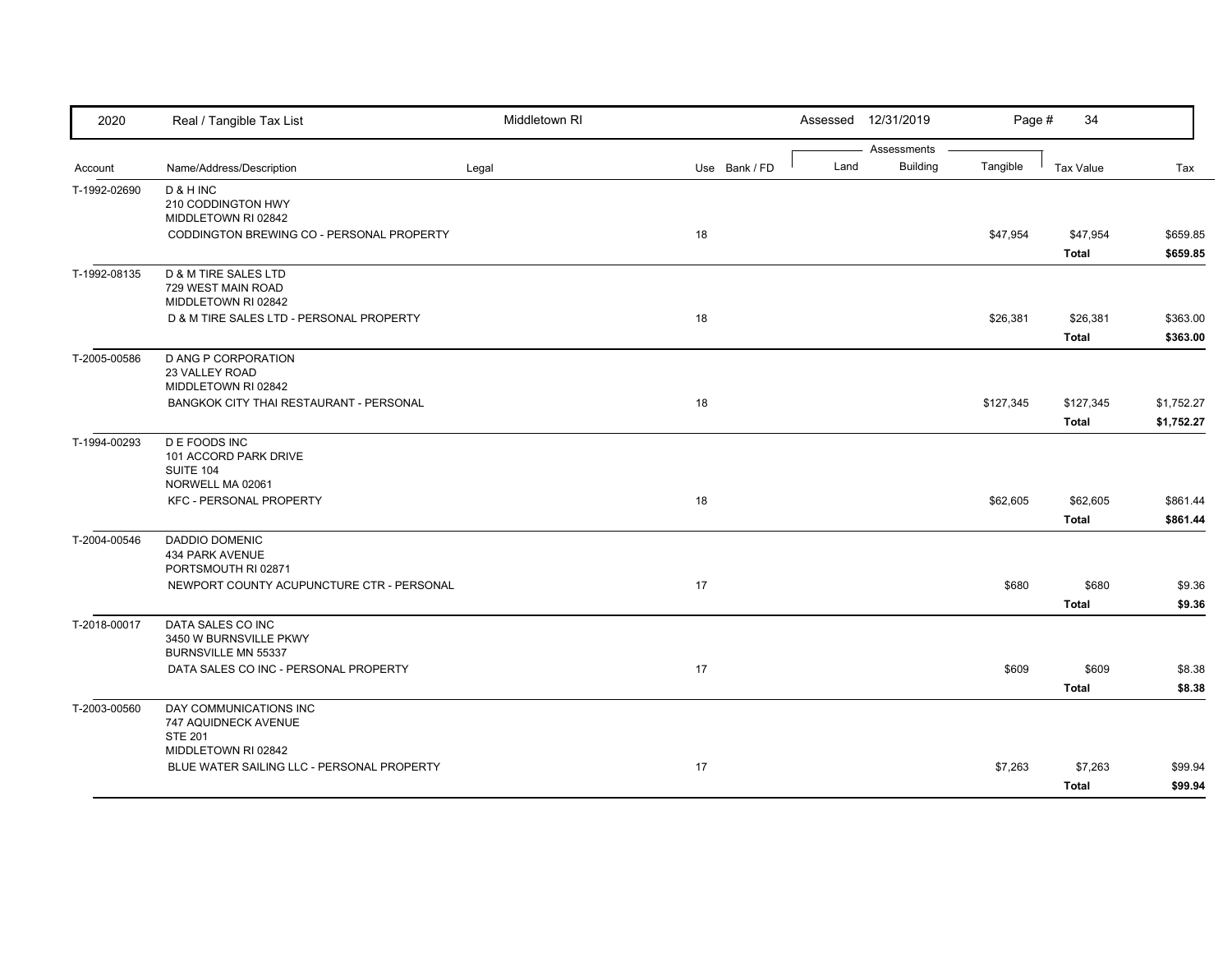| Account | Name/Address/Description | Legal | Use | Bank / FD | Land | Building | Tangible | Tax Value | Tax |
|---|---|---|---|---|---|---|---|---|---|
| T-1992-02690 | D & H INC<br>210 CODDINGTON HWY<br>MIDDLETOWN RI 02842 | | | | | | | | |
| | CODDINGTON BREWING CO - PERSONAL PROPERTY | | 18 | | | | $47,954 | $47,954 | $659.85 |
| | | | | | | | | **Total** | **$659.85** |
| T-1992-08135 | D & M TIRE SALES LTD<br>729 WEST MAIN ROAD<br>MIDDLETOWN RI 02842 | | | | | | | | |
| | D & M TIRE SALES LTD - PERSONAL PROPERTY | | 18 | | | | $26,381 | $26,381 | $363.00 |
| | | | | | | | | **Total** | **$363.00** |
| T-2005-00586 | D ANG P CORPORATION<br>23 VALLEY ROAD<br>MIDDLETOWN RI 02842 | | | | | | | | |
| | BANGKOK CITY THAI RESTAURANT - PERSONAL | | 18 | | | | $127,345 | $127,345 | $1,752.27 |
| | | | | | | | | **Total** | **$1,752.27** |
| T-1994-00293 | D E FOODS INC<br>101 ACCORD PARK DRIVE<br>SUITE 104<br>NORWELL MA 02061 | | | | | | | | |
| | KFC - PERSONAL PROPERTY | | 18 | | | | $62,605 | $62,605 | $861.44 |
| | | | | | | | | **Total** | **$861.44** |
| T-2004-00546 | DADDIO DOMENIC<br>434 PARK AVENUE<br>PORTSMOUTH RI 02871 | | | | | | | | |
| | NEWPORT COUNTY ACUPUNCTURE CTR - PERSONAL | | 17 | | | | $680 | $680 | $9.36 |
| | | | | | | | | **Total** | **$9.36** |
| T-2018-00017 | DATA SALES CO INC<br>3450 W BURNSVILLE PKWY<br>BURNSVILLE MN 55337 | | | | | | | | |
| | DATA SALES CO INC - PERSONAL PROPERTY | | 17 | | | | $609 | $609 | $8.38 |
| | | | | | | | | **Total** | **$8.38** |
| T-2003-00560 | DAY COMMUNICATIONS INC<br>747 AQUIDNECK AVENUE<br>STE 201<br>MIDDLETOWN RI 02842 | | | | | | | | |
| | BLUE WATER SAILING LLC - PERSONAL PROPERTY | | 17 | | | | $7,263 | $7,263 | $99.94 |
| | | | | | | | | **Total** | **$99.94** |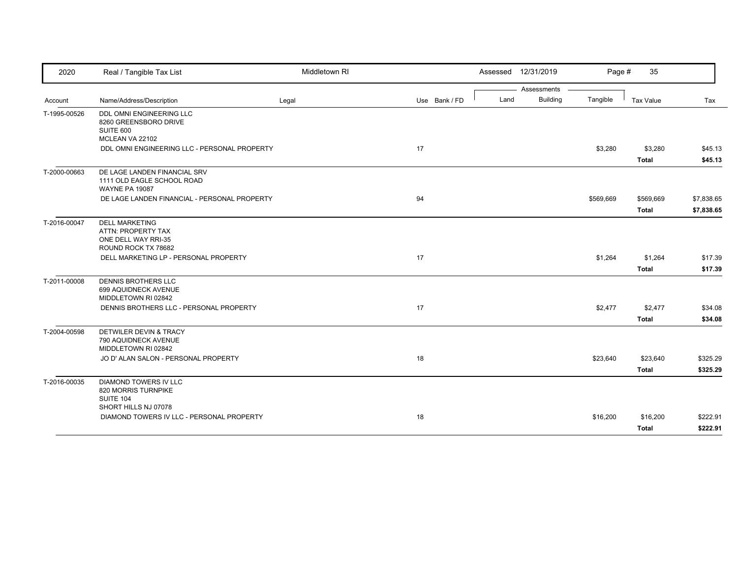| 2020 | Real / Tangible Tax List | Middletown RI | | Assessed 12/31/2019 | | Page # 35 | | |
|---|---|---|---|---|---|---|---|---|
| | | | | Assessments | | | | |
| Account | Name/Address/Description | Legal | Use Bank / FD | Land | Building | Tangible | Tax Value | Tax |
| T-1995-00526 | DDL OMNI ENGINEERING LLC<br>8260 GREENSBORO DRIVE<br>SUITE 600<br>MCLEAN VA 22102 | | | | | | | |
| | DDL OMNI ENGINEERING LLC - PERSONAL PROPERTY | | 17 | | | $3,280 | $3,280 | $45.13 |
| | | | | | | | **Total** | **$45.13** |
| T-2000-00663 | DE LAGE LANDEN FINANCIAL SRV<br>1111 OLD EAGLE SCHOOL ROAD<br>WAYNE PA 19087 | | | | | | | |
| | DE LAGE LANDEN FINANCIAL - PERSONAL PROPERTY | | 94 | | | $569,669 | $569,669 | $7,838.65 |
| | | | | | | | **Total** | **$7,838.65** |
| T-2016-00047 | DELL MARKETING<br>ATTN: PROPERTY TAX<br>ONE DELL WAY RRI-35<br>ROUND ROCK TX 78682 | | | | | | | |
| | DELL MARKETING LP - PERSONAL PROPERTY | | 17 | | | $1,264 | $1,264 | $17.39 |
| | | | | | | | **Total** | **$17.39** |
| T-2011-00008 | DENNIS BROTHERS LLC<br>699 AQUIDNECK AVENUE<br>MIDDLETOWN RI 02842 | | | | | | | |
| | DENNIS BROTHERS LLC - PERSONAL PROPERTY | | 17 | | | $2,477 | $2,477 | $34.08 |
| | | | | | | | **Total** | **$34.08** |
| T-2004-00598 | DETWILER DEVIN & TRACY<br>790 AQUIDNECK AVENUE<br>MIDDLETOWN RI 02842 | | | | | | | |
| | JO D' ALAN SALON - PERSONAL PROPERTY | | 18 | | | $23,640 | $23,640 | $325.29 |
| | | | | | | | **Total** | **$325.29** |
| T-2016-00035 | DIAMOND TOWERS IV LLC<br>820 MORRIS TURNPIKE<br>SUITE 104<br>SHORT HILLS NJ 07078 | | | | | | | |
| | DIAMOND TOWERS IV LLC - PERSONAL PROPERTY | | 18 | | | $16,200 | $16,200 | $222.91 |
| | | | | | | | **Total** | **$222.91** |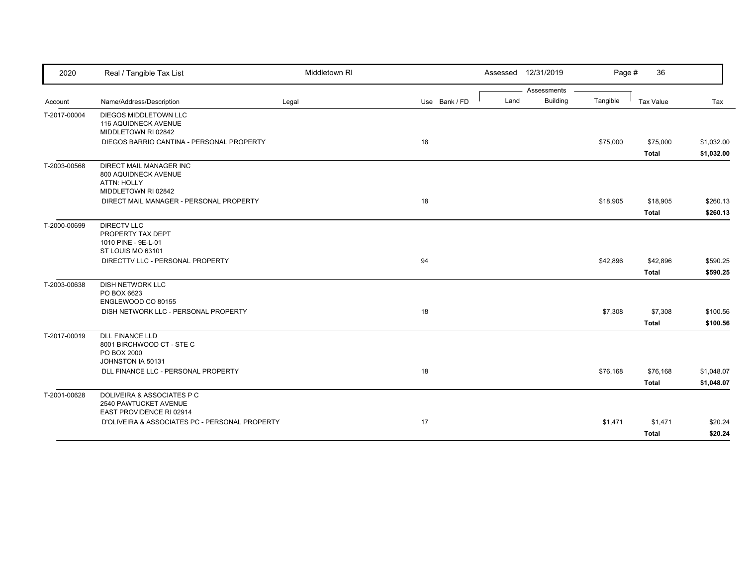| Account | Name/Address/Description | Legal | Use | Bank / FD | Land | Building | Tangible | Tax Value | Tax |
|---|---|---|---|---|---|---|---|---|---|
| T-2017-00004 | DIEGOS MIDDLETOWN LLC<br>116 AQUIDNECK AVENUE<br>MIDDLETOWN RI 02842 | | | | | | | | |
| | DIEGOS BARRIO CANTINA - PERSONAL PROPERTY | | 18 | | | | $75,000 | $75,000 | $1,032.00 |
| | | | | | | | | **Total** | **$1,032.00** |
| T-2003-00568 | DIRECT MAIL MANAGER INC<br>800 AQUIDNECK AVENUE<br>ATTN: HOLLY<br>MIDDLETOWN RI 02842 | | | | | | | | |
| | DIRECT MAIL MANAGER - PERSONAL PROPERTY | | 18 | | | | $18,905 | $18,905 | $260.13 |
| | | | | | | | | **Total** | **$260.13** |
| T-2000-00699 | DIRECTV LLC<br>PROPERTY TAX DEPT<br>1010 PINE - 9E-L-01<br>ST LOUIS MO 63101 | | | | | | | | |
| | DIRECTTV LLC - PERSONAL PROPERTY | | 94 | | | | $42,896 | $42,896 | $590.25 |
| | | | | | | | | **Total** | **$590.25** |
| T-2003-00638 | DISH NETWORK LLC<br>PO BOX 6623<br>ENGLEWOOD CO 80155 | | | | | | | | |
| | DISH NETWORK LLC - PERSONAL PROPERTY | | 18 | | | | $7,308 | $7,308 | $100.56 |
| | | | | | | | | **Total** | **$100.56** |
| T-2017-00019 | DLL FINANCE LLD<br>8001 BIRCHWOOD CT - STE C<br>PO BOX 2000<br>JOHNSTON IA 50131 | | | | | | | | |
| | DLL FINANCE LLC - PERSONAL PROPERTY | | 18 | | | | $76,168 | $76,168 | $1,048.07 |
| | | | | | | | | **Total** | **$1,048.07** |
| T-2001-00628 | DOLIVEIRA & ASSOCIATES P C<br>2540 PAWTUCKET AVENUE<br>EAST PROVIDENCE RI 02914 | | | | | | | | |
| | D'OLIVEIRA & ASSOCIATES PC - PERSONAL PROPERTY | | 17 | | | | $1,471 | $1,471 | $20.24 |
| | | | | | | | | **Total** | **$20.24** |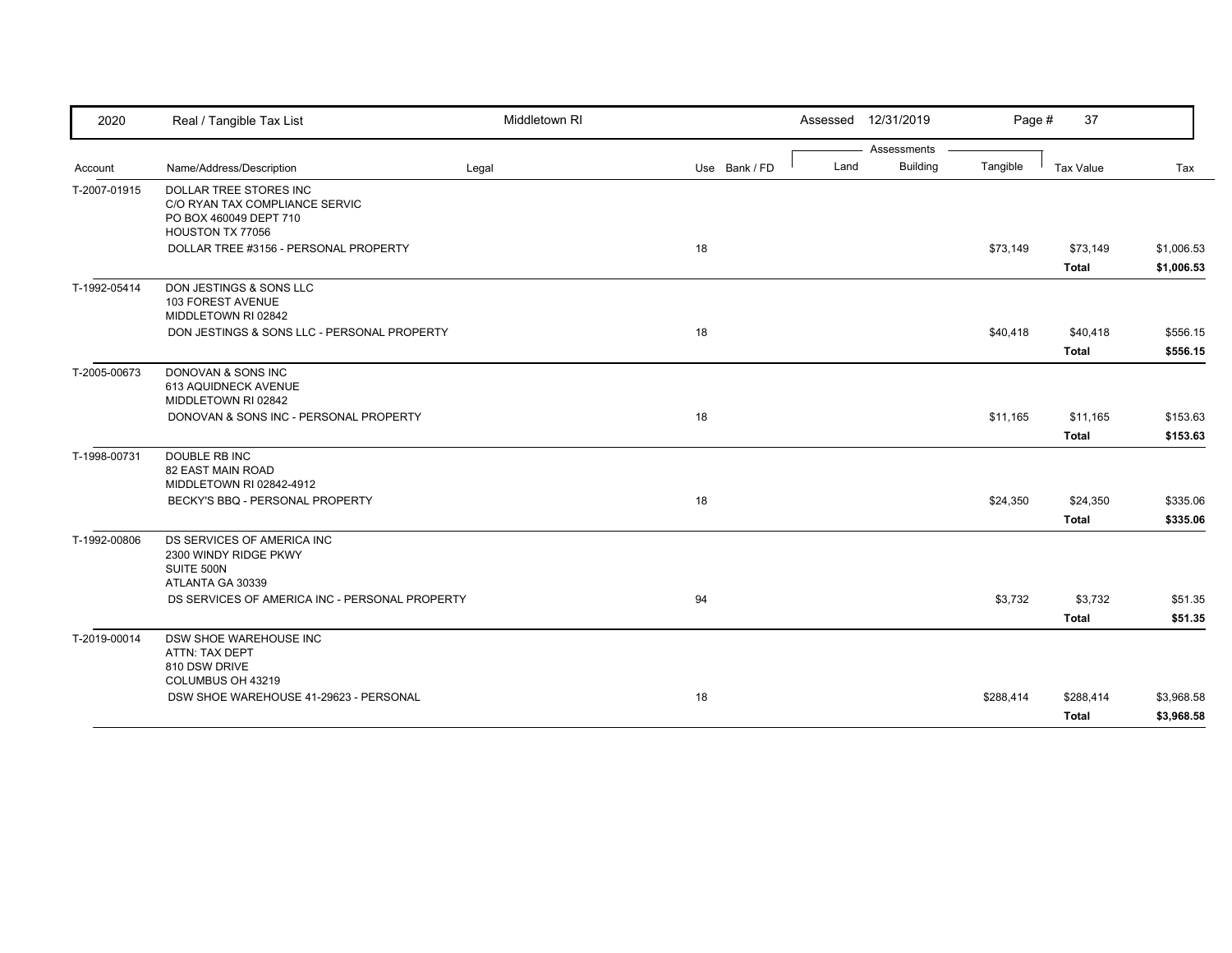| 2020 | Real / Tangible Tax List | Middletown RI | | Assessed 12/31/2019 | | Page # 37 | | |
|---|---|---|---|---|---|---|---|---|
| | | | | Assessments | | | | |
| Account | Name/Address/Description | Legal | Use Bank / FD | Land | Building | Tangible | Tax Value | Tax |
| T-2007-01915 | DOLLAR TREE STORES INC<br>C/O RYAN TAX COMPLIANCE SERVIC<br>PO BOX 460049 DEPT 710<br>HOUSTON TX 77056 | | | | | | | |
| | DOLLAR TREE #3156 - PERSONAL PROPERTY | | 18 | | | $73,149 | $73,149 | $1,006.53 |
| | | | | | | | **Total** | **$1,006.53** |
| T-1992-05414 | DON JESTINGS & SONS LLC<br>103 FOREST AVENUE<br>MIDDLETOWN RI 02842 | | | | | | | |
| | DON JESTINGS & SONS LLC - PERSONAL PROPERTY | | 18 | | | $40,418 | $40,418 | $556.15 |
| | | | | | | | **Total** | **$556.15** |
| T-2005-00673 | DONOVAN & SONS INC<br>613 AQUIDNECK AVENUE<br>MIDDLETOWN RI 02842 | | | | | | | |
| | DONOVAN & SONS INC - PERSONAL PROPERTY | | 18 | | | $11,165 | $11,165 | $153.63 |
| | | | | | | | **Total** | **$153.63** |
| T-1998-00731 | DOUBLE RB INC<br>82 EAST MAIN ROAD<br>MIDDLETOWN RI 02842-4912 | | | | | | | |
| | BECKY'S BBQ - PERSONAL PROPERTY | | 18 | | | $24,350 | $24,350 | $335.06 |
| | | | | | | | **Total** | **$335.06** |
| T-1992-00806 | DS SERVICES OF AMERICA INC<br>2300 WINDY RIDGE PKWY<br>SUITE 500N<br>ATLANTA GA 30339 | | | | | | | |
| | DS SERVICES OF AMERICA INC - PERSONAL PROPERTY | | 94 | | | $3,732 | $3,732 | $51.35 |
| | | | | | | | **Total** | **$51.35** |
| T-2019-00014 | DSW SHOE WAREHOUSE INC<br>ATTN: TAX DEPT<br>810 DSW DRIVE<br>COLUMBUS OH 43219 | | | | | | | |
| | DSW SHOE WAREHOUSE 41-29623 - PERSONAL | | 18 | | | $288,414 | $288,414 | $3,968.58 |
| | | | | | | | **Total** | **$3,968.58** |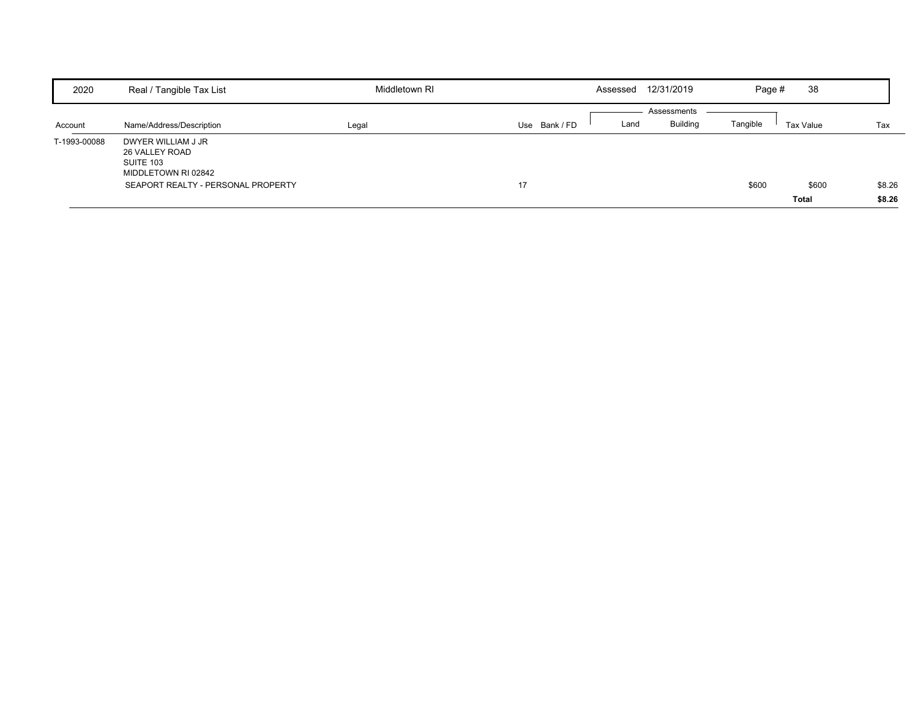| 2020 | Real / Tangible Tax List | Middletown RI | | Assessed 12/31/2019 | | | Page # 38 | |
|---|---|---|---|---|---|---|---|---|
| | | | | Assessments | | | | |
| Account | Name/Address/Description | Legal | Use Bank / FD | Land | Building | Tangible | Tax Value | Tax |
| T-1993-00088 | DWYER WILLIAM J JR<br>26 VALLEY ROAD<br>SUITE 103<br>MIDDLETOWN RI 02842 | | | | | | | |
| | SEAPORT REALTY - PERSONAL PROPERTY | | 17 | | | $600 | $600 | $8.26 |
| | | | | | | | **Total** | **$8.26** |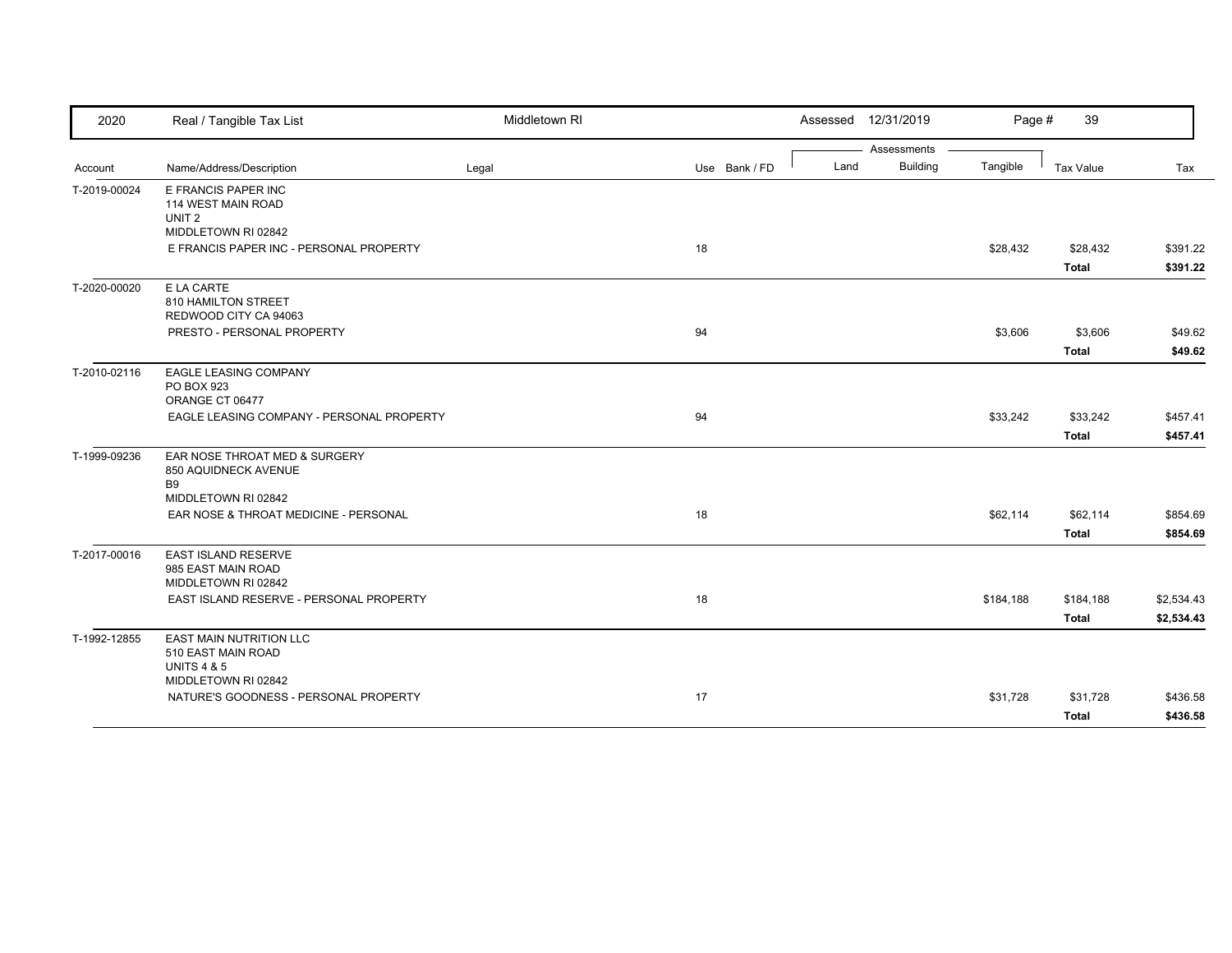| 2020 | Real / Tangible Tax List | Middletown RI | | Assessed 12/31/2019 | | Page # 39 | | |
|---|---|---|---|---|---|---|---|---|
| | | | | Assessments | | | | |
| Account | Name/Address/Description | Legal | Use Bank / FD | Land | Building | Tangible | Tax Value | Tax |
| T-2019-00024 | E FRANCIS PAPER INC<br>114 WEST MAIN ROAD<br>UNIT 2<br>MIDDLETOWN RI 02842 | | | | | | | |
| | E FRANCIS PAPER INC - PERSONAL PROPERTY | | 18 | | | $28,432 | $28,432 | $391.22 |
| | | | | | | | **Total** | **$391.22** |
| T-2020-00020 | E LA CARTE<br>810 HAMILTON STREET<br>REDWOOD CITY CA 94063 | | | | | | | |
| | PRESTO - PERSONAL PROPERTY | | 94 | | | $3,606 | $3,606 | $49.62 |
| | | | | | | | **Total** | **$49.62** |
| T-2010-02116 | EAGLE LEASING COMPANY<br>PO BOX 923<br>ORANGE CT 06477 | | | | | | | |
| | EAGLE LEASING COMPANY - PERSONAL PROPERTY | | 94 | | | $33,242 | $33,242 | $457.41 |
| | | | | | | | **Total** | **$457.41** |
| T-1999-09236 | EAR NOSE THROAT MED & SURGERY<br>850 AQUIDNECK AVENUE<br>B9<br>MIDDLETOWN RI 02842 | | | | | | | |
| | EAR NOSE & THROAT MEDICINE - PERSONAL | | 18 | | | $62,114 | $62,114 | $854.69 |
| | | | | | | | **Total** | **$854.69** |
| T-2017-00016 | EAST ISLAND RESERVE<br>985 EAST MAIN ROAD<br>MIDDLETOWN RI 02842 | | | | | | | |
| | EAST ISLAND RESERVE - PERSONAL PROPERTY | | 18 | | | $184,188 | $184,188 | $2,534.43 |
| | | | | | | | **Total** | **$2,534.43** |
| T-1992-12855 | EAST MAIN NUTRITION LLC<br>510 EAST MAIN ROAD<br>UNITS 4 & 5<br>MIDDLETOWN RI 02842 | | | | | | | |
| | NATURE'S GOODNESS - PERSONAL PROPERTY | | 17 | | | $31,728 | $31,728 | $436.58 |
| | | | | | | | **Total** | **$436.58** |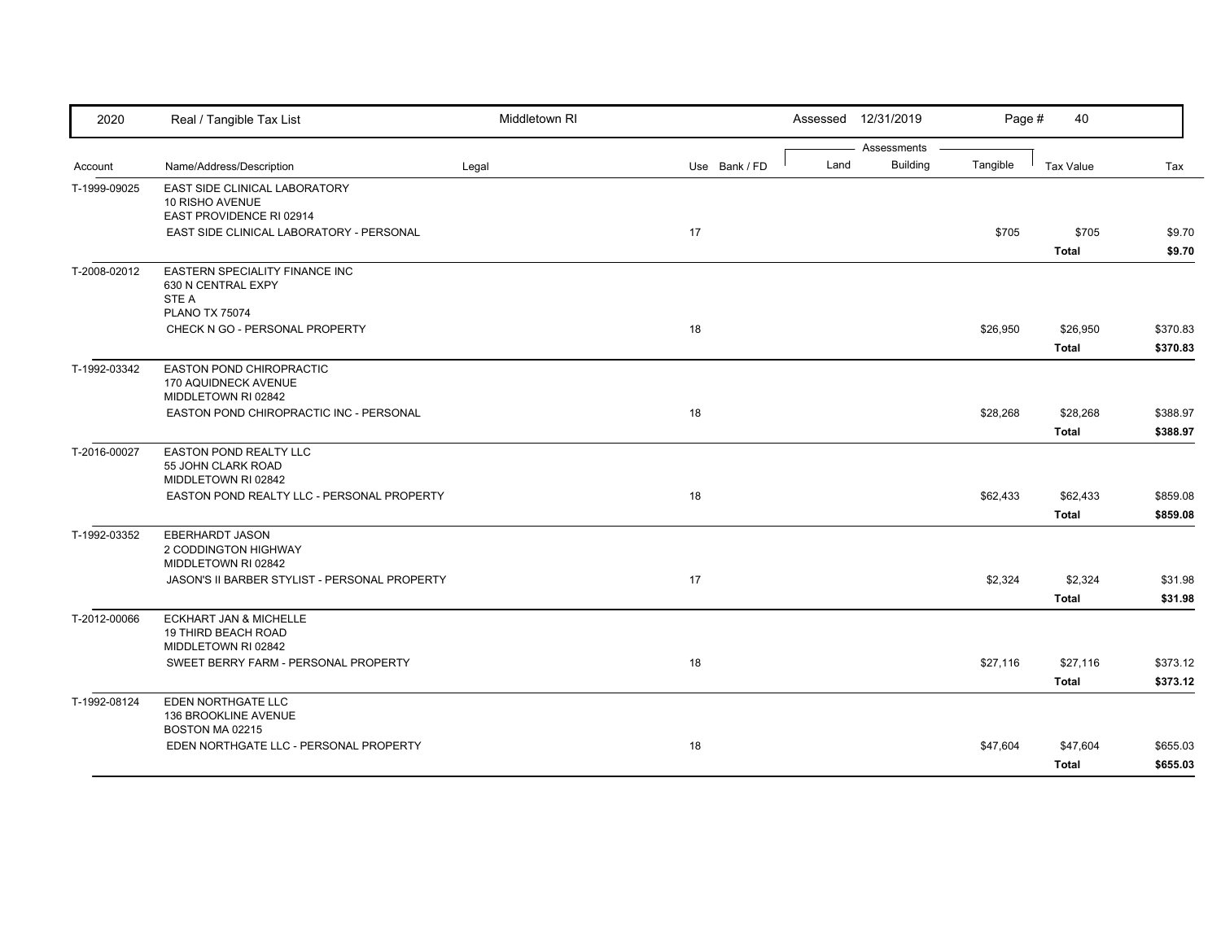| Account | Name/Address/Description | Legal | Use | Bank / FD | Land | Building | Tangible | Tax Value | Tax |
|---|---|---|---|---|---|---|---|---|---|
| T-1999-09025 | EAST SIDE CLINICAL LABORATORY<br>10 RISHO AVENUE<br>EAST PROVIDENCE RI 02914 | | | | | | | | |
| | EAST SIDE CLINICAL LABORATORY - PERSONAL | | 17 | | | | $705 | $705 | $9.70 |
| | | | | | | | | **Total** | **$9.70** |
| T-2008-02012 | EASTERN SPECIALITY FINANCE INC<br>630 N CENTRAL EXPY<br>STE A<br>PLANO TX 75074 | | | | | | | | |
| | CHECK N GO - PERSONAL PROPERTY | | 18 | | | | $26,950 | $26,950 | $370.83 |
| | | | | | | | | **Total** | **$370.83** |
| T-1992-03342 | EASTON POND CHIROPRACTIC<br>170 AQUIDNECK AVENUE<br>MIDDLETOWN RI 02842 | | | | | | | | |
| | EASTON POND CHIROPRACTIC INC - PERSONAL | | 18 | | | | $28,268 | $28,268 | $388.97 |
| | | | | | | | | **Total** | **$388.97** |
| T-2016-00027 | EASTON POND REALTY LLC<br>55 JOHN CLARK ROAD<br>MIDDLETOWN RI 02842 | | | | | | | | |
| | EASTON POND REALTY LLC - PERSONAL PROPERTY | | 18 | | | | $62,433 | $62,433 | $859.08 |
| | | | | | | | | **Total** | **$859.08** |
| T-1992-03352 | EBERHARDT JASON<br>2 CODDINGTON HIGHWAY<br>MIDDLETOWN RI 02842 | | | | | | | | |
| | JASON'S II BARBER STYLIST - PERSONAL PROPERTY | | 17 | | | | $2,324 | $2,324 | $31.98 |
| | | | | | | | | **Total** | **$31.98** |
| T-2012-00066 | ECKHART JAN & MICHELLE<br>19 THIRD BEACH ROAD<br>MIDDLETOWN RI 02842 | | | | | | | | |
| | SWEET BERRY FARM - PERSONAL PROPERTY | | 18 | | | | $27,116 | $27,116 | $373.12 |
| | | | | | | | | **Total** | **$373.12** |
| T-1992-08124 | EDEN NORTHGATE LLC<br>136 BROOKLINE AVENUE<br>BOSTON MA 02215 | | | | | | | | |
| | EDEN NORTHGATE LLC - PERSONAL PROPERTY | | 18 | | | | $47,604 | $47,604 | $655.03 |
| | | | | | | | | **Total** | **$655.03** |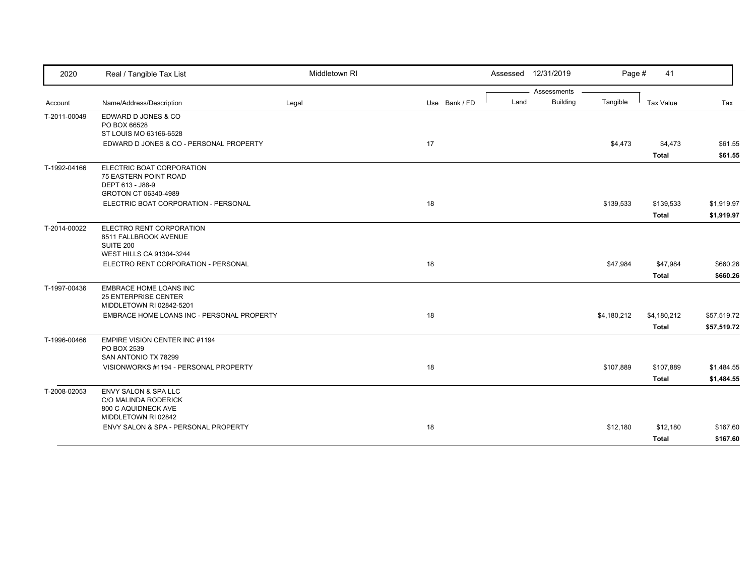| Account | Name/Address/Description | Legal | Use | Bank / FD | Land | Building | Tangible | Tax Value | Tax |
|---|---|---|---|---|---|---|---|---|---|
| T-2011-00049 | EDWARD D JONES & CO<br>PO BOX 66528<br>ST LOUIS MO 63166-6528 | | | | | | | | |
| | EDWARD D JONES & CO - PERSONAL PROPERTY | | 17 | | | | $4,473 | $4,473 | $61.55 |
| | | | | | | | | **Total** | **$61.55** |
| T-1992-04166 | ELECTRIC BOAT CORPORATION<br>75 EASTERN POINT ROAD<br>DEPT 613 - J88-9<br>GROTON CT 06340-4989 | | | | | | | | |
| | ELECTRIC BOAT CORPORATION - PERSONAL | | 18 | | | | $139,533 | $139,533 | $1,919.97 |
| | | | | | | | | **Total** | **$1,919.97** |
| T-2014-00022 | ELECTRO RENT CORPORATION<br>8511 FALLBROOK AVENUE<br>SUITE 200<br>WEST HILLS CA 91304-3244 | | | | | | | | |
| | ELECTRO RENT CORPORATION - PERSONAL | | 18 | | | | $47,984 | $47,984 | $660.26 |
| | | | | | | | | **Total** | **$660.26** |
| T-1997-00436 | EMBRACE HOME LOANS INC<br>25 ENTERPRISE CENTER<br>MIDDLETOWN RI 02842-5201 | | | | | | | | |
| | EMBRACE HOME LOANS INC - PERSONAL PROPERTY | | 18 | | | | $4,180,212 | $4,180,212 | $57,519.72 |
| | | | | | | | | **Total** | **$57,519.72** |
| T-1996-00466 | EMPIRE VISION CENTER INC #1194<br>PO BOX 2539<br>SAN ANTONIO TX 78299 | | | | | | | | |
| | VISIONWORKS #1194 - PERSONAL PROPERTY | | 18 | | | | $107,889 | $107,889 | $1,484.55 |
| | | | | | | | | **Total** | **$1,484.55** |
| T-2008-02053 | ENVY SALON & SPA LLC<br>C/O MALINDA RODERICK<br>800 C AQUIDNECK AVE<br>MIDDLETOWN RI 02842 | | | | | | | | |
| | ENVY SALON & SPA - PERSONAL PROPERTY | | 18 | | | | $12,180 | $12,180 | $167.60 |
| | | | | | | | | **Total** | **$167.60** |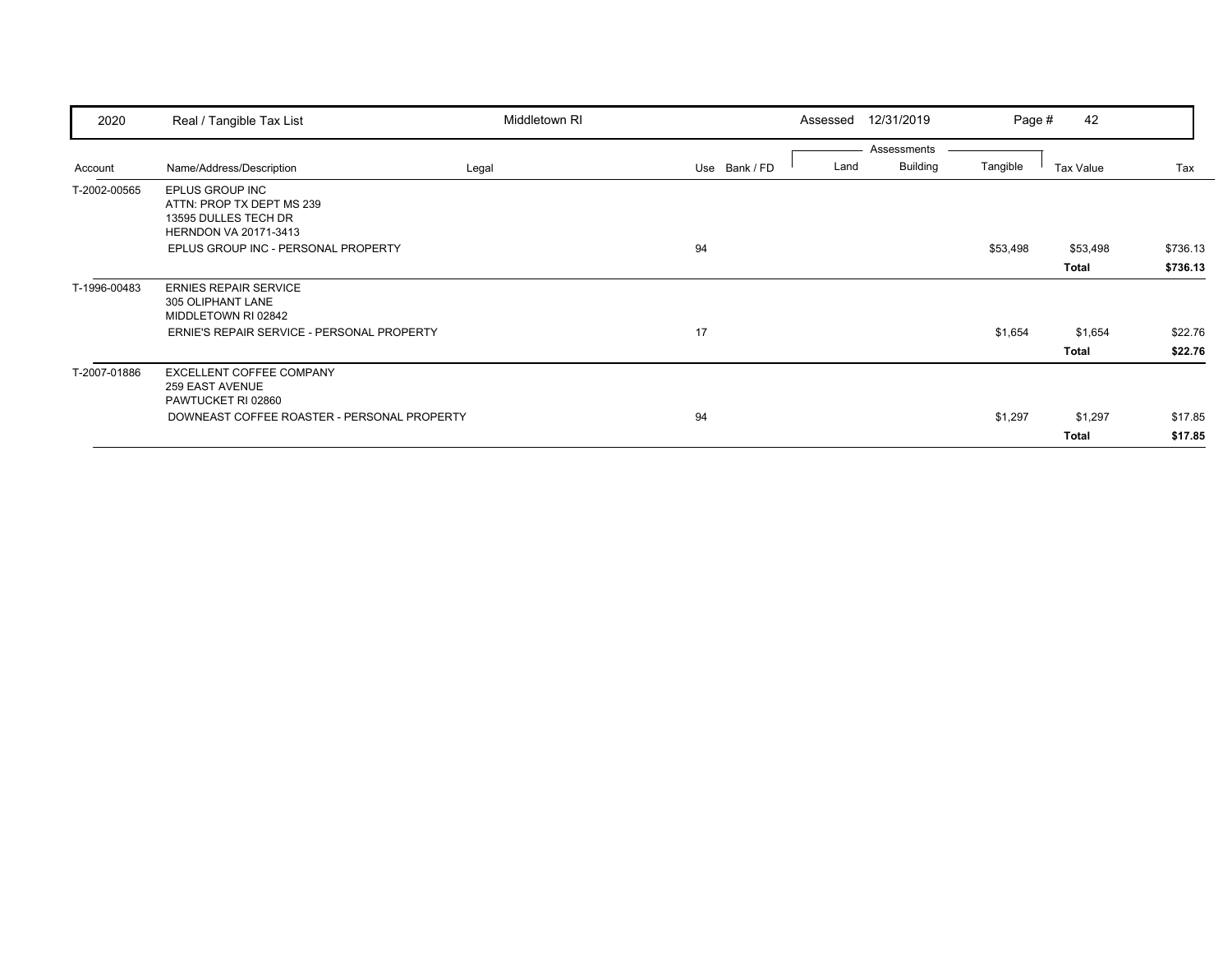| 2020 | Real / Tangible Tax List | Middletown RI | | | Assessed 12/31/2019 | | Page # 42 | | |
|---|---|---|---|---|---|---|---|---|---|
| | | | | | Assessments | | | | |
| Account | Name/Address/Description | Legal | Use | Bank / FD | Land | Building | Tangible | Tax Value | Tax |
| T-2002-00565 | EPLUS GROUP INC<br>ATTN: PROP TX DEPT MS 239<br>13595 DULLES TECH DR<br>HERNDON VA 20171-3413 | | | | | | | | |
| | EPLUS GROUP INC - PERSONAL PROPERTY | | 94 | | | | $53,498 | $53,498 | $736.13 |
| | | | | | | | | **Total** | **$736.13** |
| T-1996-00483 | ERNIES REPAIR SERVICE<br>305 OLIPHANT LANE<br>MIDDLETOWN RI 02842 | | | | | | | | |
| | ERNIE'S REPAIR SERVICE - PERSONAL PROPERTY | | 17 | | | | $1,654 | $1,654 | $22.76 |
| | | | | | | | | **Total** | **$22.76** |
| T-2007-01886 | EXCELLENT COFFEE COMPANY<br>259 EAST AVENUE<br>PAWTUCKET RI 02860 | | | | | | | | |
| | DOWNEAST COFFEE ROASTER - PERSONAL PROPERTY | | 94 | | | | $1,297 | $1,297 | $17.85 |
| | | | | | | | | **Total** | **$17.85** |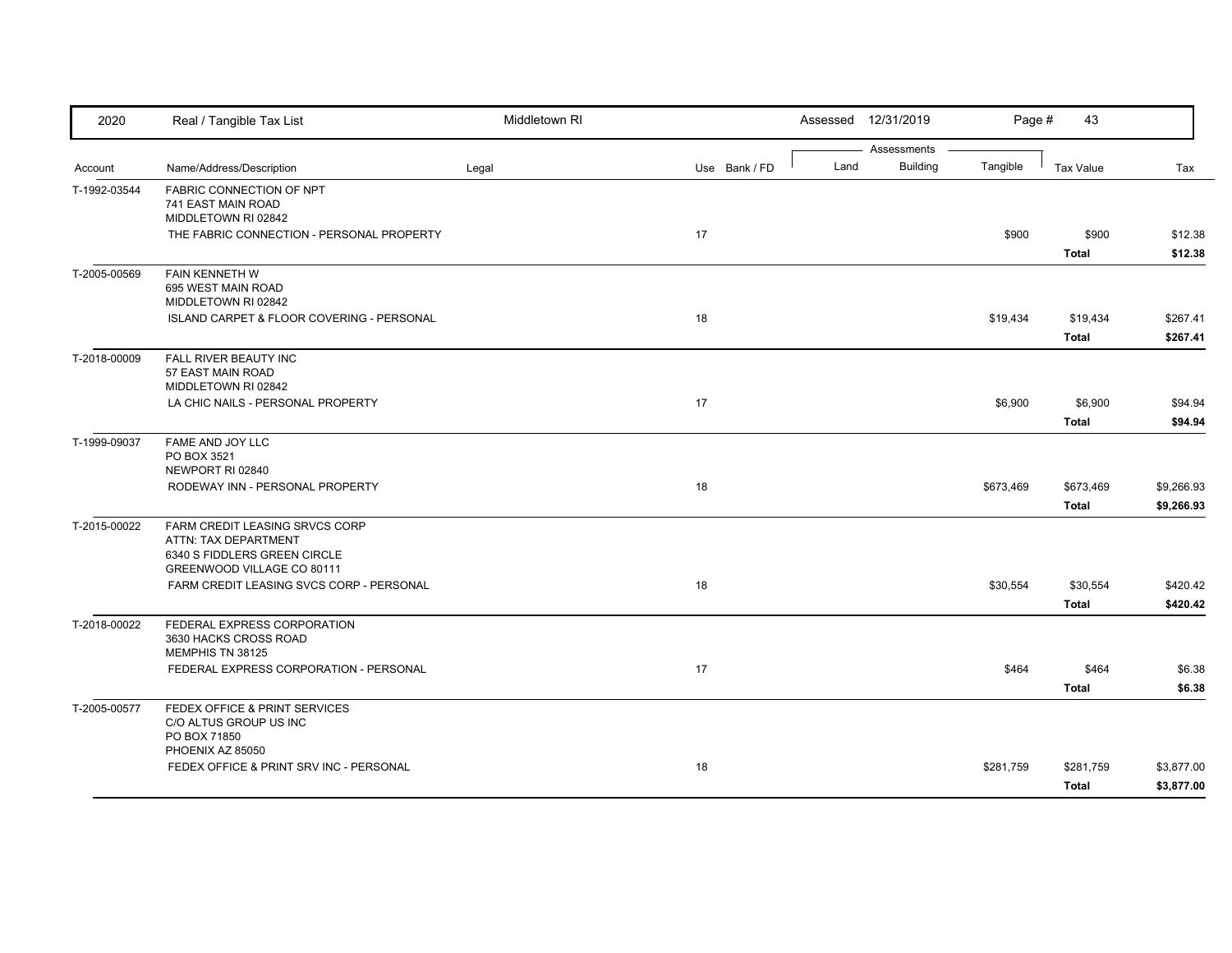| 2020 | Real / Tangible Tax List | Middletown RI | | Assessed 12/31/2019 | | | | | |
|---|---|---|---|---|---|---|---|---|---|
| | | | | | Assessments | | | | |
| Account | Name/Address/Description | Legal | Use | Bank / FD | Land | Building | Tangible | Tax Value | Tax |
| T-1992-03544 | FABRIC CONNECTION OF NPT<br>741 EAST MAIN ROAD<br>MIDDLETOWN RI 02842 | | | | | | | | |
| | THE FABRIC CONNECTION - PERSONAL PROPERTY | | 17 | | | | $900 | $900 | $12.38 |
| | | | | | | | | **Total** | **$12.38** |
| T-2005-00569 | FAIN KENNETH W<br>695 WEST MAIN ROAD<br>MIDDLETOWN RI 02842 | | | | | | | | |
| | ISLAND CARPET & FLOOR COVERING - PERSONAL | | 18 | | | | $19,434 | $19,434 | $267.41 |
| | | | | | | | | **Total** | **$267.41** |
| T-2018-00009 | FALL RIVER BEAUTY INC<br>57 EAST MAIN ROAD<br>MIDDLETOWN RI 02842 | | | | | | | | |
| | LA CHIC NAILS - PERSONAL PROPERTY | | 17 | | | | $6,900 | $6,900 | $94.94 |
| | | | | | | | | **Total** | **$94.94** |
| T-1999-09037 | FAME AND JOY LLC<br>PO BOX 3521<br>NEWPORT RI 02840 | | | | | | | | |
| | RODEWAY INN - PERSONAL PROPERTY | | 18 | | | | $673,469 | $673,469 | $9,266.93 |
| | | | | | | | | **Total** | **$9,266.93** |
| T-2015-00022 | FARM CREDIT LEASING SRVCS CORP<br>ATTN: TAX DEPARTMENT<br>6340 S FIDDLERS GREEN CIRCLE<br>GREENWOOD VILLAGE CO 80111 | | | | | | | | |
| | FARM CREDIT LEASING SVCS CORP - PERSONAL | | 18 | | | | $30,554 | $30,554 | $420.42 |
| | | | | | | | | **Total** | **$420.42** |
| T-2018-00022 | FEDERAL EXPRESS CORPORATION<br>3630 HACKS CROSS ROAD<br>MEMPHIS TN 38125 | | | | | | | | |
| | FEDERAL EXPRESS CORPORATION - PERSONAL | | 17 | | | | $464 | $464 | $6.38 |
| | | | | | | | | **Total** | **$6.38** |
| T-2005-00577 | FEDEX OFFICE & PRINT SERVICES<br>C/O ALTUS GROUP US INC<br>PO BOX 71850<br>PHOENIX AZ 85050 | | | | | | | | |
| | FEDEX OFFICE & PRINT SRV INC - PERSONAL | | 18 | | | | $281,759 | $281,759 | $3,877.00 |
| | | | | | | | | **Total** | **$3,877.00** |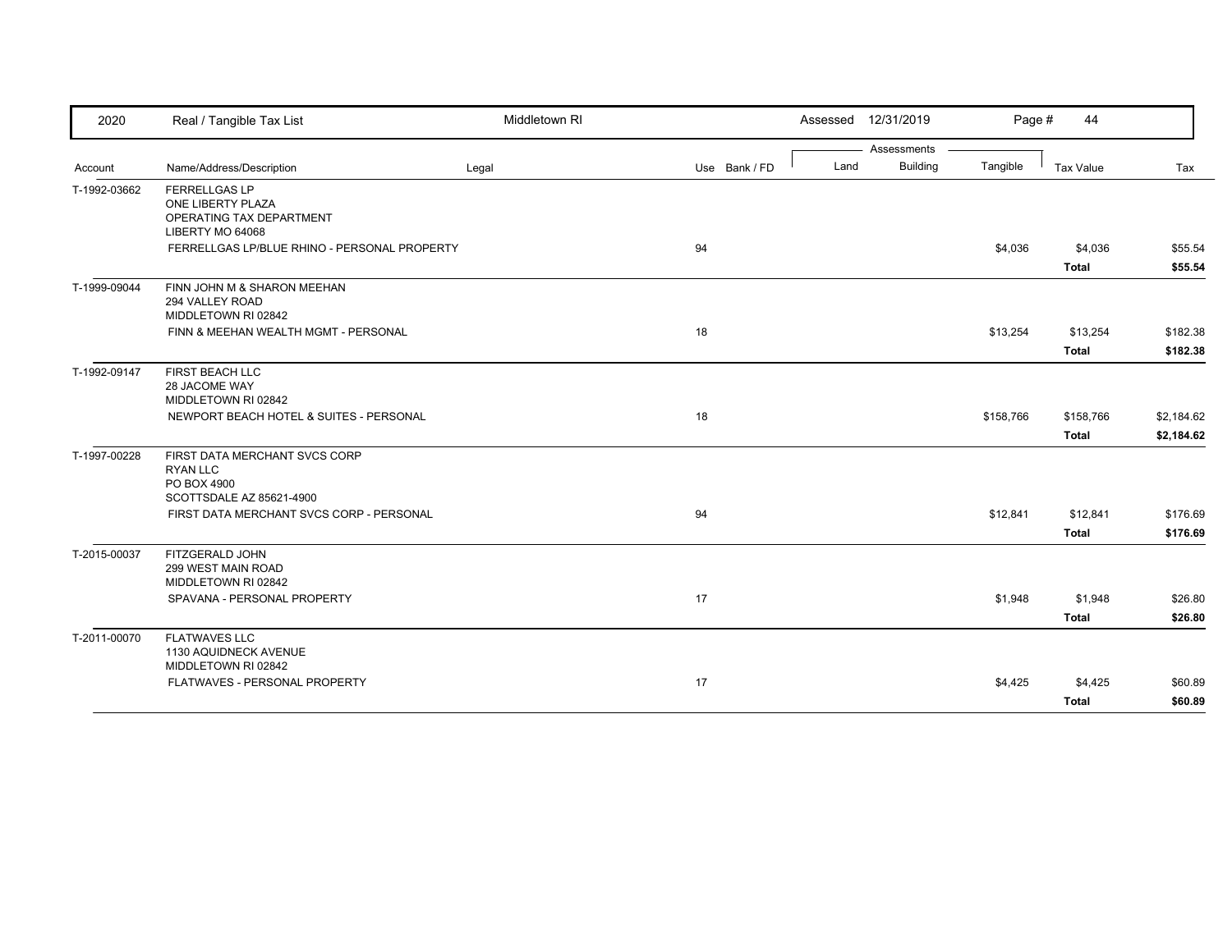| 2020 | Real / Tangible Tax List | Middletown RI | | Assessed 12/31/2019 | | | Page # 44 | |
|---|---|---|---|---|---|---|---|---|
| | | | | Assessments | | | | |
| Account | Name/Address/Description | Legal | Use Bank / FD | Land | Building | Tangible | Tax Value | Tax |
| T-1992-03662 | FERRELLGAS LP<br>ONE LIBERTY PLAZA<br>OPERATING TAX DEPARTMENT<br>LIBERTY MO 64068 | | | | | | | |
| | FERRELLGAS LP/BLUE RHINO - PERSONAL PROPERTY | | 94 | | | $4,036 | $4,036 | $55.54 |
| | | | | | | | **Total** | **$55.54** |
| T-1999-09044 | FINN JOHN M & SHARON MEEHAN<br>294 VALLEY ROAD<br>MIDDLETOWN RI 02842 | | | | | | | |
| | FINN & MEEHAN WEALTH MGMT - PERSONAL | | 18 | | | $13,254 | $13,254 | $182.38 |
| | | | | | | | **Total** | **$182.38** |
| T-1992-09147 | FIRST BEACH LLC<br>28 JACOME WAY<br>MIDDLETOWN RI 02842 | | | | | | | |
| | NEWPORT BEACH HOTEL & SUITES - PERSONAL | | 18 | | | $158,766 | $158,766 | $2,184.62 |
| | | | | | | | **Total** | **$2,184.62** |
| T-1997-00228 | FIRST DATA MERCHANT SVCS CORP<br>RYAN LLC<br>PO BOX 4900<br>SCOTTSDALE AZ 85621-4900 | | | | | | | |
| | FIRST DATA MERCHANT SVCS CORP - PERSONAL | | 94 | | | $12,841 | $12,841 | $176.69 |
| | | | | | | | **Total** | **$176.69** |
| T-2015-00037 | FITZGERALD JOHN<br>299 WEST MAIN ROAD<br>MIDDLETOWN RI 02842 | | | | | | | |
| | SPAVANA - PERSONAL PROPERTY | | 17 | | | $1,948 | $1,948 | $26.80 |
| | | | | | | | **Total** | **$26.80** |
| T-2011-00070 | FLATWAVES LLC<br>1130 AQUIDNECK AVENUE<br>MIDDLETOWN RI 02842 | | | | | | | |
| | FLATWAVES - PERSONAL PROPERTY | | 17 | | | $4,425 | $4,425 | $60.89 |
| | | | | | | | **Total** | **$60.89** |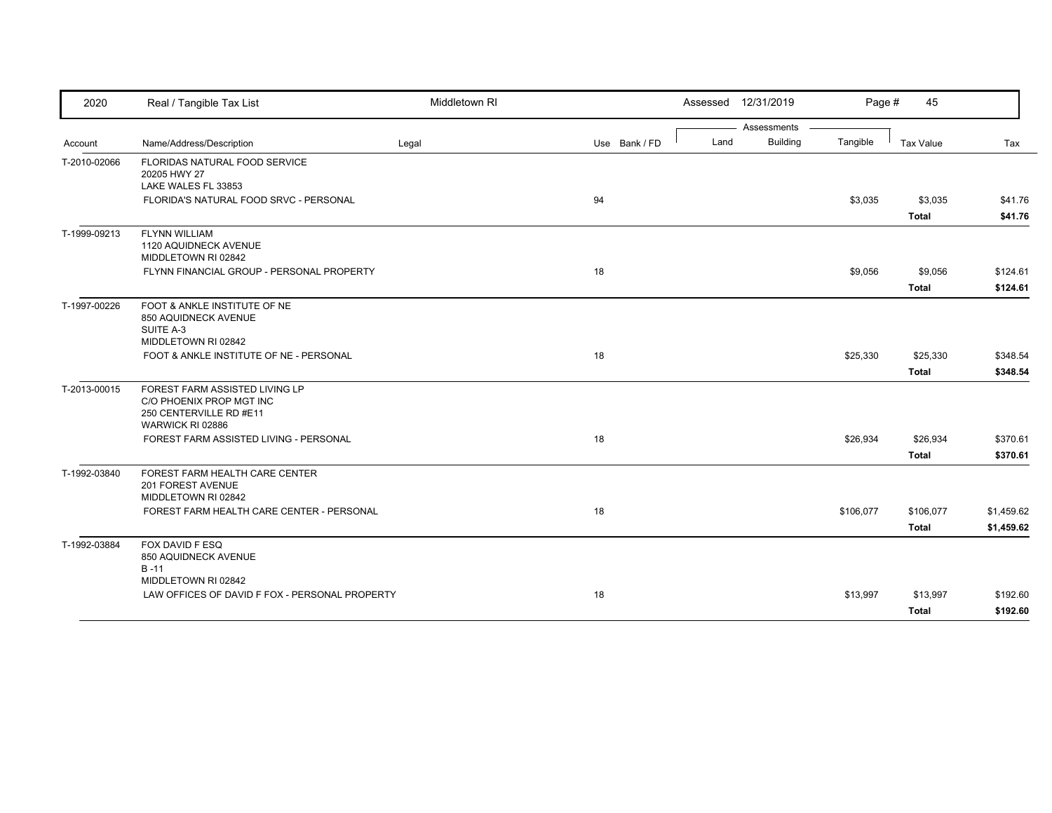| 2020 | Real / Tangible Tax List | Middletown RI | | Assessed 12/31/2019 | | Page # 45 | | |
|---|---|---|---|---|---|---|---|---|
| | | | | Assessments | | | | |
| Account | Name/Address/Description | Legal | Use Bank / FD | Land | Building | Tangible | Tax Value | Tax |
| T-2010-02066 | FLORIDAS NATURAL FOOD SERVICE<br>20205 HWY 27<br>LAKE WALES FL 33853 | | | | | | | |
| | FLORIDA'S NATURAL FOOD SRVC - PERSONAL | | 94 | | | $3,035 | $3,035 | $41.76 |
| | | | | | | | **Total** | **$41.76** |
| T-1999-09213 | FLYNN WILLIAM<br>1120 AQUIDNECK AVENUE<br>MIDDLETOWN RI 02842 | | | | | | | |
| | FLYNN FINANCIAL GROUP - PERSONAL PROPERTY | | 18 | | | $9,056 | $9,056 | $124.61 |
| | | | | | | | **Total** | **$124.61** |
| T-1997-00226 | FOOT & ANKLE INSTITUTE OF NE<br>850 AQUIDNECK AVENUE<br>SUITE A-3<br>MIDDLETOWN RI 02842 | | | | | | | |
| | FOOT & ANKLE INSTITUTE OF NE - PERSONAL | | 18 | | | $25,330 | $25,330 | $348.54 |
| | | | | | | | **Total** | **$348.54** |
| T-2013-00015 | FOREST FARM ASSISTED LIVING LP<br>C/O PHOENIX PROP MGT INC<br>250 CENTERVILLE RD #E11<br>WARWICK RI 02886 | | | | | | | |
| | FOREST FARM ASSISTED LIVING - PERSONAL | | 18 | | | $26,934 | $26,934 | $370.61 |
| | | | | | | | **Total** | **$370.61** |
| T-1992-03840 | FOREST FARM HEALTH CARE CENTER<br>201 FOREST AVENUE<br>MIDDLETOWN RI 02842 | | | | | | | |
| | FOREST FARM HEALTH CARE CENTER - PERSONAL | | 18 | | | $106,077 | $106,077 | $1,459.62 |
| | | | | | | | **Total** | **$1,459.62** |
| T-1992-03884 | FOX DAVID F ESQ<br>850 AQUIDNECK AVENUE<br>B -11<br>MIDDLETOWN RI 02842 | | | | | | | |
| | LAW OFFICES OF DAVID F FOX - PERSONAL PROPERTY | | 18 | | | $13,997 | $13,997 | $192.60 |
| | | | | | | | **Total** | **$192.60** |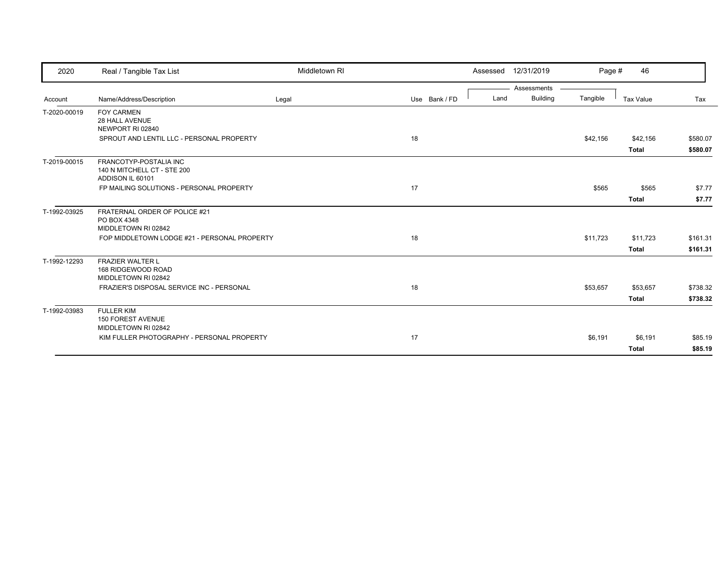| 2020 | Real / Tangible Tax List | Middletown RI | | Assessed 12/31/2019 | | | | |
|---|---|---|---|---|---|---|---|---|
| | | | | Assessments | | | | |
| Account | Name/Address/Description | Legal | Use Bank / FD | Land | Building | Tangible | Tax Value | Tax |
| T-2020-00019 | FOY CARMEN<br>28 HALL AVENUE<br>NEWPORT RI 02840 | | | | | | | |
| | SPROUT AND LENTIL LLC - PERSONAL PROPERTY | | 18 | | | $42,156 | $42,156 | $580.07 |
| | | | | | | | **Total** | **$580.07** |
| T-2019-00015 | FRANCOTYP-POSTALIA INC<br>140 N MITCHELL CT - STE 200<br>ADDISON IL 60101 | | | | | | | |
| | FP MAILING SOLUTIONS - PERSONAL PROPERTY | | 17 | | | $565 | $565 | $7.77 |
| | | | | | | | **Total** | **$7.77** |
| T-1992-03925 | FRATERNAL ORDER OF POLICE #21<br>PO BOX 4348<br>MIDDLETOWN RI 02842 | | | | | | | |
| | FOP MIDDLETOWN LODGE #21 - PERSONAL PROPERTY | | 18 | | | $11,723 | $11,723 | $161.31 |
| | | | | | | | **Total** | **$161.31** |
| T-1992-12293 | FRAZIER WALTER L<br>168 RIDGEWOOD ROAD<br>MIDDLETOWN RI 02842 | | | | | | | |
| | FRAZIER'S DISPOSAL SERVICE INC - PERSONAL | | 18 | | | $53,657 | $53,657 | $738.32 |
| | | | | | | | **Total** | **$738.32** |
| T-1992-03983 | FULLER KIM<br>150 FOREST AVENUE<br>MIDDLETOWN RI 02842 | | | | | | | |
| | KIM FULLER PHOTOGRAPHY - PERSONAL PROPERTY | | 17 | | | $6,191 | $6,191 | $85.19 |
| | | | | | | | **Total** | **$85.19** |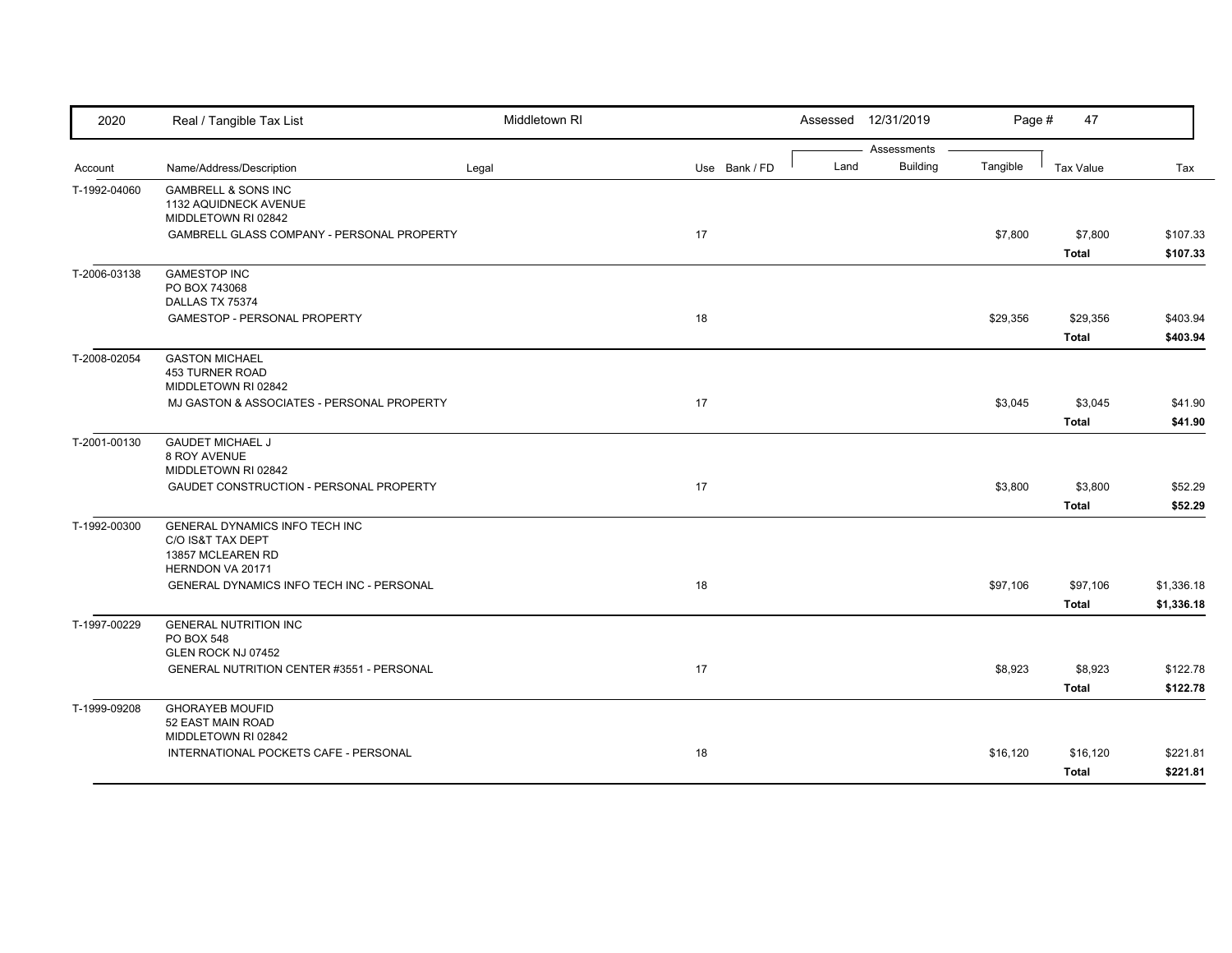| Account | Name/Address/Description | Legal | Use | Bank / FD | Land | Building | Tangible | Tax Value | Tax |
|---|---|---|---|---|---|---|---|---|---|
| T-1992-04060 | GAMBRELL & SONS INC<br>1132 AQUIDNECK AVENUE<br>MIDDLETOWN RI 02842 | | | | | | | | |
| | GAMBRELL GLASS COMPANY - PERSONAL PROPERTY | | 17 | | | | $7,800 | $7,800 | $107.33 |
| | | | | | | | | **Total** | **$107.33** |
| T-2006-03138 | GAMESTOP INC<br>PO BOX 743068<br>DALLAS TX 75374 | | | | | | | | |
| | GAMESTOP - PERSONAL PROPERTY | | 18 | | | | $29,356 | $29,356 | $403.94 |
| | | | | | | | | **Total** | **$403.94** |
| T-2008-02054 | GASTON MICHAEL<br>453 TURNER ROAD<br>MIDDLETOWN RI 02842 | | | | | | | | |
| | MJ GASTON & ASSOCIATES - PERSONAL PROPERTY | | 17 | | | | $3,045 | $3,045 | $41.90 |
| | | | | | | | | **Total** | **$41.90** |
| T-2001-00130 | GAUDET MICHAEL J<br>8 ROY AVENUE<br>MIDDLETOWN RI 02842 | | | | | | | | |
| | GAUDET CONSTRUCTION - PERSONAL PROPERTY | | 17 | | | | $3,800 | $3,800 | $52.29 |
| | | | | | | | | **Total** | **$52.29** |
| T-1992-00300 | GENERAL DYNAMICS INFO TECH INC<br>C/O IS&T TAX DEPT<br>13857 MCLEAREN RD<br>HERNDON VA 20171 | | | | | | | | |
| | GENERAL DYNAMICS INFO TECH INC - PERSONAL | | 18 | | | | $97,106 | $97,106 | $1,336.18 |
| | | | | | | | | **Total** | **$1,336.18** |
| T-1997-00229 | GENERAL NUTRITION INC<br>PO BOX 548<br>GLEN ROCK NJ 07452 | | | | | | | | |
| | GENERAL NUTRITION CENTER #3551 - PERSONAL | | 17 | | | | $8,923 | $8,923 | $122.78 |
| | | | | | | | | **Total** | **$122.78** |
| T-1999-09208 | GHORAYEB MOUFID<br>52 EAST MAIN ROAD<br>MIDDLETOWN RI 02842 | | | | | | | | |
| | INTERNATIONAL POCKETS CAFE - PERSONAL | | 18 | | | | $16,120 | $16,120 | $221.81 |
| | | | | | | | | **Total** | **$221.81** |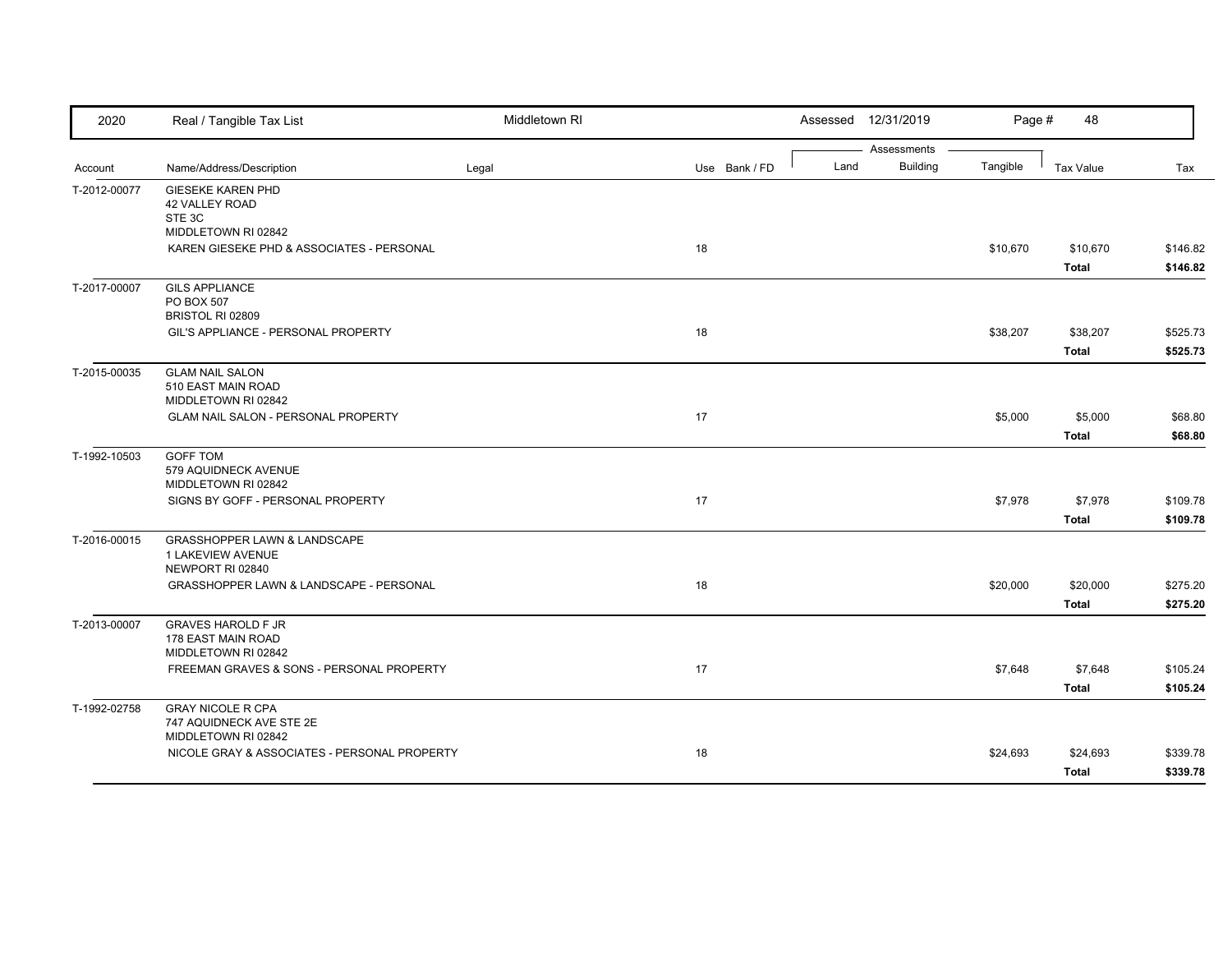| Account | Name/Address/Description | Legal | Use | Bank / FD | Land | Building | Tangible | Tax Value | Tax |
|---|---|---|---|---|---|---|---|---|---|
| T-2012-00077 | GIESEKE KAREN PHD<br>42 VALLEY ROAD<br>STE 3C<br>MIDDLETOWN RI 02842 | | | | | | | | |
| | KAREN GIESEKE PHD & ASSOCIATES - PERSONAL | | 18 | | | | $10,670 | $10,670 | $146.82 |
| | | | | | | | | **Total** | **$146.82** |
| T-2017-00007 | GILS APPLIANCE<br>PO BOX 507<br>BRISTOL RI 02809 | | | | | | | | |
| | GIL'S APPLIANCE - PERSONAL PROPERTY | | 18 | | | | $38,207 | $38,207 | $525.73 |
| | | | | | | | | **Total** | **$525.73** |
| T-2015-00035 | GLAM NAIL SALON<br>510 EAST MAIN ROAD<br>MIDDLETOWN RI 02842 | | | | | | | | |
| | GLAM NAIL SALON - PERSONAL PROPERTY | | 17 | | | | $5,000 | $5,000 | $68.80 |
| | | | | | | | | **Total** | **$68.80** |
| T-1992-10503 | GOFF TOM<br>579 AQUIDNECK AVENUE<br>MIDDLETOWN RI 02842 | | | | | | | | |
| | SIGNS BY GOFF - PERSONAL PROPERTY | | 17 | | | | $7,978 | $7,978 | $109.78 |
| | | | | | | | | **Total** | **$109.78** |
| T-2016-00015 | GRASSHOPPER LAWN & LANDSCAPE<br>1 LAKEVIEW AVENUE<br>NEWPORT RI 02840 | | | | | | | | |
| | GRASSHOPPER LAWN & LANDSCAPE - PERSONAL | | 18 | | | | $20,000 | $20,000 | $275.20 |
| | | | | | | | | **Total** | **$275.20** |
| T-2013-00007 | GRAVES HAROLD F JR<br>178 EAST MAIN ROAD<br>MIDDLETOWN RI 02842 | | | | | | | | |
| | FREEMAN GRAVES & SONS - PERSONAL PROPERTY | | 17 | | | | $7,648 | $7,648 | $105.24 |
| | | | | | | | | **Total** | **$105.24** |
| T-1992-02758 | GRAY NICOLE R CPA<br>747 AQUIDNECK AVE STE 2E<br>MIDDLETOWN RI 02842 | | | | | | | | |
| | NICOLE GRAY & ASSOCIATES - PERSONAL PROPERTY | | 18 | | | | $24,693 | $24,693 | $339.78 |
| | | | | | | | | **Total** | **$339.78** |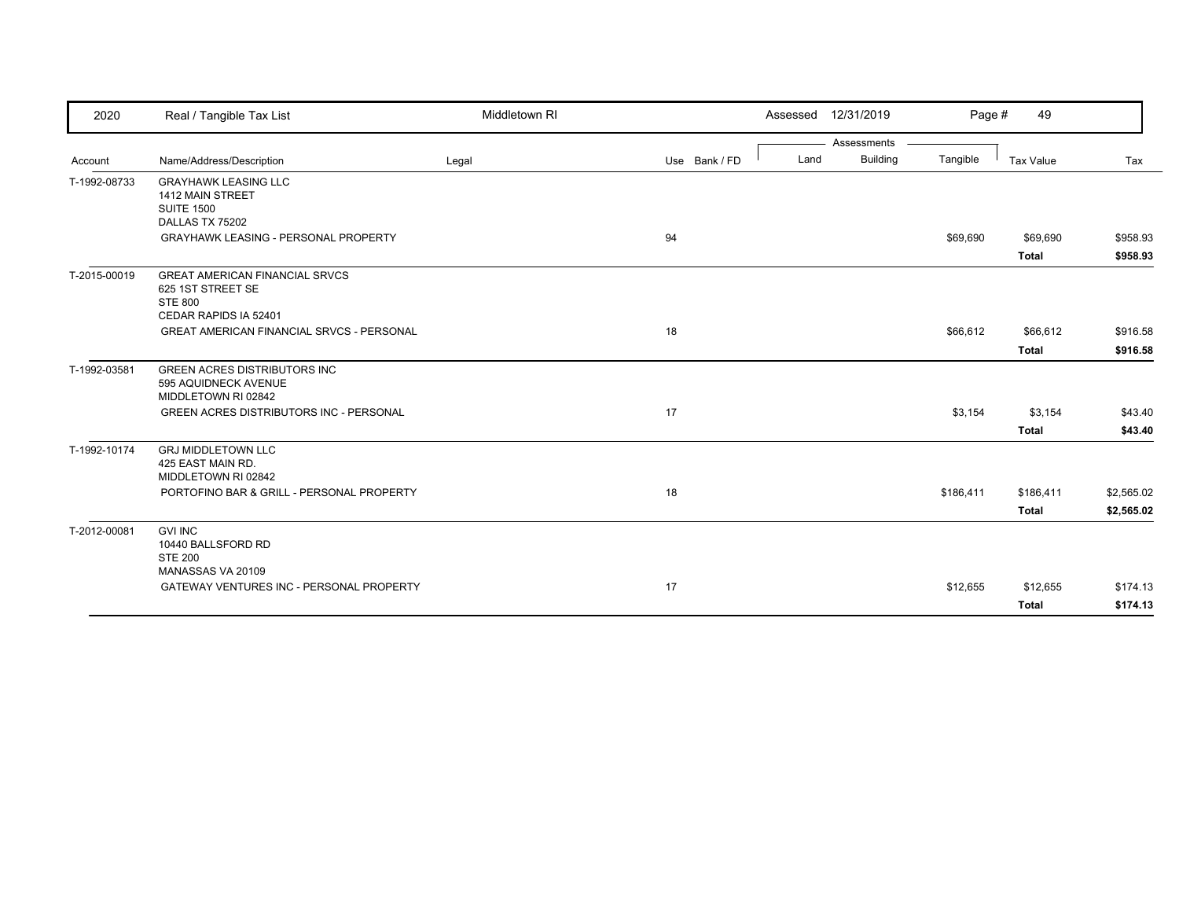| Account | Name/Address/Description | Legal | Use | Bank / FD | Land | Building | Tangible | Tax Value | Tax |
|---|---|---|---|---|---|---|---|---|---|
| T-1992-08733 | GRAYHAWK LEASING LLC<br>1412 MAIN STREET<br>SUITE 1500<br>DALLAS TX 75202 | | | | | | | | |
| | GRAYHAWK LEASING - PERSONAL PROPERTY | | 94 | | | | $69,690 | $69,690 | $958.93 |
| | | | | | | | | **Total** | **$958.93** |
| T-2015-00019 | GREAT AMERICAN FINANCIAL SRVCS<br>625 1ST STREET SE<br>STE 800<br>CEDAR RAPIDS IA 52401 | | | | | | | | |
| | GREAT AMERICAN FINANCIAL SRVCS - PERSONAL | | 18 | | | | $66,612 | $66,612 | $916.58 |
| | | | | | | | | **Total** | **$916.58** |
| T-1992-03581 | GREEN ACRES DISTRIBUTORS INC<br>595 AQUIDNECK AVENUE<br>MIDDLETOWN RI 02842 | | | | | | | | |
| | GREEN ACRES DISTRIBUTORS INC - PERSONAL | | 17 | | | | $3,154 | $3,154 | $43.40 |
| | | | | | | | | **Total** | **$43.40** |
| T-1992-10174 | GRJ MIDDLETOWN LLC<br>425 EAST MAIN RD.<br>MIDDLETOWN RI 02842 | | | | | | | | |
| | PORTOFINO BAR & GRILL - PERSONAL PROPERTY | | 18 | | | | $186,411 | $186,411 | $2,565.02 |
| | | | | | | | | **Total** | **$2,565.02** |
| T-2012-00081 | GVI INC<br>10440 BALLSFORD RD<br>STE 200<br>MANASSAS VA 20109 | | | | | | | | |
| | GATEWAY VENTURES INC - PERSONAL PROPERTY | | 17 | | | | $12,655 | $12,655 | $174.13 |
| | | | | | | | | **Total** | **$174.13** |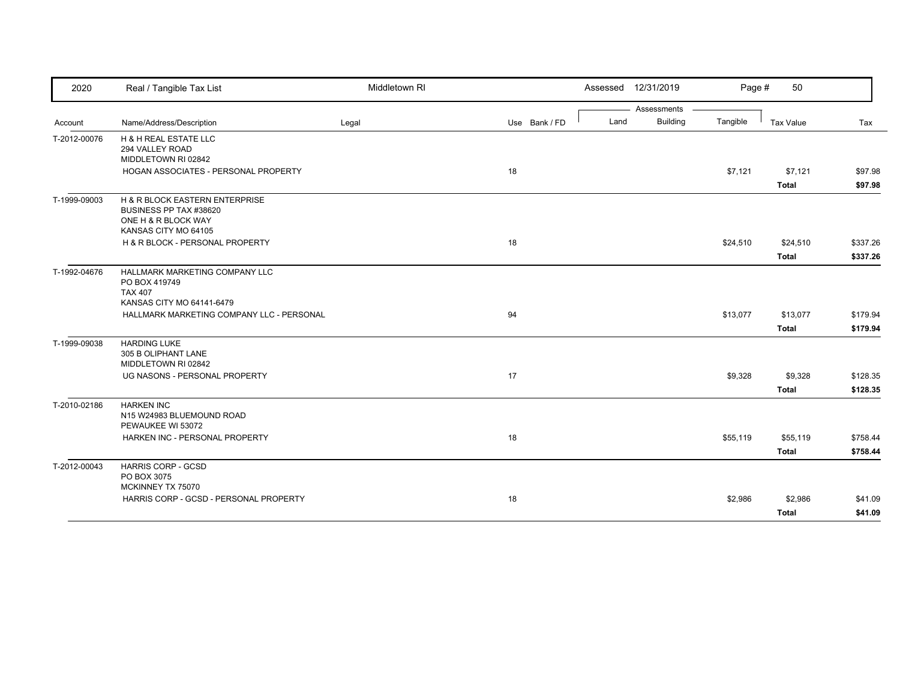| 2020 | Real / Tangible Tax List | Middletown RI | | Assessed 12/31/2019 | | | | |
|---|---|---|---|---|---|---|---|---|
| | | | | Assessments | | | | |
| Account | Name/Address/Description | Legal | Use Bank / FD | Land | Building | Tangible | Tax Value | Tax |
| T-2012-00076 | H & H REAL ESTATE LLC<br>294 VALLEY ROAD<br>MIDDLETOWN RI 02842 | | | | | | | |
| | HOGAN ASSOCIATES - PERSONAL PROPERTY | | 18 | | | $7,121 | $7,121 | $97.98 |
| | | | | | | | **Total** | **$97.98** |
| T-1999-09003 | H & R BLOCK EASTERN ENTERPRISE<br>BUSINESS PP TAX #38620<br>ONE H & R BLOCK WAY<br>KANSAS CITY MO 64105 | | | | | | | |
| | H & R BLOCK - PERSONAL PROPERTY | | 18 | | | $24,510 | $24,510 | $337.26 |
| | | | | | | | **Total** | **$337.26** |
| T-1992-04676 | HALLMARK MARKETING COMPANY LLC<br>PO BOX 419749<br>TAX 407<br>KANSAS CITY MO 64141-6479 | | | | | | | |
| | HALLMARK MARKETING COMPANY LLC - PERSONAL | | 94 | | | $13,077 | $13,077 | $179.94 |
| | | | | | | | **Total** | **$179.94** |
| T-1999-09038 | HARDING LUKE<br>305 B OLIPHANT LANE<br>MIDDLETOWN RI 02842 | | | | | | | |
| | UG NASONS - PERSONAL PROPERTY | | 17 | | | $9,328 | $9,328 | $128.35 |
| | | | | | | | **Total** | **$128.35** |
| T-2010-02186 | HARKEN INC<br>N15 W24983 BLUEMOUND ROAD<br>PEWAUKEE WI 53072 | | | | | | | |
| | HARKEN INC - PERSONAL PROPERTY | | 18 | | | $55,119 | $55,119 | $758.44 |
| | | | | | | | **Total** | **$758.44** |
| T-2012-00043 | HARRIS CORP - GCSD<br>PO BOX 3075<br>MCKINNEY TX 75070 | | | | | | | |
| | HARRIS CORP - GCSD - PERSONAL PROPERTY | | 18 | | | $2,986 | $2,986 | $41.09 |
| | | | | | | | **Total** | **$41.09** |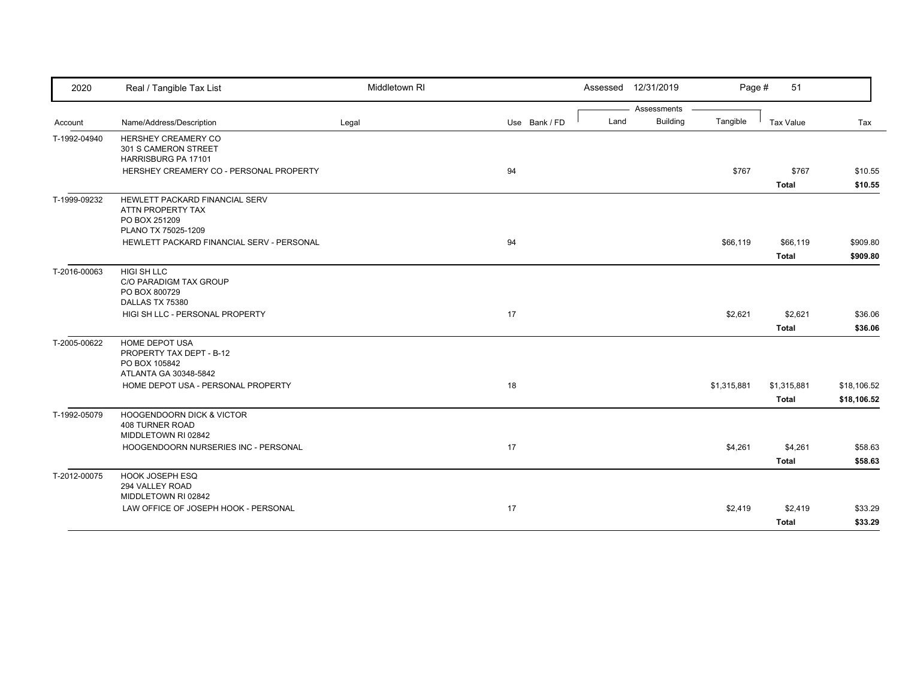| 2020 | Real / Tangible Tax List | Middletown RI | | Assessed 12/31/2019 | | | | |
|---|---|---|---|---|---|---|---|---|
| | | | | Assessments | | | | |
| Account | Name/Address/Description | Legal | Use Bank / FD | Land | Building | Tangible | Tax Value | Tax |
| T-1992-04940 | HERSHEY CREAMERY CO<br>301 S CAMERON STREET<br>HARRISBURG PA 17101 | | | | | | | |
| | HERSHEY CREAMERY CO - PERSONAL PROPERTY | | 94 | | | $767 | $767 | $10.55 |
| | | | | | | | **Total** | **$10.55** |
| T-1999-09232 | HEWLETT PACKARD FINANCIAL SERV<br>ATTN PROPERTY TAX<br>PO BOX 251209<br>PLANO TX 75025-1209 | | | | | | | |
| | HEWLETT PACKARD FINANCIAL SERV - PERSONAL | | 94 | | | $66,119 | $66,119 | $909.80 |
| | | | | | | | **Total** | **$909.80** |
| T-2016-00063 | HIGI SH LLC<br>C/O PARADIGM TAX GROUP<br>PO BOX 800729<br>DALLAS TX 75380 | | | | | | | |
| | HIGI SH LLC - PERSONAL PROPERTY | | 17 | | | $2,621 | $2,621 | $36.06 |
| | | | | | | | **Total** | **$36.06** |
| T-2005-00622 | HOME DEPOT USA<br>PROPERTY TAX DEPT - B-12<br>PO BOX 105842<br>ATLANTA GA 30348-5842 | | | | | | | |
| | HOME DEPOT USA - PERSONAL PROPERTY | | 18 | | | $1,315,881 | $1,315,881 | $18,106.52 |
| | | | | | | | **Total** | **$18,106.52** |
| T-1992-05079 | HOOGENDOORN DICK & VICTOR<br>408 TURNER ROAD<br>MIDDLETOWN RI 02842 | | | | | | | |
| | HOOGENDOORN NURSERIES INC - PERSONAL | | 17 | | | $4,261 | $4,261 | $58.63 |
| | | | | | | | **Total** | **$58.63** |
| T-2012-00075 | HOOK JOSEPH ESQ<br>294 VALLEY ROAD<br>MIDDLETOWN RI 02842 | | | | | | | |
| | LAW OFFICE OF JOSEPH HOOK - PERSONAL | | 17 | | | $2,419 | $2,419 | $33.29 |
| | | | | | | | **Total** | **$33.29** |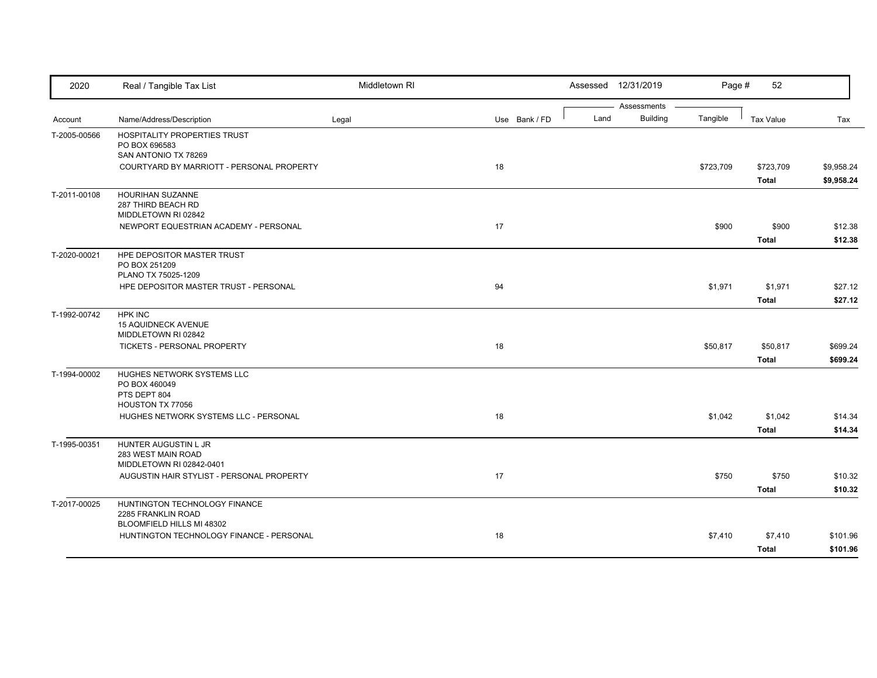| Account | Name/Address/Description | Legal | Use | Bank / FD | Land | Building | Tangible | Tax Value | Tax |
|---|---|---|---|---|---|---|---|---|---|
| T-2005-00566 | HOSPITALITY PROPERTIES TRUST<br>PO BOX 696583<br>SAN ANTONIO TX 78269 | | | | | | | | |
| | COURTYARD BY MARRIOTT - PERSONAL PROPERTY | | 18 | | | | $723,709 | $723,709 | $9,958.24 |
| | | | | | | | | **Total** | **$9,958.24** |
| T-2011-00108 | HOURIHAN SUZANNE<br>287 THIRD BEACH RD<br>MIDDLETOWN RI 02842 | | | | | | | | |
| | NEWPORT EQUESTRIAN ACADEMY - PERSONAL | | 17 | | | | $900 | $900 | $12.38 |
| | | | | | | | | **Total** | **$12.38** |
| T-2020-00021 | HPE DEPOSITOR MASTER TRUST<br>PO BOX 251209<br>PLANO TX 75025-1209 | | | | | | | | |
| | HPE DEPOSITOR MASTER TRUST - PERSONAL | | 94 | | | | $1,971 | $1,971 | $27.12 |
| | | | | | | | | **Total** | **$27.12** |
| T-1992-00742 | HPK INC<br>15 AQUIDNECK AVENUE<br>MIDDLETOWN RI 02842 | | | | | | | | |
| | TICKETS - PERSONAL PROPERTY | | 18 | | | | $50,817 | $50,817 | $699.24 |
| | | | | | | | | **Total** | **$699.24** |
| T-1994-00002 | HUGHES NETWORK SYSTEMS LLC<br>PO BOX 460049<br>PTS DEPT 804<br>HOUSTON TX 77056 | | | | | | | | |
| | HUGHES NETWORK SYSTEMS LLC - PERSONAL | | 18 | | | | $1,042 | $1,042 | $14.34 |
| | | | | | | | | **Total** | **$14.34** |
| T-1995-00351 | HUNTER AUGUSTIN L JR<br>283 WEST MAIN ROAD<br>MIDDLETOWN RI 02842-0401 | | | | | | | | |
| | AUGUSTIN HAIR STYLIST - PERSONAL PROPERTY | | 17 | | | | $750 | $750 | $10.32 |
| | | | | | | | | **Total** | **$10.32** |
| T-2017-00025 | HUNTINGTON TECHNOLOGY FINANCE<br>2285 FRANKLIN ROAD<br>BLOOMFIELD HILLS MI 48302 | | | | | | | | |
| | HUNTINGTON TECHNOLOGY FINANCE - PERSONAL | | 18 | | | | $7,410 | $7,410 | $101.96 |
| | | | | | | | | **Total** | **$101.96** |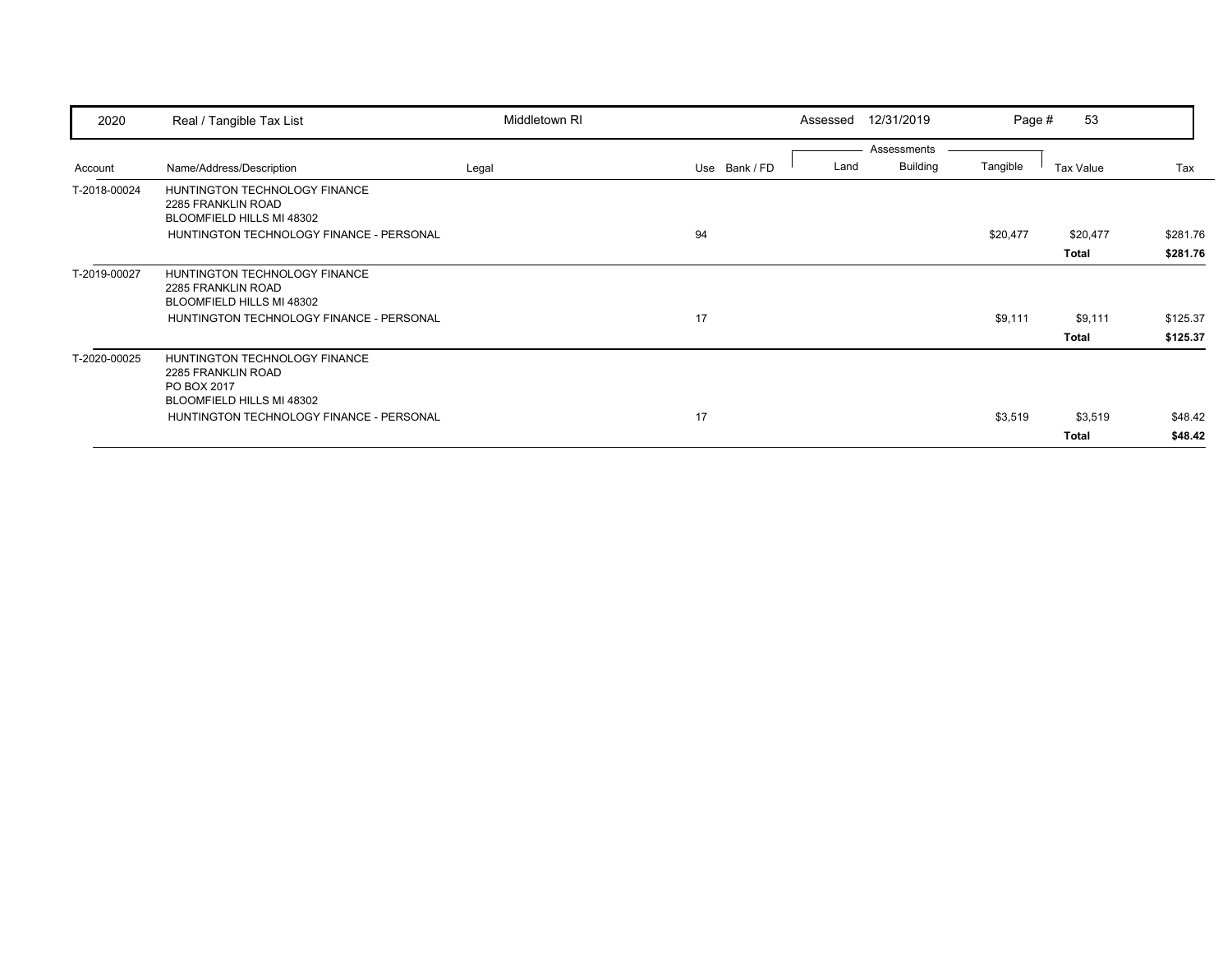| 2020 | Real / Tangible Tax List | Middletown RI | | Assessed 12/31/2019 | | | | |
|---|---|---|---|---|---|---|---|---|

| Account | Name/Address/Description | Legal | Use | Bank / FD | Land | Building | Tangible | Tax Value | Tax |
|---|---|---|---|---|---|---|---|---|---|
| | | | | | Assessments | | | | |
| T-2018-00024 | HUNTINGTON TECHNOLOGY FINANCE<br>2285 FRANKLIN ROAD<br>BLOOMFIELD HILLS MI 48302 | | | | | | | | |
| | HUNTINGTON TECHNOLOGY FINANCE - PERSONAL | | 94 | | | | $20,477 | $20,477 | $281.76 |
| | | | | | | | | **Total** | **$281.76** |
| T-2019-00027 | HUNTINGTON TECHNOLOGY FINANCE<br>2285 FRANKLIN ROAD<br>BLOOMFIELD HILLS MI 48302 | | | | | | | | |
| | HUNTINGTON TECHNOLOGY FINANCE - PERSONAL | | 17 | | | | $9,111 | $9,111 | $125.37 |
| | | | | | | | | **Total** | **$125.37** |
| T-2020-00025 | HUNTINGTON TECHNOLOGY FINANCE<br>2285 FRANKLIN ROAD<br>PO BOX 2017<br>BLOOMFIELD HILLS MI 48302 | | | | | | | | |
| | HUNTINGTON TECHNOLOGY FINANCE - PERSONAL | | 17 | | | | $3,519 | $3,519 | $48.42 |
| | | | | | | | | **Total** | **$48.42** |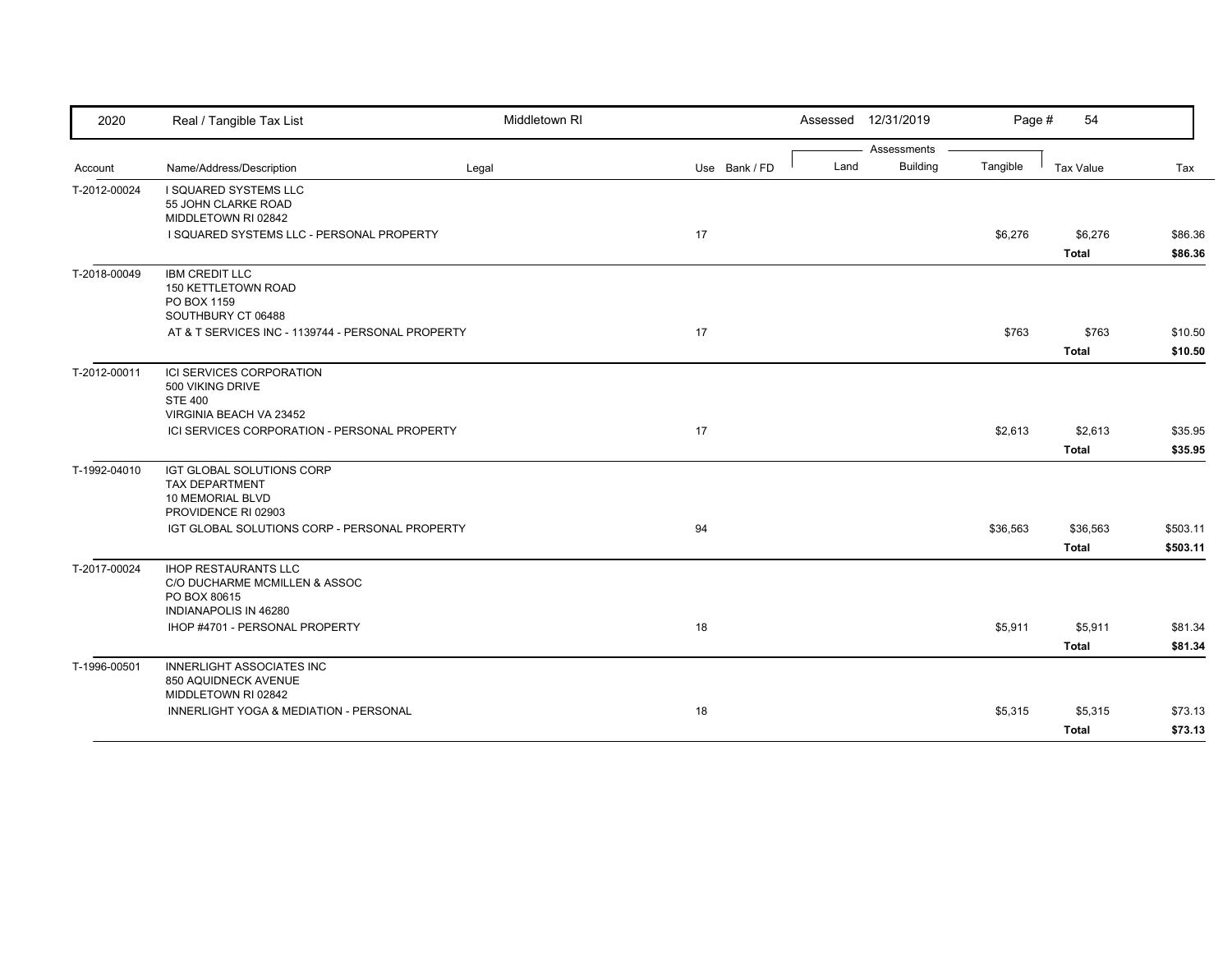| 2020 | Real / Tangible Tax List | Middletown RI | | | Assessed 12/31/2019 | | Page # 54 | | |
|---|---|---|---|---|---|---|---|---|---|
| | | | | | Assessments | | | | |
| Account | Name/Address/Description | Legal | Use | Bank / FD | Land | Building | Tangible | Tax Value | Tax |
| T-2012-00024 | I SQUARED SYSTEMS LLC<br>55 JOHN CLARKE ROAD<br>MIDDLETOWN RI 02842 | | | | | | | | |
| | I SQUARED SYSTEMS LLC - PERSONAL PROPERTY | | 17 | | | | $6,276 | $6,276 | $86.36 |
| | | | | | | | | **Total** | **$86.36** |
| T-2018-00049 | IBM CREDIT LLC<br>150 KETTLETOWN ROAD<br>PO BOX 1159<br>SOUTHBURY CT 06488 | | | | | | | | |
| | AT & T SERVICES INC - 1139744 - PERSONAL PROPERTY | | 17 | | | | $763 | $763 | $10.50 |
| | | | | | | | | **Total** | **$10.50** |
| T-2012-00011 | ICI SERVICES CORPORATION<br>500 VIKING DRIVE<br>STE 400<br>VIRGINIA BEACH VA 23452 | | | | | | | | |
| | ICI SERVICES CORPORATION - PERSONAL PROPERTY | | 17 | | | | $2,613 | $2,613 | $35.95 |
| | | | | | | | | **Total** | **$35.95** |
| T-1992-04010 | IGT GLOBAL SOLUTIONS CORP<br>TAX DEPARTMENT<br>10 MEMORIAL BLVD<br>PROVIDENCE RI 02903 | | | | | | | | |
| | IGT GLOBAL SOLUTIONS CORP - PERSONAL PROPERTY | | 94 | | | | $36,563 | $36,563 | $503.11 |
| | | | | | | | | **Total** | **$503.11** |
| T-2017-00024 | IHOP RESTAURANTS LLC<br>C/O DUCHARME MCMILLEN & ASSOC<br>PO BOX 80615<br>INDIANAPOLIS IN 46280 | | | | | | | | |
| | IHOP #4701 - PERSONAL PROPERTY | | 18 | | | | $5,911 | $5,911 | $81.34 |
| | | | | | | | | **Total** | **$81.34** |
| T-1996-00501 | INNERLIGHT ASSOCIATES INC<br>850 AQUIDNECK AVENUE<br>MIDDLETOWN RI 02842 | | | | | | | | |
| | INNERLIGHT YOGA & MEDIATION - PERSONAL | | 18 | | | | $5,315 | $5,315 | $73.13 |
| | | | | | | | | **Total** | **$73.13** |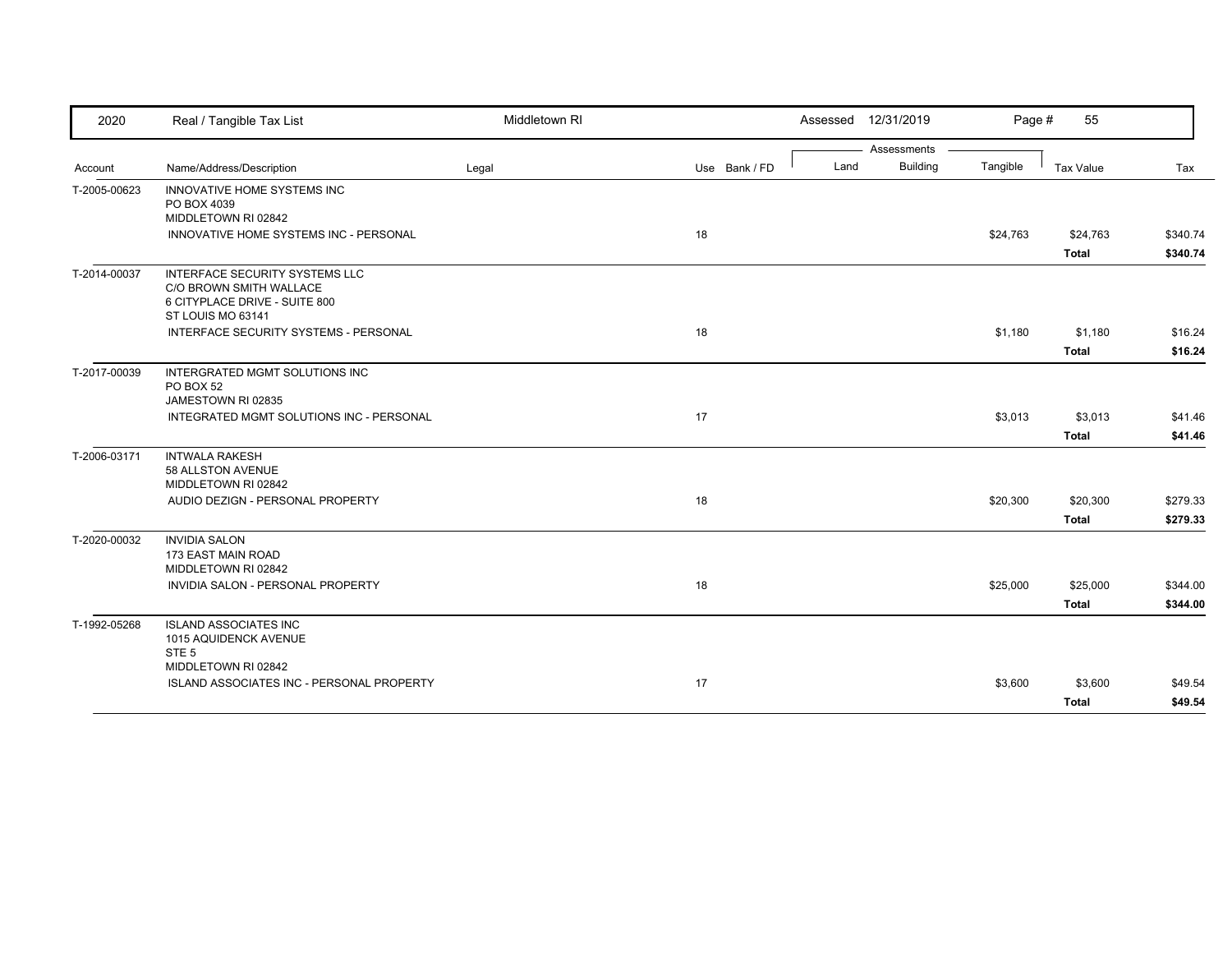| 2020 | Real / Tangible Tax List | Middletown RI | | Assessed 12/31/2019 | | Page # 55 | | |
|---|---|---|---|---|---|---|---|---|
| | | | | Assessments | | | | |
| Account | Name/Address/Description | Legal | Use Bank / FD | Land | Building | Tangible | Tax Value | Tax |
| T-2005-00623 | INNOVATIVE HOME SYSTEMS INC<br>PO BOX 4039<br>MIDDLETOWN RI 02842 | | | | | | | |
| | INNOVATIVE HOME SYSTEMS INC - PERSONAL | | 18 | | | $24,763 | $24,763 | $340.74 |
| | | | | | | | **Total** | **$340.74** |
| T-2014-00037 | INTERFACE SECURITY SYSTEMS LLC<br>C/O BROWN SMITH WALLACE<br>6 CITYPLACE DRIVE - SUITE 800<br>ST LOUIS MO 63141 | | | | | | | |
| | INTERFACE SECURITY SYSTEMS - PERSONAL | | 18 | | | $1,180 | $1,180 | $16.24 |
| | | | | | | | **Total** | **$16.24** |
| T-2017-00039 | INTERGRATED MGMT SOLUTIONS INC<br>PO BOX 52<br>JAMESTOWN RI 02835 | | | | | | | |
| | INTEGRATED MGMT SOLUTIONS INC - PERSONAL | | 17 | | | $3,013 | $3,013 | $41.46 |
| | | | | | | | **Total** | **$41.46** |
| T-2006-03171 | INTWALA RAKESH<br>58 ALLSTON AVENUE<br>MIDDLETOWN RI 02842 | | | | | | | |
| | AUDIO DEZIGN - PERSONAL PROPERTY | | 18 | | | $20,300 | $20,300 | $279.33 |
| | | | | | | | **Total** | **$279.33** |
| T-2020-00032 | INVIDIA SALON<br>173 EAST MAIN ROAD<br>MIDDLETOWN RI 02842 | | | | | | | |
| | INVIDIA SALON - PERSONAL PROPERTY | | 18 | | | $25,000 | $25,000 | $344.00 |
| | | | | | | | **Total** | **$344.00** |
| T-1992-05268 | ISLAND ASSOCIATES INC<br>1015 AQUIDENCK AVENUE<br>STE 5<br>MIDDLETOWN RI 02842 | | | | | | | |
| | ISLAND ASSOCIATES INC - PERSONAL PROPERTY | | 17 | | | $3,600 | $3,600 | $49.54 |
| | | | | | | | **Total** | **$49.54** |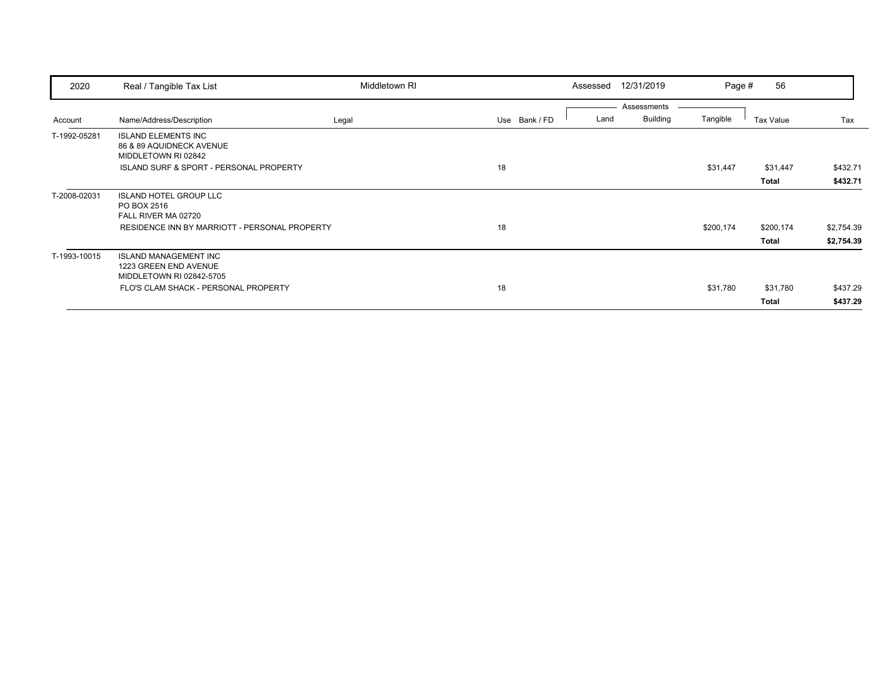| 2020 | Real / Tangible Tax List | Middletown RI | | Assessed 12/31/2019 | | | Page # 56 | |
|---|---|---|---|---|---|---|---|---|
| | | | | Assessments | | | | |
| Account | Name/Address/Description | Legal | Use Bank / FD | Land | Building | Tangible | Tax Value | Tax |
| T-1992-05281 | ISLAND ELEMENTS INC<br>86 & 89 AQUIDNECK AVENUE<br>MIDDLETOWN RI 02842 | | | | | | | |
| | ISLAND SURF & SPORT - PERSONAL PROPERTY | | 18 | | | $31,447 | $31,447 | $432.71 |
| | | | | | | | **Total** | **$432.71** |
| T-2008-02031 | ISLAND HOTEL GROUP LLC<br>PO BOX 2516<br>FALL RIVER MA 02720 | | | | | | | |
| | RESIDENCE INN BY MARRIOTT - PERSONAL PROPERTY | | 18 | | | $200,174 | $200,174 | $2,754.39 |
| | | | | | | | **Total** | **$2,754.39** |
| T-1993-10015 | ISLAND MANAGEMENT INC<br>1223 GREEN END AVENUE<br>MIDDLETOWN RI 02842-5705 | | | | | | | |
| | FLO'S CLAM SHACK - PERSONAL PROPERTY | | 18 | | | $31,780 | $31,780 | $437.29 |
| | | | | | | | **Total** | **$437.29** |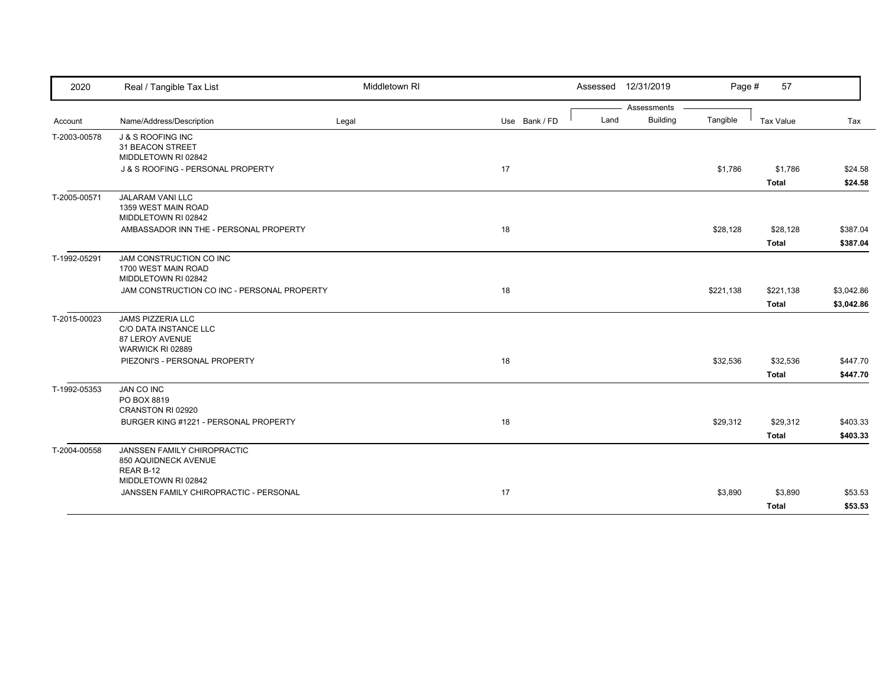| Account | Name/Address/Description | Legal | Use | Bank / FD | Land | Building | Tangible | Tax Value | Tax |
|---|---|---|---|---|---|---|---|---|---|
| T-2003-00578 | J & S ROOFING INC<br>31 BEACON STREET<br>MIDDLETOWN RI 02842 | | | | | | | | |
| | J & S ROOFING - PERSONAL PROPERTY | | 17 | | | | $1,786 | $1,786 | $24.58 |
| | | | | | | | | **Total** | **$24.58** |
| T-2005-00571 | JALARAM VANI LLC<br>1359 WEST MAIN ROAD<br>MIDDLETOWN RI 02842 | | | | | | | | |
| | AMBASSADOR INN THE - PERSONAL PROPERTY | | 18 | | | | $28,128 | $28,128 | $387.04 |
| | | | | | | | | **Total** | **$387.04** |
| T-1992-05291 | JAM CONSTRUCTION CO INC<br>1700 WEST MAIN ROAD<br>MIDDLETOWN RI 02842 | | | | | | | | |
| | JAM CONSTRUCTION CO INC - PERSONAL PROPERTY | | 18 | | | | $221,138 | $221,138 | $3,042.86 |
| | | | | | | | | **Total** | **$3,042.86** |
| T-2015-00023 | JAMS PIZZERIA LLC<br>C/O DATA INSTANCE LLC<br>87 LEROY AVENUE<br>WARWICK RI 02889 | | | | | | | | |
| | PIEZONI'S - PERSONAL PROPERTY | | 18 | | | | $32,536 | $32,536 | $447.70 |
| | | | | | | | | **Total** | **$447.70** |
| T-1992-05353 | JAN CO INC<br>PO BOX 8819<br>CRANSTON RI 02920 | | | | | | | | |
| | BURGER KING #1221 - PERSONAL PROPERTY | | 18 | | | | $29,312 | $29,312 | $403.33 |
| | | | | | | | | **Total** | **$403.33** |
| T-2004-00558 | JANSSEN FAMILY CHIROPRACTIC<br>850 AQUIDNECK AVENUE<br>REAR B-12<br>MIDDLETOWN RI 02842 | | | | | | | | |
| | JANSSEN FAMILY CHIROPRACTIC - PERSONAL | | 17 | | | | $3,890 | $3,890 | $53.53 |
| | | | | | | | | **Total** | **$53.53** |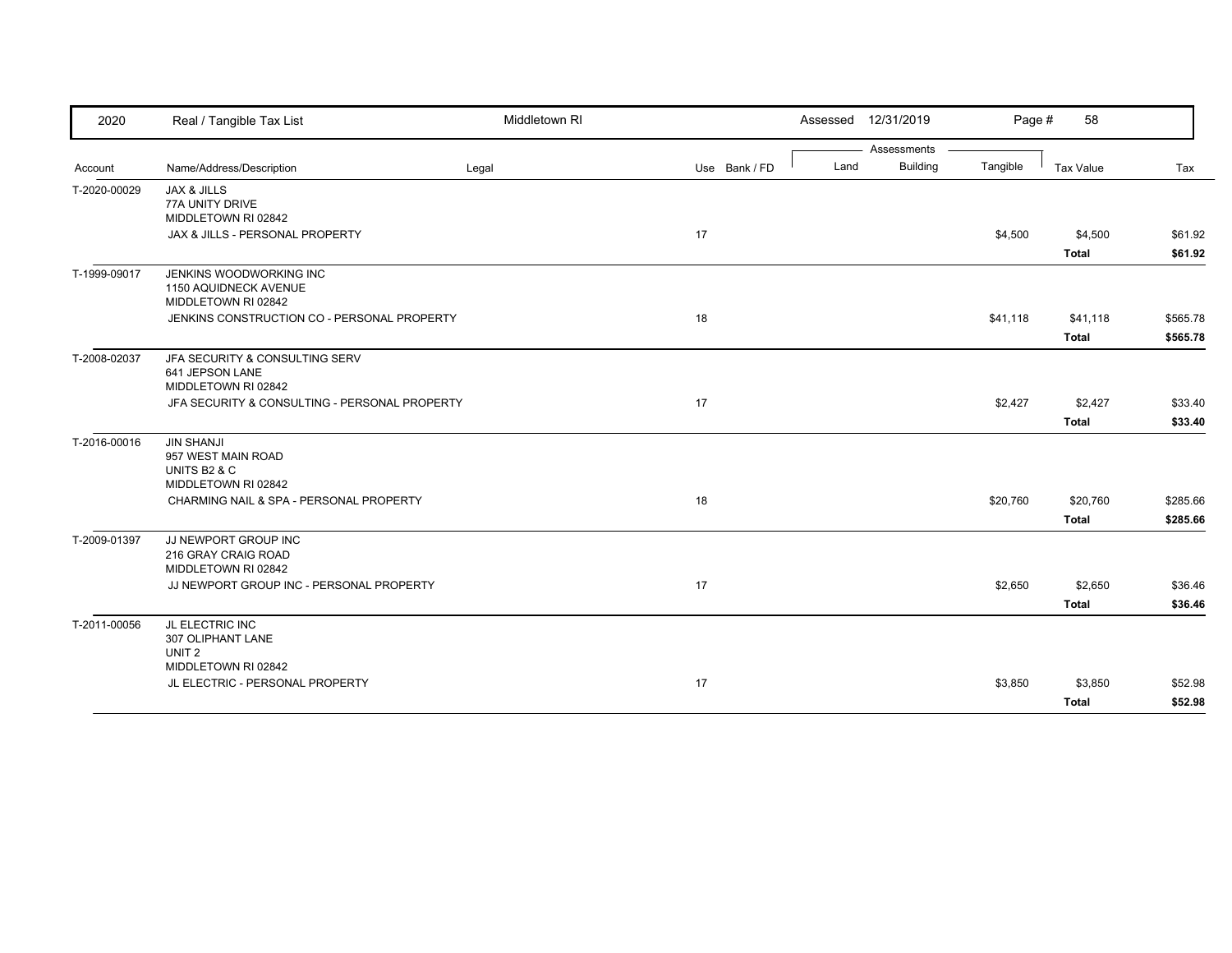| 2020 | Real / Tangible Tax List | Middletown RI | | Assessed 12/31/2019 | | | | |
|---|---|---|---|---|---|---|---|---|
| | | | | Assessments | | | | |
| Account | Name/Address/Description | Legal | Use Bank / FD | Land | Building | Tangible | Tax Value | Tax |
| T-2020-00029 | JAX & JILLS<br>77A UNITY DRIVE<br>MIDDLETOWN RI 02842 | | | | | | | |
| | JAX & JILLS - PERSONAL PROPERTY | | 17 | | | $4,500 | $4,500 | $61.92 |
| | | | | | | | **Total** | **$61.92** |
| T-1999-09017 | JENKINS WOODWORKING INC<br>1150 AQUIDNECK AVENUE<br>MIDDLETOWN RI 02842 | | | | | | | |
| | JENKINS CONSTRUCTION CO - PERSONAL PROPERTY | | 18 | | | $41,118 | $41,118 | $565.78 |
| | | | | | | | **Total** | **$565.78** |
| T-2008-02037 | JFA SECURITY & CONSULTING SERV<br>641 JEPSON LANE<br>MIDDLETOWN RI 02842 | | | | | | | |
| | JFA SECURITY & CONSULTING - PERSONAL PROPERTY | | 17 | | | $2,427 | $2,427 | $33.40 |
| | | | | | | | **Total** | **$33.40** |
| T-2016-00016 | JIN SHANJI<br>957 WEST MAIN ROAD<br>UNITS B2 & C<br>MIDDLETOWN RI 02842 | | | | | | | |
| | CHARMING NAIL & SPA - PERSONAL PROPERTY | | 18 | | | $20,760 | $20,760 | $285.66 |
| | | | | | | | **Total** | **$285.66** |
| T-2009-01397 | JJ NEWPORT GROUP INC<br>216 GRAY CRAIG ROAD<br>MIDDLETOWN RI 02842 | | | | | | | |
| | JJ NEWPORT GROUP INC - PERSONAL PROPERTY | | 17 | | | $2,650 | $2,650 | $36.46 |
| | | | | | | | **Total** | **$36.46** |
| T-2011-00056 | JL ELECTRIC INC<br>307 OLIPHANT LANE<br>UNIT 2<br>MIDDLETOWN RI 02842 | | | | | | | |
| | JL ELECTRIC - PERSONAL PROPERTY | | 17 | | | $3,850 | $3,850 | $52.98 |
| | | | | | | | **Total** | **$52.98** |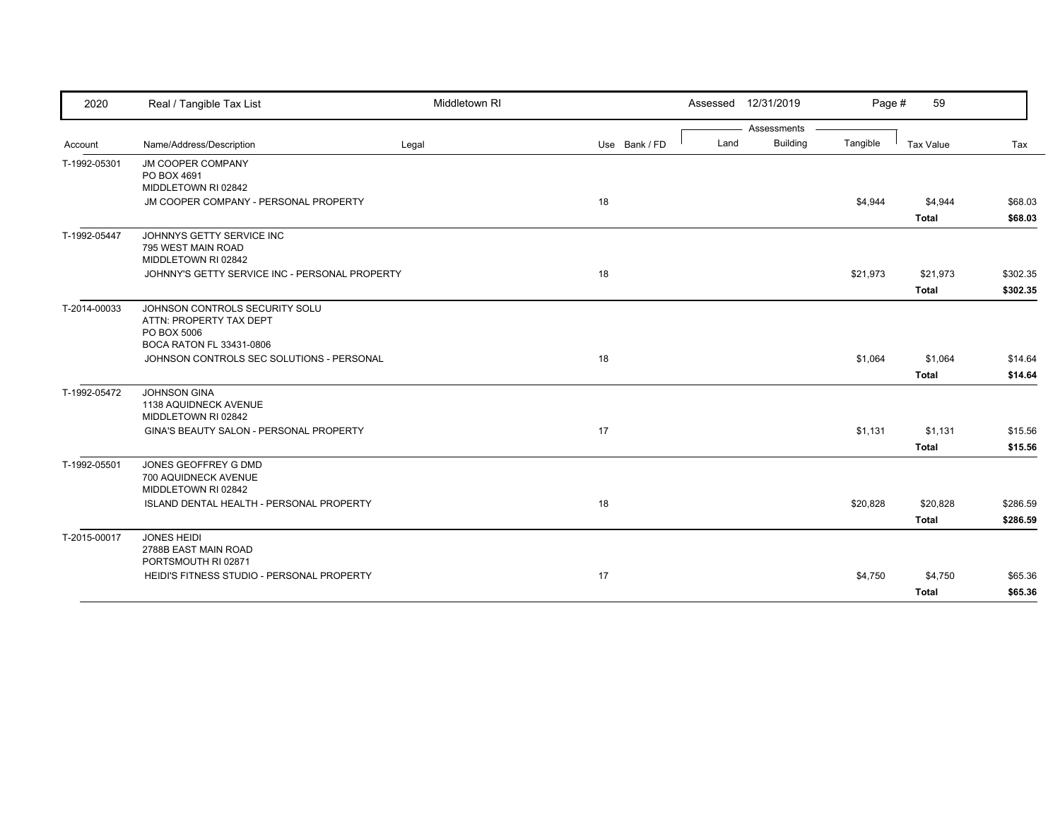| 2020 | Real / Tangible Tax List | Middletown RI | | Assessed 12/31/2019 | | | | |
|---|---|---|---|---|---|---|---|---|
| | | | | Assessments | | | | |
| Account | Name/Address/Description | Legal | Use Bank / FD | Land | Building | Tangible | Tax Value | Tax |
| T-1992-05301 | JM COOPER COMPANY<br>PO BOX 4691<br>MIDDLETOWN RI 02842 | | | | | | | |
| | JM COOPER COMPANY - PERSONAL PROPERTY | | 18 | | | $4,944 | $4,944 | $68.03 |
| | | | | | | | **Total** | **$68.03** |
| T-1992-05447 | JOHNNYS GETTY SERVICE INC<br>795 WEST MAIN ROAD<br>MIDDLETOWN RI 02842 | | | | | | | |
| | JOHNNY'S GETTY SERVICE INC - PERSONAL PROPERTY | | 18 | | | $21,973 | $21,973 | $302.35 |
| | | | | | | | **Total** | **$302.35** |
| T-2014-00033 | JOHNSON CONTROLS SECURITY SOLU<br>ATTN: PROPERTY TAX DEPT<br>PO BOX 5006<br>BOCA RATON FL 33431-0806 | | | | | | | |
| | JOHNSON CONTROLS SEC SOLUTIONS - PERSONAL | | 18 | | | $1,064 | $1,064 | $14.64 |
| | | | | | | | **Total** | **$14.64** |
| T-1992-05472 | JOHNSON GINA<br>1138 AQUIDNECK AVENUE<br>MIDDLETOWN RI 02842 | | | | | | | |
| | GINA'S BEAUTY SALON - PERSONAL PROPERTY | | 17 | | | $1,131 | $1,131 | $15.56 |
| | | | | | | | **Total** | **$15.56** |
| T-1992-05501 | JONES GEOFFREY G DMD<br>700 AQUIDNECK AVENUE<br>MIDDLETOWN RI 02842 | | | | | | | |
| | ISLAND DENTAL HEALTH - PERSONAL PROPERTY | | 18 | | | $20,828 | $20,828 | $286.59 |
| | | | | | | | **Total** | **$286.59** |
| T-2015-00017 | JONES HEIDI<br>2788B EAST MAIN ROAD<br>PORTSMOUTH RI 02871 | | | | | | | |
| | HEIDI'S FITNESS STUDIO - PERSONAL PROPERTY | | 17 | | | $4,750 | $4,750 | $65.36 |
| | | | | | | | **Total** | **$65.36** |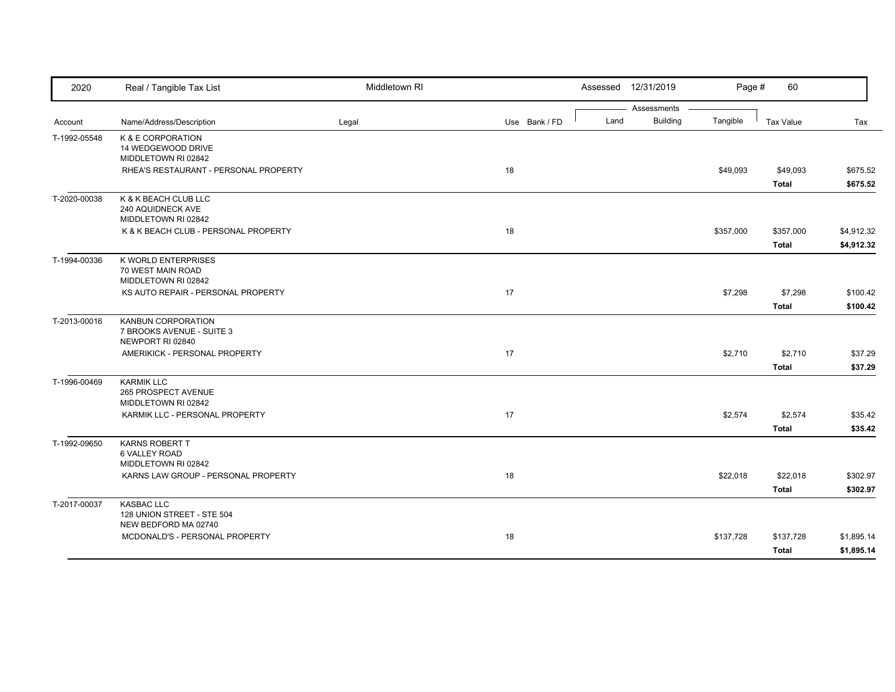| 2020 | Real / Tangible Tax List | Middletown RI | | Assessed 12/31/2019 | | | | |
|---|---|---|---|---|---|---|---|---|
| | | | | Assessments | | | | |
| Account | Name/Address/Description | Legal | Use Bank / FD | Land | Building | Tangible | Tax Value | Tax |
| T-1992-05548 | K & E CORPORATION<br>14 WEDGEWOOD DRIVE<br>MIDDLETOWN RI 02842 | | | | | | | |
| | RHEA'S RESTAURANT - PERSONAL PROPERTY | | 18 | | | $49,093 | $49,093 | $675.52 |
| | | | | | | | **Total** | **$675.52** |
| T-2020-00038 | K & K BEACH CLUB LLC<br>240 AQUIDNECK AVE<br>MIDDLETOWN RI 02842 | | | | | | | |
| | K & K BEACH CLUB - PERSONAL PROPERTY | | 18 | | | $357,000 | $357,000 | $4,912.32 |
| | | | | | | | **Total** | **$4,912.32** |
| T-1994-00336 | K WORLD ENTERPRISES<br>70 WEST MAIN ROAD<br>MIDDLETOWN RI 02842 | | | | | | | |
| | KS AUTO REPAIR - PERSONAL PROPERTY | | 17 | | | $7,298 | $7,298 | $100.42 |
| | | | | | | | **Total** | **$100.42** |
| T-2013-00016 | KANBUN CORPORATION<br>7 BROOKS AVENUE - SUITE 3<br>NEWPORT RI 02840 | | | | | | | |
| | AMERIKICK - PERSONAL PROPERTY | | 17 | | | $2,710 | $2,710 | $37.29 |
| | | | | | | | **Total** | **$37.29** |
| T-1996-00469 | KARMIK LLC<br>265 PROSPECT AVENUE<br>MIDDLETOWN RI 02842 | | | | | | | |
| | KARMIK LLC - PERSONAL PROPERTY | | 17 | | | $2,574 | $2,574 | $35.42 |
| | | | | | | | **Total** | **$35.42** |
| T-1992-09650 | KARNS ROBERT T<br>6 VALLEY ROAD<br>MIDDLETOWN RI 02842 | | | | | | | |
| | KARNS LAW GROUP - PERSONAL PROPERTY | | 18 | | | $22,018 | $22,018 | $302.97 |
| | | | | | | | **Total** | **$302.97** |
| T-2017-00037 | KASBAC LLC<br>128 UNION STREET - STE 504<br>NEW BEDFORD MA 02740 | | | | | | | |
| | MCDONALD'S - PERSONAL PROPERTY | | 18 | | | $137,728 | $137,728 | $1,895.14 |
| | | | | | | | **Total** | **$1,895.14** |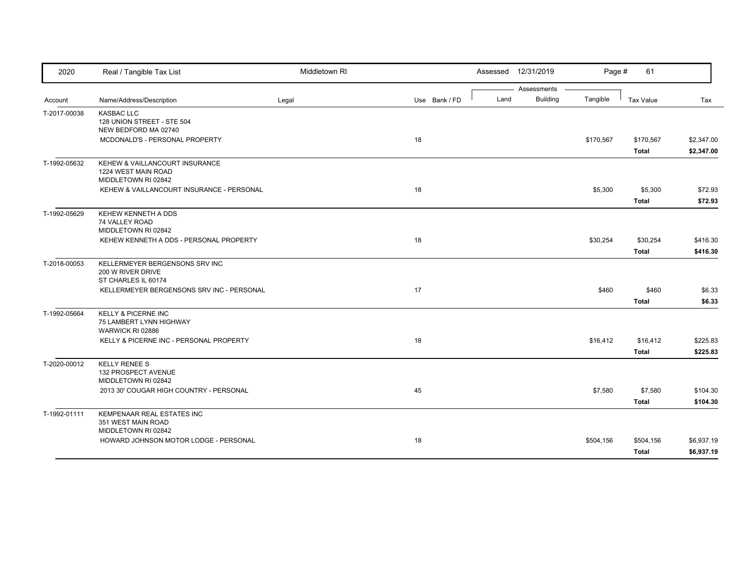| Account | Name/Address/Description | Legal | Use | Bank / FD | Land | Building | Tangible | Tax Value | Tax |
|---|---|---|---|---|---|---|---|---|---|
| T-2017-00038 | KASBAC LLC<br>128 UNION STREET - STE 504<br>NEW BEDFORD MA 02740 | | | | | | | | |
| | MCDONALD'S - PERSONAL PROPERTY | | 18 | | | | $170,567 | $170,567 | $2,347.00 |
| | | | | | | | | **Total** | **$2,347.00** |
| T-1992-05632 | KEHEW & VAILLANCOURT INSURANCE<br>1224 WEST MAIN ROAD<br>MIDDLETOWN RI 02842 | | | | | | | | |
| | KEHEW & VAILLANCOURT INSURANCE - PERSONAL | | 18 | | | | $5,300 | $5,300 | $72.93 |
| | | | | | | | | **Total** | **$72.93** |
| T-1992-05629 | KEHEW KENNETH A DDS<br>74 VALLEY ROAD<br>MIDDLETOWN RI 02842 | | | | | | | | |
| | KEHEW KENNETH A DDS - PERSONAL PROPERTY | | 18 | | | | $30,254 | $30,254 | $416.30 |
| | | | | | | | | **Total** | **$416.30** |
| T-2018-00053 | KELLERMEYER BERGENSONS SRV INC<br>200 W RIVER DRIVE<br>ST CHARLES IL 60174 | | | | | | | | |
| | KELLERMEYER BERGENSONS SRV INC - PERSONAL | | 17 | | | | $460 | $460 | $6.33 |
| | | | | | | | | **Total** | **$6.33** |
| T-1992-05664 | KELLY & PICERNE INC<br>75 LAMBERT LYNN HIGHWAY<br>WARWICK RI 02886 | | | | | | | | |
| | KELLY & PICERNE INC - PERSONAL PROPERTY | | 18 | | | | $16,412 | $16,412 | $225.83 |
| | | | | | | | | **Total** | **$225.83** |
| T-2020-00012 | KELLY RENEE S<br>132 PROSPECT AVENUE<br>MIDDLETOWN RI 02842 | | | | | | | | |
| | 2013 30' COUGAR HIGH COUNTRY - PERSONAL | | 45 | | | | $7,580 | $7,580 | $104.30 |
| | | | | | | | | **Total** | **$104.30** |
| T-1992-01111 | KEMPENAAR REAL ESTATES INC<br>351 WEST MAIN ROAD<br>MIDDLETOWN RI 02842 | | | | | | | | |
| | HOWARD JOHNSON MOTOR LODGE - PERSONAL | | 18 | | | | $504,156 | $504,156 | $6,937.19 |
| | | | | | | | | **Total** | **$6,937.19** |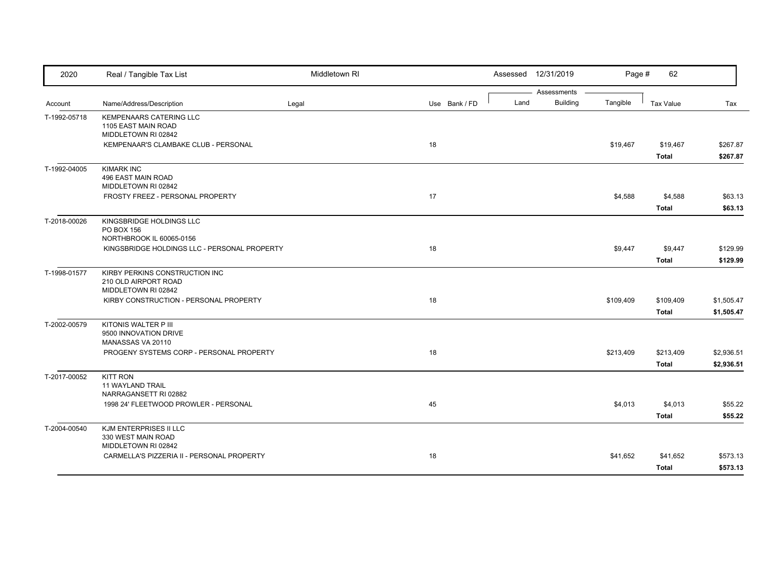| 2020 | Real / Tangible Tax List | Middletown RI | | Assessed 12/31/2019 | | | | |
|---|---|---|---|---|---|---|---|---|
| | | | | Assessments | | | | |
| Account | Name/Address/Description | Legal | Use Bank / FD | Land | Building | Tangible | Tax Value | Tax |
| T-1992-05718 | KEMPENAARS CATERING LLC<br>1105 EAST MAIN ROAD<br>MIDDLETOWN RI 02842 | | | | | | | |
| | KEMPENAAR'S CLAMBAKE CLUB - PERSONAL | | 18 | | | $19,467 | $19,467 | $267.87 |
| | | | | | | | **Total** | **$267.87** |
| T-1992-04005 | KIMARK INC<br>496 EAST MAIN ROAD<br>MIDDLETOWN RI 02842 | | | | | | | |
| | FROSTY FREEZ - PERSONAL PROPERTY | | 17 | | | $4,588 | $4,588 | $63.13 |
| | | | | | | | **Total** | **$63.13** |
| T-2018-00026 | KINGSBRIDGE HOLDINGS LLC<br>PO BOX 156<br>NORTHBROOK IL 60065-0156 | | | | | | | |
| | KINGSBRIDGE HOLDINGS LLC - PERSONAL PROPERTY | | 18 | | | $9,447 | $9,447 | $129.99 |
| | | | | | | | **Total** | **$129.99** |
| T-1998-01577 | KIRBY PERKINS CONSTRUCTION INC<br>210 OLD AIRPORT ROAD<br>MIDDLETOWN RI 02842 | | | | | | | |
| | KIRBY CONSTRUCTION - PERSONAL PROPERTY | | 18 | | | $109,409 | $109,409 | $1,505.47 |
| | | | | | | | **Total** | **$1,505.47** |
| T-2002-00579 | KITONIS WALTER P III<br>9500 INNOVATION DRIVE<br>MANASSAS VA 20110 | | | | | | | |
| | PROGENY SYSTEMS CORP - PERSONAL PROPERTY | | 18 | | | $213,409 | $213,409 | $2,936.51 |
| | | | | | | | **Total** | **$2,936.51** |
| T-2017-00052 | KITT RON<br>11 WAYLAND TRAIL<br>NARRAGANSETT RI 02882 | | | | | | | |
| | 1998 24' FLEETWOOD PROWLER - PERSONAL | | 45 | | | $4,013 | $4,013 | $55.22 |
| | | | | | | | **Total** | **$55.22** |
| T-2004-00540 | KJM ENTERPRISES II LLC<br>330 WEST MAIN ROAD<br>MIDDLETOWN RI 02842 | | | | | | | |
| | CARMELLA'S PIZZERIA II - PERSONAL PROPERTY | | 18 | | | $41,652 | $41,652 | $573.13 |
| | | | | | | | **Total** | **$573.13** |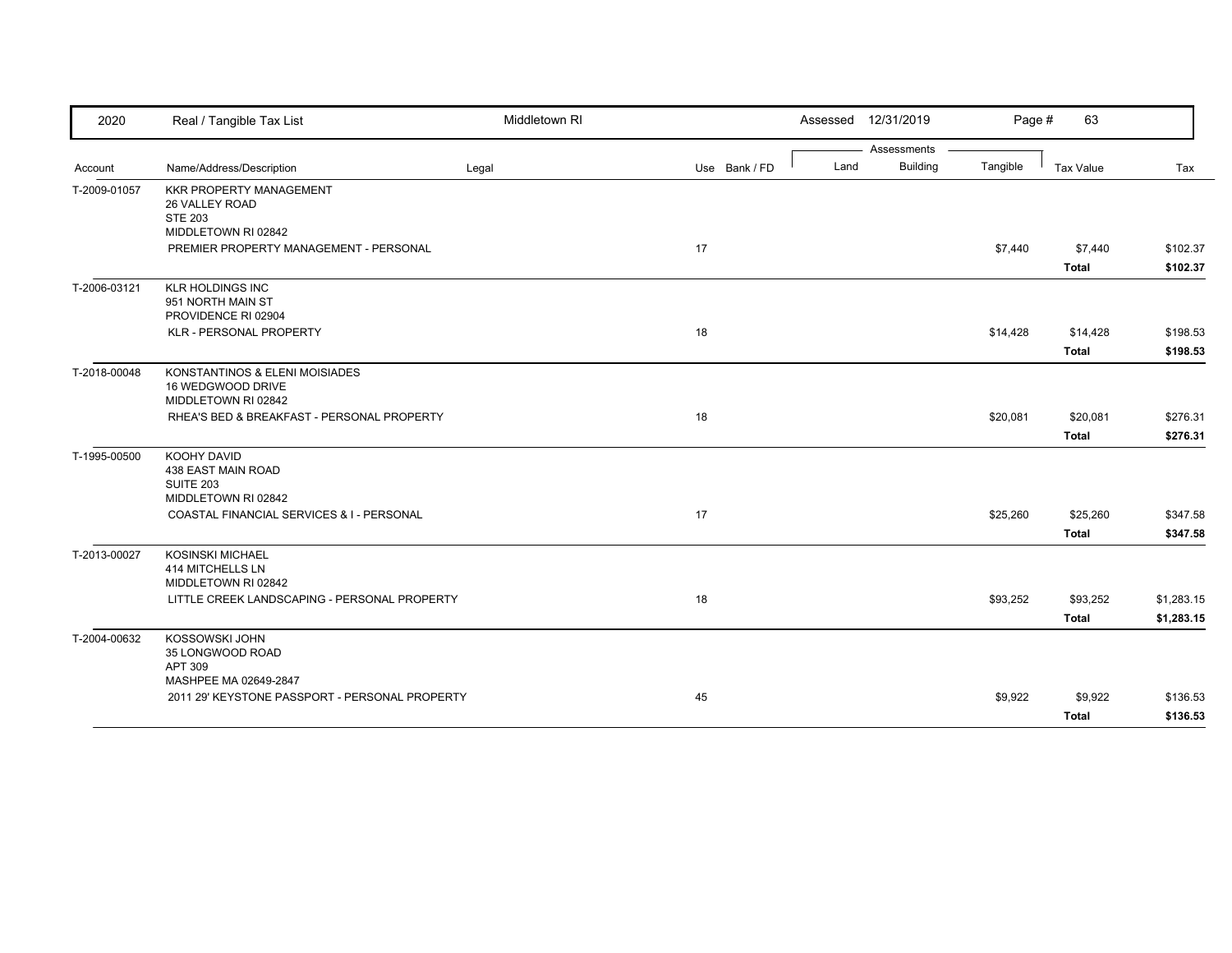| 2020 | Real / Tangible Tax List | Middletown RI | | | Assessed 12/31/2019 | | | | |
|---|---|---|---|---|---|---|---|---|---|
| | | | | | Assessments | | | | |
| Account | Name/Address/Description | Legal | Use | Bank / FD | Land | Building | Tangible | Tax Value | Tax |
| T-2009-01057 | KKR PROPERTY MANAGEMENT<br>26 VALLEY ROAD<br>STE 203<br>MIDDLETOWN RI 02842 | | | | | | | | |
| | PREMIER PROPERTY MANAGEMENT - PERSONAL | | 17 | | | | $7,440 | $7,440 | $102.37 |
| | | | | | | | | **Total** | **$102.37** |
| T-2006-03121 | KLR HOLDINGS INC<br>951 NORTH MAIN ST<br>PROVIDENCE RI 02904 | | | | | | | | |
| | KLR - PERSONAL PROPERTY | | 18 | | | | $14,428 | $14,428 | $198.53 |
| | | | | | | | | **Total** | **$198.53** |
| T-2018-00048 | KONSTANTINOS & ELENI MOISIADES<br>16 WEDGWOOD DRIVE<br>MIDDLETOWN RI 02842 | | | | | | | | |
| | RHEA'S BED & BREAKFAST - PERSONAL PROPERTY | | 18 | | | | $20,081 | $20,081 | $276.31 |
| | | | | | | | | **Total** | **$276.31** |
| T-1995-00500 | KOOHY DAVID<br>438 EAST MAIN ROAD<br>SUITE 203<br>MIDDLETOWN RI 02842 | | | | | | | | |
| | COASTAL FINANCIAL SERVICES & I - PERSONAL | | 17 | | | | $25,260 | $25,260 | $347.58 |
| | | | | | | | | **Total** | **$347.58** |
| T-2013-00027 | KOSINSKI MICHAEL<br>414 MITCHELLS LN<br>MIDDLETOWN RI 02842 | | | | | | | | |
| | LITTLE CREEK LANDSCAPING - PERSONAL PROPERTY | | 18 | | | | $93,252 | $93,252 | $1,283.15 |
| | | | | | | | | **Total** | **$1,283.15** |
| T-2004-00632 | KOSSOWSKI JOHN<br>35 LONGWOOD ROAD<br>APT 309<br>MASHPEE MA 02649-2847 | | | | | | | | |
| | 2011 29' KEYSTONE PASSPORT - PERSONAL PROPERTY | | 45 | | | | $9,922 | $9,922 | $136.53 |
| | | | | | | | | **Total** | **$136.53** |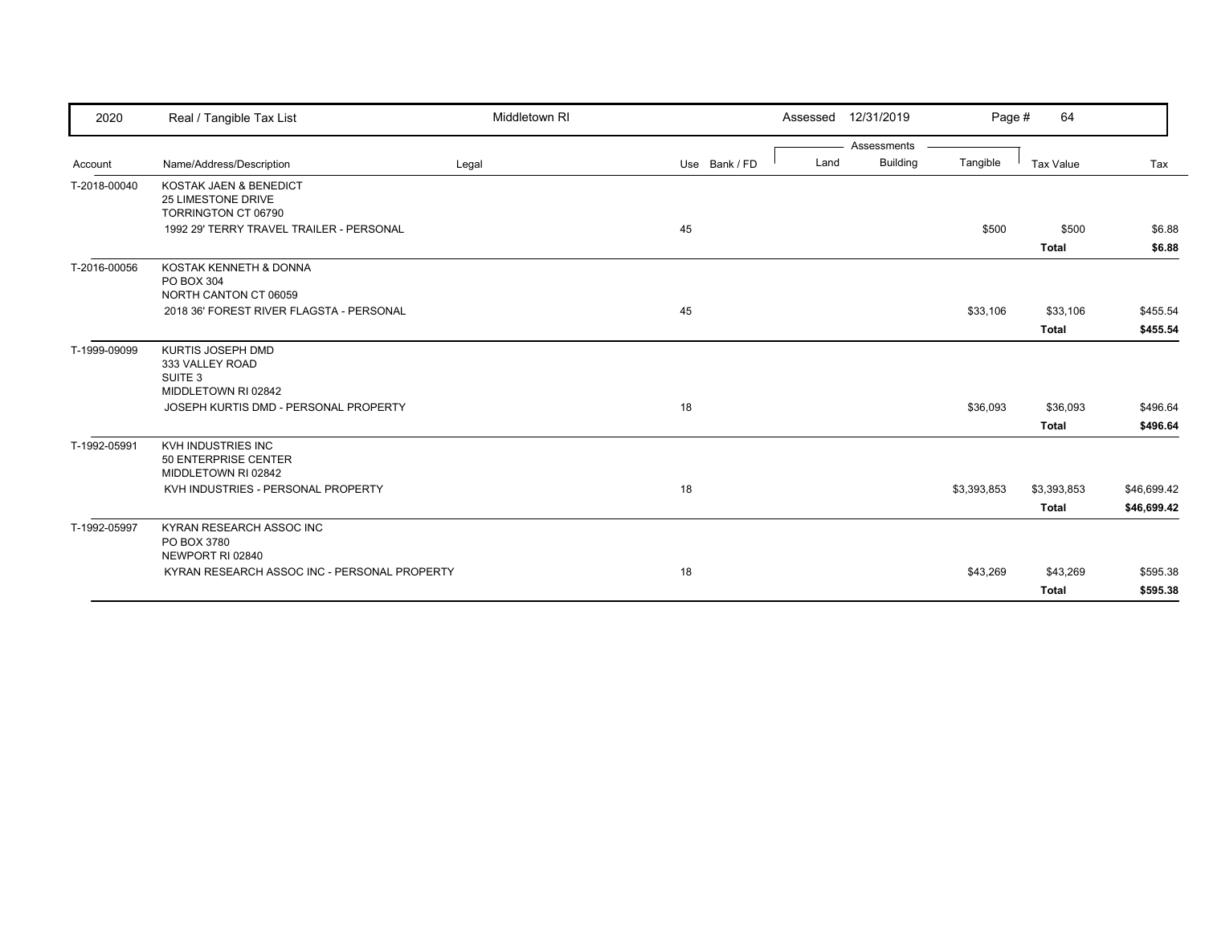| 2020 | Real / Tangible Tax List | Middletown RI | | Assessed 12/31/2019 | | Page # 64 | | |
|---|---|---|---|---|---|---|---|---|
| | | | | Assessments | | | | |
| Account | Name/Address/Description | Legal | Use Bank / FD | Land | Building | Tangible | Tax Value | Tax |
| T-2018-00040 | KOSTAK JAEN & BENEDICT<br>25 LIMESTONE DRIVE<br>TORRINGTON CT 06790 | | | | | | | |
| | 1992 29' TERRY TRAVEL TRAILER - PERSONAL | | 45 | | | $500 | $500 | $6.88 |
| | | | | | | | **Total** | **$6.88** |
| T-2016-00056 | KOSTAK KENNETH & DONNA<br>PO BOX 304<br>NORTH CANTON CT 06059 | | | | | | | |
| | 2018 36' FOREST RIVER FLAGSTA - PERSONAL | | 45 | | | $33,106 | $33,106 | $455.54 |
| | | | | | | | **Total** | **$455.54** |
| T-1999-09099 | KURTIS JOSEPH DMD<br>333 VALLEY ROAD<br>SUITE 3<br>MIDDLETOWN RI 02842 | | | | | | | |
| | JOSEPH KURTIS DMD - PERSONAL PROPERTY | | 18 | | | $36,093 | $36,093 | $496.64 |
| | | | | | | | **Total** | **$496.64** |
| T-1992-05991 | KVH INDUSTRIES INC<br>50 ENTERPRISE CENTER<br>MIDDLETOWN RI 02842 | | | | | | | |
| | KVH INDUSTRIES - PERSONAL PROPERTY | | 18 | | | $3,393,853 | $3,393,853 | $46,699.42 |
| | | | | | | | **Total** | **$46,699.42** |
| T-1992-05997 | KYRAN RESEARCH ASSOC INC<br>PO BOX 3780<br>NEWPORT RI 02840 | | | | | | | |
| | KYRAN RESEARCH ASSOC INC - PERSONAL PROPERTY | | 18 | | | $43,269 | $43,269 | $595.38 |
| | | | | | | | **Total** | **$595.38** |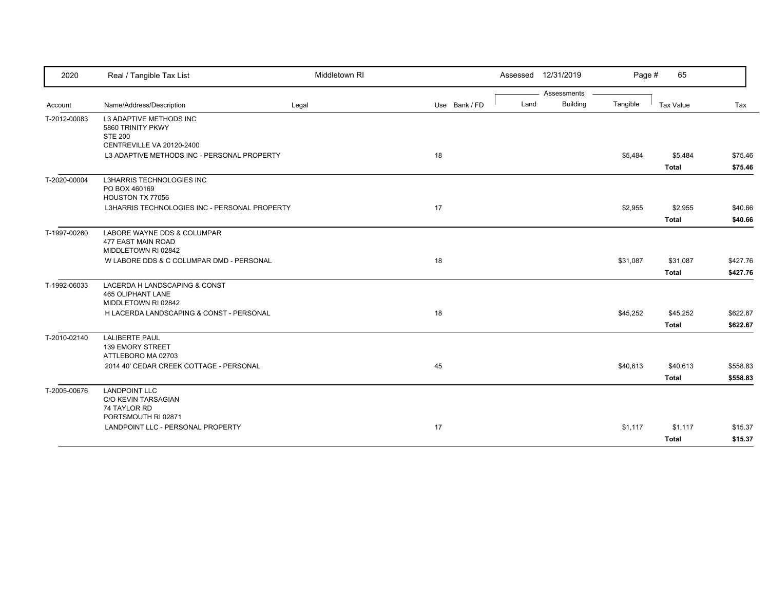| 2020 | Real / Tangible Tax List | Middletown RI | | | Assessed 12/31/2019 | | Page # 65 | | |
|---|---|---|---|---|---|---|---|---|---|
| | | | | | Assessments | | | | |
| Account | Name/Address/Description | Legal | Use | Bank / FD | Land | Building | Tangible | Tax Value | Tax |
| T-2012-00083 | L3 ADAPTIVE METHODS INC<br>5860 TRINITY PKWY<br>STE 200<br>CENTREVILLE VA 20120-2400 | | | | | | | | |
| | L3 ADAPTIVE METHODS INC - PERSONAL PROPERTY | | 18 | | | | $5,484 | $5,484 | $75.46 |
| | | | | | | | | **Total** | **$75.46** |
| T-2020-00004 | L3HARRIS TECHNOLOGIES INC<br>PO BOX 460169<br>HOUSTON TX 77056 | | | | | | | | |
| | L3HARRIS TECHNOLOGIES INC - PERSONAL PROPERTY | | 17 | | | | $2,955 | $2,955 | $40.66 |
| | | | | | | | | **Total** | **$40.66** |
| T-1997-00260 | LABORE WAYNE DDS & COLUMPAR<br>477 EAST MAIN ROAD<br>MIDDLETOWN RI 02842 | | | | | | | | |
| | W LABORE DDS & C COLUMPAR DMD - PERSONAL | | 18 | | | | $31,087 | $31,087 | $427.76 |
| | | | | | | | | **Total** | **$427.76** |
| T-1992-06033 | LACERDA H LANDSCAPING & CONST<br>465 OLIPHANT LANE<br>MIDDLETOWN RI 02842 | | | | | | | | |
| | H LACERDA LANDSCAPING & CONST - PERSONAL | | 18 | | | | $45,252 | $45,252 | $622.67 |
| | | | | | | | | **Total** | **$622.67** |
| T-2010-02140 | LALIBERTE PAUL<br>139 EMORY STREET<br>ATTLEBORO MA 02703 | | | | | | | | |
| | 2014 40' CEDAR CREEK COTTAGE - PERSONAL | | 45 | | | | $40,613 | $40,613 | $558.83 |
| | | | | | | | | **Total** | **$558.83** |
| T-2005-00676 | LANDPOINT LLC<br>C/O KEVIN TARSAGIAN<br>74 TAYLOR RD<br>PORTSMOUTH RI 02871 | | | | | | | | |
| | LANDPOINT LLC - PERSONAL PROPERTY | | 17 | | | | $1,117 | $1,117 | $15.37 |
| | | | | | | | | **Total** | **$15.37** |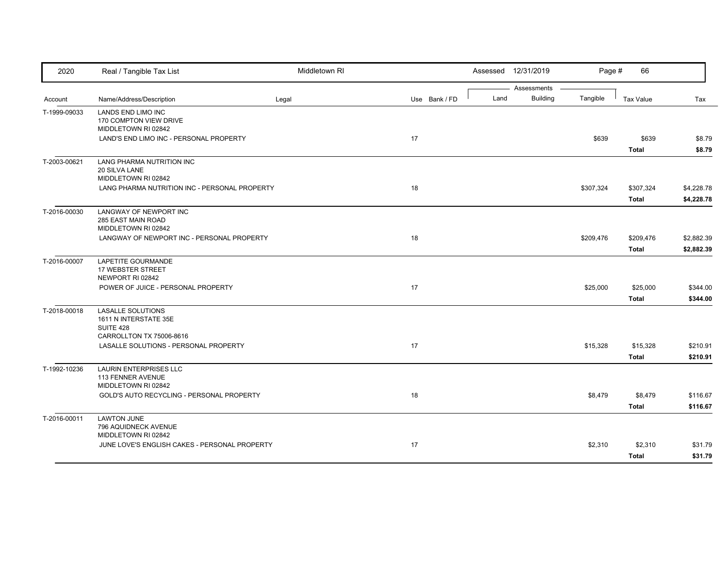| Account | Name/Address/Description | Legal | Use | Bank / FD | Land | Building | Tangible | Tax Value | Tax |
|---|---|---|---|---|---|---|---|---|---|
| T-1999-09033 | LANDS END LIMO INC<br>170 COMPTON VIEW DRIVE<br>MIDDLETOWN RI 02842 | | | | | | | | |
| | LAND'S END LIMO INC - PERSONAL PROPERTY | | 17 | | | | $639 | $639 | $8.79 |
| | | | | | | | | **Total** | **$8.79** |
| T-2003-00621 | LANG PHARMA NUTRITION INC<br>20 SILVA LANE<br>MIDDLETOWN RI 02842 | | | | | | | | |
| | LANG PHARMA NUTRITION INC - PERSONAL PROPERTY | | 18 | | | | $307,324 | $307,324 | $4,228.78 |
| | | | | | | | | **Total** | **$4,228.78** |
| T-2016-00030 | LANGWAY OF NEWPORT INC<br>285 EAST MAIN ROAD<br>MIDDLETOWN RI 02842 | | | | | | | | |
| | LANGWAY OF NEWPORT INC - PERSONAL PROPERTY | | 18 | | | | $209,476 | $209,476 | $2,882.39 |
| | | | | | | | | **Total** | **$2,882.39** |
| T-2016-00007 | LAPETITE GOURMANDE<br>17 WEBSTER STREET<br>NEWPORT RI 02842 | | | | | | | | |
| | POWER OF JUICE - PERSONAL PROPERTY | | 17 | | | | $25,000 | $25,000 | $344.00 |
| | | | | | | | | **Total** | **$344.00** |
| T-2018-00018 | LASALLE SOLUTIONS<br>1611 N INTERSTATE 35E<br>SUITE 428<br>CARROLLTON TX 75006-8616 | | | | | | | | |
| | LASALLE SOLUTIONS - PERSONAL PROPERTY | | 17 | | | | $15,328 | $15,328 | $210.91 |
| | | | | | | | | **Total** | **$210.91** |
| T-1992-10236 | LAURIN ENTERPRISES LLC<br>113 FENNER AVENUE<br>MIDDLETOWN RI 02842 | | | | | | | | |
| | GOLD'S AUTO RECYCLING - PERSONAL PROPERTY | | 18 | | | | $8,479 | $8,479 | $116.67 |
| | | | | | | | | **Total** | **$116.67** |
| T-2016-00011 | LAWTON JUNE<br>796 AQUIDNECK AVENUE<br>MIDDLETOWN RI 02842 | | | | | | | | |
| | JUNE LOVE'S ENGLISH CAKES - PERSONAL PROPERTY | | 17 | | | | $2,310 | $2,310 | $31.79 |
| | | | | | | | | **Total** | **$31.79** |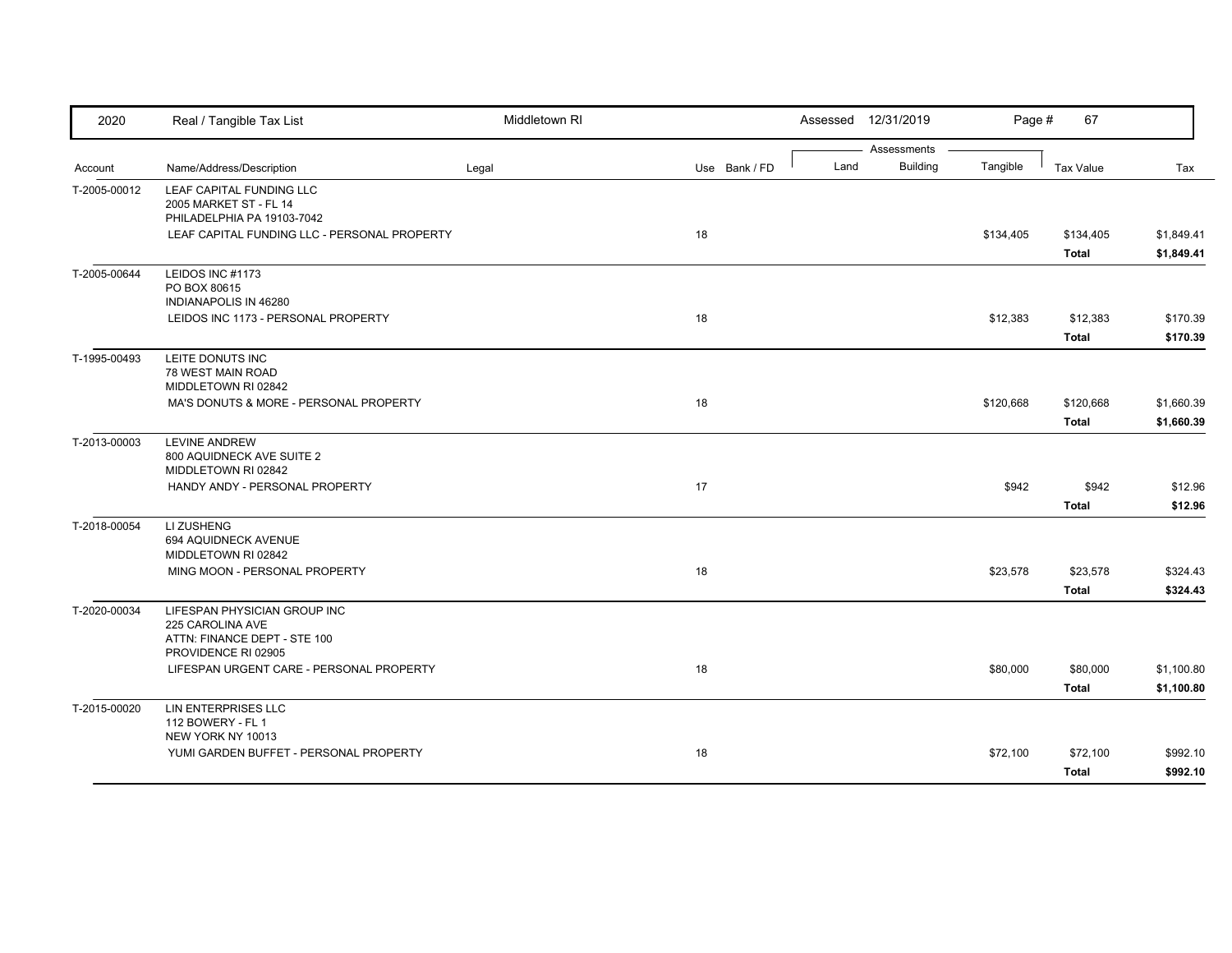| 2020 | Real / Tangible Tax List | Middletown RI | | | Assessed 12/31/2019 | | | | |
|---|---|---|---|---|---|---|---|---|---|
| | | | | | Assessments | | | | |
| Account | Name/Address/Description | Legal | Use | Bank / FD | Land | Building | Tangible | Tax Value | Tax |
| T-2005-00012 | LEAF CAPITAL FUNDING LLC<br>2005 MARKET ST - FL 14<br>PHILADELPHIA PA 19103-7042 | | | | | | | | |
| | LEAF CAPITAL FUNDING LLC - PERSONAL PROPERTY | | 18 | | | | $134,405 | $134,405 | $1,849.41 |
| | | | | | | | | **Total** | **$1,849.41** |
| T-2005-00644 | LEIDOS INC #1173<br>PO BOX 80615<br>INDIANAPOLIS IN 46280 | | | | | | | | |
| | LEIDOS INC 1173 - PERSONAL PROPERTY | | 18 | | | | $12,383 | $12,383 | $170.39 |
| | | | | | | | | **Total** | **$170.39** |
| T-1995-00493 | LEITE DONUTS INC<br>78 WEST MAIN ROAD<br>MIDDLETOWN RI 02842 | | | | | | | | |
| | MA'S DONUTS & MORE - PERSONAL PROPERTY | | 18 | | | | $120,668 | $120,668 | $1,660.39 |
| | | | | | | | | **Total** | **$1,660.39** |
| T-2013-00003 | LEVINE ANDREW<br>800 AQUIDNECK AVE SUITE 2<br>MIDDLETOWN RI 02842 | | | | | | | | |
| | HANDY ANDY - PERSONAL PROPERTY | | 17 | | | | $942 | $942 | $12.96 |
| | | | | | | | | **Total** | **$12.96** |
| T-2018-00054 | LI ZUSHENG<br>694 AQUIDNECK AVENUE<br>MIDDLETOWN RI 02842 | | | | | | | | |
| | MING MOON - PERSONAL PROPERTY | | 18 | | | | $23,578 | $23,578 | $324.43 |
| | | | | | | | | **Total** | **$324.43** |
| T-2020-00034 | LIFESPAN PHYSICIAN GROUP INC<br>225 CAROLINA AVE<br>ATTN: FINANCE DEPT - STE 100<br>PROVIDENCE RI 02905 | | | | | | | | |
| | LIFESPAN URGENT CARE - PERSONAL PROPERTY | | 18 | | | | $80,000 | $80,000 | $1,100.80 |
| | | | | | | | | **Total** | **$1,100.80** |
| T-2015-00020 | LIN ENTERPRISES LLC<br>112 BOWERY - FL 1<br>NEW YORK NY 10013 | | | | | | | | |
| | YUMI GARDEN BUFFET - PERSONAL PROPERTY | | 18 | | | | $72,100 | $72,100 | $992.10 |
| | | | | | | | | **Total** | **$992.10** |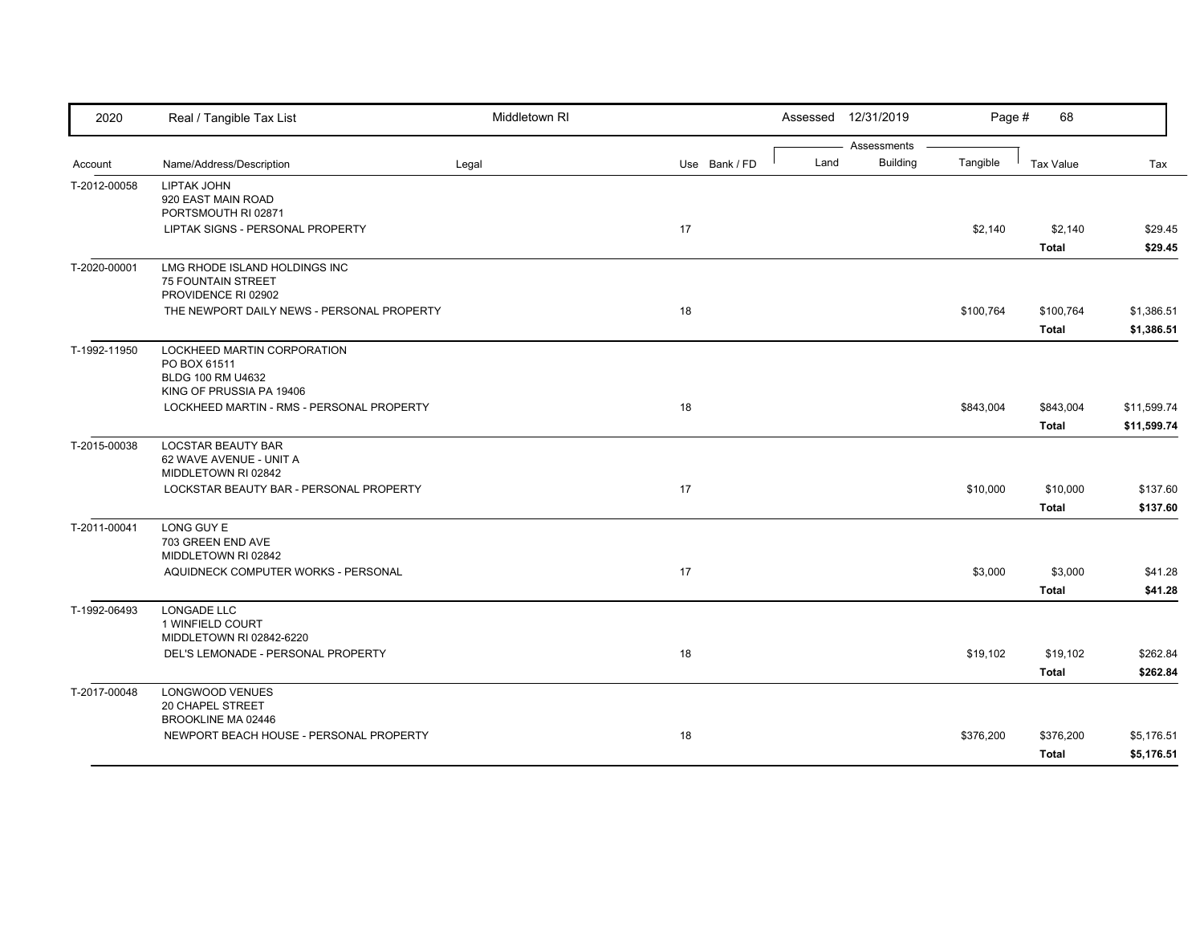| 2020 | Real / Tangible Tax List | Middletown RI | | Assessed 12/31/2019 | | Page # 68 | | |
|---|---|---|---|---|---|---|---|---|
| | | | | Assessments | | | | |
| Account | Name/Address/Description | Legal | Use Bank / FD | Land | Building | Tangible | Tax Value | Tax |
| T-2012-00058 | LIPTAK JOHN<br>920 EAST MAIN ROAD<br>PORTSMOUTH RI 02871 | | | | | | | |
| | LIPTAK SIGNS - PERSONAL PROPERTY | | 17 | | | $2,140 | $2,140 | $29.45 |
| | | | | | | | **Total** | **$29.45** |
| T-2020-00001 | LMG RHODE ISLAND HOLDINGS INC<br>75 FOUNTAIN STREET<br>PROVIDENCE RI 02902 | | | | | | | |
| | THE NEWPORT DAILY NEWS - PERSONAL PROPERTY | | 18 | | | $100,764 | $100,764 | $1,386.51 |
| | | | | | | | **Total** | **$1,386.51** |
| T-1992-11950 | LOCKHEED MARTIN CORPORATION<br>PO BOX 61511<br>BLDG 100 RM U4632<br>KING OF PRUSSIA PA 19406 | | | | | | | |
| | LOCKHEED MARTIN - RMS - PERSONAL PROPERTY | | 18 | | | $843,004 | $843,004 | $11,599.74 |
| | | | | | | | **Total** | **$11,599.74** |
| T-2015-00038 | LOCSTAR BEAUTY BAR<br>62 WAVE AVENUE - UNIT A<br>MIDDLETOWN RI 02842 | | | | | | | |
| | LOCKSTAR BEAUTY BAR - PERSONAL PROPERTY | | 17 | | | $10,000 | $10,000 | $137.60 |
| | | | | | | | **Total** | **$137.60** |
| T-2011-00041 | LONG GUY E<br>703 GREEN END AVE<br>MIDDLETOWN RI 02842 | | | | | | | |
| | AQUIDNECK COMPUTER WORKS - PERSONAL | | 17 | | | $3,000 | $3,000 | $41.28 |
| | | | | | | | **Total** | **$41.28** |
| T-1992-06493 | LONGADE LLC<br>1 WINFIELD COURT<br>MIDDLETOWN RI 02842-6220 | | | | | | | |
| | DEL'S LEMONADE - PERSONAL PROPERTY | | 18 | | | $19,102 | $19,102 | $262.84 |
| | | | | | | | **Total** | **$262.84** |
| T-2017-00048 | LONGWOOD VENUES<br>20 CHAPEL STREET<br>BROOKLINE MA 02446 | | | | | | | |
| | NEWPORT BEACH HOUSE - PERSONAL PROPERTY | | 18 | | | $376,200 | $376,200 | $5,176.51 |
| | | | | | | | **Total** | **$5,176.51** |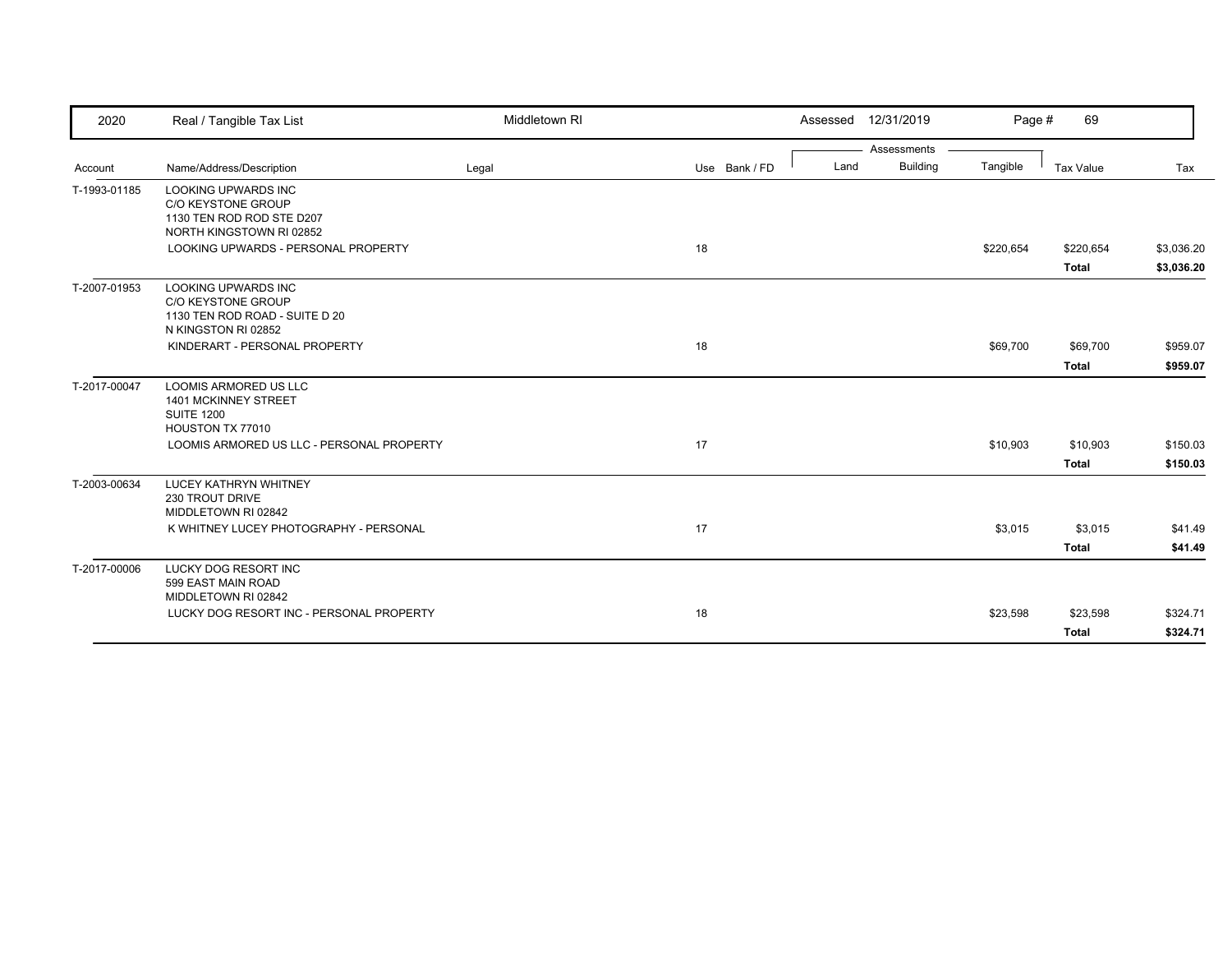| 2020 | Real / Tangible Tax List | Middletown RI | | Assessed 12/31/2019 | | Page # 69 | | |
|---|---|---|---|---|---|---|---|---|
| | | | | Assessments | | | | |
| Account | Name/Address/Description | Legal | Use Bank / FD | Land | Building | Tangible | Tax Value | Tax |
| T-1993-01185 | LOOKING UPWARDS INC<br>C/O KEYSTONE GROUP<br>1130 TEN ROD ROD STE D207<br>NORTH KINGSTOWN RI 02852 | | | | | | | |
| | LOOKING UPWARDS - PERSONAL PROPERTY | | 18 | | | $220,654 | $220,654 | $3,036.20 |
| | | | | | | | **Total** | **$3,036.20** |
| T-2007-01953 | LOOKING UPWARDS INC<br>C/O KEYSTONE GROUP<br>1130 TEN ROD ROAD - SUITE D 20<br>N KINGSTON RI 02852 | | | | | | | |
| | KINDERART - PERSONAL PROPERTY | | 18 | | | $69,700 | $69,700 | $959.07 |
| | | | | | | | **Total** | **$959.07** |
| T-2017-00047 | LOOMIS ARMORED US LLC<br>1401 MCKINNEY STREET<br>SUITE 1200<br>HOUSTON TX 77010 | | | | | | | |
| | LOOMIS ARMORED US LLC - PERSONAL PROPERTY | | 17 | | | $10,903 | $10,903 | $150.03 |
| | | | | | | | **Total** | **$150.03** |
| T-2003-00634 | LUCEY KATHRYN WHITNEY<br>230 TROUT DRIVE<br>MIDDLETOWN RI 02842 | | | | | | | |
| | K WHITNEY LUCEY PHOTOGRAPHY - PERSONAL | | 17 | | | $3,015 | $3,015 | $41.49 |
| | | | | | | | **Total** | **$41.49** |
| T-2017-00006 | LUCKY DOG RESORT INC<br>599 EAST MAIN ROAD<br>MIDDLETOWN RI 02842 | | | | | | | |
| | LUCKY DOG RESORT INC - PERSONAL PROPERTY | | 18 | | | $23,598 | $23,598 | $324.71 |
| | | | | | | | **Total** | **$324.71** |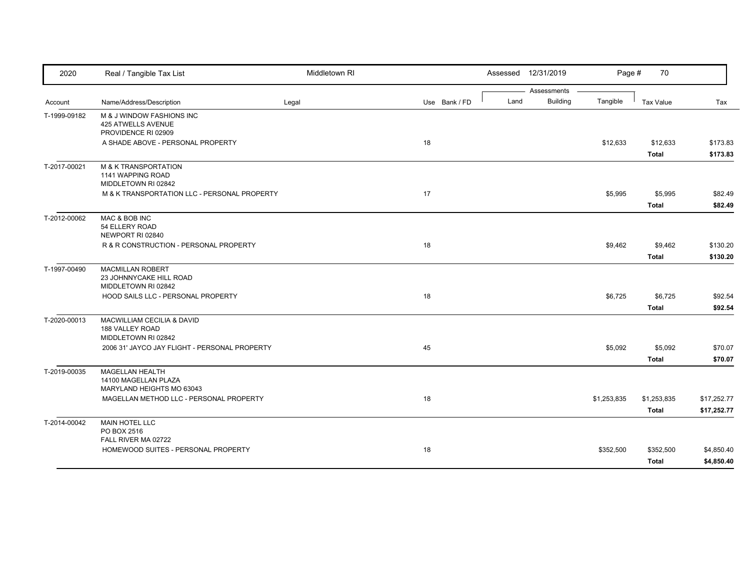| 2020 | Real / Tangible Tax List | Middletown RI | | Assessed 12/31/2019 | | Page # 70 | | |
|---|---|---|---|---|---|---|---|---|
| | | | | Assessments | | | | |
| Account | Name/Address/Description | Legal | Use Bank / FD | Land | Building | Tangible | Tax Value | Tax |
| T-1999-09182 | M & J WINDOW FASHIONS INC<br>425 ATWELLS AVENUE<br>PROVIDENCE RI 02909 | | | | | | | |
| | A SHADE ABOVE - PERSONAL PROPERTY | | 18 | | | $12,633 | $12,633 | $173.83 |
| | | | | | | | **Total** | **$173.83** |
| T-2017-00021 | M & K TRANSPORTATION<br>1141 WAPPING ROAD<br>MIDDLETOWN RI 02842 | | | | | | | |
| | M & K TRANSPORTATION LLC - PERSONAL PROPERTY | | 17 | | | $5,995 | $5,995 | $82.49 |
| | | | | | | | **Total** | **$82.49** |
| T-2012-00062 | MAC & BOB INC<br>54 ELLERY ROAD<br>NEWPORT RI 02840 | | | | | | | |
| | R & R CONSTRUCTION - PERSONAL PROPERTY | | 18 | | | $9,462 | $9,462 | $130.20 |
| | | | | | | | **Total** | **$130.20** |
| T-1997-00490 | MACMILLAN ROBERT<br>23 JOHNNYCAKE HILL ROAD<br>MIDDLETOWN RI 02842 | | | | | | | |
| | HOOD SAILS LLC - PERSONAL PROPERTY | | 18 | | | $6,725 | $6,725 | $92.54 |
| | | | | | | | **Total** | **$92.54** |
| T-2020-00013 | MACWILLIAM CECILIA & DAVID<br>188 VALLEY ROAD<br>MIDDLETOWN RI 02842 | | | | | | | |
| | 2006 31' JAYCO JAY FLIGHT - PERSONAL PROPERTY | | 45 | | | $5,092 | $5,092 | $70.07 |
| | | | | | | | **Total** | **$70.07** |
| T-2019-00035 | MAGELLAN HEALTH<br>14100 MAGELLAN PLAZA<br>MARYLAND HEIGHTS MO 63043 | | | | | | | |
| | MAGELLAN METHOD LLC - PERSONAL PROPERTY | | 18 | | | $1,253,835 | $1,253,835 | $17,252.77 |
| | | | | | | | **Total** | **$17,252.77** |
| T-2014-00042 | MAIN HOTEL LLC<br>PO BOX 2516<br>FALL RIVER MA 02722 | | | | | | | |
| | HOMEWOOD SUITES - PERSONAL PROPERTY | | 18 | | | $352,500 | $352,500 | $4,850.40 |
| | | | | | | | **Total** | **$4,850.40** |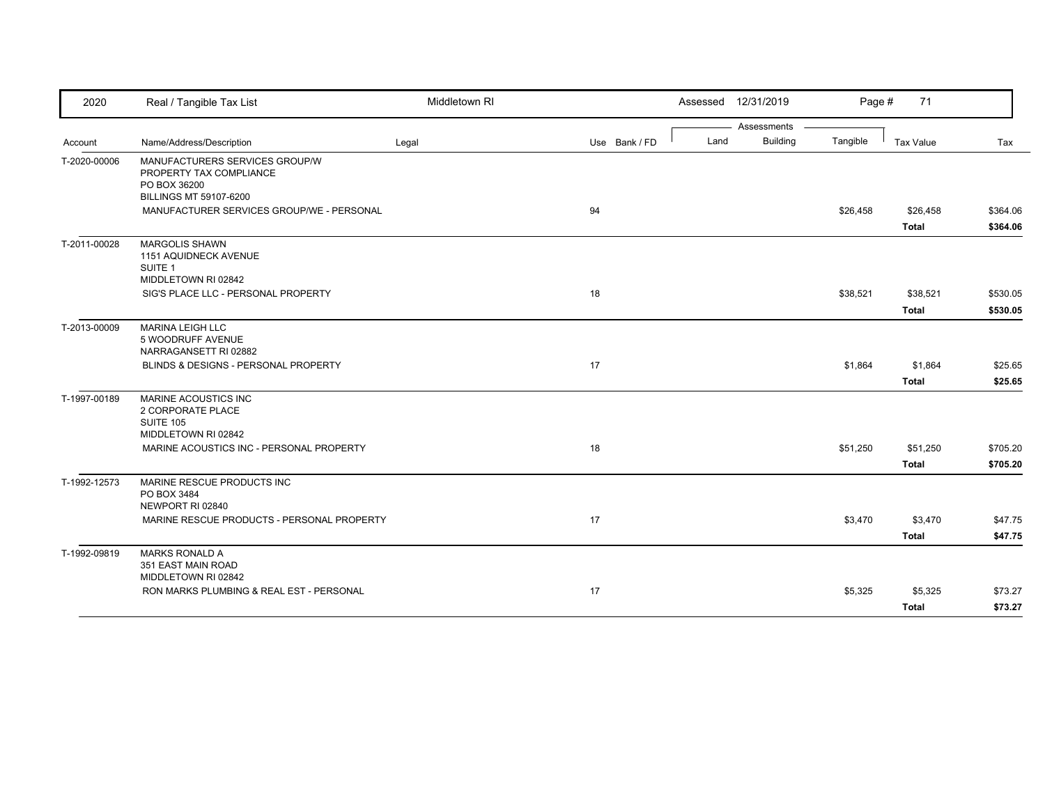| Account | Name/Address/Description | Legal | Use | Bank / FD | Land | Building | Tangible | Tax Value | Tax |
|---|---|---|---|---|---|---|---|---|---|
| T-2020-00006 | MANUFACTURERS SERVICES GROUP/W<br>PROPERTY TAX COMPLIANCE<br>PO BOX 36200<br>BILLINGS MT 59107-6200 | | | | | | | | |
| | MANUFACTURER SERVICES GROUP/WE - PERSONAL | | 94 | | | | $26,458 | $26,458 | $364.06 |
| | | | | | | | | **Total** | **$364.06** |
| T-2011-00028 | MARGOLIS SHAWN<br>1151 AQUIDNECK AVENUE<br>SUITE 1<br>MIDDLETOWN RI 02842 | | | | | | | | |
| | SIG'S PLACE LLC - PERSONAL PROPERTY | | 18 | | | | $38,521 | $38,521 | $530.05 |
| | | | | | | | | **Total** | **$530.05** |
| T-2013-00009 | MARINA LEIGH LLC<br>5 WOODRUFF AVENUE<br>NARRAGANSETT RI 02882 | | | | | | | | |
| | BLINDS & DESIGNS - PERSONAL PROPERTY | | 17 | | | | $1,864 | $1,864 | $25.65 |
| | | | | | | | | **Total** | **$25.65** |
| T-1997-00189 | MARINE ACOUSTICS INC<br>2 CORPORATE PLACE<br>SUITE 105<br>MIDDLETOWN RI 02842 | | | | | | | | |
| | MARINE ACOUSTICS INC - PERSONAL PROPERTY | | 18 | | | | $51,250 | $51,250 | $705.20 |
| | | | | | | | | **Total** | **$705.20** |
| T-1992-12573 | MARINE RESCUE PRODUCTS INC<br>PO BOX 3484<br>NEWPORT RI 02840 | | | | | | | | |
| | MARINE RESCUE PRODUCTS - PERSONAL PROPERTY | | 17 | | | | $3,470 | $3,470 | $47.75 |
| | | | | | | | | **Total** | **$47.75** |
| T-1992-09819 | MARKS RONALD A<br>351 EAST MAIN ROAD<br>MIDDLETOWN RI 02842 | | | | | | | | |
| | RON MARKS PLUMBING & REAL EST - PERSONAL | | 17 | | | | $5,325 | $5,325 | $73.27 |
| | | | | | | | | **Total** | **$73.27** |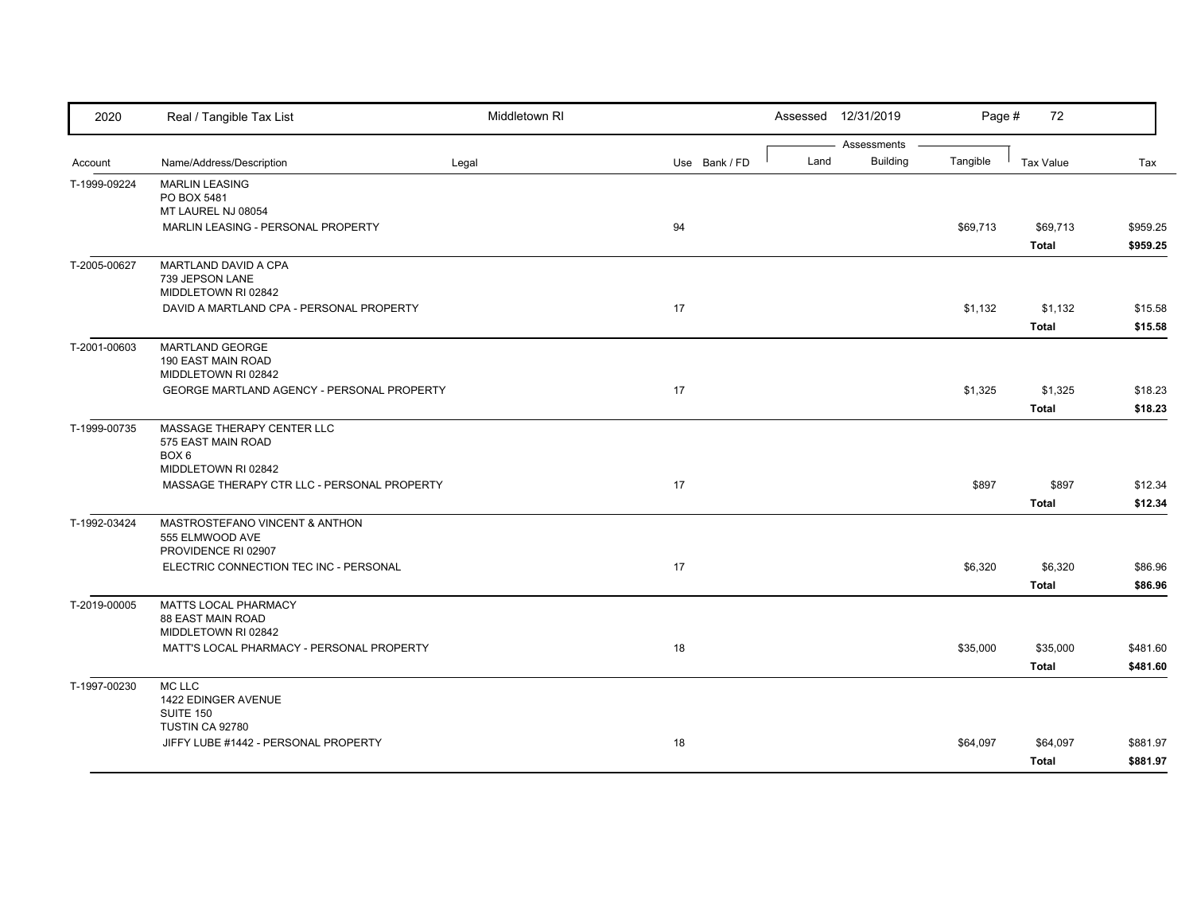| 2020 | Real / Tangible Tax List | Middletown RI | | Assessed 12/31/2019 | | | | |
|---|---|---|---|---|---|---|---|---|
| | | | | Assessments | | | | |
| Account | Name/Address/Description | Legal | Use Bank / FD | Land | Building | Tangible | Tax Value | Tax |
| T-1999-09224 | MARLIN LEASING<br>PO BOX 5481<br>MT LAUREL NJ 08054 | | | | | | | |
| | MARLIN LEASING - PERSONAL PROPERTY | | 94 | | | $69,713 | $69,713 | $959.25 |
| | | | | | | | **Total** | **$959.25** |
| T-2005-00627 | MARTLAND DAVID A CPA<br>739 JEPSON LANE<br>MIDDLETOWN RI 02842 | | | | | | | |
| | DAVID A MARTLAND CPA - PERSONAL PROPERTY | | 17 | | | $1,132 | $1,132 | $15.58 |
| | | | | | | | **Total** | **$15.58** |
| T-2001-00603 | MARTLAND GEORGE<br>190 EAST MAIN ROAD<br>MIDDLETOWN RI 02842 | | | | | | | |
| | GEORGE MARTLAND AGENCY - PERSONAL PROPERTY | | 17 | | | $1,325 | $1,325 | $18.23 |
| | | | | | | | **Total** | **$18.23** |
| T-1999-00735 | MASSAGE THERAPY CENTER LLC<br>575 EAST MAIN ROAD<br>BOX 6<br>MIDDLETOWN RI 02842 | | | | | | | |
| | MASSAGE THERAPY CTR LLC - PERSONAL PROPERTY | | 17 | | | $897 | $897 | $12.34 |
| | | | | | | | **Total** | **$12.34** |
| T-1992-03424 | MASTROSTEFANO VINCENT & ANTHON<br>555 ELMWOOD AVE<br>PROVIDENCE RI 02907 | | | | | | | |
| | ELECTRIC CONNECTION TEC INC - PERSONAL | | 17 | | | $6,320 | $6,320 | $86.96 |
| | | | | | | | **Total** | **$86.96** |
| T-2019-00005 | MATTS LOCAL PHARMACY<br>88 EAST MAIN ROAD<br>MIDDLETOWN RI 02842 | | | | | | | |
| | MATT'S LOCAL PHARMACY - PERSONAL PROPERTY | | 18 | | | $35,000 | $35,000 | $481.60 |
| | | | | | | | **Total** | **$481.60** |
| T-1997-00230 | MC LLC<br>1422 EDINGER AVENUE<br>SUITE 150<br>TUSTIN CA 92780 | | | | | | | |
| | JIFFY LUBE #1442 - PERSONAL PROPERTY | | 18 | | | $64,097 | $64,097 | $881.97 |
| | | | | | | | **Total** | **$881.97** |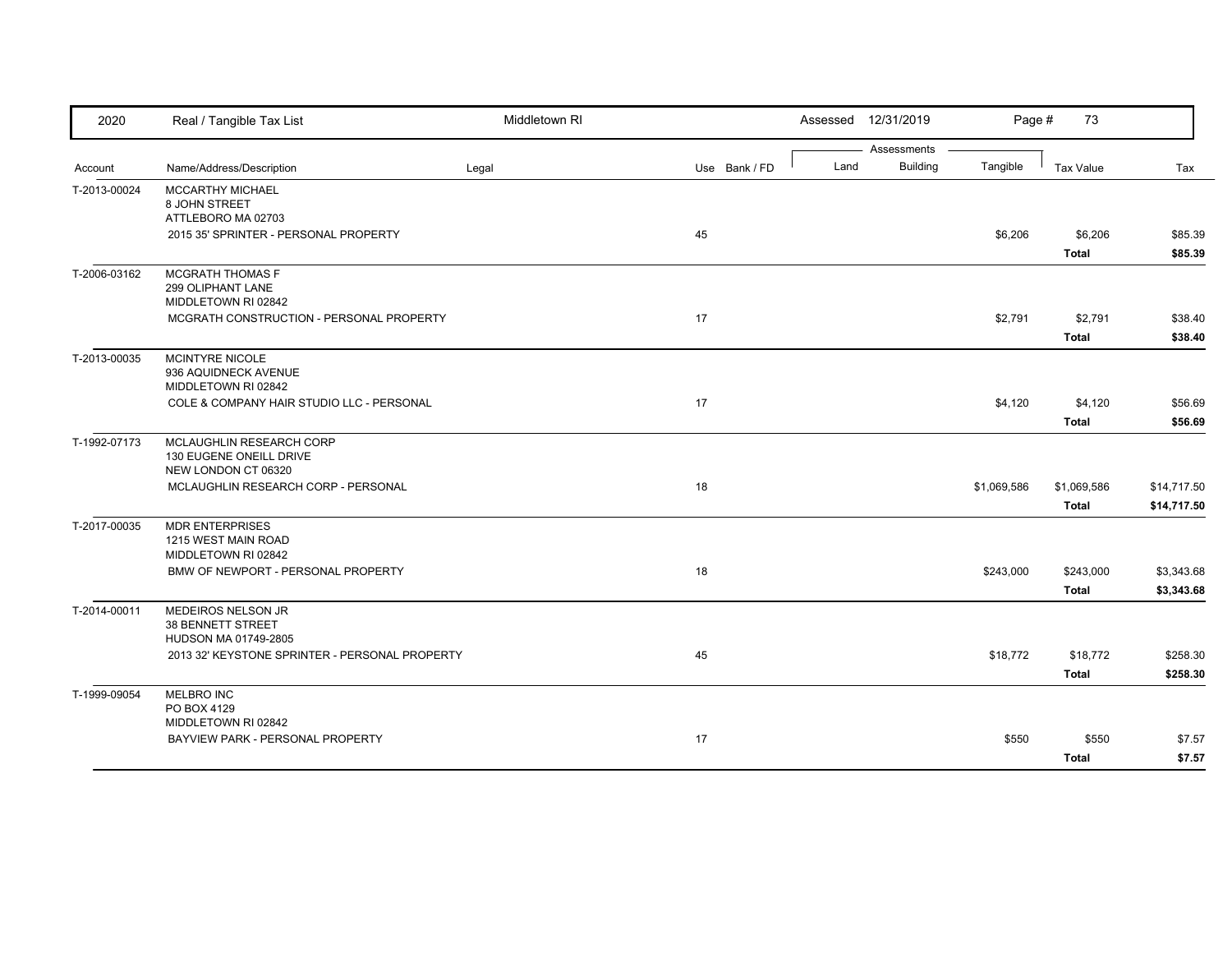| 2020 | Real / Tangible Tax List | Middletown RI | | Assessed 12/31/2019 | | Page # 73 | | |
|---|---|---|---|---|---|---|---|---|
| | | | | Assessments | | | | |
| Account | Name/Address/Description | Legal | Use Bank / FD | Land | Building | Tangible | Tax Value | Tax |
| T-2013-00024 | MCCARTHY MICHAEL<br>8 JOHN STREET<br>ATTLEBORO MA 02703 | | | | | | | |
| | 2015 35' SPRINTER - PERSONAL PROPERTY | | 45 | | | $6,206 | $6,206 | $85.39 |
| | | | | | | | **Total** | **$85.39** |
| T-2006-03162 | MCGRATH THOMAS F<br>299 OLIPHANT LANE<br>MIDDLETOWN RI 02842 | | | | | | | |
| | MCGRATH CONSTRUCTION - PERSONAL PROPERTY | | 17 | | | $2,791 | $2,791 | $38.40 |
| | | | | | | | **Total** | **$38.40** |
| T-2013-00035 | MCINTYRE NICOLE<br>936 AQUIDNECK AVENUE<br>MIDDLETOWN RI 02842 | | | | | | | |
| | COLE & COMPANY HAIR STUDIO LLC - PERSONAL | | 17 | | | $4,120 | $4,120 | $56.69 |
| | | | | | | | **Total** | **$56.69** |
| T-1992-07173 | MCLAUGHLIN RESEARCH CORP<br>130 EUGENE ONEILL DRIVE<br>NEW LONDON CT 06320 | | | | | | | |
| | MCLAUGHLIN RESEARCH CORP - PERSONAL | | 18 | | | $1,069,586 | $1,069,586 | $14,717.50 |
| | | | | | | | **Total** | **$14,717.50** |
| T-2017-00035 | MDR ENTERPRISES<br>1215 WEST MAIN ROAD<br>MIDDLETOWN RI 02842 | | | | | | | |
| | BMW OF NEWPORT - PERSONAL PROPERTY | | 18 | | | $243,000 | $243,000 | $3,343.68 |
| | | | | | | | **Total** | **$3,343.68** |
| T-2014-00011 | MEDEIROS NELSON JR<br>38 BENNETT STREET<br>HUDSON MA 01749-2805 | | | | | | | |
| | 2013 32' KEYSTONE SPRINTER - PERSONAL PROPERTY | | 45 | | | $18,772 | $18,772 | $258.30 |
| | | | | | | | **Total** | **$258.30** |
| T-1999-09054 | MELBRO INC<br>PO BOX 4129<br>MIDDLETOWN RI 02842 | | | | | | | |
| | BAYVIEW PARK - PERSONAL PROPERTY | | 17 | | | $550 | $550 | $7.57 |
| | | | | | | | **Total** | **$7.57** |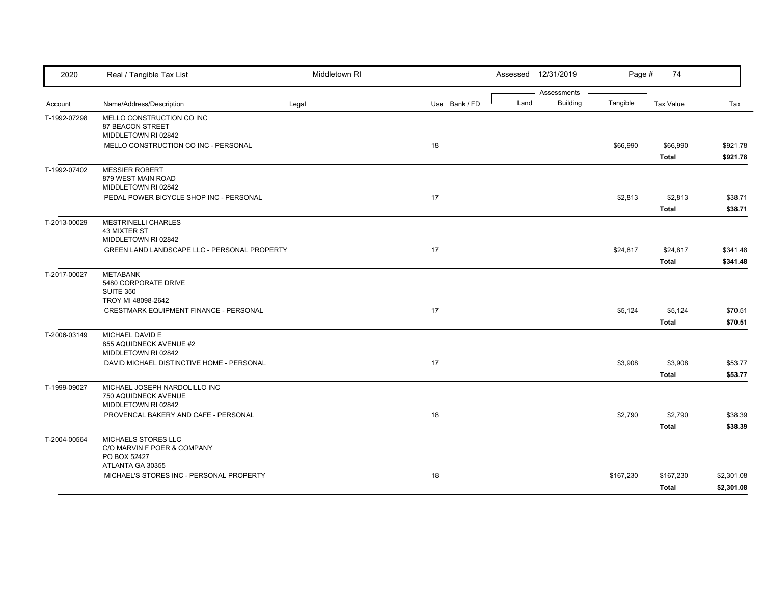| 2020 | Real / Tangible Tax List | Middletown RI | | Assessed 12/31/2019 | | | Page # 74 | |
|---|---|---|---|---|---|---|---|---|
| | | | | Assessments | | | | |
| Account | Name/Address/Description | Legal | Use Bank / FD | Land | Building | Tangible | Tax Value | Tax |
| T-1992-07298 | MELLO CONSTRUCTION CO INC<br>87 BEACON STREET<br>MIDDLETOWN RI 02842 | | | | | | | |
| | MELLO CONSTRUCTION CO INC - PERSONAL | | 18 | | | $66,990 | $66,990 | $921.78 |
| | | | | | | | **Total** | **$921.78** |
| T-1992-07402 | MESSIER ROBERT<br>879 WEST MAIN ROAD<br>MIDDLETOWN RI 02842 | | | | | | | |
| | PEDAL POWER BICYCLE SHOP INC - PERSONAL | | 17 | | | $2,813 | $2,813 | $38.71 |
| | | | | | | | **Total** | **$38.71** |
| T-2013-00029 | MESTRINELLI CHARLES<br>43 MIXTER ST<br>MIDDLETOWN RI 02842 | | | | | | | |
| | GREEN LAND LANDSCAPE LLC - PERSONAL PROPERTY | | 17 | | | $24,817 | $24,817 | $341.48 |
| | | | | | | | **Total** | **$341.48** |
| T-2017-00027 | METABANK<br>5480 CORPORATE DRIVE<br>SUITE 350<br>TROY MI 48098-2642 | | | | | | | |
| | CRESTMARK EQUIPMENT FINANCE - PERSONAL | | 17 | | | $5,124 | $5,124 | $70.51 |
| | | | | | | | **Total** | **$70.51** |
| T-2006-03149 | MICHAEL DAVID E<br>855 AQUIDNECK AVENUE #2<br>MIDDLETOWN RI 02842 | | | | | | | |
| | DAVID MICHAEL DISTINCTIVE HOME - PERSONAL | | 17 | | | $3,908 | $3,908 | $53.77 |
| | | | | | | | **Total** | **$53.77** |
| T-1999-09027 | MICHAEL JOSEPH NARDOLILLO INC<br>750 AQUIDNECK AVENUE<br>MIDDLETOWN RI 02842 | | | | | | | |
| | PROVENCAL BAKERY AND CAFE - PERSONAL | | 18 | | | $2,790 | $2,790 | $38.39 |
| | | | | | | | **Total** | **$38.39** |
| T-2004-00564 | MICHAELS STORES LLC<br>C/O MARVIN F POER & COMPANY<br>PO BOX 52427<br>ATLANTA GA 30355 | | | | | | | |
| | MICHAEL'S STORES INC - PERSONAL PROPERTY | | 18 | | | $167,230 | $167,230 | $2,301.08 |
| | | | | | | | **Total** | **$2,301.08** |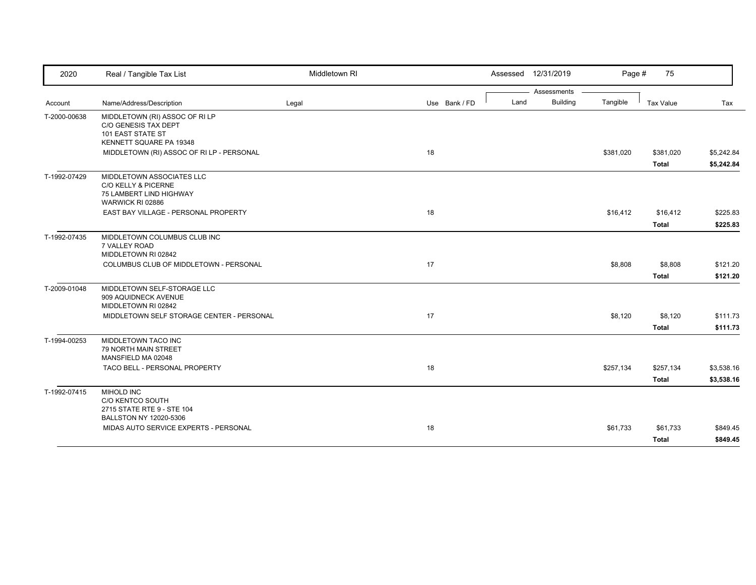| 2020 | Real / Tangible Tax List | Middletown RI | | | Assessed 12/31/2019 | | Page # 75 | | |
|---|---|---|---|---|---|---|---|---|---|
| | | | | | Assessments | | | | |
| Account | Name/Address/Description | Legal | Use | Bank / FD | Land | Building | Tangible | Tax Value | Tax |
| T-2000-00638 | MIDDLETOWN (RI) ASSOC OF RI LP<br>C/O GENESIS TAX DEPT<br>101 EAST STATE ST<br>KENNETT SQUARE PA 19348 | | | | | | | | |
| | MIDDLETOWN (RI) ASSOC OF RI LP - PERSONAL | | 18 | | | | $381,020 | $381,020 | $5,242.84 |
| | | | | | | | | **Total** | **$5,242.84** |
| T-1992-07429 | MIDDLETOWN ASSOCIATES LLC<br>C/O KELLY & PICERNE<br>75 LAMBERT LIND HIGHWAY<br>WARWICK RI 02886 | | | | | | | | |
| | EAST BAY VILLAGE - PERSONAL PROPERTY | | 18 | | | | $16,412 | $16,412 | $225.83 |
| | | | | | | | | **Total** | **$225.83** |
| T-1992-07435 | MIDDLETOWN COLUMBUS CLUB INC<br>7 VALLEY ROAD<br>MIDDLETOWN RI 02842 | | | | | | | | |
| | COLUMBUS CLUB OF MIDDLETOWN - PERSONAL | | 17 | | | | $8,808 | $8,808 | $121.20 |
| | | | | | | | | **Total** | **$121.20** |
| T-2009-01048 | MIDDLETOWN SELF-STORAGE LLC<br>909 AQUIDNECK AVENUE<br>MIDDLETOWN RI 02842 | | | | | | | | |
| | MIDDLETOWN SELF STORAGE CENTER - PERSONAL | | 17 | | | | $8,120 | $8,120 | $111.73 |
| | | | | | | | | **Total** | **$111.73** |
| T-1994-00253 | MIDDLETOWN TACO INC<br>79 NORTH MAIN STREET<br>MANSFIELD MA 02048 | | | | | | | | |
| | TACO BELL - PERSONAL PROPERTY | | 18 | | | | $257,134 | $257,134 | $3,538.16 |
| | | | | | | | | **Total** | **$3,538.16** |
| T-1992-07415 | MIHOLD INC<br>C/O KENTCO SOUTH<br>2715 STATE RTE 9 - STE 104<br>BALLSTON NY 12020-5306 | | | | | | | | |
| | MIDAS AUTO SERVICE EXPERTS - PERSONAL | | 18 | | | | $61,733 | $61,733 | $849.45 |
| | | | | | | | | **Total** | **$849.45** |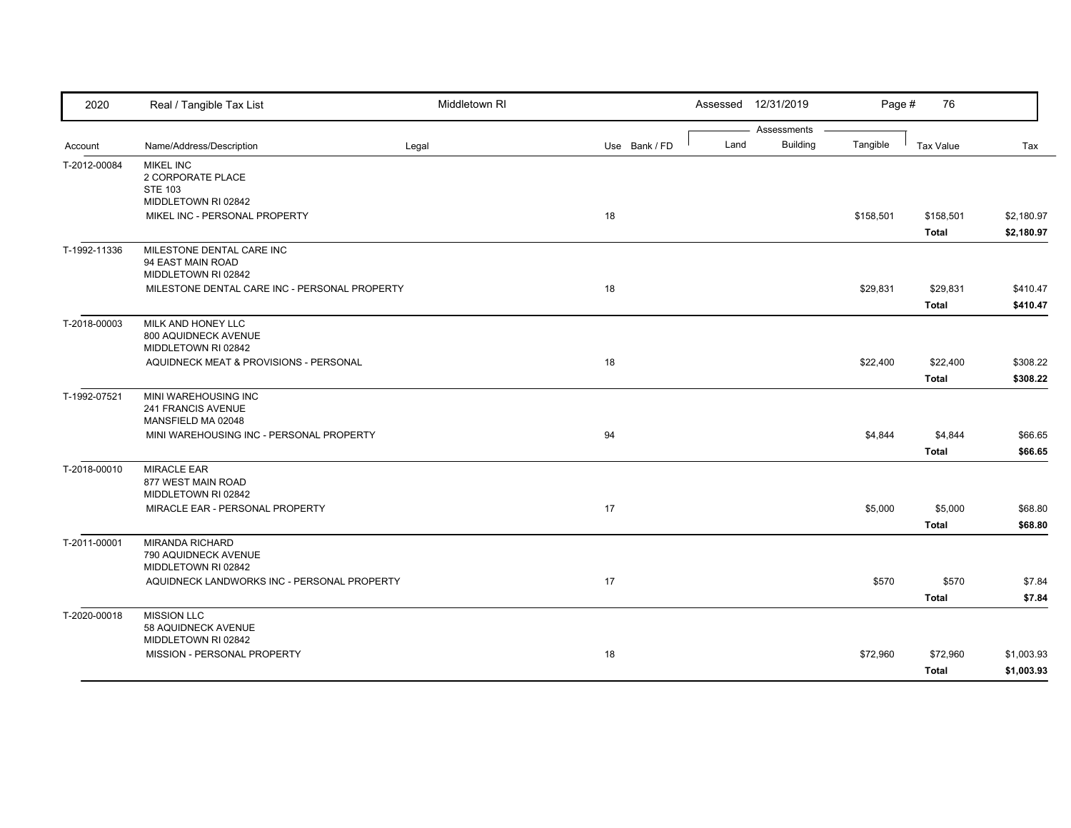| 2020 | Real / Tangible Tax List | Middletown RI | | Assessed 12/31/2019 | | | Page # 76 | |
|---|---|---|---|---|---|---|---|---|
| | | | | Assessments | | | | |
| Account | Name/Address/Description | Legal | Use Bank / FD | Land | Building | Tangible | Tax Value | Tax |
| T-2012-00084 | MIKEL INC<br>2 CORPORATE PLACE<br>STE 103<br>MIDDLETOWN RI 02842 | | | | | | | |
| | MIKEL INC - PERSONAL PROPERTY | | 18 | | | $158,501 | $158,501 | $2,180.97 |
| | | | | | | | **Total** | **$2,180.97** |
| T-1992-11336 | MILESTONE DENTAL CARE INC<br>94 EAST MAIN ROAD<br>MIDDLETOWN RI 02842 | | | | | | | |
| | MILESTONE DENTAL CARE INC - PERSONAL PROPERTY | | 18 | | | $29,831 | $29,831 | $410.47 |
| | | | | | | | **Total** | **$410.47** |
| T-2018-00003 | MILK AND HONEY LLC<br>800 AQUIDNECK AVENUE<br>MIDDLETOWN RI 02842 | | | | | | | |
| | AQUIDNECK MEAT & PROVISIONS - PERSONAL | | 18 | | | $22,400 | $22,400 | $308.22 |
| | | | | | | | **Total** | **$308.22** |
| T-1992-07521 | MINI WAREHOUSING INC<br>241 FRANCIS AVENUE<br>MANSFIELD MA 02048 | | | | | | | |
| | MINI WAREHOUSING INC - PERSONAL PROPERTY | | 94 | | | $4,844 | $4,844 | $66.65 |
| | | | | | | | **Total** | **$66.65** |
| T-2018-00010 | MIRACLE EAR<br>877 WEST MAIN ROAD<br>MIDDLETOWN RI 02842 | | | | | | | |
| | MIRACLE EAR - PERSONAL PROPERTY | | 17 | | | $5,000 | $5,000 | $68.80 |
| | | | | | | | **Total** | **$68.80** |
| T-2011-00001 | MIRANDA RICHARD<br>790 AQUIDNECK AVENUE<br>MIDDLETOWN RI 02842 | | | | | | | |
| | AQUIDNECK LANDWORKS INC - PERSONAL PROPERTY | | 17 | | | $570 | $570 | $7.84 |
| | | | | | | | **Total** | **$7.84** |
| T-2020-00018 | MISSION LLC<br>58 AQUIDNECK AVENUE<br>MIDDLETOWN RI 02842 | | | | | | | |
| | MISSION - PERSONAL PROPERTY | | 18 | | | $72,960 | $72,960 | $1,003.93 |
| | | | | | | | **Total** | **$1,003.93** |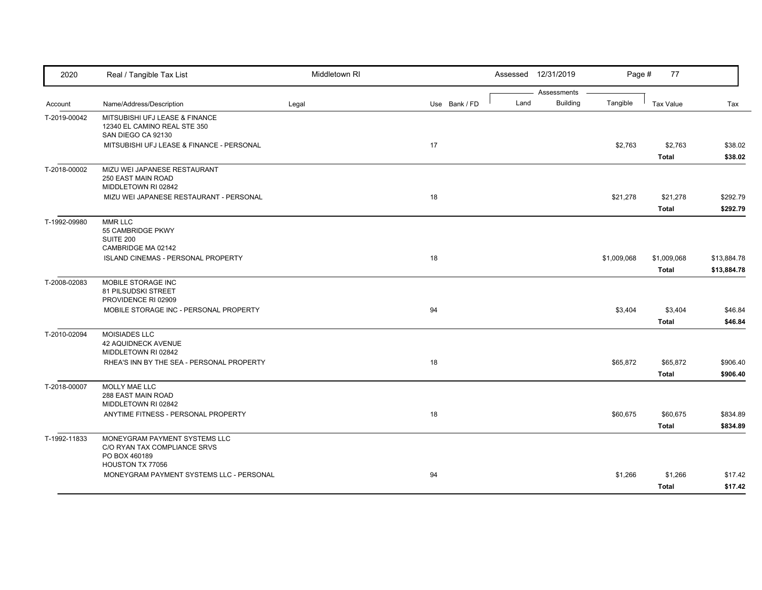| 2020 | Real / Tangible Tax List | Middletown RI | | Assessed 12/31/2019 | | Page # 77 | | |
|---|---|---|---|---|---|---|---|---|
| | | | | Assessments | | | | |
| Account | Name/Address/Description | Legal | Use Bank / FD | Land | Building | Tangible | Tax Value | Tax |
| T-2019-00042 | MITSUBISHI UFJ LEASE & FINANCE<br>12340 EL CAMINO REAL STE 350<br>SAN DIEGO CA 92130 | | | | | | | |
| | MITSUBISHI UFJ LEASE & FINANCE - PERSONAL | | 17 | | | $2,763 | $2,763 | $38.02 |
| | | | | | | | **Total** | **$38.02** |
| T-2018-00002 | MIZU WEI JAPANESE RESTAURANT<br>250 EAST MAIN ROAD<br>MIDDLETOWN RI 02842 | | | | | | | |
| | MIZU WEI JAPANESE RESTAURANT - PERSONAL | | 18 | | | $21,278 | $21,278 | $292.79 |
| | | | | | | | **Total** | **$292.79** |
| T-1992-09980 | MMR LLC<br>55 CAMBRIDGE PKWY<br>SUITE 200<br>CAMBRIDGE MA 02142 | | | | | | | |
| | ISLAND CINEMAS - PERSONAL PROPERTY | | 18 | | | $1,009,068 | $1,009,068 | $13,884.78 |
| | | | | | | | **Total** | **$13,884.78** |
| T-2008-02083 | MOBILE STORAGE INC<br>81 PILSUDSKI STREET<br>PROVIDENCE RI 02909 | | | | | | | |
| | MOBILE STORAGE INC - PERSONAL PROPERTY | | 94 | | | $3,404 | $3,404 | $46.84 |
| | | | | | | | **Total** | **$46.84** |
| T-2010-02094 | MOISIADES LLC<br>42 AQUIDNECK AVENUE<br>MIDDLETOWN RI 02842 | | | | | | | |
| | RHEA'S INN BY THE SEA - PERSONAL PROPERTY | | 18 | | | $65,872 | $65,872 | $906.40 |
| | | | | | | | **Total** | **$906.40** |
| T-2018-00007 | MOLLY MAE LLC<br>288 EAST MAIN ROAD<br>MIDDLETOWN RI 02842 | | | | | | | |
| | ANYTIME FITNESS - PERSONAL PROPERTY | | 18 | | | $60,675 | $60,675 | $834.89 |
| | | | | | | | **Total** | **$834.89** |
| T-1992-11833 | MONEYGRAM PAYMENT SYSTEMS LLC<br>C/O RYAN TAX COMPLIANCE SRVS<br>PO BOX 460189<br>HOUSTON TX 77056 | | | | | | | |
| | MONEYGRAM PAYMENT SYSTEMS LLC - PERSONAL | | 94 | | | $1,266 | $1,266 | $17.42 |
| | | | | | | | **Total** | **$17.42** |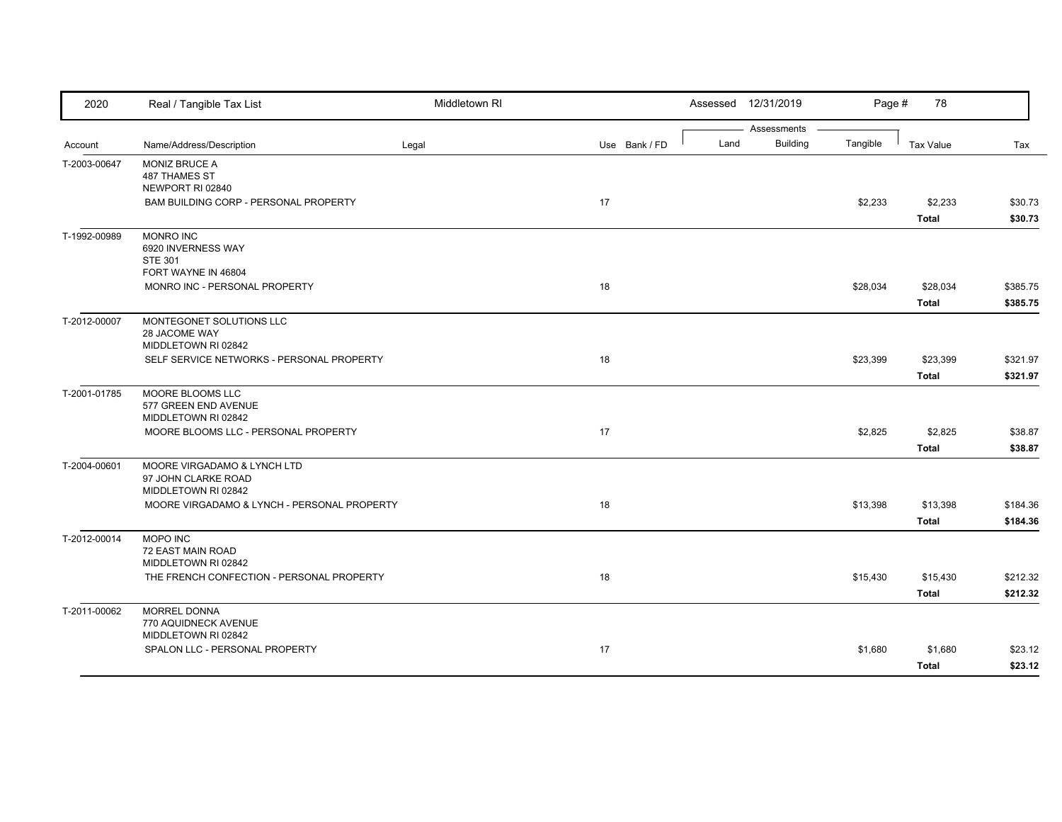| 2020 | Real / Tangible Tax List | Middletown RI | | Assessed 12/31/2019 | | | | |
|---|---|---|---|---|---|---|---|---|
| | | | | Assessments | | | | |
| Account | Name/Address/Description | Legal | Use Bank / FD | Land | Building | Tangible | Tax Value | Tax |
| T-2003-00647 | MONIZ BRUCE A<br>487 THAMES ST<br>NEWPORT RI 02840 | | | | | | | |
| | BAM BUILDING CORP - PERSONAL PROPERTY | | 17 | | | $2,233 | $2,233 | $30.73 |
| | | | | | | | **Total** | **$30.73** |
| T-1992-00989 | MONRO INC<br>6920 INVERNESS WAY<br>STE 301<br>FORT WAYNE IN 46804 | | | | | | | |
| | MONRO INC - PERSONAL PROPERTY | | 18 | | | $28,034 | $28,034 | $385.75 |
| | | | | | | | **Total** | **$385.75** |
| T-2012-00007 | MONTEGONET SOLUTIONS LLC<br>28 JACOME WAY<br>MIDDLETOWN RI 02842 | | | | | | | |
| | SELF SERVICE NETWORKS - PERSONAL PROPERTY | | 18 | | | $23,399 | $23,399 | $321.97 |
| | | | | | | | **Total** | **$321.97** |
| T-2001-01785 | MOORE BLOOMS LLC<br>577 GREEN END AVENUE<br>MIDDLETOWN RI 02842 | | | | | | | |
| | MOORE BLOOMS LLC - PERSONAL PROPERTY | | 17 | | | $2,825 | $2,825 | $38.87 |
| | | | | | | | **Total** | **$38.87** |
| T-2004-00601 | MOORE VIRGADAMO & LYNCH LTD<br>97 JOHN CLARKE ROAD<br>MIDDLETOWN RI 02842 | | | | | | | |
| | MOORE VIRGADAMO & LYNCH - PERSONAL PROPERTY | | 18 | | | $13,398 | $13,398 | $184.36 |
| | | | | | | | **Total** | **$184.36** |
| T-2012-00014 | MOPO INC<br>72 EAST MAIN ROAD<br>MIDDLETOWN RI 02842 | | | | | | | |
| | THE FRENCH CONFECTION - PERSONAL PROPERTY | | 18 | | | $15,430 | $15,430 | $212.32 |
| | | | | | | | **Total** | **$212.32** |
| T-2011-00062 | MORREL DONNA<br>770 AQUIDNECK AVENUE<br>MIDDLETOWN RI 02842 | | | | | | | |
| | SPALON LLC - PERSONAL PROPERTY | | 17 | | | $1,680 | $1,680 | $23.12 |
| | | | | | | | **Total** | **$23.12** |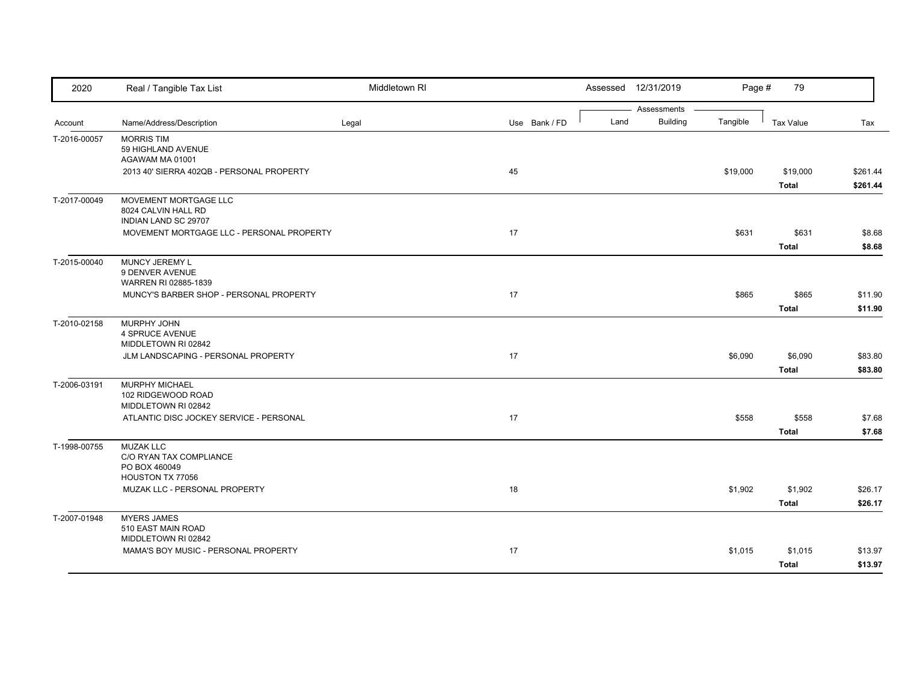| 2020 | Real / Tangible Tax List | Middletown RI | | Assessed 12/31/2019 | | | | |
|---|---|---|---|---|---|---|---|---|
| | | | | Assessments | | | | |
| Account | Name/Address/Description | Legal | Use Bank / FD | Land | Building | Tangible | Tax Value | Tax |
| T-2016-00057 | MORRIS TIM<br>59 HIGHLAND AVENUE<br>AGAWAM MA 01001 | | | | | | | |
| | 2013 40' SIERRA 402QB - PERSONAL PROPERTY | | 45 | | | $19,000 | $19,000 | $261.44 |
| | | | | | | | **Total** | **$261.44** |
| T-2017-00049 | MOVEMENT MORTGAGE LLC<br>8024 CALVIN HALL RD<br>INDIAN LAND SC 29707 | | | | | | | |
| | MOVEMENT MORTGAGE LLC - PERSONAL PROPERTY | | 17 | | | $631 | $631 | $8.68 |
| | | | | | | | **Total** | **$8.68** |
| T-2015-00040 | MUNCY JEREMY L<br>9 DENVER AVENUE<br>WARREN RI 02885-1839 | | | | | | | |
| | MUNCY'S BARBER SHOP - PERSONAL PROPERTY | | 17 | | | $865 | $865 | $11.90 |
| | | | | | | | **Total** | **$11.90** |
| T-2010-02158 | MURPHY JOHN<br>4 SPRUCE AVENUE<br>MIDDLETOWN RI 02842 | | | | | | | |
| | JLM LANDSCAPING - PERSONAL PROPERTY | | 17 | | | $6,090 | $6,090 | $83.80 |
| | | | | | | | **Total** | **$83.80** |
| T-2006-03191 | MURPHY MICHAEL<br>102 RIDGEWOOD ROAD<br>MIDDLETOWN RI 02842 | | | | | | | |
| | ATLANTIC DISC JOCKEY SERVICE - PERSONAL | | 17 | | | $558 | $558 | $7.68 |
| | | | | | | | **Total** | **$7.68** |
| T-1998-00755 | MUZAK LLC<br>C/O RYAN TAX COMPLIANCE<br>PO BOX 460049<br>HOUSTON TX 77056 | | | | | | | |
| | MUZAK LLC - PERSONAL PROPERTY | | 18 | | | $1,902 | $1,902 | $26.17 |
| | | | | | | | **Total** | **$26.17** |
| T-2007-01948 | MYERS JAMES<br>510 EAST MAIN ROAD<br>MIDDLETOWN RI 02842 | | | | | | | |
| | MAMA'S BOY MUSIC - PERSONAL PROPERTY | | 17 | | | $1,015 | $1,015 | $13.97 |
| | | | | | | | **Total** | **$13.97** |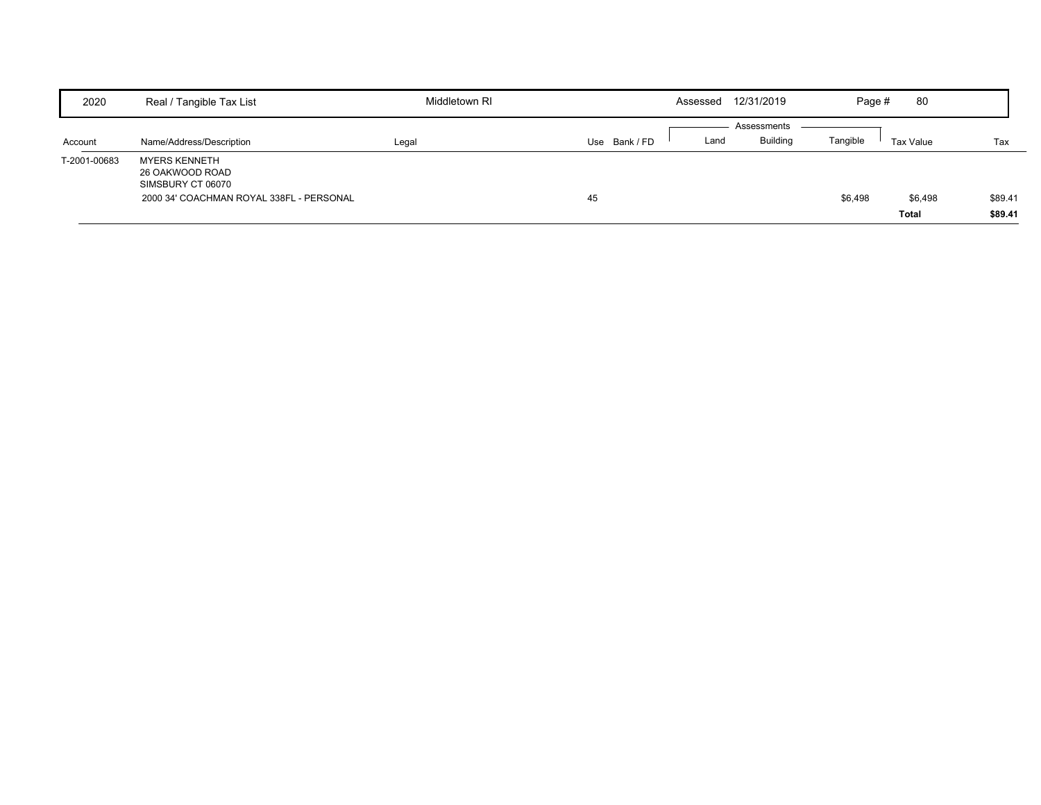| 2020 | Real / Tangible Tax List | Middletown RI | | | Assessed 12/31/2019 | | Page # 80 | | |
|---|---|---|---|---|---|---|---|---|---|
| | | | | | Assessments | | | | |
| **Account** | **Name/Address/Description** | **Legal** | **Use** | **Bank / FD** | **Land** | **Building** | **Tangible** | **Tax Value** | **Tax** |
| T-2001-00683 | MYERS KENNETH<br>26 OAKWOOD ROAD<br>SIMSBURY CT 06070 | | | | | | | | |
| | 2000 34' COACHMAN ROYAL 338FL - PERSONAL | | 45 | | | | $6,498 | $6,498 | $89.41 |
| | | | | | | | | **Total** | **$89.41** |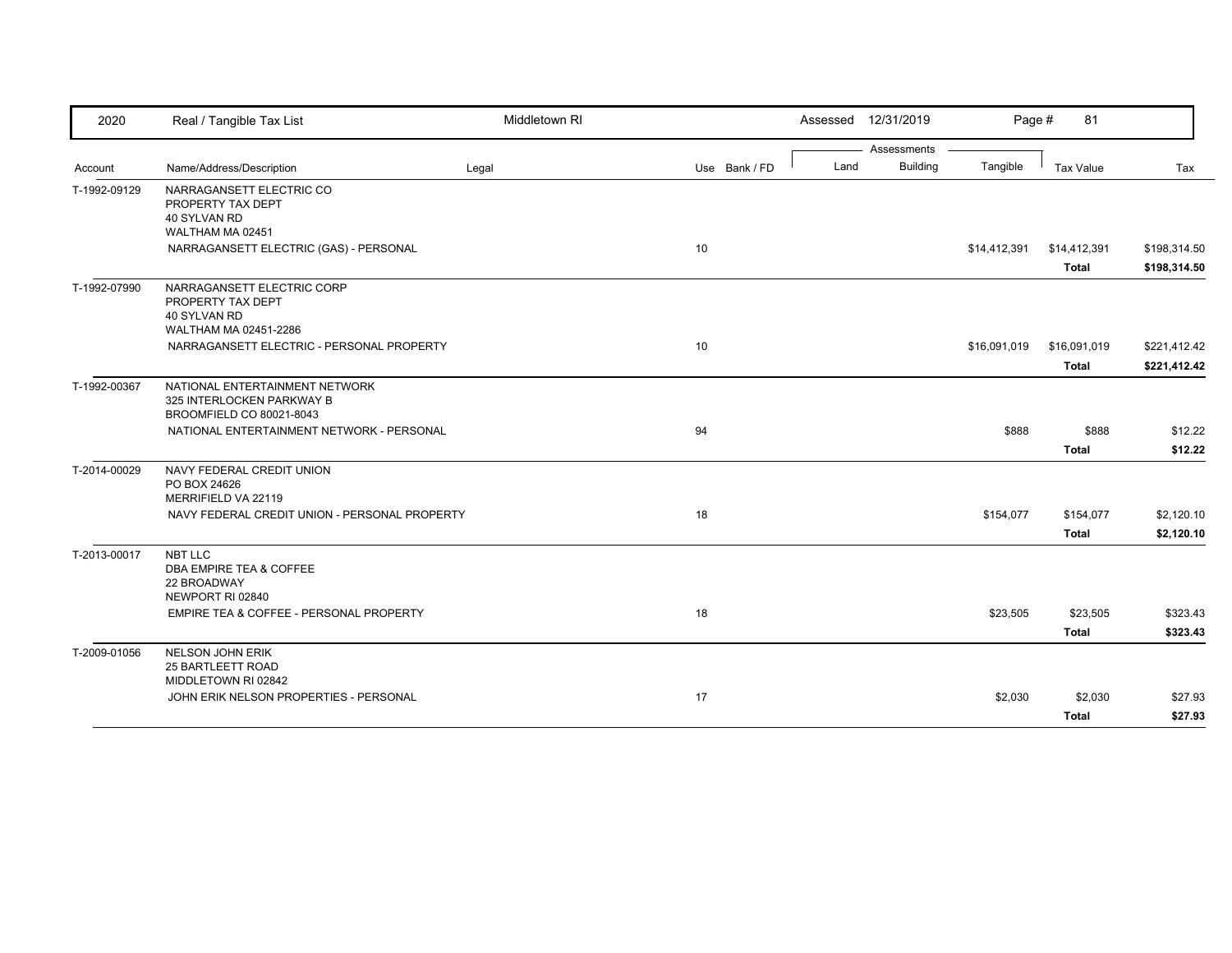| 2020 | Real / Tangible Tax List | Middletown RI | | Assessed 12/31/2019 | | | Page # 81 | |
|---|---|---|---|---|---|---|---|---|
| | | | | Assessments | | | | |
| Account | Name/Address/Description | Legal | Use Bank / FD | Land | Building | Tangible | Tax Value | Tax |
| T-1992-09129 | NARRAGANSETT ELECTRIC CO<br>PROPERTY TAX DEPT<br>40 SYLVAN RD<br>WALTHAM MA 02451 | | | | | | | |
| | NARRAGANSETT ELECTRIC (GAS) - PERSONAL | | 10 | | | $14,412,391 | $14,412,391 | $198,314.50 |
| | | | | | | | **Total** | **$198,314.50** |
| T-1992-07990 | NARRAGANSETT ELECTRIC CORP<br>PROPERTY TAX DEPT<br>40 SYLVAN RD<br>WALTHAM MA 02451-2286 | | | | | | | |
| | NARRAGANSETT ELECTRIC - PERSONAL PROPERTY | | 10 | | | $16,091,019 | $16,091,019 | $221,412.42 |
| | | | | | | | **Total** | **$221,412.42** |
| T-1992-00367 | NATIONAL ENTERTAINMENT NETWORK<br>325 INTERLOCKEN PARKWAY B<br>BROOMFIELD CO 80021-8043 | | | | | | | |
| | NATIONAL ENTERTAINMENT NETWORK - PERSONAL | | 94 | | | $888 | $888 | $12.22 |
| | | | | | | | **Total** | **$12.22** |
| T-2014-00029 | NAVY FEDERAL CREDIT UNION<br>PO BOX 24626<br>MERRIFIELD VA 22119 | | | | | | | |
| | NAVY FEDERAL CREDIT UNION - PERSONAL PROPERTY | | 18 | | | $154,077 | $154,077 | $2,120.10 |
| | | | | | | | **Total** | **$2,120.10** |
| T-2013-00017 | NBT LLC<br>DBA EMPIRE TEA & COFFEE<br>22 BROADWAY<br>NEWPORT RI 02840 | | | | | | | |
| | EMPIRE TEA & COFFEE - PERSONAL PROPERTY | | 18 | | | $23,505 | $23,505 | $323.43 |
| | | | | | | | **Total** | **$323.43** |
| T-2009-01056 | NELSON JOHN ERIK<br>25 BARTLEETT ROAD<br>MIDDLETOWN RI 02842 | | | | | | | |
| | JOHN ERIK NELSON PROPERTIES - PERSONAL | | 17 | | | $2,030 | $2,030 | $27.93 |
| | | | | | | | **Total** | **$27.93** |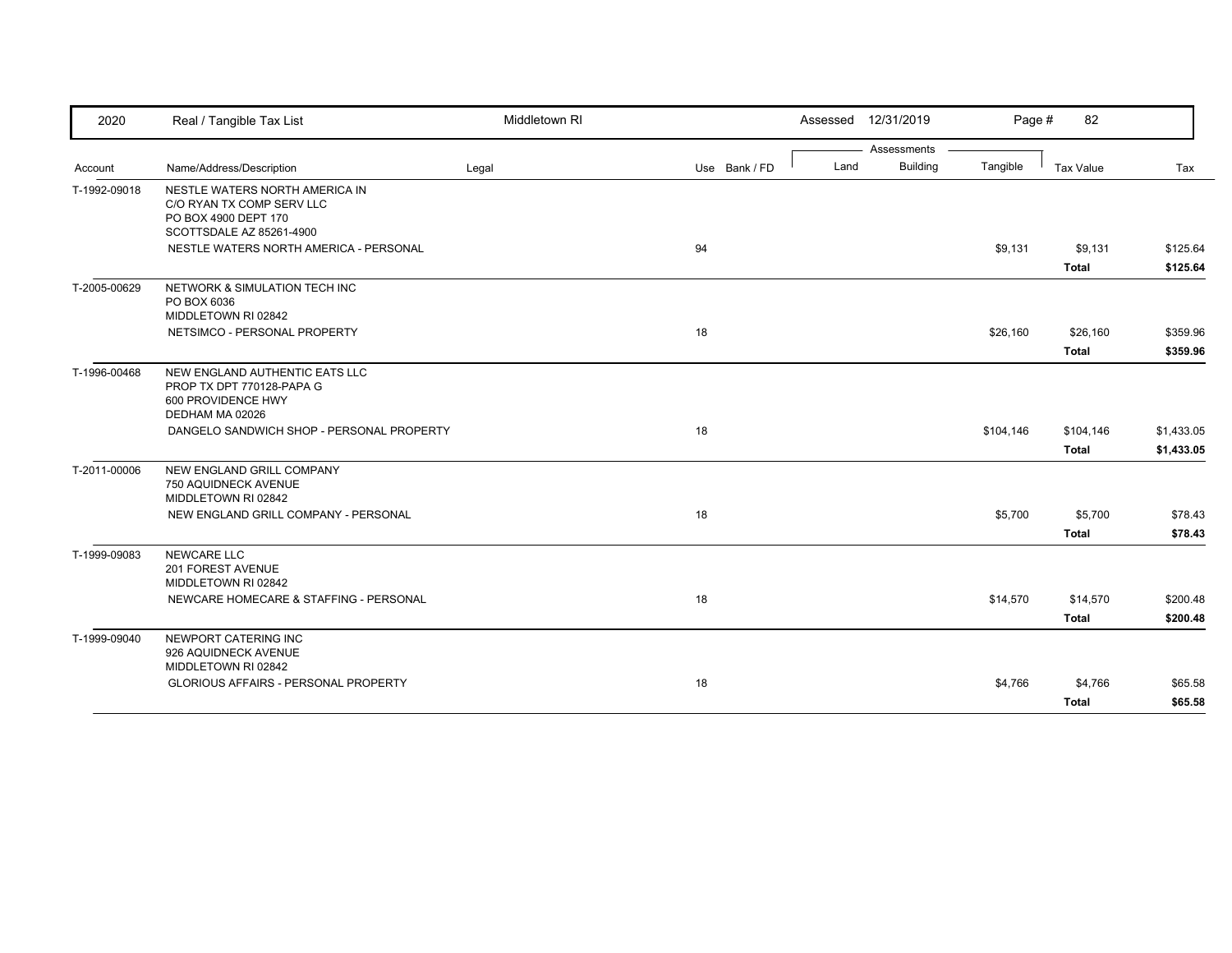| 2020 | Real / Tangible Tax List | Middletown RI | | | Assessed 12/31/2019 | | | | |
|---|---|---|---|---|---|---|---|---|---|
| | | | | | Assessments | | | | |
| Account | Name/Address/Description | Legal | Use | Bank / FD | Land | Building | Tangible | Tax Value | Tax |
| T-1992-09018 | NESTLE WATERS NORTH AMERICA IN<br>C/O RYAN TX COMP SERV LLC<br>PO BOX 4900 DEPT 170<br>SCOTTSDALE AZ 85261-4900 | | | | | | | | |
| | NESTLE WATERS NORTH AMERICA - PERSONAL | | 94 | | | | $9,131 | $9,131 | $125.64 |
| | | | | | | | | **Total** | **$125.64** |
| T-2005-00629 | NETWORK & SIMULATION TECH INC<br>PO BOX 6036<br>MIDDLETOWN RI 02842 | | | | | | | | |
| | NETSIMCO - PERSONAL PROPERTY | | 18 | | | | $26,160 | $26,160 | $359.96 |
| | | | | | | | | **Total** | **$359.96** |
| T-1996-00468 | NEW ENGLAND AUTHENTIC EATS LLC<br>PROP TX DPT 770128-PAPA G<br>600 PROVIDENCE HWY<br>DEDHAM MA 02026 | | | | | | | | |
| | DANGELO SANDWICH SHOP - PERSONAL PROPERTY | | 18 | | | | $104,146 | $104,146 | $1,433.05 |
| | | | | | | | | **Total** | **$1,433.05** |
| T-2011-00006 | NEW ENGLAND GRILL COMPANY<br>750 AQUIDNECK AVENUE<br>MIDDLETOWN RI 02842 | | | | | | | | |
| | NEW ENGLAND GRILL COMPANY - PERSONAL | | 18 | | | | $5,700 | $5,700 | $78.43 |
| | | | | | | | | **Total** | **$78.43** |
| T-1999-09083 | NEWCARE LLC<br>201 FOREST AVENUE<br>MIDDLETOWN RI 02842 | | | | | | | | |
| | NEWCARE HOMECARE & STAFFING - PERSONAL | | 18 | | | | $14,570 | $14,570 | $200.48 |
| | | | | | | | | **Total** | **$200.48** |
| T-1999-09040 | NEWPORT CATERING INC<br>926 AQUIDNECK AVENUE<br>MIDDLETOWN RI 02842 | | | | | | | | |
| | GLORIOUS AFFAIRS - PERSONAL PROPERTY | | 18 | | | | $4,766 | $4,766 | $65.58 |
| | | | | | | | | **Total** | **$65.58** |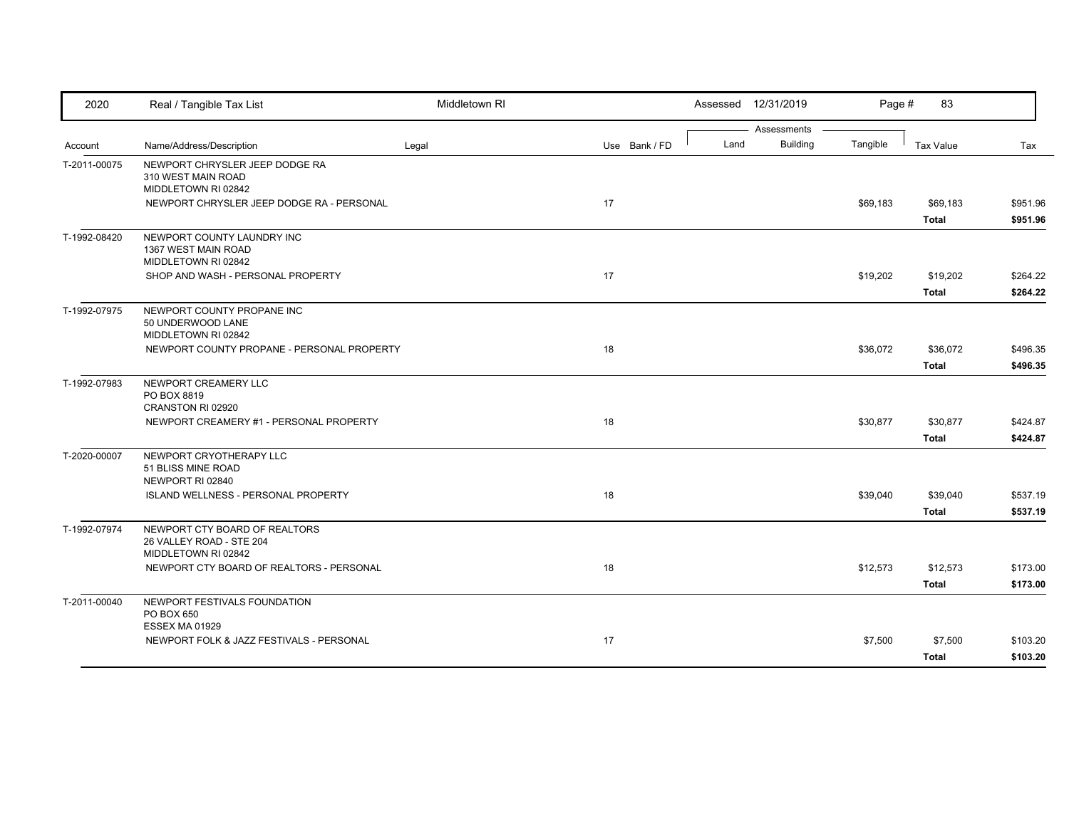| 2020 | Real / Tangible Tax List | Middletown RI | | Assessed 12/31/2019 | | | | |
|---|---|---|---|---|---|---|---|---|
| | | | | Assessments | | | | |
| Account | Name/Address/Description | Legal | Use Bank / FD | Land | Building | Tangible | Tax Value | Tax |
| T-2011-00075 | NEWPORT CHRYSLER JEEP DODGE RA<br>310 WEST MAIN ROAD<br>MIDDLETOWN RI 02842 | | | | | | | |
| | NEWPORT CHRYSLER JEEP DODGE RA - PERSONAL | | 17 | | | $69,183 | $69,183 | $951.96 |
| | | | | | | | **Total** | **$951.96** |
| T-1992-08420 | NEWPORT COUNTY LAUNDRY INC<br>1367 WEST MAIN ROAD<br>MIDDLETOWN RI 02842 | | | | | | | |
| | SHOP AND WASH - PERSONAL PROPERTY | | 17 | | | $19,202 | $19,202 | $264.22 |
| | | | | | | | **Total** | **$264.22** |
| T-1992-07975 | NEWPORT COUNTY PROPANE INC<br>50 UNDERWOOD LANE<br>MIDDLETOWN RI 02842 | | | | | | | |
| | NEWPORT COUNTY PROPANE - PERSONAL PROPERTY | | 18 | | | $36,072 | $36,072 | $496.35 |
| | | | | | | | **Total** | **$496.35** |
| T-1992-07983 | NEWPORT CREAMERY LLC<br>PO BOX 8819<br>CRANSTON RI 02920 | | | | | | | |
| | NEWPORT CREAMERY #1 - PERSONAL PROPERTY | | 18 | | | $30,877 | $30,877 | $424.87 |
| | | | | | | | **Total** | **$424.87** |
| T-2020-00007 | NEWPORT CRYOTHERAPY LLC<br>51 BLISS MINE ROAD<br>NEWPORT RI 02840 | | | | | | | |
| | ISLAND WELLNESS - PERSONAL PROPERTY | | 18 | | | $39,040 | $39,040 | $537.19 |
| | | | | | | | **Total** | **$537.19** |
| T-1992-07974 | NEWPORT CTY BOARD OF REALTORS<br>26 VALLEY ROAD - STE 204<br>MIDDLETOWN RI 02842 | | | | | | | |
| | NEWPORT CTY BOARD OF REALTORS - PERSONAL | | 18 | | | $12,573 | $12,573 | $173.00 |
| | | | | | | | **Total** | **$173.00** |
| T-2011-00040 | NEWPORT FESTIVALS FOUNDATION<br>PO BOX 650<br>ESSEX MA 01929 | | | | | | | |
| | NEWPORT FOLK & JAZZ FESTIVALS - PERSONAL | | 17 | | | $7,500 | $7,500 | $103.20 |
| | | | | | | | **Total** | **$103.20** |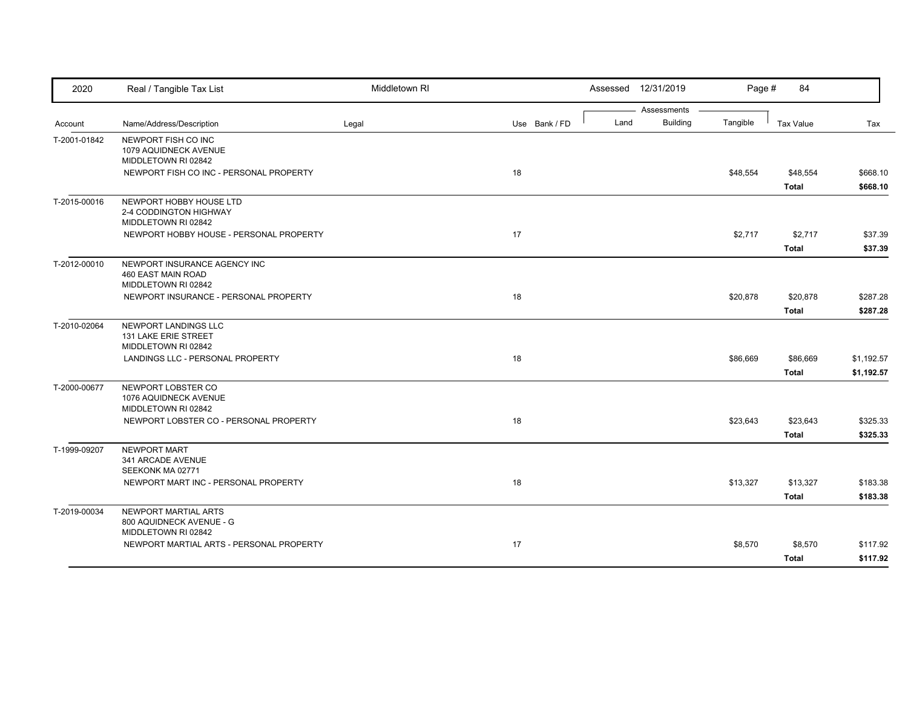| 2020 | Real / Tangible Tax List | Middletown RI | | Assessed 12/31/2019 | | Page # | 84 | |
|---|---|---|---|---|---|---|---|---|
| | | | | Assessments | | | | |
| Account | Name/Address/Description | Legal | Use Bank / FD | Land | Building | Tangible | Tax Value | Tax |
| T-2001-01842 | NEWPORT FISH CO INC<br>1079 AQUIDNECK AVENUE<br>MIDDLETOWN RI 02842 | | | | | | | |
| | NEWPORT FISH CO INC - PERSONAL PROPERTY | | 18 | | | $48,554 | $48,554 | $668.10 |
| | | | | | | | **Total** | **$668.10** |
| T-2015-00016 | NEWPORT HOBBY HOUSE LTD<br>2-4 CODDINGTON HIGHWAY<br>MIDDLETOWN RI 02842 | | | | | | | |
| | NEWPORT HOBBY HOUSE - PERSONAL PROPERTY | | 17 | | | $2,717 | $2,717 | $37.39 |
| | | | | | | | **Total** | **$37.39** |
| T-2012-00010 | NEWPORT INSURANCE AGENCY INC<br>460 EAST MAIN ROAD<br>MIDDLETOWN RI 02842 | | | | | | | |
| | NEWPORT INSURANCE - PERSONAL PROPERTY | | 18 | | | $20,878 | $20,878 | $287.28 |
| | | | | | | | **Total** | **$287.28** |
| T-2010-02064 | NEWPORT LANDINGS LLC<br>131 LAKE ERIE STREET<br>MIDDLETOWN RI 02842 | | | | | | | |
| | LANDINGS LLC - PERSONAL PROPERTY | | 18 | | | $86,669 | $86,669 | $1,192.57 |
| | | | | | | | **Total** | **$1,192.57** |
| T-2000-00677 | NEWPORT LOBSTER CO<br>1076 AQUIDNECK AVENUE<br>MIDDLETOWN RI 02842 | | | | | | | |
| | NEWPORT LOBSTER CO - PERSONAL PROPERTY | | 18 | | | $23,643 | $23,643 | $325.33 |
| | | | | | | | **Total** | **$325.33** |
| T-1999-09207 | NEWPORT MART<br>341 ARCADE AVENUE<br>SEEKONK MA 02771 | | | | | | | |
| | NEWPORT MART INC - PERSONAL PROPERTY | | 18 | | | $13,327 | $13,327 | $183.38 |
| | | | | | | | **Total** | **$183.38** |
| T-2019-00034 | NEWPORT MARTIAL ARTS<br>800 AQUIDNECK AVENUE - G<br>MIDDLETOWN RI 02842 | | | | | | | |
| | NEWPORT MARTIAL ARTS - PERSONAL PROPERTY | | 17 | | | $8,570 | $8,570 | $117.92 |
| | | | | | | | **Total** | **$117.92** |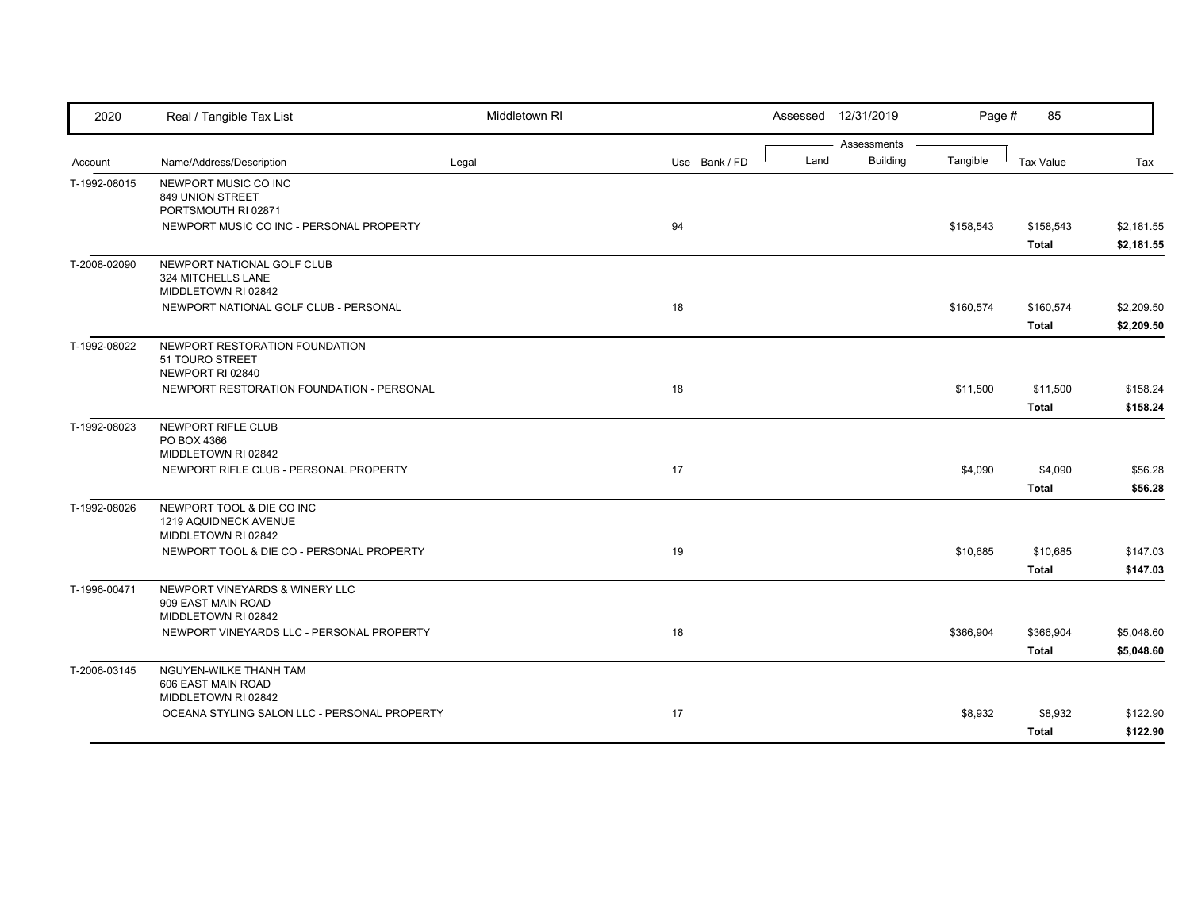| 2020 | Real / Tangible Tax List | Middletown RI | | Assessed 12/31/2019 | | | | |
|---|---|---|---|---|---|---|---|---|
| | | | | Assessments | | | | |
| Account | Name/Address/Description | Legal | Use Bank / FD | Land | Building | Tangible | Tax Value | Tax |
| T-1992-08015 | NEWPORT MUSIC CO INC<br>849 UNION STREET<br>PORTSMOUTH RI 02871 | | | | | | | |
| | NEWPORT MUSIC CO INC - PERSONAL PROPERTY | | 94 | | | $158,543 | $158,543 | $2,181.55 |
| | | | | | | | **Total** | **$2,181.55** |
| T-2008-02090 | NEWPORT NATIONAL GOLF CLUB<br>324 MITCHELLS LANE<br>MIDDLETOWN RI 02842 | | | | | | | |
| | NEWPORT NATIONAL GOLF CLUB - PERSONAL | | 18 | | | $160,574 | $160,574 | $2,209.50 |
| | | | | | | | **Total** | **$2,209.50** |
| T-1992-08022 | NEWPORT RESTORATION FOUNDATION<br>51 TOURO STREET<br>NEWPORT RI 02840 | | | | | | | |
| | NEWPORT RESTORATION FOUNDATION - PERSONAL | | 18 | | | $11,500 | $11,500 | $158.24 |
| | | | | | | | **Total** | **$158.24** |
| T-1992-08023 | NEWPORT RIFLE CLUB<br>PO BOX 4366<br>MIDDLETOWN RI 02842 | | | | | | | |
| | NEWPORT RIFLE CLUB - PERSONAL PROPERTY | | 17 | | | $4,090 | $4,090 | $56.28 |
| | | | | | | | **Total** | **$56.28** |
| T-1992-08026 | NEWPORT TOOL & DIE CO INC<br>1219 AQUIDNECK AVENUE<br>MIDDLETOWN RI 02842 | | | | | | | |
| | NEWPORT TOOL & DIE CO - PERSONAL PROPERTY | | 19 | | | $10,685 | $10,685 | $147.03 |
| | | | | | | | **Total** | **$147.03** |
| T-1996-00471 | NEWPORT VINEYARDS & WINERY LLC<br>909 EAST MAIN ROAD<br>MIDDLETOWN RI 02842 | | | | | | | |
| | NEWPORT VINEYARDS LLC - PERSONAL PROPERTY | | 18 | | | $366,904 | $366,904 | $5,048.60 |
| | | | | | | | **Total** | **$5,048.60** |
| T-2006-03145 | NGUYEN-WILKE THANH TAM<br>606 EAST MAIN ROAD<br>MIDDLETOWN RI 02842 | | | | | | | |
| | OCEANA STYLING SALON LLC - PERSONAL PROPERTY | | 17 | | | $8,932 | $8,932 | $122.90 |
| | | | | | | | **Total** | **$122.90** |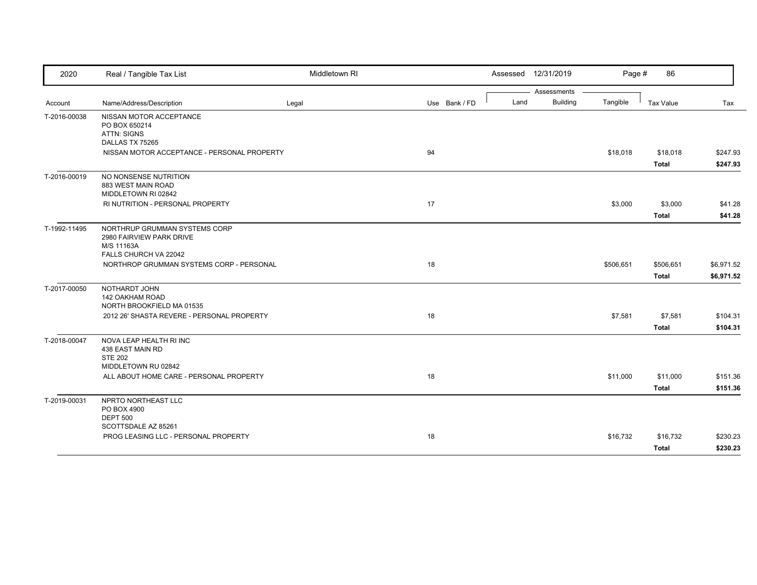| 2020 | Real / Tangible Tax List | Middletown RI | | Assessed 12/31/2019 | | | | |
|---|---|---|---|---|---|---|---|---|
| | | | | Assessments | | | | |
| Account | Name/Address/Description | Legal | Use Bank / FD | Land | Building | Tangible | Tax Value | Tax |
| T-2016-00038 | NISSAN MOTOR ACCEPTANCE<br>PO BOX 650214<br>ATTN: SIGNS<br>DALLAS TX 75265 | | | | | | | |
| | NISSAN MOTOR ACCEPTANCE - PERSONAL PROPERTY | | 94 | | | $18,018 | $18,018 | $247.93 |
| | | | | | | | **Total** | **$247.93** |
| T-2016-00019 | NO NONSENSE NUTRITION<br>883 WEST MAIN ROAD<br>MIDDLETOWN RI 02842 | | | | | | | |
| | RI NUTRITION - PERSONAL PROPERTY | | 17 | | | $3,000 | $3,000 | $41.28 |
| | | | | | | | **Total** | **$41.28** |
| T-1992-11495 | NORTHRUP GRUMMAN SYSTEMS CORP<br>2980 FAIRVIEW PARK DRIVE<br>M/S 11163A<br>FALLS CHURCH VA 22042 | | | | | | | |
| | NORTHROP GRUMMAN SYSTEMS CORP - PERSONAL | | 18 | | | $506,651 | $506,651 | $6,971.52 |
| | | | | | | | **Total** | **$6,971.52** |
| T-2017-00050 | NOTHARDT JOHN<br>142 OAKHAM ROAD<br>NORTH BROOKFIELD MA 01535 | | | | | | | |
| | 2012 26' SHASTA REVERE - PERSONAL PROPERTY | | 18 | | | $7,581 | $7,581 | $104.31 |
| | | | | | | | **Total** | **$104.31** |
| T-2018-00047 | NOVA LEAP HEALTH RI INC<br>438 EAST MAIN RD<br>STE 202<br>MIDDLETOWN RU 02842 | | | | | | | |
| | ALL ABOUT HOME CARE - PERSONAL PROPERTY | | 18 | | | $11,000 | $11,000 | $151.36 |
| | | | | | | | **Total** | **$151.36** |
| T-2019-00031 | NPRTO NORTHEAST LLC<br>PO BOX 4900<br>DEPT 500<br>SCOTTSDALE AZ 85261 | | | | | | | |
| | PROG LEASING LLC - PERSONAL PROPERTY | | 18 | | | $16,732 | $16,732 | $230.23 |
| | | | | | | | **Total** | **$230.23** |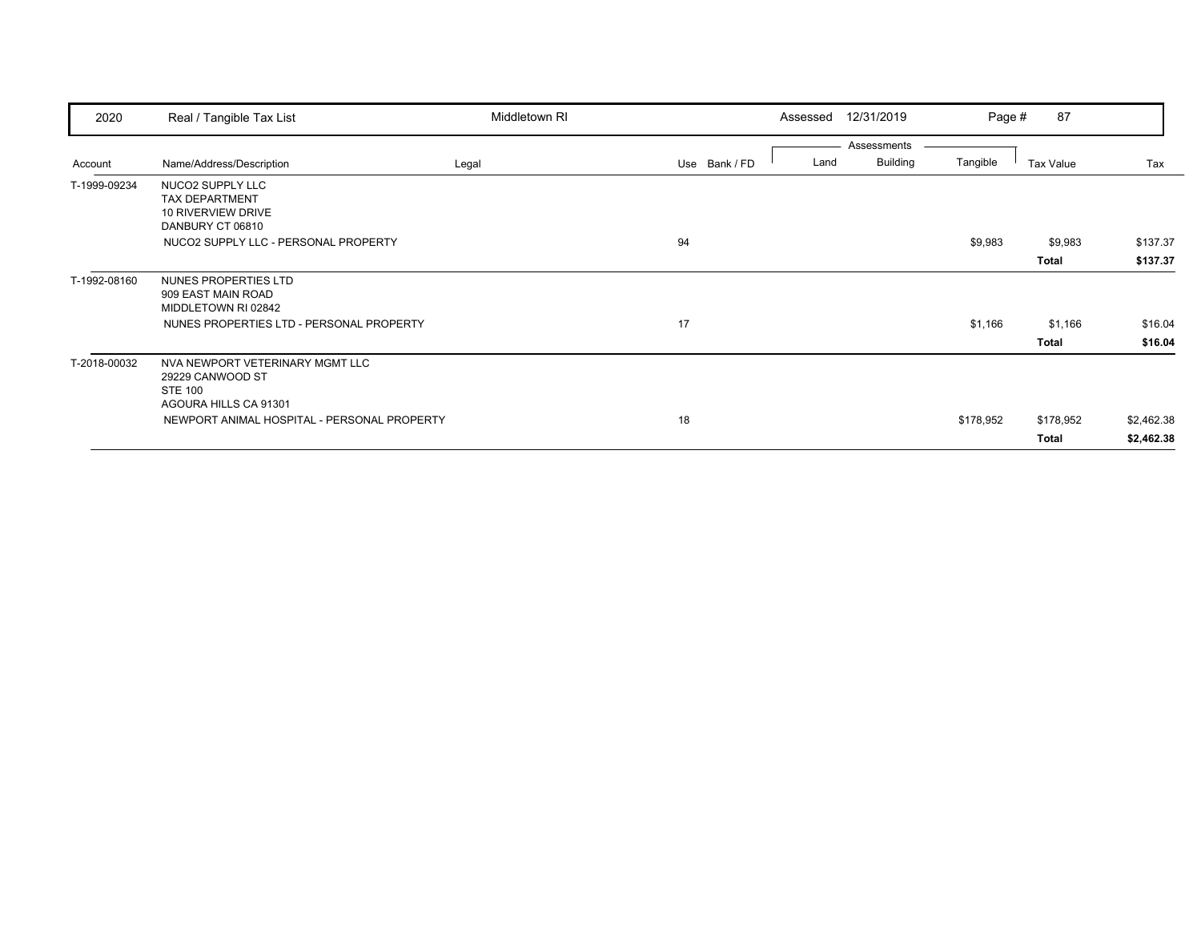| 2020 | Real / Tangible Tax List | Middletown RI | | Assessed 12/31/2019 | | | Page # 87 | |
|---|---|---|---|---|---|---|---|---|
| | | | | Assessments | | | | |
| Account | Name/Address/Description | Legal | Use Bank / FD | Land | Building | Tangible | Tax Value | Tax |
| T-1999-09234 | NUCO2 SUPPLY LLC<br>TAX DEPARTMENT<br>10 RIVERVIEW DRIVE<br>DANBURY CT 06810 | | | | | | | |
| | NUCO2 SUPPLY LLC - PERSONAL PROPERTY | | 94 | | | $9,983 | $9,983 | $137.37 |
| | | | | | | | **Total** | **$137.37** |
| T-1992-08160 | NUNES PROPERTIES LTD<br>909 EAST MAIN ROAD<br>MIDDLETOWN RI 02842 | | | | | | | |
| | NUNES PROPERTIES LTD - PERSONAL PROPERTY | | 17 | | | $1,166 | $1,166 | $16.04 |
| | | | | | | | **Total** | **$16.04** |
| T-2018-00032 | NVA NEWPORT VETERINARY MGMT LLC<br>29229 CANWOOD ST<br>STE 100<br>AGOURA HILLS CA 91301 | | | | | | | |
| | NEWPORT ANIMAL HOSPITAL - PERSONAL PROPERTY | | 18 | | | $178,952 | $178,952 | $2,462.38 |
| | | | | | | | **Total** | **$2,462.38** |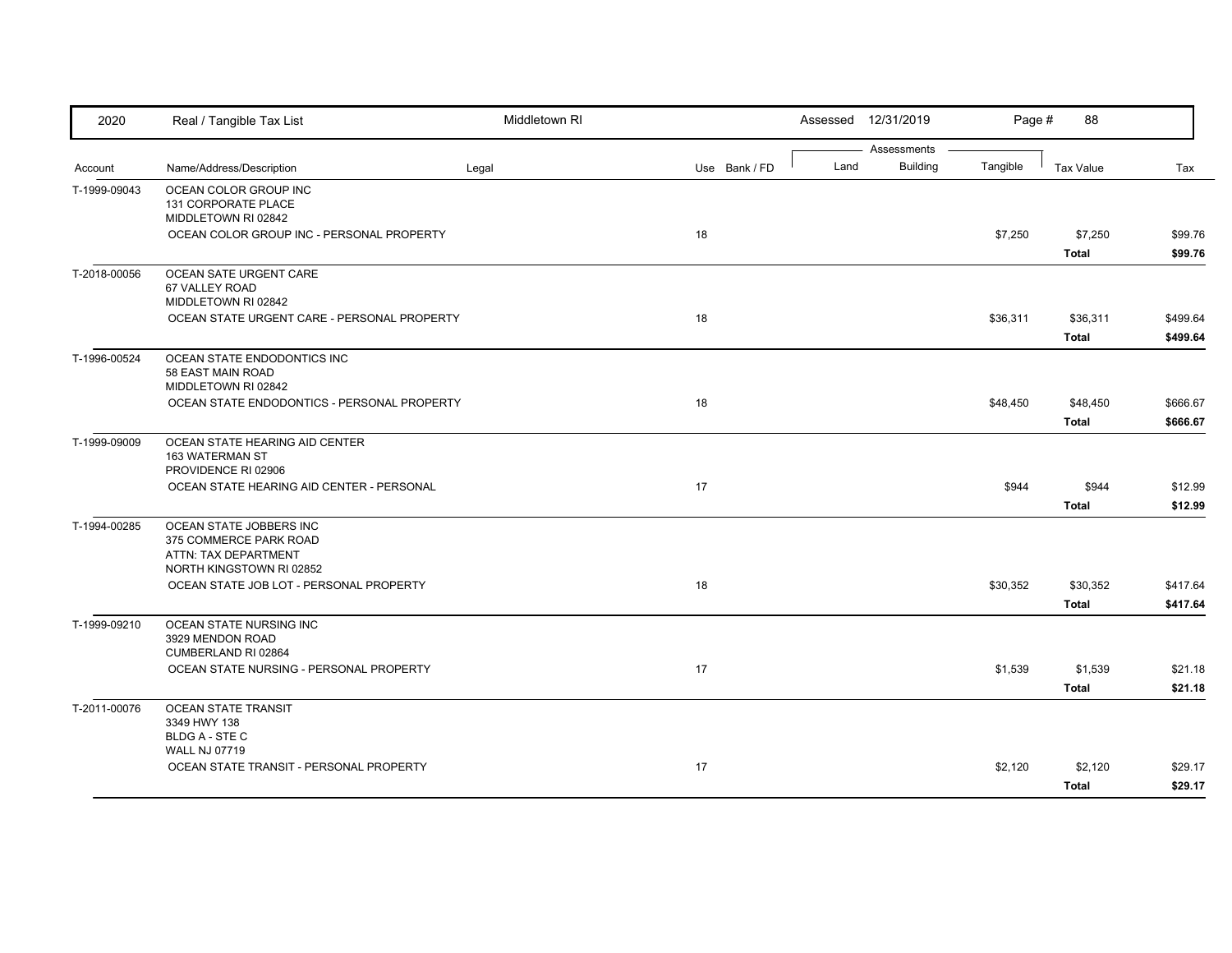| 2020 | Real / Tangible Tax List | Middletown RI | | Assessed 12/31/2019 | | | Page # 88 | |
|---|---|---|---|---|---|---|---|---|
| | | | | Assessments | | | | |
| Account | Name/Address/Description | Legal | Use Bank / FD | Land | Building | Tangible | Tax Value | Tax |
| T-1999-09043 | OCEAN COLOR GROUP INC<br>131 CORPORATE PLACE<br>MIDDLETOWN RI 02842 | | | | | | | |
| | OCEAN COLOR GROUP INC - PERSONAL PROPERTY | | 18 | | | $7,250 | $7,250 | $99.76 |
| | | | | | | | **Total** | **$99.76** |
| T-2018-00056 | OCEAN SATE URGENT CARE<br>67 VALLEY ROAD<br>MIDDLETOWN RI 02842 | | | | | | | |
| | OCEAN STATE URGENT CARE - PERSONAL PROPERTY | | 18 | | | $36,311 | $36,311 | $499.64 |
| | | | | | | | **Total** | **$499.64** |
| T-1996-00524 | OCEAN STATE ENDODONTICS INC<br>58 EAST MAIN ROAD<br>MIDDLETOWN RI 02842 | | | | | | | |
| | OCEAN STATE ENDODONTICS - PERSONAL PROPERTY | | 18 | | | $48,450 | $48,450 | $666.67 |
| | | | | | | | **Total** | **$666.67** |
| T-1999-09009 | OCEAN STATE HEARING AID CENTER<br>163 WATERMAN ST<br>PROVIDENCE RI 02906 | | | | | | | |
| | OCEAN STATE HEARING AID CENTER - PERSONAL | | 17 | | | $944 | $944 | $12.99 |
| | | | | | | | **Total** | **$12.99** |
| T-1994-00285 | OCEAN STATE JOBBERS INC<br>375 COMMERCE PARK ROAD<br>ATTN: TAX DEPARTMENT<br>NORTH KINGSTOWN RI 02852 | | | | | | | |
| | OCEAN STATE JOB LOT - PERSONAL PROPERTY | | 18 | | | $30,352 | $30,352 | $417.64 |
| | | | | | | | **Total** | **$417.64** |
| T-1999-09210 | OCEAN STATE NURSING INC<br>3929 MENDON ROAD<br>CUMBERLAND RI 02864 | | | | | | | |
| | OCEAN STATE NURSING - PERSONAL PROPERTY | | 17 | | | $1,539 | $1,539 | $21.18 |
| | | | | | | | **Total** | **$21.18** |
| T-2011-00076 | OCEAN STATE TRANSIT<br>3349 HWY 138<br>BLDG A - STE C<br>WALL NJ 07719 | | | | | | | |
| | OCEAN STATE TRANSIT - PERSONAL PROPERTY | | 17 | | | $2,120 | $2,120 | $29.17 |
| | | | | | | | **Total** | **$29.17** |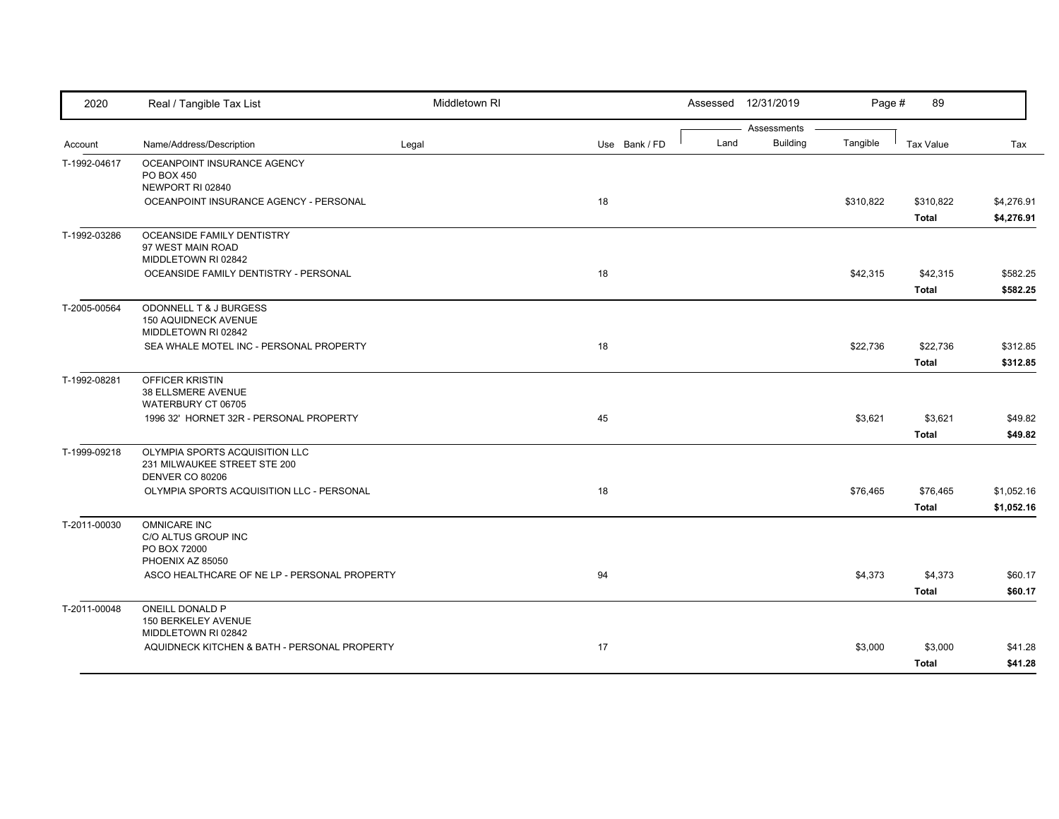| 2020 | Real / Tangible Tax List | Middletown RI | | Assessed 12/31/2019 | | | | |
|---|---|---|---|---|---|---|---|---|
| | | | | Assessments | | | | |
| Account | Name/Address/Description | Legal | Use Bank / FD | Land | Building | Tangible | Tax Value | Tax |
| T-1992-04617 | OCEANPOINT INSURANCE AGENCY<br>PO BOX 450<br>NEWPORT RI 02840 | | | | | | | |
| | OCEANPOINT INSURANCE AGENCY - PERSONAL | | 18 | | | $310,822 | $310,822 | $4,276.91 |
| | | | | | | | **Total** | **$4,276.91** |
| T-1992-03286 | OCEANSIDE FAMILY DENTISTRY<br>97 WEST MAIN ROAD<br>MIDDLETOWN RI 02842 | | | | | | | |
| | OCEANSIDE FAMILY DENTISTRY - PERSONAL | | 18 | | | $42,315 | $42,315 | $582.25 |
| | | | | | | | **Total** | **$582.25** |
| T-2005-00564 | ODONNELL T & J BURGESS<br>150 AQUIDNECK AVENUE<br>MIDDLETOWN RI 02842 | | | | | | | |
| | SEA WHALE MOTEL INC - PERSONAL PROPERTY | | 18 | | | $22,736 | $22,736 | $312.85 |
| | | | | | | | **Total** | **$312.85** |
| T-1992-08281 | OFFICER KRISTIN<br>38 ELLSMERE AVENUE<br>WATERBURY CT 06705 | | | | | | | |
| | 1996 32' HORNET 32R - PERSONAL PROPERTY | | 45 | | | $3,621 | $3,621 | $49.82 |
| | | | | | | | **Total** | **$49.82** |
| T-1999-09218 | OLYMPIA SPORTS ACQUISITION LLC<br>231 MILWAUKEE STREET STE 200<br>DENVER CO 80206 | | | | | | | |
| | OLYMPIA SPORTS ACQUISITION LLC - PERSONAL | | 18 | | | $76,465 | $76,465 | $1,052.16 |
| | | | | | | | **Total** | **$1,052.16** |
| T-2011-00030 | OMNICARE INC<br>C/O ALTUS GROUP INC<br>PO BOX 72000<br>PHOENIX AZ 85050 | | | | | | | |
| | ASCO HEALTHCARE OF NE LP - PERSONAL PROPERTY | | 94 | | | $4,373 | $4,373 | $60.17 |
| | | | | | | | **Total** | **$60.17** |
| T-2011-00048 | ONEILL DONALD P<br>150 BERKELEY AVENUE<br>MIDDLETOWN RI 02842 | | | | | | | |
| | AQUIDNECK KITCHEN & BATH - PERSONAL PROPERTY | | 17 | | | $3,000 | $3,000 | $41.28 |
| | | | | | | | **Total** | **$41.28** |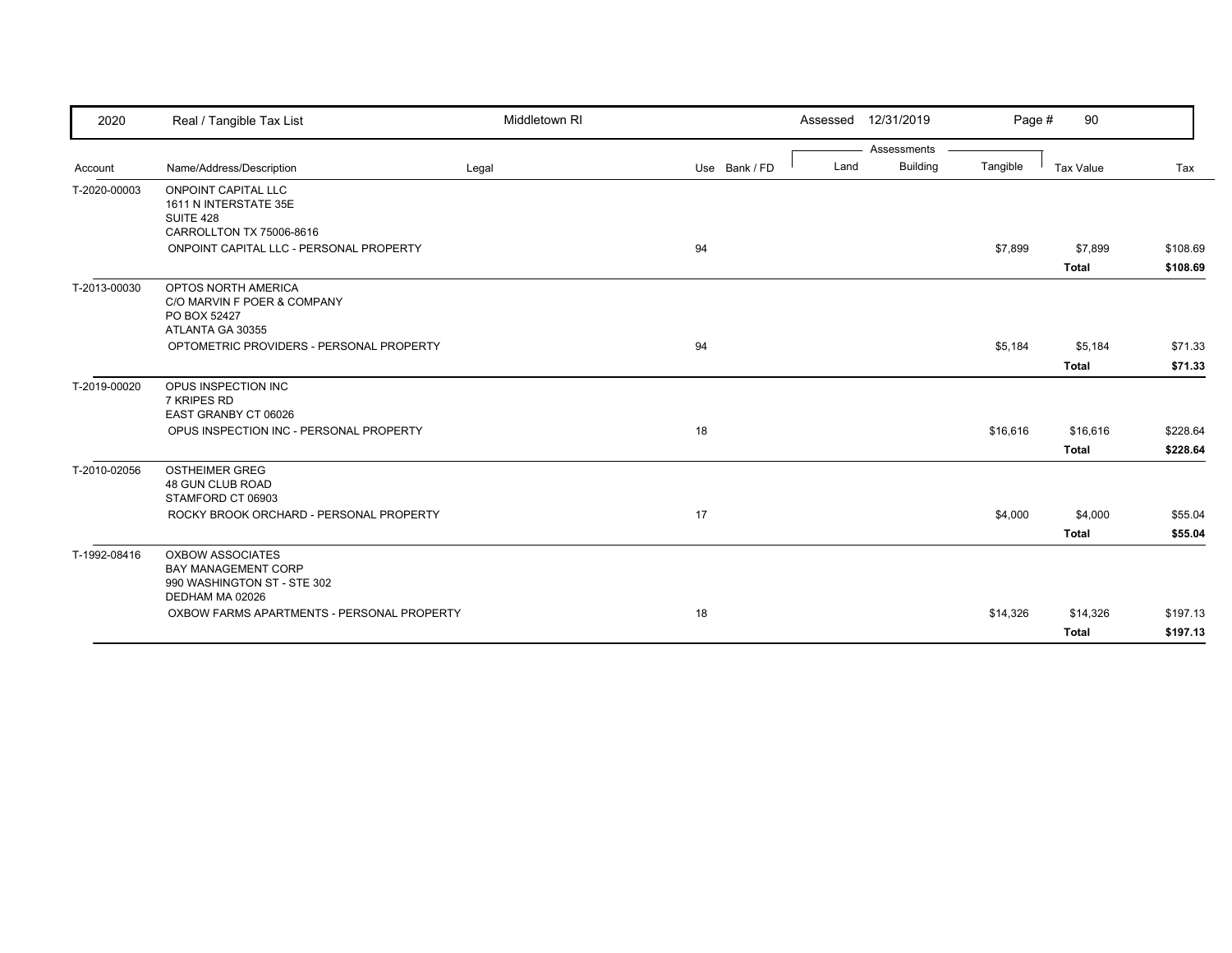2020 Real / Tangible Tax List — Middletown RI — Assessed 12/31/2019

| Account | Name/Address/Description | Legal | Use | Bank / FD | Land | Building | Tangible | Tax Value | Tax |
|---|---|---|---|---|---|---|---|---|---|
| T-2020-00003 | ONPOINT CAPITAL LLC<br>1611 N INTERSTATE 35E<br>SUITE 428<br>CARROLLTON TX 75006-8616 | | | | | | | | |
| | ONPOINT CAPITAL LLC - PERSONAL PROPERTY | | 94 | | | | $7,899 | $7,899 | $108.69 |
| | | | | | | | | **Total** | **$108.69** |
| T-2013-00030 | OPTOS NORTH AMERICA<br>C/O MARVIN F POER & COMPANY<br>PO BOX 52427<br>ATLANTA GA 30355 | | | | | | | | |
| | OPTOMETRIC PROVIDERS - PERSONAL PROPERTY | | 94 | | | | $5,184 | $5,184 | $71.33 |
| | | | | | | | | **Total** | **$71.33** |
| T-2019-00020 | OPUS INSPECTION INC<br>7 KRIPES RD<br>EAST GRANBY CT 06026 | | | | | | | | |
| | OPUS INSPECTION INC - PERSONAL PROPERTY | | 18 | | | | $16,616 | $16,616 | $228.64 |
| | | | | | | | | **Total** | **$228.64** |
| T-2010-02056 | OSTHEIMER GREG<br>48 GUN CLUB ROAD<br>STAMFORD CT 06903 | | | | | | | | |
| | ROCKY BROOK ORCHARD - PERSONAL PROPERTY | | 17 | | | | $4,000 | $4,000 | $55.04 |
| | | | | | | | | **Total** | **$55.04** |
| T-1992-08416 | OXBOW ASSOCIATES<br>BAY MANAGEMENT CORP<br>990 WASHINGTON ST - STE 302<br>DEDHAM MA 02026 | | | | | | | | |
| | OXBOW FARMS APARTMENTS - PERSONAL PROPERTY | | 18 | | | | $14,326 | $14,326 | $197.13 |
| | | | | | | | | **Total** | **$197.13** |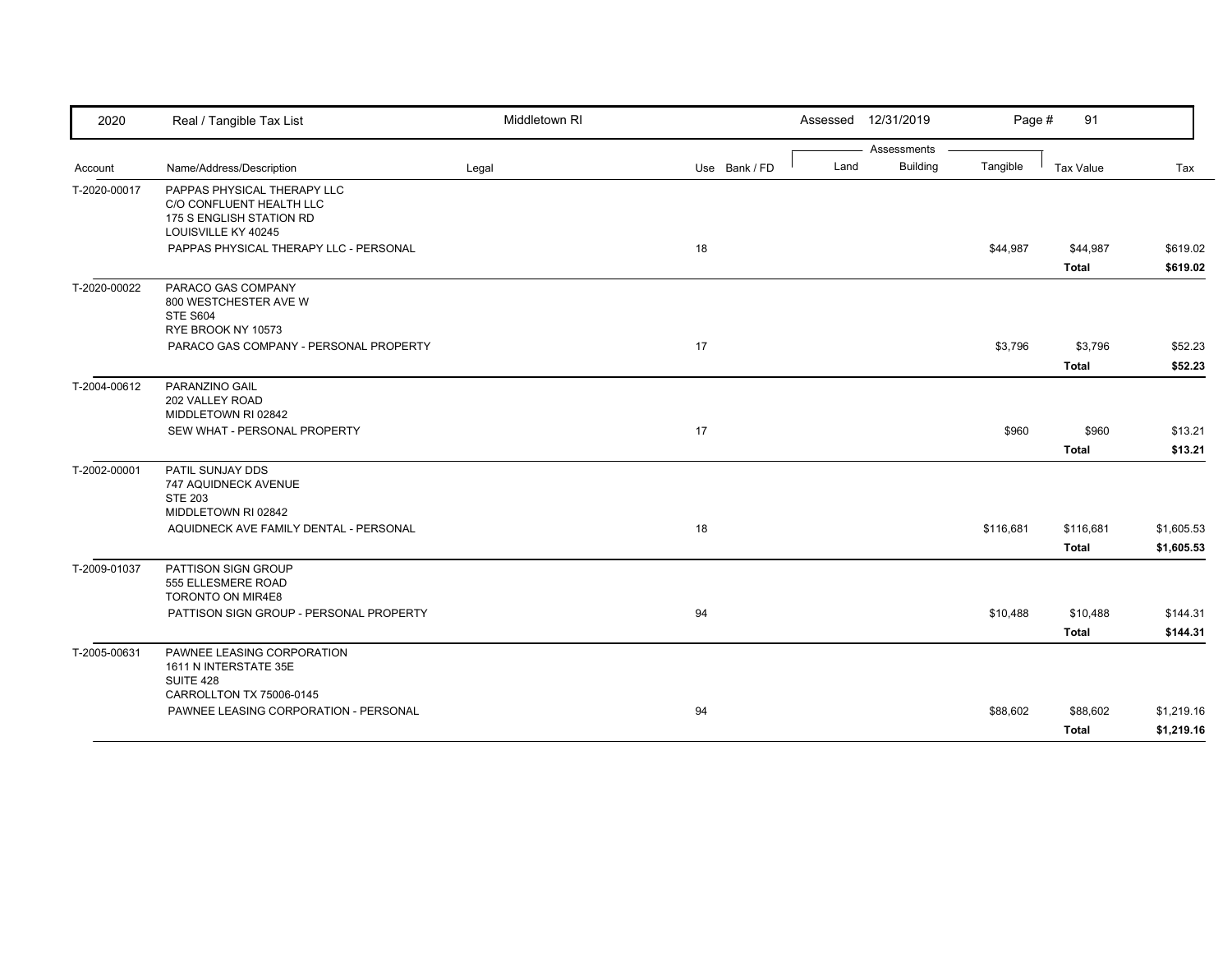| 2020 | Real / Tangible Tax List | Middletown RI | | Assessed 12/31/2019 | | Page # 91 | | |
|---|---|---|---|---|---|---|---|---|
| | | | | Assessments | | | | |
| Account | Name/Address/Description | Legal | Use Bank / FD | Land | Building | Tangible | Tax Value | Tax |
| T-2020-00017 | PAPPAS PHYSICAL THERAPY LLC<br>C/O CONFLUENT HEALTH LLC<br>175 S ENGLISH STATION RD<br>LOUISVILLE KY 40245 | | | | | | | |
| | PAPPAS PHYSICAL THERAPY LLC - PERSONAL | | 18 | | | $44,987 | $44,987 | $619.02 |
| | | | | | | | **Total** | **$619.02** |
| T-2020-00022 | PARACO GAS COMPANY<br>800 WESTCHESTER AVE W<br>STE S604<br>RYE BROOK NY 10573 | | | | | | | |
| | PARACO GAS COMPANY - PERSONAL PROPERTY | | 17 | | | $3,796 | $3,796 | $52.23 |
| | | | | | | | **Total** | **$52.23** |
| T-2004-00612 | PARANZINO GAIL<br>202 VALLEY ROAD<br>MIDDLETOWN RI 02842 | | | | | | | |
| | SEW WHAT - PERSONAL PROPERTY | | 17 | | | $960 | $960 | $13.21 |
| | | | | | | | **Total** | **$13.21** |
| T-2002-00001 | PATIL SUNJAY DDS<br>747 AQUIDNECK AVENUE<br>STE 203<br>MIDDLETOWN RI 02842 | | | | | | | |
| | AQUIDNECK AVE FAMILY DENTAL - PERSONAL | | 18 | | | $116,681 | $116,681 | $1,605.53 |
| | | | | | | | **Total** | **$1,605.53** |
| T-2009-01037 | PATTISON SIGN GROUP<br>555 ELLESMERE ROAD<br>TORONTO ON MIR4E8 | | | | | | | |
| | PATTISON SIGN GROUP - PERSONAL PROPERTY | | 94 | | | $10,488 | $10,488 | $144.31 |
| | | | | | | | **Total** | **$144.31** |
| T-2005-00631 | PAWNEE LEASING CORPORATION<br>1611 N INTERSTATE 35E<br>SUITE 428<br>CARROLLTON TX 75006-0145 | | | | | | | |
| | PAWNEE LEASING CORPORATION - PERSONAL | | 94 | | | $88,602 | $88,602 | $1,219.16 |
| | | | | | | | **Total** | **$1,219.16** |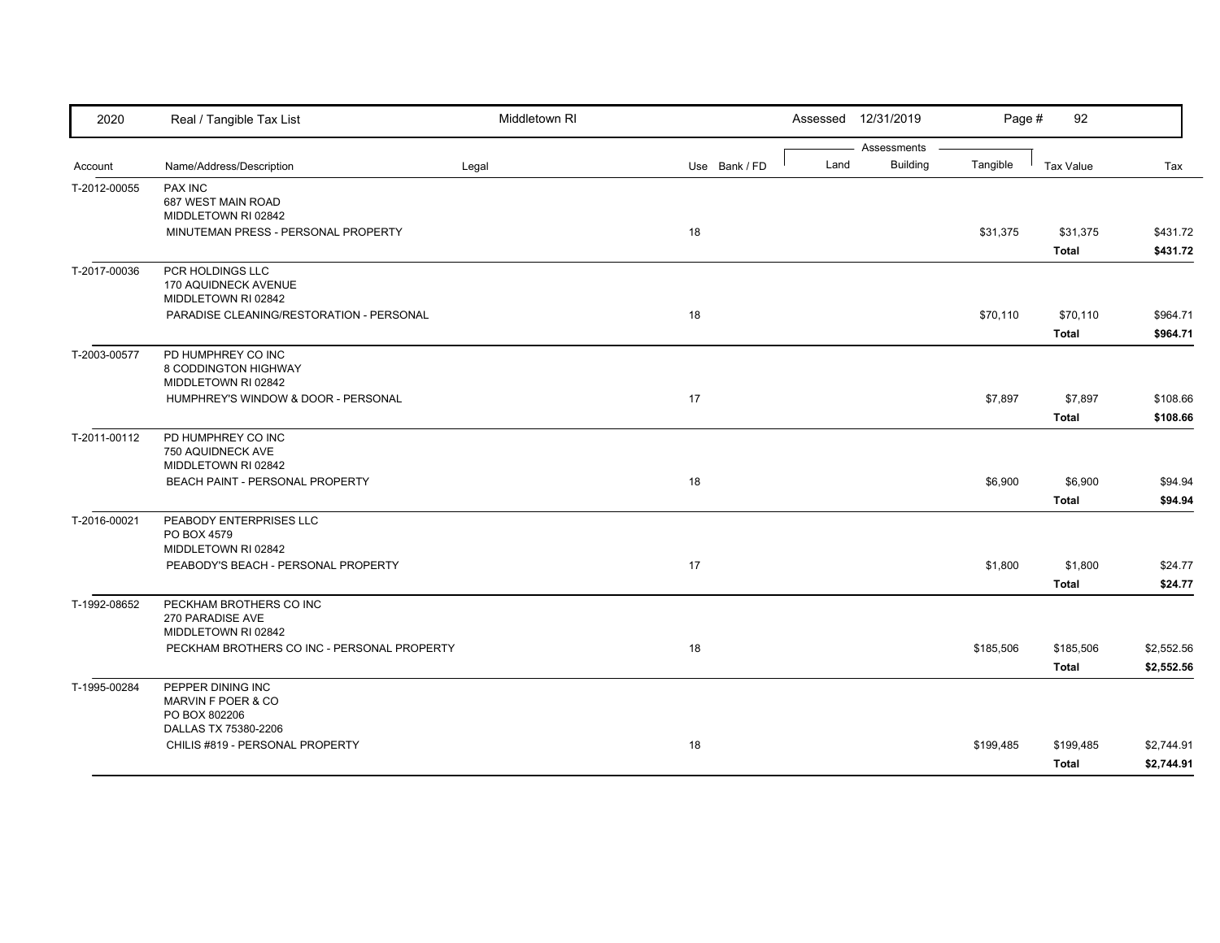| 2020 | Real / Tangible Tax List | Middletown RI | | Assessed 12/31/2019 | | | | |
|---|---|---|---|---|---|---|---|---|
| | | | | Assessments | | | | |
| Account | Name/Address/Description | Legal | Use Bank / FD | Land | Building | Tangible | Tax Value | Tax |
| T-2012-00055 | PAX INC<br>687 WEST MAIN ROAD<br>MIDDLETOWN RI 02842 | | | | | | | |
| | MINUTEMAN PRESS - PERSONAL PROPERTY | | 18 | | | $31,375 | $31,375 | $431.72 |
| | | | | | | | **Total** | **$431.72** |
| T-2017-00036 | PCR HOLDINGS LLC<br>170 AQUIDNECK AVENUE<br>MIDDLETOWN RI 02842 | | | | | | | |
| | PARADISE CLEANING/RESTORATION - PERSONAL | | 18 | | | $70,110 | $70,110 | $964.71 |
| | | | | | | | **Total** | **$964.71** |
| T-2003-00577 | PD HUMPHREY CO INC<br>8 CODDINGTON HIGHWAY<br>MIDDLETOWN RI 02842 | | | | | | | |
| | HUMPHREY'S WINDOW & DOOR - PERSONAL | | 17 | | | $7,897 | $7,897 | $108.66 |
| | | | | | | | **Total** | **$108.66** |
| T-2011-00112 | PD HUMPHREY CO INC<br>750 AQUIDNECK AVE<br>MIDDLETOWN RI 02842 | | | | | | | |
| | BEACH PAINT - PERSONAL PROPERTY | | 18 | | | $6,900 | $6,900 | $94.94 |
| | | | | | | | **Total** | **$94.94** |
| T-2016-00021 | PEABODY ENTERPRISES LLC<br>PO BOX 4579<br>MIDDLETOWN RI 02842 | | | | | | | |
| | PEABODY'S BEACH - PERSONAL PROPERTY | | 17 | | | $1,800 | $1,800 | $24.77 |
| | | | | | | | **Total** | **$24.77** |
| T-1992-08652 | PECKHAM BROTHERS CO INC<br>270 PARADISE AVE<br>MIDDLETOWN RI 02842 | | | | | | | |
| | PECKHAM BROTHERS CO INC - PERSONAL PROPERTY | | 18 | | | $185,506 | $185,506 | $2,552.56 |
| | | | | | | | **Total** | **$2,552.56** |
| T-1995-00284 | PEPPER DINING INC<br>MARVIN F POER & CO<br>PO BOX 802206<br>DALLAS TX 75380-2206 | | | | | | | |
| | CHILIS #819 - PERSONAL PROPERTY | | 18 | | | $199,485 | $199,485 | $2,744.91 |
| | | | | | | | **Total** | **$2,744.91** |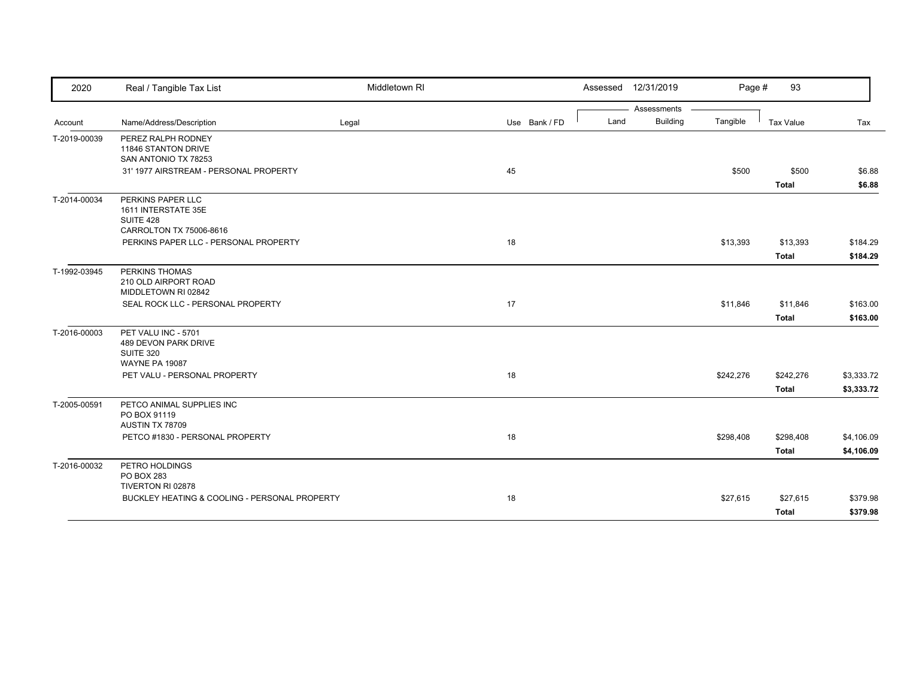| Account | Name/Address/Description | Legal | Use | Bank / FD | Land | Building | Tangible | Tax Value | Tax |
|---|---|---|---|---|---|---|---|---|---|
| T-2019-00039 | PEREZ RALPH RODNEY<br>11846 STANTON DRIVE<br>SAN ANTONIO TX 78253 | | | | | | | | |
| | 31' 1977 AIRSTREAM - PERSONAL PROPERTY | | 45 | | | | $500 | $500 | $6.88 |
| | | | | | | | | **Total** | **$6.88** |
| T-2014-00034 | PERKINS PAPER LLC<br>1611 INTERSTATE 35E<br>SUITE 428<br>CARROLTON TX 75006-8616 | | | | | | | | |
| | PERKINS PAPER LLC - PERSONAL PROPERTY | | 18 | | | | $13,393 | $13,393 | $184.29 |
| | | | | | | | | **Total** | **$184.29** |
| T-1992-03945 | PERKINS THOMAS<br>210 OLD AIRPORT ROAD<br>MIDDLETOWN RI 02842 | | | | | | | | |
| | SEAL ROCK LLC - PERSONAL PROPERTY | | 17 | | | | $11,846 | $11,846 | $163.00 |
| | | | | | | | | **Total** | **$163.00** |
| T-2016-00003 | PET VALU INC - 5701<br>489 DEVON PARK DRIVE<br>SUITE 320<br>WAYNE PA 19087 | | | | | | | | |
| | PET VALU - PERSONAL PROPERTY | | 18 | | | | $242,276 | $242,276 | $3,333.72 |
| | | | | | | | | **Total** | **$3,333.72** |
| T-2005-00591 | PETCO ANIMAL SUPPLIES INC<br>PO BOX 91119<br>AUSTIN TX 78709 | | | | | | | | |
| | PETCO #1830 - PERSONAL PROPERTY | | 18 | | | | $298,408 | $298,408 | $4,106.09 |
| | | | | | | | | **Total** | **$4,106.09** |
| T-2016-00032 | PETRO HOLDINGS<br>PO BOX 283<br>TIVERTON RI 02878 | | | | | | | | |
| | BUCKLEY HEATING & COOLING - PERSONAL PROPERTY | | 18 | | | | $27,615 | $27,615 | $379.98 |
| | | | | | | | | **Total** | **$379.98** |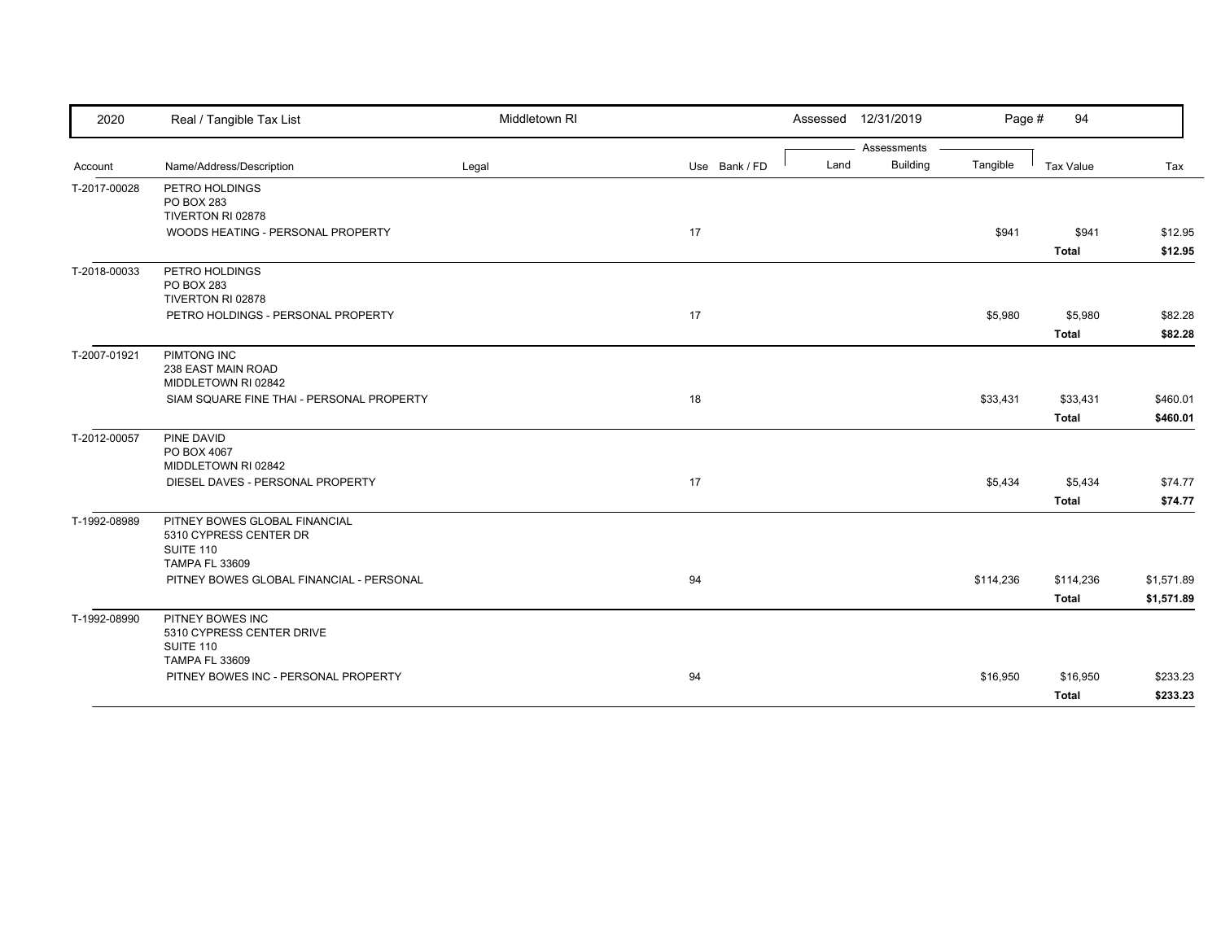| 2020 | Real / Tangible Tax List | Middletown RI | | Assessed 12/31/2019 | | | Page # 94 | |
|---|---|---|---|---|---|---|---|---|
| | | | | Assessments | | | | |
| Account | Name/Address/Description | Legal | Use Bank / FD | Land | Building | Tangible | Tax Value | Tax |
| T-2017-00028 | PETRO HOLDINGS<br>PO BOX 283<br>TIVERTON RI 02878 | | | | | | | |
| | WOODS HEATING - PERSONAL PROPERTY | | 17 | | | $941 | $941 | $12.95 |
| | | | | | | | **Total** | **$12.95** |
| T-2018-00033 | PETRO HOLDINGS<br>PO BOX 283<br>TIVERTON RI 02878 | | | | | | | |
| | PETRO HOLDINGS - PERSONAL PROPERTY | | 17 | | | $5,980 | $5,980 | $82.28 |
| | | | | | | | **Total** | **$82.28** |
| T-2007-01921 | PIMTONG INC<br>238 EAST MAIN ROAD<br>MIDDLETOWN RI 02842 | | | | | | | |
| | SIAM SQUARE FINE THAI - PERSONAL PROPERTY | | 18 | | | $33,431 | $33,431 | $460.01 |
| | | | | | | | **Total** | **$460.01** |
| T-2012-00057 | PINE DAVID<br>PO BOX 4067<br>MIDDLETOWN RI 02842 | | | | | | | |
| | DIESEL DAVES - PERSONAL PROPERTY | | 17 | | | $5,434 | $5,434 | $74.77 |
| | | | | | | | **Total** | **$74.77** |
| T-1992-08989 | PITNEY BOWES GLOBAL FINANCIAL<br>5310 CYPRESS CENTER DR<br>SUITE 110<br>TAMPA FL 33609 | | | | | | | |
| | PITNEY BOWES GLOBAL FINANCIAL - PERSONAL | | 94 | | | $114,236 | $114,236 | $1,571.89 |
| | | | | | | | **Total** | **$1,571.89** |
| T-1992-08990 | PITNEY BOWES INC<br>5310 CYPRESS CENTER DRIVE<br>SUITE 110<br>TAMPA FL 33609 | | | | | | | |
| | PITNEY BOWES INC - PERSONAL PROPERTY | | 94 | | | $16,950 | $16,950 | $233.23 |
| | | | | | | | **Total** | **$233.23** |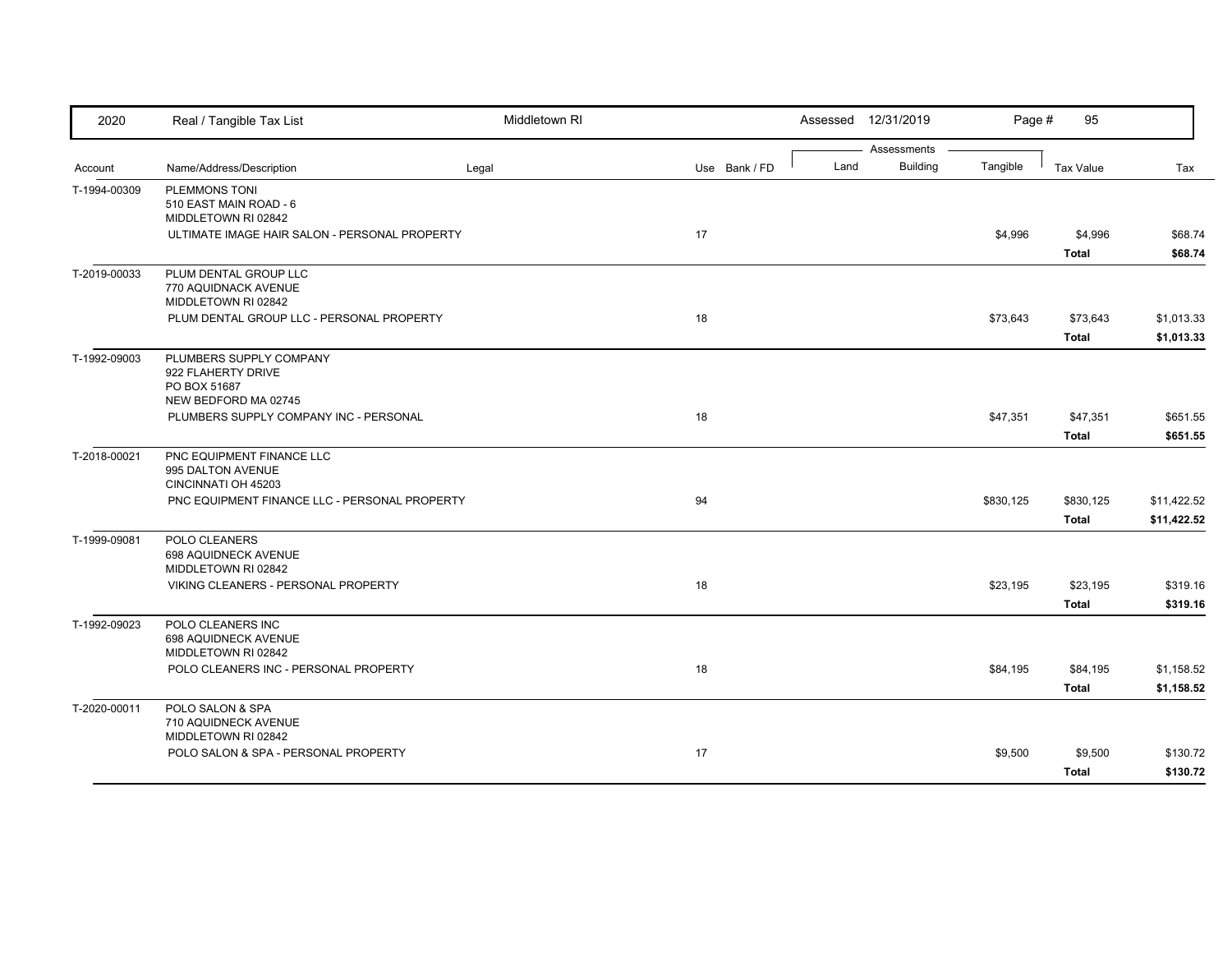| 2020 | Real / Tangible Tax List | Middletown RI | | Assessed 12/31/2019 | | | | |
|---|---|---|---|---|---|---|---|---|

| Account | Name/Address/Description | Legal | Use | Bank / FD | Land | Building | Tangible | Tax Value | Tax |
|---|---|---|---|---|---|---|---|---|---|
| T-1994-00309 | PLEMMONS TONI<br>510 EAST MAIN ROAD - 6<br>MIDDLETOWN RI 02842 | | | | | | | | |
| | ULTIMATE IMAGE HAIR SALON - PERSONAL PROPERTY | | 17 | | | | $4,996 | $4,996 | $68.74 |
| | | | | | | | | **Total** | **$68.74** |
| T-2019-00033 | PLUM DENTAL GROUP LLC<br>770 AQUIDNACK AVENUE<br>MIDDLETOWN RI 02842 | | | | | | | | |
| | PLUM DENTAL GROUP LLC - PERSONAL PROPERTY | | 18 | | | | $73,643 | $73,643 | $1,013.33 |
| | | | | | | | | **Total** | **$1,013.33** |
| T-1992-09003 | PLUMBERS SUPPLY COMPANY<br>922 FLAHERTY DRIVE<br>PO BOX 51687<br>NEW BEDFORD MA 02745 | | | | | | | | |
| | PLUMBERS SUPPLY COMPANY INC - PERSONAL | | 18 | | | | $47,351 | $47,351 | $651.55 |
| | | | | | | | | **Total** | **$651.55** |
| T-2018-00021 | PNC EQUIPMENT FINANCE LLC<br>995 DALTON AVENUE<br>CINCINNATI OH 45203 | | | | | | | | |
| | PNC EQUIPMENT FINANCE LLC - PERSONAL PROPERTY | | 94 | | | | $830,125 | $830,125 | $11,422.52 |
| | | | | | | | | **Total** | **$11,422.52** |
| T-1999-09081 | POLO CLEANERS<br>698 AQUIDNECK AVENUE<br>MIDDLETOWN RI 02842 | | | | | | | | |
| | VIKING CLEANERS - PERSONAL PROPERTY | | 18 | | | | $23,195 | $23,195 | $319.16 |
| | | | | | | | | **Total** | **$319.16** |
| T-1992-09023 | POLO CLEANERS INC<br>698 AQUIDNECK AVENUE<br>MIDDLETOWN RI 02842 | | | | | | | | |
| | POLO CLEANERS INC - PERSONAL PROPERTY | | 18 | | | | $84,195 | $84,195 | $1,158.52 |
| | | | | | | | | **Total** | **$1,158.52** |
| T-2020-00011 | POLO SALON & SPA<br>710 AQUIDNECK AVENUE<br>MIDDLETOWN RI 02842 | | | | | | | | |
| | POLO SALON & SPA - PERSONAL PROPERTY | | 17 | | | | $9,500 | $9,500 | $130.72 |
| | | | | | | | | **Total** | **$130.72** |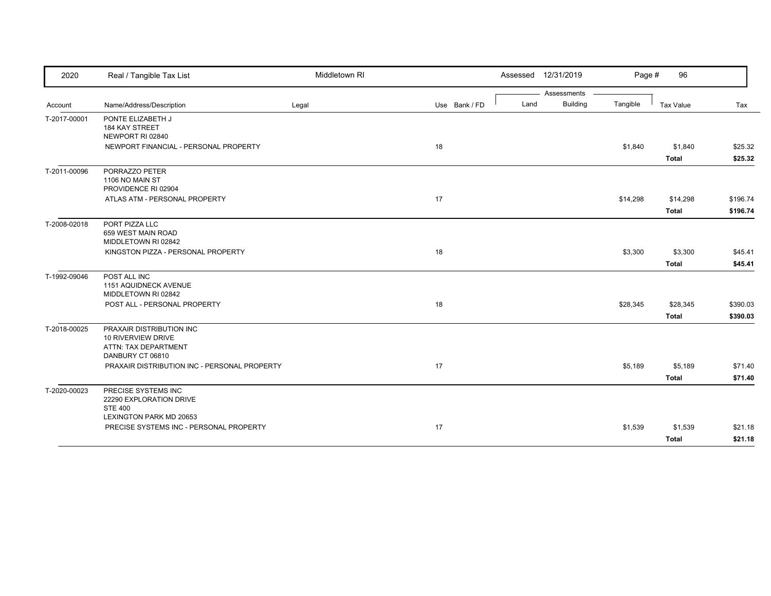| 2020 | Real / Tangible Tax List | Middletown RI | | Assessed 12/31/2019 | | | | |
|---|---|---|---|---|---|---|---|---|
| | | | | Assessments | | | | |
| Account | Name/Address/Description | Legal | Use Bank / FD | Land | Building | Tangible | Tax Value | Tax |
| T-2017-00001 | PONTE ELIZABETH J<br>184 KAY STREET<br>NEWPORT RI 02840 | | | | | | | |
| | NEWPORT FINANCIAL - PERSONAL PROPERTY | | 18 | | | $1,840 | $1,840 | $25.32 |
| | | | | | | | **Total** | **$25.32** |
| T-2011-00096 | PORRAZZO PETER<br>1106 NO MAIN ST<br>PROVIDENCE RI 02904 | | | | | | | |
| | ATLAS ATM - PERSONAL PROPERTY | | 17 | | | $14,298 | $14,298 | $196.74 |
| | | | | | | | **Total** | **$196.74** |
| T-2008-02018 | PORT PIZZA LLC<br>659 WEST MAIN ROAD<br>MIDDLETOWN RI 02842 | | | | | | | |
| | KINGSTON PIZZA - PERSONAL PROPERTY | | 18 | | | $3,300 | $3,300 | $45.41 |
| | | | | | | | **Total** | **$45.41** |
| T-1992-09046 | POST ALL INC<br>1151 AQUIDNECK AVENUE<br>MIDDLETOWN RI 02842 | | | | | | | |
| | POST ALL - PERSONAL PROPERTY | | 18 | | | $28,345 | $28,345 | $390.03 |
| | | | | | | | **Total** | **$390.03** |
| T-2018-00025 | PRAXAIR DISTRIBUTION INC<br>10 RIVERVIEW DRIVE<br>ATTN: TAX DEPARTMENT<br>DANBURY CT 06810 | | | | | | | |
| | PRAXAIR DISTRIBUTION INC - PERSONAL PROPERTY | | 17 | | | $5,189 | $5,189 | $71.40 |
| | | | | | | | **Total** | **$71.40** |
| T-2020-00023 | PRECISE SYSTEMS INC<br>22290 EXPLORATION DRIVE<br>STE 400<br>LEXINGTON PARK MD 20653 | | | | | | | |
| | PRECISE SYSTEMS INC - PERSONAL PROPERTY | | 17 | | | $1,539 | $1,539 | $21.18 |
| | | | | | | | **Total** | **$21.18** |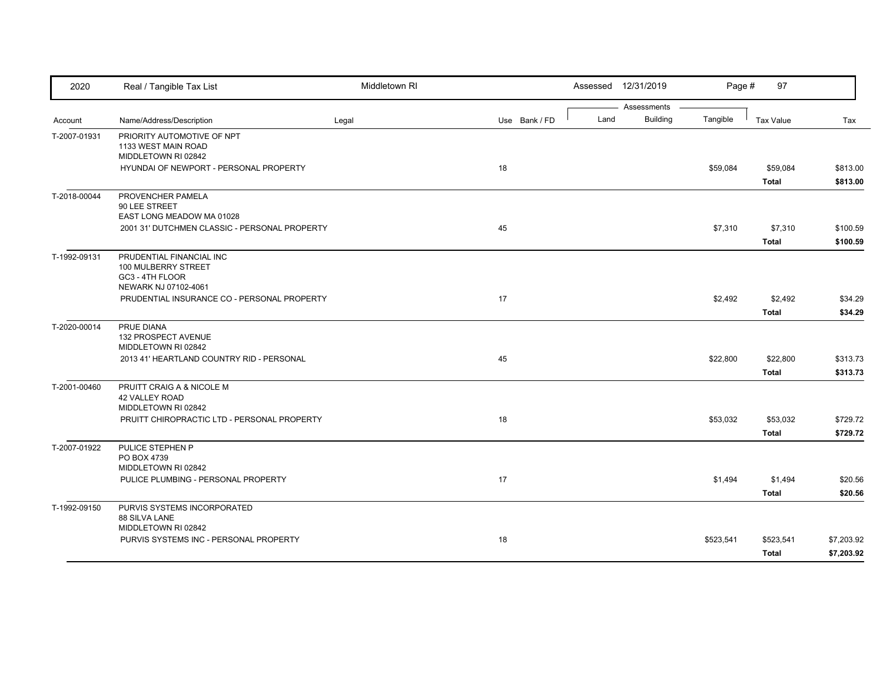| 2020 | Real / Tangible Tax List | Middletown RI | | Assessed 12/31/2019 | | | Page # 97 | |
|---|---|---|---|---|---|---|---|---|
| | | | | Assessments | | | | |
| Account | Name/Address/Description | Legal | Use Bank / FD | Land | Building | Tangible | Tax Value | Tax |
| T-2007-01931 | PRIORITY AUTOMOTIVE OF NPT<br>1133 WEST MAIN ROAD<br>MIDDLETOWN RI 02842 | | | | | | | |
| | HYUNDAI OF NEWPORT - PERSONAL PROPERTY | | 18 | | | $59,084 | $59,084 | $813.00 |
| | | | | | | | **Total** | **$813.00** |
| T-2018-00044 | PROVENCHER PAMELA<br>90 LEE STREET<br>EAST LONG MEADOW MA 01028 | | | | | | | |
| | 2001 31' DUTCHMEN CLASSIC - PERSONAL PROPERTY | | 45 | | | $7,310 | $7,310 | $100.59 |
| | | | | | | | **Total** | **$100.59** |
| T-1992-09131 | PRUDENTIAL FINANCIAL INC<br>100 MULBERRY STREET<br>GC3 - 4TH FLOOR<br>NEWARK NJ 07102-4061 | | | | | | | |
| | PRUDENTIAL INSURANCE CO - PERSONAL PROPERTY | | 17 | | | $2,492 | $2,492 | $34.29 |
| | | | | | | | **Total** | **$34.29** |
| T-2020-00014 | PRUE DIANA<br>132 PROSPECT AVENUE<br>MIDDLETOWN RI 02842 | | | | | | | |
| | 2013 41' HEARTLAND COUNTRY RID - PERSONAL | | 45 | | | $22,800 | $22,800 | $313.73 |
| | | | | | | | **Total** | **$313.73** |
| T-2001-00460 | PRUITT CRAIG A & NICOLE M<br>42 VALLEY ROAD<br>MIDDLETOWN RI 02842 | | | | | | | |
| | PRUITT CHIROPRACTIC LTD - PERSONAL PROPERTY | | 18 | | | $53,032 | $53,032 | $729.72 |
| | | | | | | | **Total** | **$729.72** |
| T-2007-01922 | PULICE STEPHEN P<br>PO BOX 4739<br>MIDDLETOWN RI 02842 | | | | | | | |
| | PULICE PLUMBING - PERSONAL PROPERTY | | 17 | | | $1,494 | $1,494 | $20.56 |
| | | | | | | | **Total** | **$20.56** |
| T-1992-09150 | PURVIS SYSTEMS INCORPORATED<br>88 SILVA LANE<br>MIDDLETOWN RI 02842 | | | | | | | |
| | PURVIS SYSTEMS INC - PERSONAL PROPERTY | | 18 | | | $523,541 | $523,541 | $7,203.92 |
| | | | | | | | **Total** | **$7,203.92** |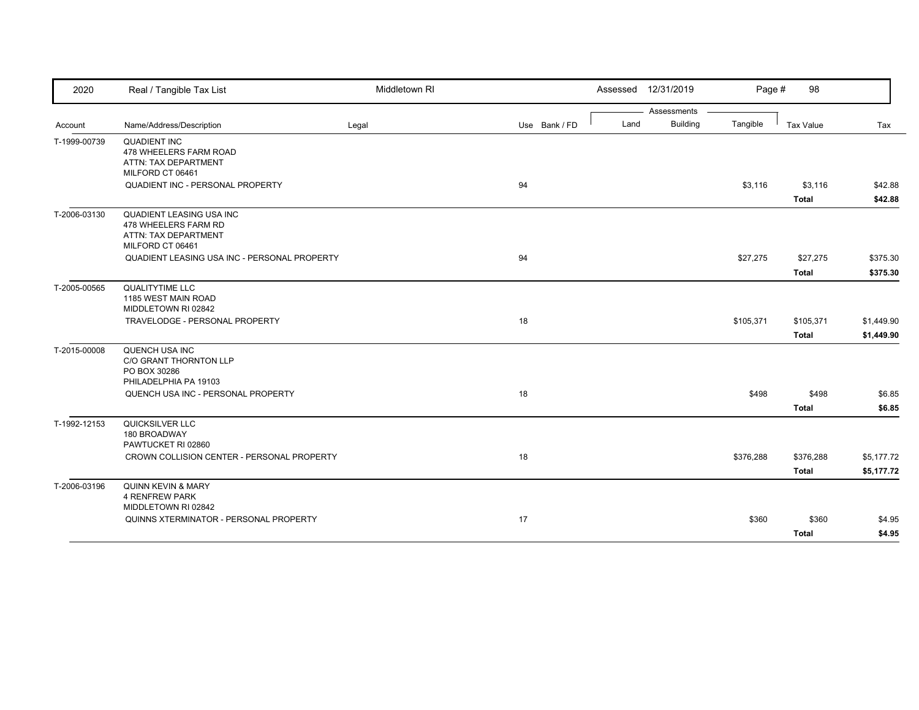| 2020 | Real / Tangible Tax List | Middletown RI | | Assessed 12/31/2019 | | | | |
|---|---|---|---|---|---|---|---|---|

| Account | Name/Address/Description | Legal | Use Bank / FD | Land | Building | Tangible | Tax Value | Tax |
|---|---|---|---|---|---|---|---|---|
| T-1999-00739 | QUADIENT INC<br>478 WHEELERS FARM ROAD<br>ATTN: TAX DEPARTMENT<br>MILFORD CT 06461 | | | | | | | |
| | QUADIENT INC - PERSONAL PROPERTY | | 94 | | | $3,116 | $3,116 | $42.88 |
| | | | | | | | **Total** | **$42.88** |
| T-2006-03130 | QUADIENT LEASING USA INC<br>478 WHEELERS FARM RD<br>ATTN: TAX DEPARTMENT<br>MILFORD CT 06461 | | | | | | | |
| | QUADIENT LEASING USA INC - PERSONAL PROPERTY | | 94 | | | $27,275 | $27,275 | $375.30 |
| | | | | | | | **Total** | **$375.30** |
| T-2005-00565 | QUALITYTIME LLC<br>1185 WEST MAIN ROAD<br>MIDDLETOWN RI 02842 | | | | | | | |
| | TRAVELODGE - PERSONAL PROPERTY | | 18 | | | $105,371 | $105,371 | $1,449.90 |
| | | | | | | | **Total** | **$1,449.90** |
| T-2015-00008 | QUENCH USA INC<br>C/O GRANT THORNTON LLP<br>PO BOX 30286<br>PHILADELPHIA PA 19103 | | | | | | | |
| | QUENCH USA INC - PERSONAL PROPERTY | | 18 | | | $498 | $498 | $6.85 |
| | | | | | | | **Total** | **$6.85** |
| T-1992-12153 | QUICKSILVER LLC<br>180 BROADWAY<br>PAWTUCKET RI 02860 | | | | | | | |
| | CROWN COLLISION CENTER - PERSONAL PROPERTY | | 18 | | | $376,288 | $376,288 | $5,177.72 |
| | | | | | | | **Total** | **$5,177.72** |
| T-2006-03196 | QUINN KEVIN & MARY<br>4 RENFREW PARK<br>MIDDLETOWN RI 02842 | | | | | | | |
| | QUINNS XTERMINATOR - PERSONAL PROPERTY | | 17 | | | $360 | $360 | $4.95 |
| | | | | | | | **Total** | **$4.95** |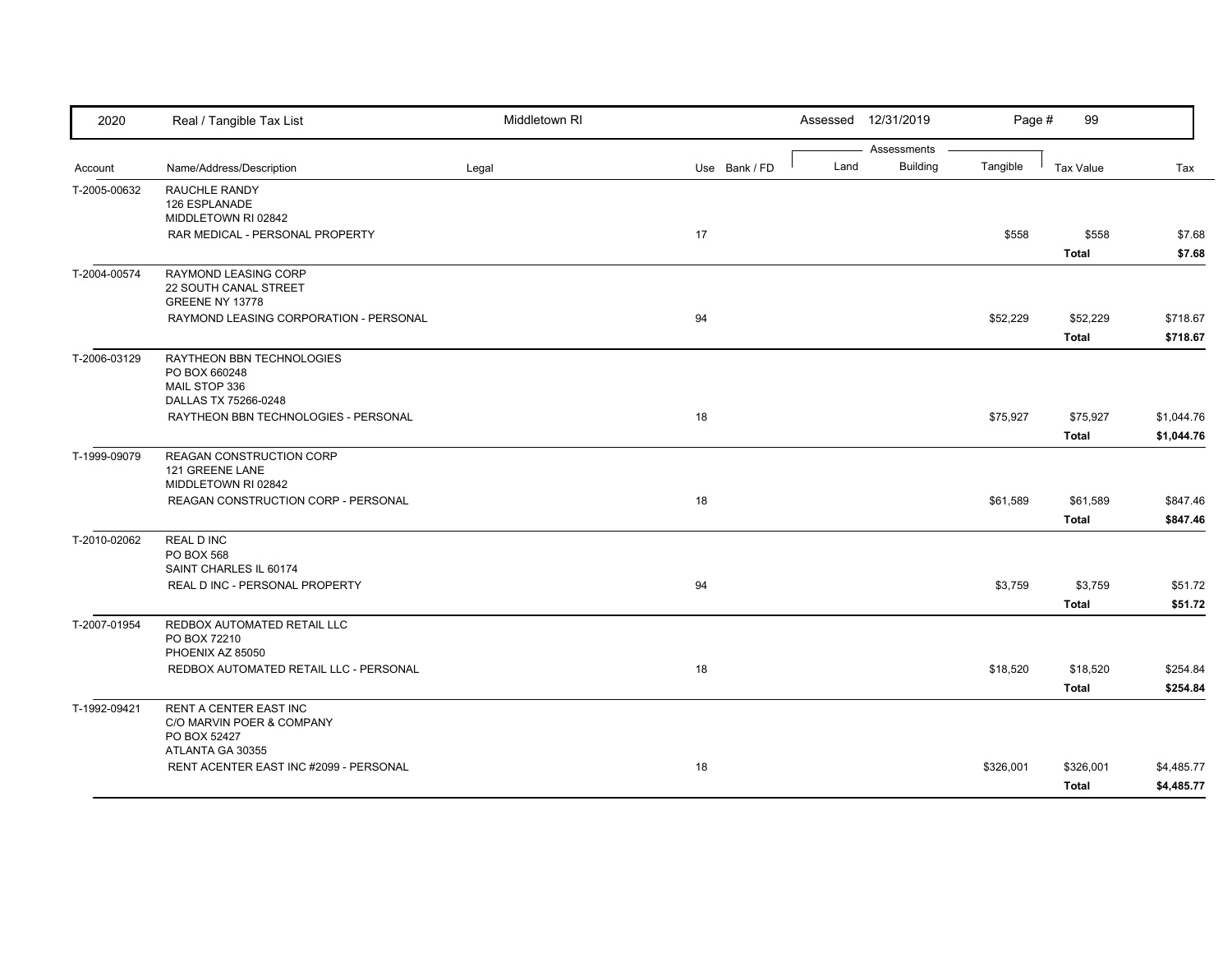| 2020 | Real / Tangible Tax List | Middletown RI | | Assessed 12/31/2019 | | | | |
|---|---|---|---|---|---|---|---|---|
| | | | | Assessments | | | | |
| Account | Name/Address/Description | Legal | Use Bank / FD | Land | Building | Tangible | Tax Value | Tax |
| T-2005-00632 | RAUCHLE RANDY<br>126 ESPLANADE<br>MIDDLETOWN RI 02842 | | | | | | | |
| | RAR MEDICAL - PERSONAL PROPERTY | | 17 | | | $558 | $558 | $7.68 |
| | | | | | | | **Total** | **$7.68** |
| T-2004-00574 | RAYMOND LEASING CORP<br>22 SOUTH CANAL STREET<br>GREENE NY 13778 | | | | | | | |
| | RAYMOND LEASING CORPORATION - PERSONAL | | 94 | | | $52,229 | $52,229 | $718.67 |
| | | | | | | | **Total** | **$718.67** |
| T-2006-03129 | RAYTHEON BBN TECHNOLOGIES<br>PO BOX 660248<br>MAIL STOP 336<br>DALLAS TX 75266-0248 | | | | | | | |
| | RAYTHEON BBN TECHNOLOGIES - PERSONAL | | 18 | | | $75,927 | $75,927 | $1,044.76 |
| | | | | | | | **Total** | **$1,044.76** |
| T-1999-09079 | REAGAN CONSTRUCTION CORP<br>121 GREENE LANE<br>MIDDLETOWN RI 02842 | | | | | | | |
| | REAGAN CONSTRUCTION CORP - PERSONAL | | 18 | | | $61,589 | $61,589 | $847.46 |
| | | | | | | | **Total** | **$847.46** |
| T-2010-02062 | REAL D INC<br>PO BOX 568<br>SAINT CHARLES IL 60174 | | | | | | | |
| | REAL D INC - PERSONAL PROPERTY | | 94 | | | $3,759 | $3,759 | $51.72 |
| | | | | | | | **Total** | **$51.72** |
| T-2007-01954 | REDBOX AUTOMATED RETAIL LLC<br>PO BOX 72210<br>PHOENIX AZ 85050 | | | | | | | |
| | REDBOX AUTOMATED RETAIL LLC - PERSONAL | | 18 | | | $18,520 | $18,520 | $254.84 |
| | | | | | | | **Total** | **$254.84** |
| T-1992-09421 | RENT A CENTER EAST INC<br>C/O MARVIN POER & COMPANY<br>PO BOX 52427<br>ATLANTA GA 30355 | | | | | | | |
| | RENT ACENTER EAST INC #2099 - PERSONAL | | 18 | | | $326,001 | $326,001 | $4,485.77 |
| | | | | | | | **Total** | **$4,485.77** |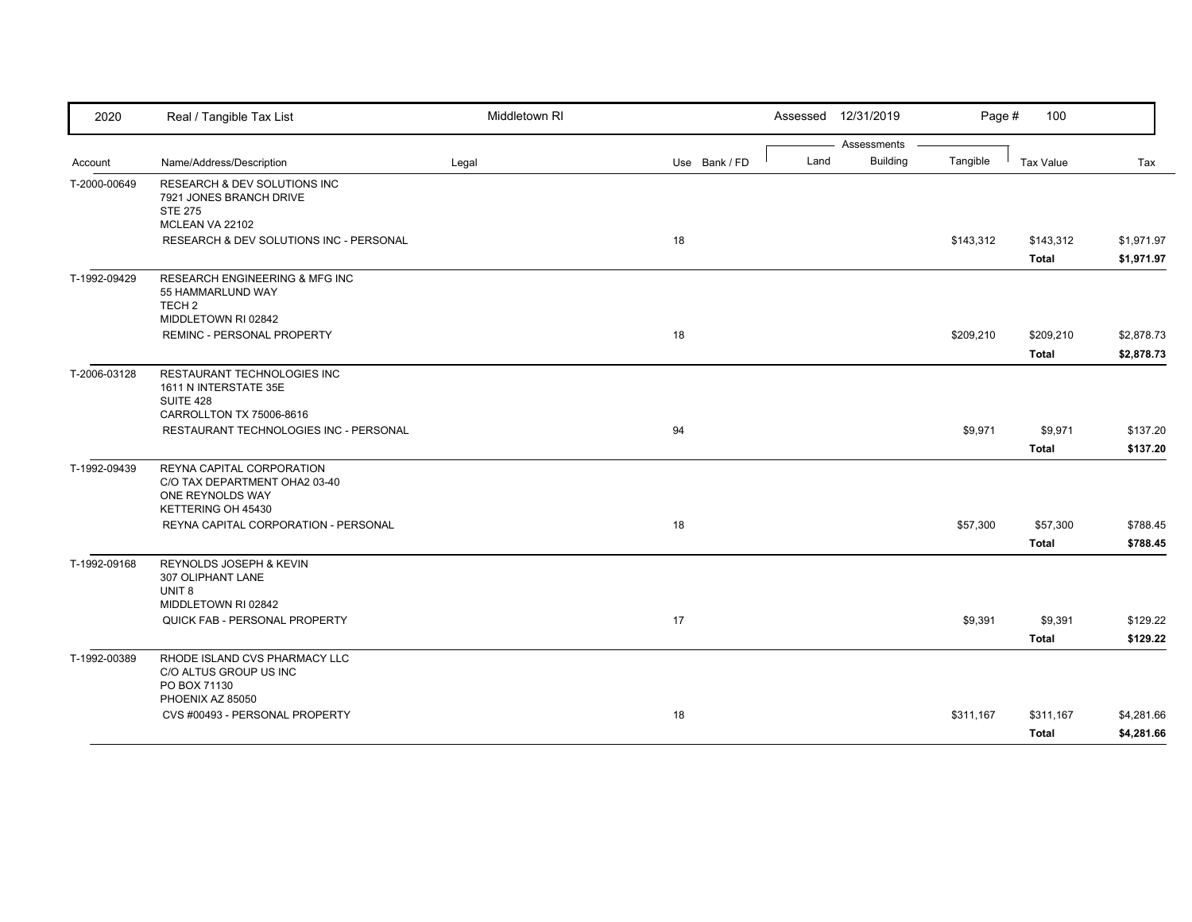| 2020 | Real / Tangible Tax List | Middletown RI | | Assessed 12/31/2019 | | | | |
|---|---|---|---|---|---|---|---|---|
| | | | | Assessments | | | | |
| Account | Name/Address/Description | Legal | Use Bank / FD | Land | Building | Tangible | Tax Value | Tax |
| T-2000-00649 | RESEARCH & DEV SOLUTIONS INC<br>7921 JONES BRANCH DRIVE<br>STE 275<br>MCLEAN VA 22102 | | | | | | | |
| | RESEARCH & DEV SOLUTIONS INC - PERSONAL | | 18 | | | $143,312 | $143,312 | $1,971.97 |
| | | | | | | | **Total** | **$1,971.97** |
| T-1992-09429 | RESEARCH ENGINEERING & MFG INC<br>55 HAMMARLUND WAY<br>TECH 2<br>MIDDLETOWN RI 02842 | | | | | | | |
| | REMINC - PERSONAL PROPERTY | | 18 | | | $209,210 | $209,210 | $2,878.73 |
| | | | | | | | **Total** | **$2,878.73** |
| T-2006-03128 | RESTAURANT TECHNOLOGIES INC<br>1611 N INTERSTATE 35E<br>SUITE 428<br>CARROLLTON TX 75006-8616 | | | | | | | |
| | RESTAURANT TECHNOLOGIES INC - PERSONAL | | 94 | | | $9,971 | $9,971 | $137.20 |
| | | | | | | | **Total** | **$137.20** |
| T-1992-09439 | REYNA CAPITAL CORPORATION<br>C/O TAX DEPARTMENT OHA2 03-40<br>ONE REYNOLDS WAY<br>KETTERING OH 45430 | | | | | | | |
| | REYNA CAPITAL CORPORATION - PERSONAL | | 18 | | | $57,300 | $57,300 | $788.45 |
| | | | | | | | **Total** | **$788.45** |
| T-1992-09168 | REYNOLDS JOSEPH & KEVIN<br>307 OLIPHANT LANE<br>UNIT 8<br>MIDDLETOWN RI 02842 | | | | | | | |
| | QUICK FAB - PERSONAL PROPERTY | | 17 | | | $9,391 | $9,391 | $129.22 |
| | | | | | | | **Total** | **$129.22** |
| T-1992-00389 | RHODE ISLAND CVS PHARMACY LLC<br>C/O ALTUS GROUP US INC<br>PO BOX 71130<br>PHOENIX AZ 85050 | | | | | | | |
| | CVS #00493 - PERSONAL PROPERTY | | 18 | | | $311,167 | $311,167 | $4,281.66 |
| | | | | | | | **Total** | **$4,281.66** |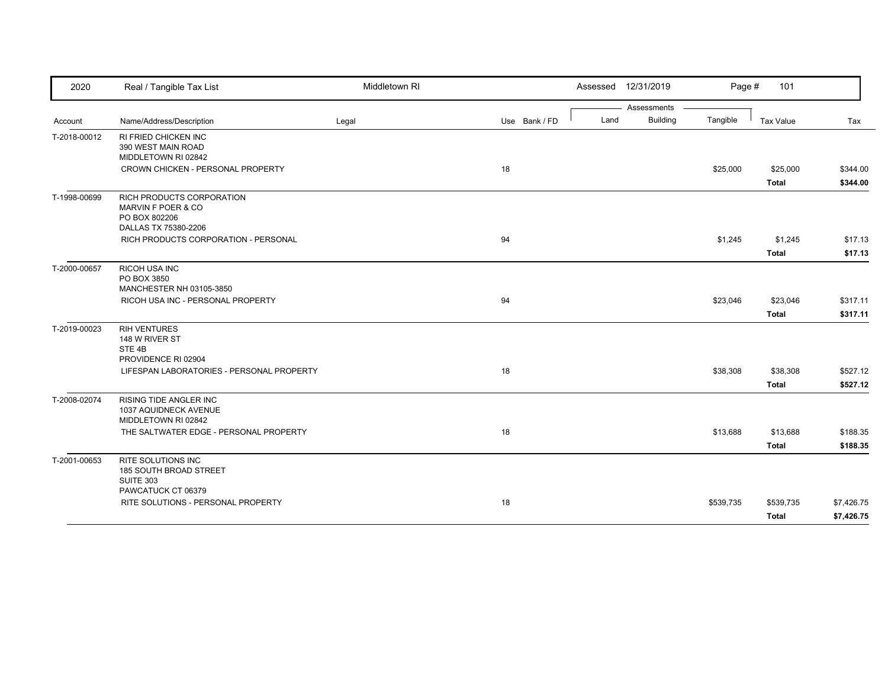| Account | Name/Address/Description | Legal | Use | Bank / FD | Land | Building | Tangible | Tax Value | Tax |
|---|---|---|---|---|---|---|---|---|---|
| T-2018-00012 | RI FRIED CHICKEN INC<br>390 WEST MAIN ROAD<br>MIDDLETOWN RI 02842 | | | | | | | | |
| | CROWN CHICKEN - PERSONAL PROPERTY | | 18 | | | | $25,000 | $25,000 | $344.00 |
| | | | | | | | | **Total** | **$344.00** |
| T-1998-00699 | RICH PRODUCTS CORPORATION<br>MARVIN F POER & CO<br>PO BOX 802206<br>DALLAS TX 75380-2206 | | | | | | | | |
| | RICH PRODUCTS CORPORATION - PERSONAL | | 94 | | | | $1,245 | $1,245 | $17.13 |
| | | | | | | | | **Total** | **$17.13** |
| T-2000-00657 | RICOH USA INC<br>PO BOX 3850<br>MANCHESTER NH 03105-3850 | | | | | | | | |
| | RICOH USA INC - PERSONAL PROPERTY | | 94 | | | | $23,046 | $23,046 | $317.11 |
| | | | | | | | | **Total** | **$317.11** |
| T-2019-00023 | RIH VENTURES<br>148 W RIVER ST<br>STE 4B<br>PROVIDENCE RI 02904 | | | | | | | | |
| | LIFESPAN LABORATORIES - PERSONAL PROPERTY | | 18 | | | | $38,308 | $38,308 | $527.12 |
| | | | | | | | | **Total** | **$527.12** |
| T-2008-02074 | RISING TIDE ANGLER INC<br>1037 AQUIDNECK AVENUE<br>MIDDLETOWN RI 02842 | | | | | | | | |
| | THE SALTWATER EDGE - PERSONAL PROPERTY | | 18 | | | | $13,688 | $13,688 | $188.35 |
| | | | | | | | | **Total** | **$188.35** |
| T-2001-00653 | RITE SOLUTIONS INC<br>185 SOUTH BROAD STREET<br>SUITE 303<br>PAWCATUCK CT 06379 | | | | | | | | |
| | RITE SOLUTIONS - PERSONAL PROPERTY | | 18 | | | | $539,735 | $539,735 | $7,426.75 |
| | | | | | | | | **Total** | **$7,426.75** |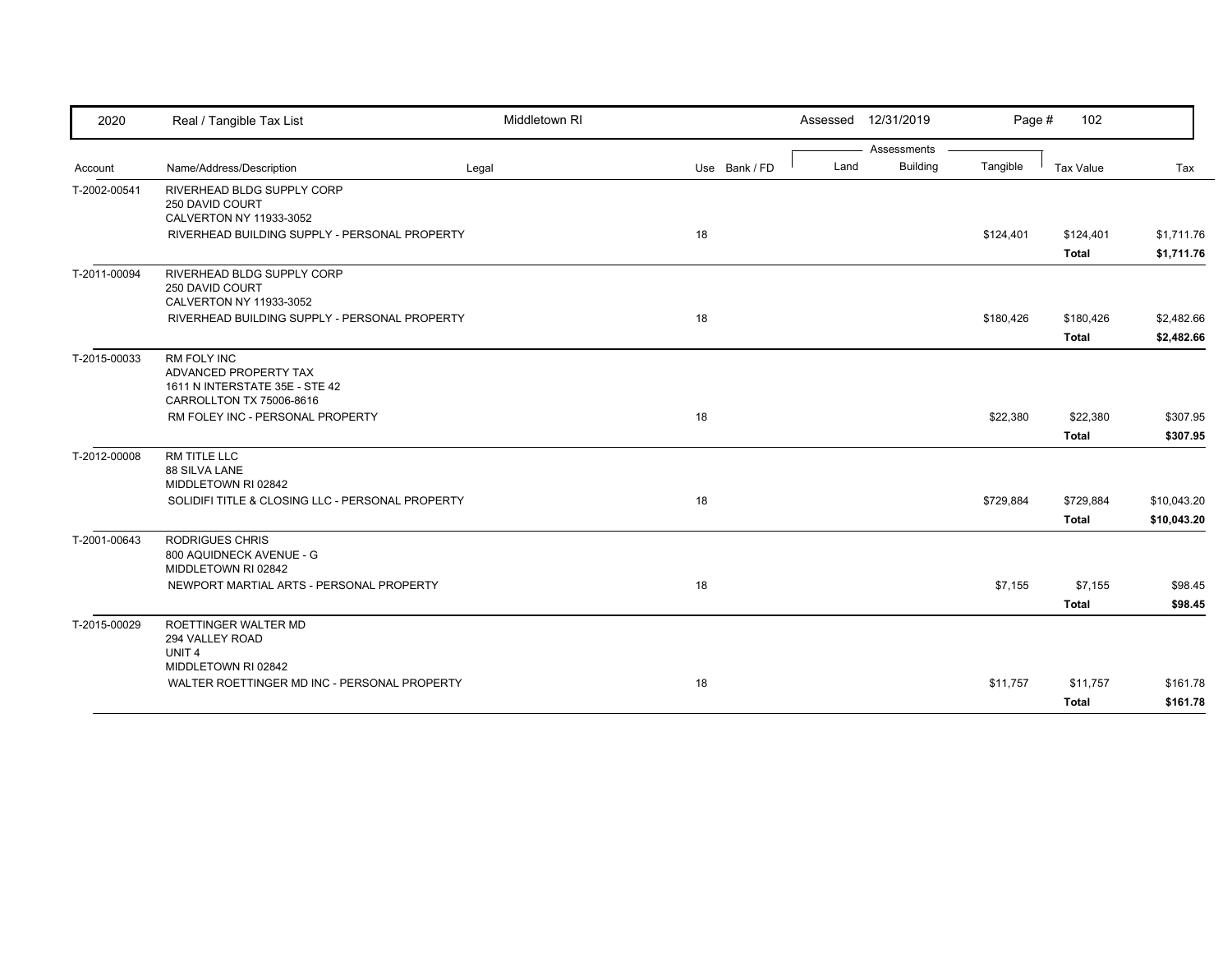| 2020 | Real / Tangible Tax List | Middletown RI | | Assessed 12/31/2019 | | | | |
|---|---|---|---|---|---|---|---|---|
| | | | | Assessments | | | | |
| Account | Name/Address/Description | Legal | Use Bank / FD | Land | Building | Tangible | Tax Value | Tax |
| T-2002-00541 | RIVERHEAD BLDG SUPPLY CORP<br>250 DAVID COURT<br>CALVERTON NY 11933-3052 | | | | | | | |
| | RIVERHEAD BUILDING SUPPLY - PERSONAL PROPERTY | | 18 | | | $124,401 | $124,401 | $1,711.76 |
| | | | | | | | **Total** | **$1,711.76** |
| T-2011-00094 | RIVERHEAD BLDG SUPPLY CORP<br>250 DAVID COURT<br>CALVERTON NY 11933-3052 | | | | | | | |
| | RIVERHEAD BUILDING SUPPLY - PERSONAL PROPERTY | | 18 | | | $180,426 | $180,426 | $2,482.66 |
| | | | | | | | **Total** | **$2,482.66** |
| T-2015-00033 | RM FOLY INC<br>ADVANCED PROPERTY TAX<br>1611 N INTERSTATE 35E - STE 42<br>CARROLLTON TX 75006-8616 | | | | | | | |
| | RM FOLEY INC - PERSONAL PROPERTY | | 18 | | | $22,380 | $22,380 | $307.95 |
| | | | | | | | **Total** | **$307.95** |
| T-2012-00008 | RM TITLE LLC<br>88 SILVA LANE<br>MIDDLETOWN RI 02842 | | | | | | | |
| | SOLIDIFI TITLE & CLOSING LLC - PERSONAL PROPERTY | | 18 | | | $729,884 | $729,884 | $10,043.20 |
| | | | | | | | **Total** | **$10,043.20** |
| T-2001-00643 | RODRIGUES CHRIS<br>800 AQUIDNECK AVENUE - G<br>MIDDLETOWN RI 02842 | | | | | | | |
| | NEWPORT MARTIAL ARTS - PERSONAL PROPERTY | | 18 | | | $7,155 | $7,155 | $98.45 |
| | | | | | | | **Total** | **$98.45** |
| T-2015-00029 | ROETTINGER WALTER MD<br>294 VALLEY ROAD<br>UNIT 4<br>MIDDLETOWN RI 02842 | | | | | | | |
| | WALTER ROETTINGER MD INC - PERSONAL PROPERTY | | 18 | | | $11,757 | $11,757 | $161.78 |
| | | | | | | | **Total** | **$161.78** |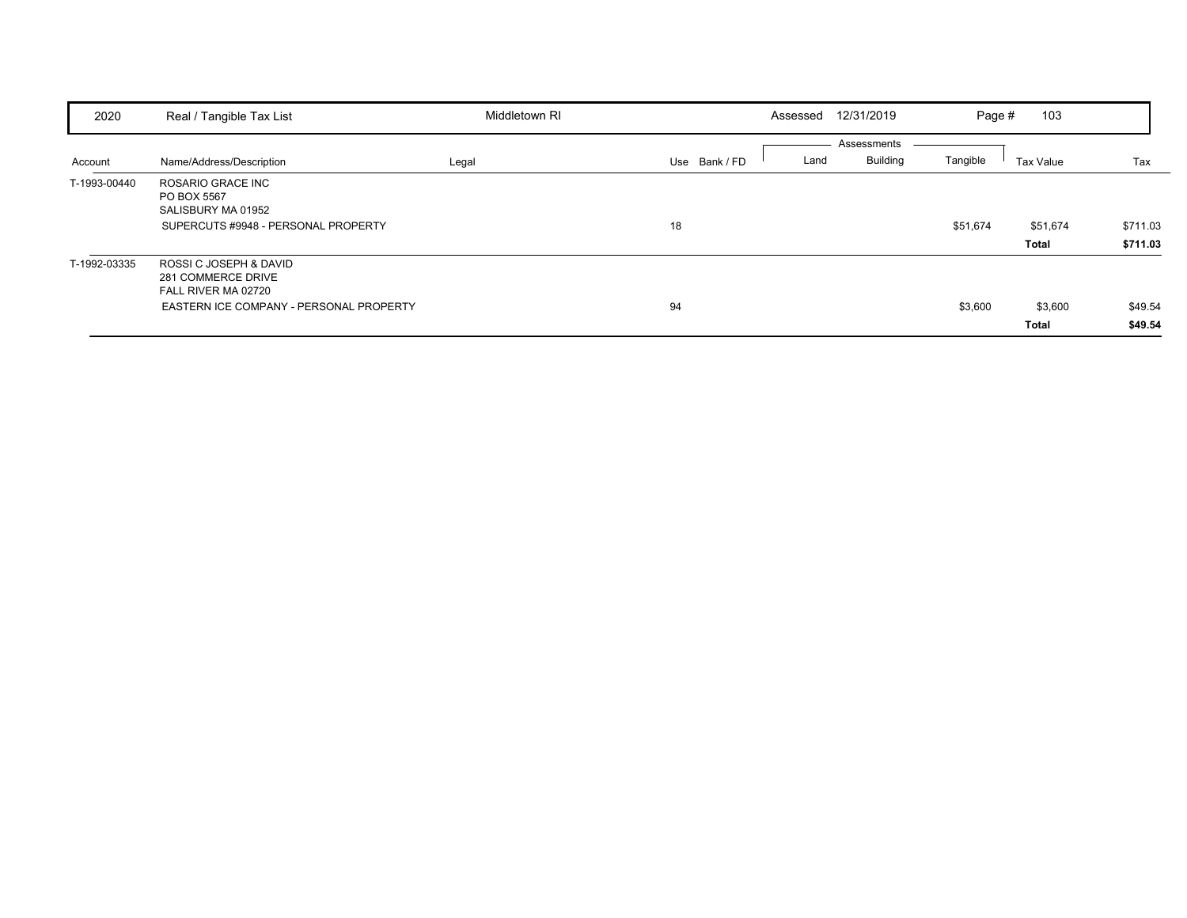| 2020 | Real / Tangible Tax List | Middletown RI | | | Assessed | 12/31/2019 | | Page # 103 | |
|---|---|---|---|---|---|---|---|---|---|
| | | | | | Assessments | | | | |
| Account | Name/Address/Description | Legal | Use | Bank / FD | Land | Building | Tangible | Tax Value | Tax |
| T-1993-00440 | ROSARIO GRACE INC<br>PO BOX 5567<br>SALISBURY MA 01952 | | | | | | | | |
| | SUPERCUTS #9948 - PERSONAL PROPERTY | | 18 | | | | $51,674 | $51,674 | $711.03 |
| | | | | | | | | **Total** | **$711.03** |
| T-1992-03335 | ROSSI C JOSEPH & DAVID<br>281 COMMERCE DRIVE<br>FALL RIVER MA 02720 | | | | | | | | |
| | EASTERN ICE COMPANY - PERSONAL PROPERTY | | 94 | | | | $3,600 | $3,600 | $49.54 |
| | | | | | | | | **Total** | **$49.54** |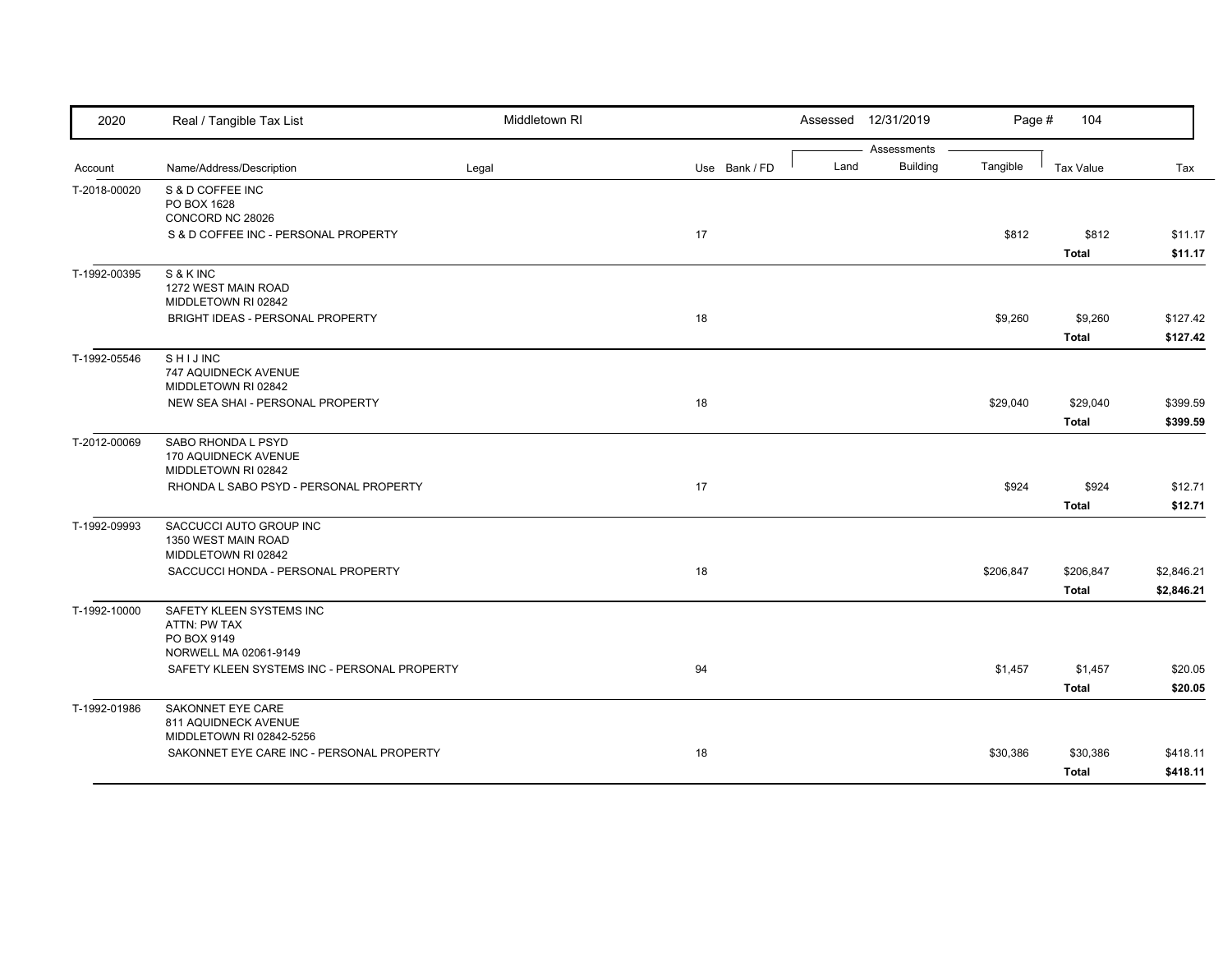| 2020 | Real / Tangible Tax List | Middletown RI | | Assessed 12/31/2019 | | | Page # 104 | |
|---|---|---|---|---|---|---|---|---|
| | | | | Assessments | | | | |
| Account | Name/Address/Description | Legal | Use Bank / FD | Land | Building | Tangible | Tax Value | Tax |
| T-2018-00020 | S & D COFFEE INC<br>PO BOX 1628<br>CONCORD NC 28026 | | | | | | | |
| | S & D COFFEE INC - PERSONAL PROPERTY | | 17 | | | $812 | $812 | $11.17 |
| | | | | | | | **Total** | **$11.17** |
| T-1992-00395 | S & K INC<br>1272 WEST MAIN ROAD<br>MIDDLETOWN RI 02842 | | | | | | | |
| | BRIGHT IDEAS - PERSONAL PROPERTY | | 18 | | | $9,260 | $9,260 | $127.42 |
| | | | | | | | **Total** | **$127.42** |
| T-1992-05546 | S H I J INC<br>747 AQUIDNECK AVENUE<br>MIDDLETOWN RI 02842 | | | | | | | |
| | NEW SEA SHAI - PERSONAL PROPERTY | | 18 | | | $29,040 | $29,040 | $399.59 |
| | | | | | | | **Total** | **$399.59** |
| T-2012-00069 | SABO RHONDA L PSYD<br>170 AQUIDNECK AVENUE<br>MIDDLETOWN RI 02842 | | | | | | | |
| | RHONDA L SABO PSYD - PERSONAL PROPERTY | | 17 | | | $924 | $924 | $12.71 |
| | | | | | | | **Total** | **$12.71** |
| T-1992-09993 | SACCUCCI AUTO GROUP INC<br>1350 WEST MAIN ROAD<br>MIDDLETOWN RI 02842 | | | | | | | |
| | SACCUCCI HONDA - PERSONAL PROPERTY | | 18 | | | $206,847 | $206,847 | $2,846.21 |
| | | | | | | | **Total** | **$2,846.21** |
| T-1992-10000 | SAFETY KLEEN SYSTEMS INC<br>ATTN: PW TAX<br>PO BOX 9149<br>NORWELL MA 02061-9149 | | | | | | | |
| | SAFETY KLEEN SYSTEMS INC - PERSONAL PROPERTY | | 94 | | | $1,457 | $1,457 | $20.05 |
| | | | | | | | **Total** | **$20.05** |
| T-1992-01986 | SAKONNET EYE CARE<br>811 AQUIDNECK AVENUE<br>MIDDLETOWN RI 02842-5256 | | | | | | | |
| | SAKONNET EYE CARE INC - PERSONAL PROPERTY | | 18 | | | $30,386 | $30,386 | $418.11 |
| | | | | | | | **Total** | **$418.11** |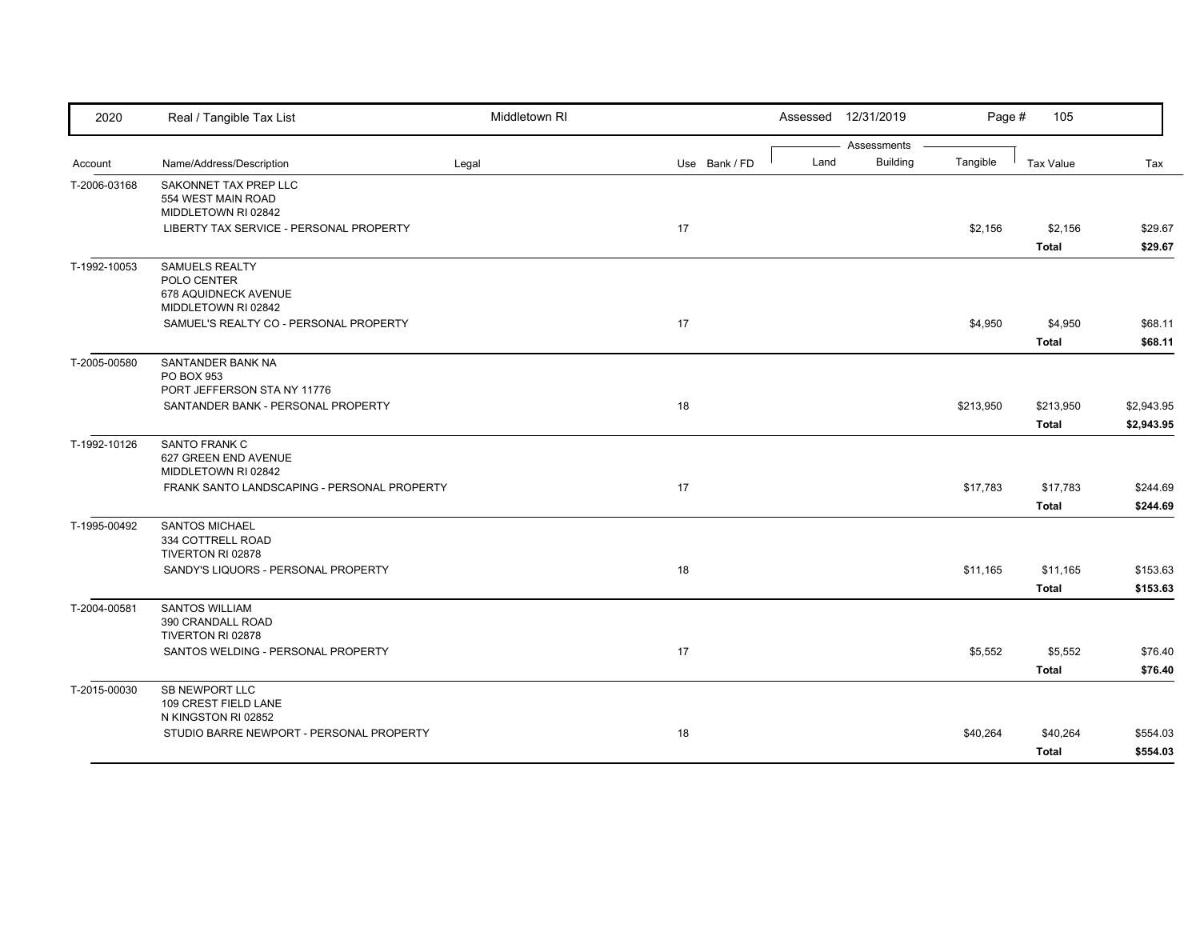| 2020 | Real / Tangible Tax List | Middletown RI | | Assessed 12/31/2019 | | | | |
|---|---|---|---|---|---|---|---|---|
| | | | | Assessments | | | | |
| Account | Name/Address/Description | Legal | Use Bank / FD | Land | Building | Tangible | Tax Value | Tax |
| T-2006-03168 | SAKONNET TAX PREP LLC<br>554 WEST MAIN ROAD<br>MIDDLETOWN RI 02842 | | | | | | | |
| | LIBERTY TAX SERVICE - PERSONAL PROPERTY | | 17 | | | $2,156 | $2,156 | $29.67 |
| | | | | | | | **Total** | **$29.67** |
| T-1992-10053 | SAMUELS REALTY<br>POLO CENTER<br>678 AQUIDNECK AVENUE<br>MIDDLETOWN RI 02842 | | | | | | | |
| | SAMUEL'S REALTY CO - PERSONAL PROPERTY | | 17 | | | $4,950 | $4,950 | $68.11 |
| | | | | | | | **Total** | **$68.11** |
| T-2005-00580 | SANTANDER BANK NA<br>PO BOX 953<br>PORT JEFFERSON STA NY 11776 | | | | | | | |
| | SANTANDER BANK - PERSONAL PROPERTY | | 18 | | | $213,950 | $213,950 | $2,943.95 |
| | | | | | | | **Total** | **$2,943.95** |
| T-1992-10126 | SANTO FRANK C<br>627 GREEN END AVENUE<br>MIDDLETOWN RI 02842 | | | | | | | |
| | FRANK SANTO LANDSCAPING - PERSONAL PROPERTY | | 17 | | | $17,783 | $17,783 | $244.69 |
| | | | | | | | **Total** | **$244.69** |
| T-1995-00492 | SANTOS MICHAEL<br>334 COTTRELL ROAD<br>TIVERTON RI 02878 | | | | | | | |
| | SANDY'S LIQUORS - PERSONAL PROPERTY | | 18 | | | $11,165 | $11,165 | $153.63 |
| | | | | | | | **Total** | **$153.63** |
| T-2004-00581 | SANTOS WILLIAM<br>390 CRANDALL ROAD<br>TIVERTON RI 02878 | | | | | | | |
| | SANTOS WELDING - PERSONAL PROPERTY | | 17 | | | $5,552 | $5,552 | $76.40 |
| | | | | | | | **Total** | **$76.40** |
| T-2015-00030 | SB NEWPORT LLC<br>109 CREST FIELD LANE<br>N KINGSTON RI 02852 | | | | | | | |
| | STUDIO BARRE NEWPORT - PERSONAL PROPERTY | | 18 | | | $40,264 | $40,264 | $554.03 |
| | | | | | | | **Total** | **$554.03** |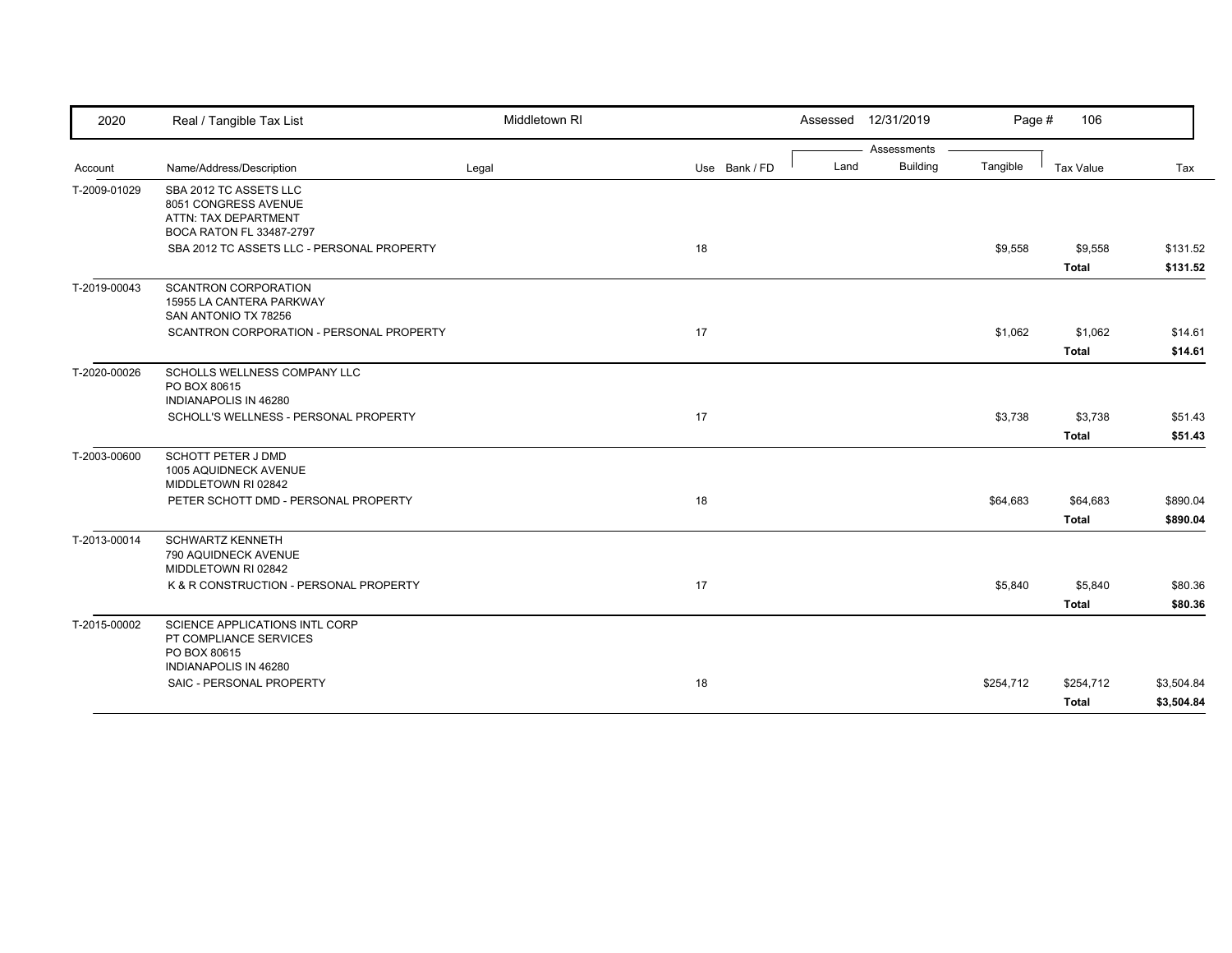| Account | Name/Address/Description | Legal | Use | Bank / FD | Land | Building | Tangible | Tax Value | Tax |
|---|---|---|---|---|---|---|---|---|---|
| T-2009-01029 | SBA 2012 TC ASSETS LLC<br>8051 CONGRESS AVENUE<br>ATTN: TAX DEPARTMENT<br>BOCA RATON FL 33487-2797 | | | | | | | | |
| | SBA 2012 TC ASSETS LLC - PERSONAL PROPERTY | | 18 | | | | $9,558 | $9,558 | $131.52 |
| | | | | | | | | **Total** | **$131.52** |
| T-2019-00043 | SCANTRON CORPORATION<br>15955 LA CANTERA PARKWAY<br>SAN ANTONIO TX 78256 | | | | | | | | |
| | SCANTRON CORPORATION - PERSONAL PROPERTY | | 17 | | | | $1,062 | $1,062 | $14.61 |
| | | | | | | | | **Total** | **$14.61** |
| T-2020-00026 | SCHOLLS WELLNESS COMPANY LLC<br>PO BOX 80615<br>INDIANAPOLIS IN 46280 | | | | | | | | |
| | SCHOLL'S WELLNESS - PERSONAL PROPERTY | | 17 | | | | $3,738 | $3,738 | $51.43 |
| | | | | | | | | **Total** | **$51.43** |
| T-2003-00600 | SCHOTT PETER J DMD<br>1005 AQUIDNECK AVENUE<br>MIDDLETOWN RI 02842 | | | | | | | | |
| | PETER SCHOTT DMD - PERSONAL PROPERTY | | 18 | | | | $64,683 | $64,683 | $890.04 |
| | | | | | | | | **Total** | **$890.04** |
| T-2013-00014 | SCHWARTZ KENNETH<br>790 AQUIDNECK AVENUE<br>MIDDLETOWN RI 02842 | | | | | | | | |
| | K & R CONSTRUCTION - PERSONAL PROPERTY | | 17 | | | | $5,840 | $5,840 | $80.36 |
| | | | | | | | | **Total** | **$80.36** |
| T-2015-00002 | SCIENCE APPLICATIONS INTL CORP<br>PT COMPLIANCE SERVICES<br>PO BOX 80615<br>INDIANAPOLIS IN 46280 | | | | | | | | |
| | SAIC - PERSONAL PROPERTY | | 18 | | | | $254,712 | $254,712 | $3,504.84 |
| | | | | | | | | **Total** | **$3,504.84** |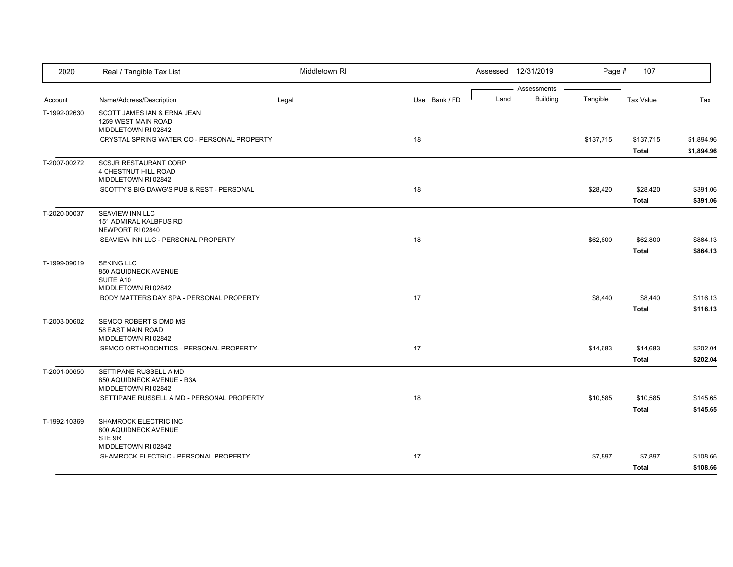| Account | Name/Address/Description | Legal | Use | Bank / FD | Land | Building | Tangible | Tax Value | Tax |
|---|---|---|---|---|---|---|---|---|---|
| T-1992-02630 | SCOTT JAMES IAN & ERNA JEAN<br>1259 WEST MAIN ROAD<br>MIDDLETOWN RI 02842 | | | | | | | | |
| | CRYSTAL SPRING WATER CO - PERSONAL PROPERTY | | 18 | | | | $137,715 | $137,715 | $1,894.96 |
| | | | | | | | | **Total** | **$1,894.96** |
| T-2007-00272 | SCSJR RESTAURANT CORP<br>4 CHESTNUT HILL ROAD<br>MIDDLETOWN RI 02842 | | | | | | | | |
| | SCOTTY'S BIG DAWG'S PUB & REST - PERSONAL | | 18 | | | | $28,420 | $28,420 | $391.06 |
| | | | | | | | | **Total** | **$391.06** |
| T-2020-00037 | SEAVIEW INN LLC<br>151 ADMIRAL KALBFUS RD<br>NEWPORT RI 02840 | | | | | | | | |
| | SEAVIEW INN LLC - PERSONAL PROPERTY | | 18 | | | | $62,800 | $62,800 | $864.13 |
| | | | | | | | | **Total** | **$864.13** |
| T-1999-09019 | SEKING LLC<br>850 AQUIDNECK AVENUE<br>SUITE A10<br>MIDDLETOWN RI 02842 | | | | | | | | |
| | BODY MATTERS DAY SPA - PERSONAL PROPERTY | | 17 | | | | $8,440 | $8,440 | $116.13 |
| | | | | | | | | **Total** | **$116.13** |
| T-2003-00602 | SEMCO ROBERT S DMD MS<br>58 EAST MAIN ROAD<br>MIDDLETOWN RI 02842 | | | | | | | | |
| | SEMCO ORTHODONTICS - PERSONAL PROPERTY | | 17 | | | | $14,683 | $14,683 | $202.04 |
| | | | | | | | | **Total** | **$202.04** |
| T-2001-00650 | SETTIPANE RUSSELL A MD<br>850 AQUIDNECK AVENUE - B3A<br>MIDDLETOWN RI 02842 | | | | | | | | |
| | SETTIPANE RUSSELL A MD - PERSONAL PROPERTY | | 18 | | | | $10,585 | $10,585 | $145.65 |
| | | | | | | | | **Total** | **$145.65** |
| T-1992-10369 | SHAMROCK ELECTRIC INC<br>800 AQUIDNECK AVENUE<br>STE 9R<br>MIDDLETOWN RI 02842 | | | | | | | | |
| | SHAMROCK ELECTRIC - PERSONAL PROPERTY | | 17 | | | | $7,897 | $7,897 | $108.66 |
| | | | | | | | | **Total** | **$108.66** |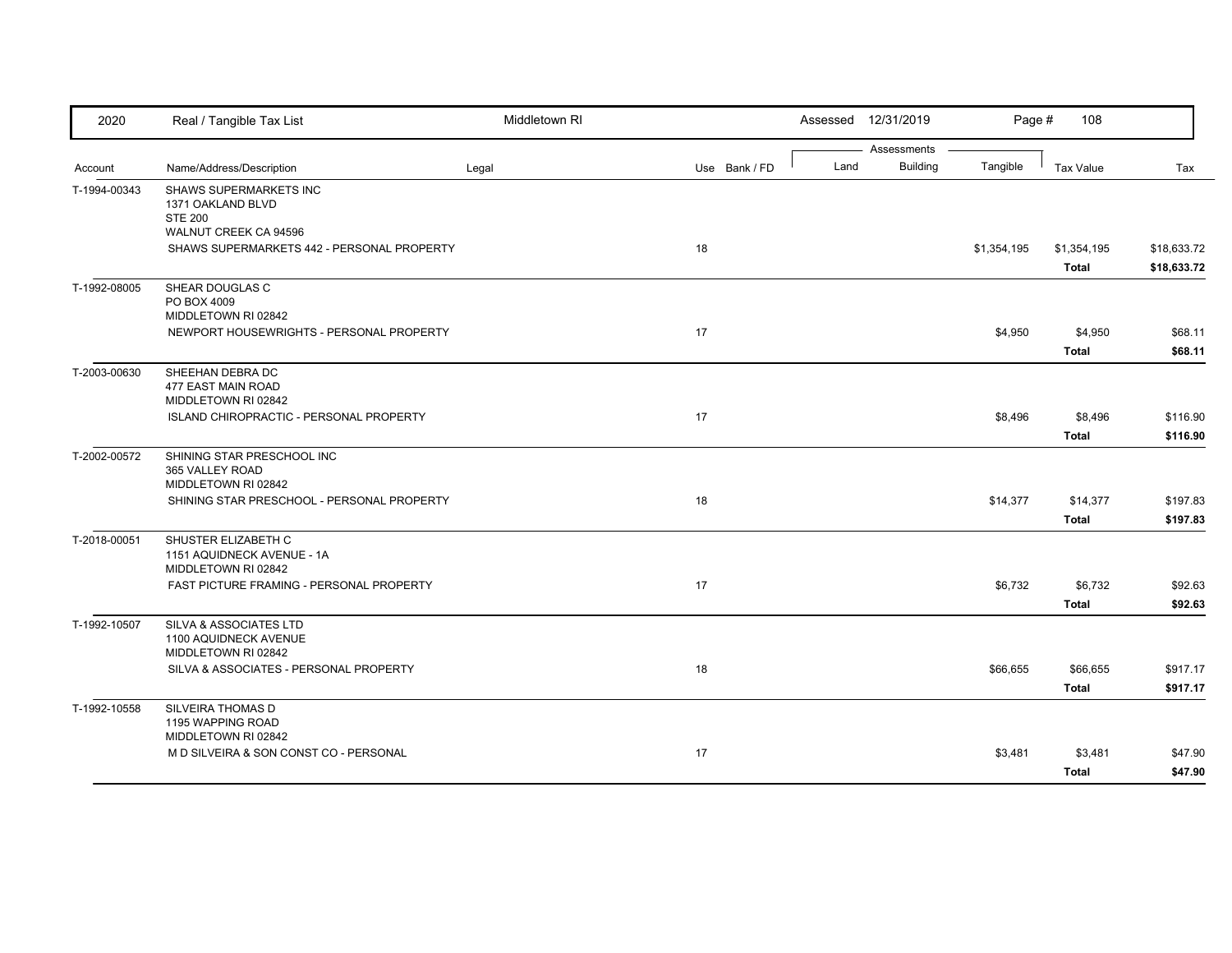| 2020 | Real / Tangible Tax List | Middletown RI | | Assessed 12/31/2019 | | | Page # 108 | |
|---|---|---|---|---|---|---|---|---|
| | | | | Assessments | | | | |
| Account | Name/Address/Description | Legal | Use Bank / FD | Land | Building | Tangible | Tax Value | Tax |
| T-1994-00343 | SHAWS SUPERMARKETS INC<br>1371 OAKLAND BLVD<br>STE 200<br>WALNUT CREEK CA 94596 | | | | | | | |
| | SHAWS SUPERMARKETS 442 - PERSONAL PROPERTY | | 18 | | | $1,354,195 | $1,354,195 | $18,633.72 |
| | | | | | | | **Total** | **$18,633.72** |
| T-1992-08005 | SHEAR DOUGLAS C<br>PO BOX 4009<br>MIDDLETOWN RI 02842 | | | | | | | |
| | NEWPORT HOUSEWRIGHTS - PERSONAL PROPERTY | | 17 | | | $4,950 | $4,950 | $68.11 |
| | | | | | | | **Total** | **$68.11** |
| T-2003-00630 | SHEEHAN DEBRA DC<br>477 EAST MAIN ROAD<br>MIDDLETOWN RI 02842 | | | | | | | |
| | ISLAND CHIROPRACTIC - PERSONAL PROPERTY | | 17 | | | $8,496 | $8,496 | $116.90 |
| | | | | | | | **Total** | **$116.90** |
| T-2002-00572 | SHINING STAR PRESCHOOL INC<br>365 VALLEY ROAD<br>MIDDLETOWN RI 02842 | | | | | | | |
| | SHINING STAR PRESCHOOL - PERSONAL PROPERTY | | 18 | | | $14,377 | $14,377 | $197.83 |
| | | | | | | | **Total** | **$197.83** |
| T-2018-00051 | SHUSTER ELIZABETH C<br>1151 AQUIDNECK AVENUE - 1A<br>MIDDLETOWN RI 02842 | | | | | | | |
| | FAST PICTURE FRAMING - PERSONAL PROPERTY | | 17 | | | $6,732 | $6,732 | $92.63 |
| | | | | | | | **Total** | **$92.63** |
| T-1992-10507 | SILVA & ASSOCIATES LTD<br>1100 AQUIDNECK AVENUE<br>MIDDLETOWN RI 02842 | | | | | | | |
| | SILVA & ASSOCIATES - PERSONAL PROPERTY | | 18 | | | $66,655 | $66,655 | $917.17 |
| | | | | | | | **Total** | **$917.17** |
| T-1992-10558 | SILVEIRA THOMAS D<br>1195 WAPPING ROAD<br>MIDDLETOWN RI 02842 | | | | | | | |
| | M D SILVEIRA & SON CONST CO - PERSONAL | | 17 | | | $3,481 | $3,481 | $47.90 |
| | | | | | | | **Total** | **$47.90** |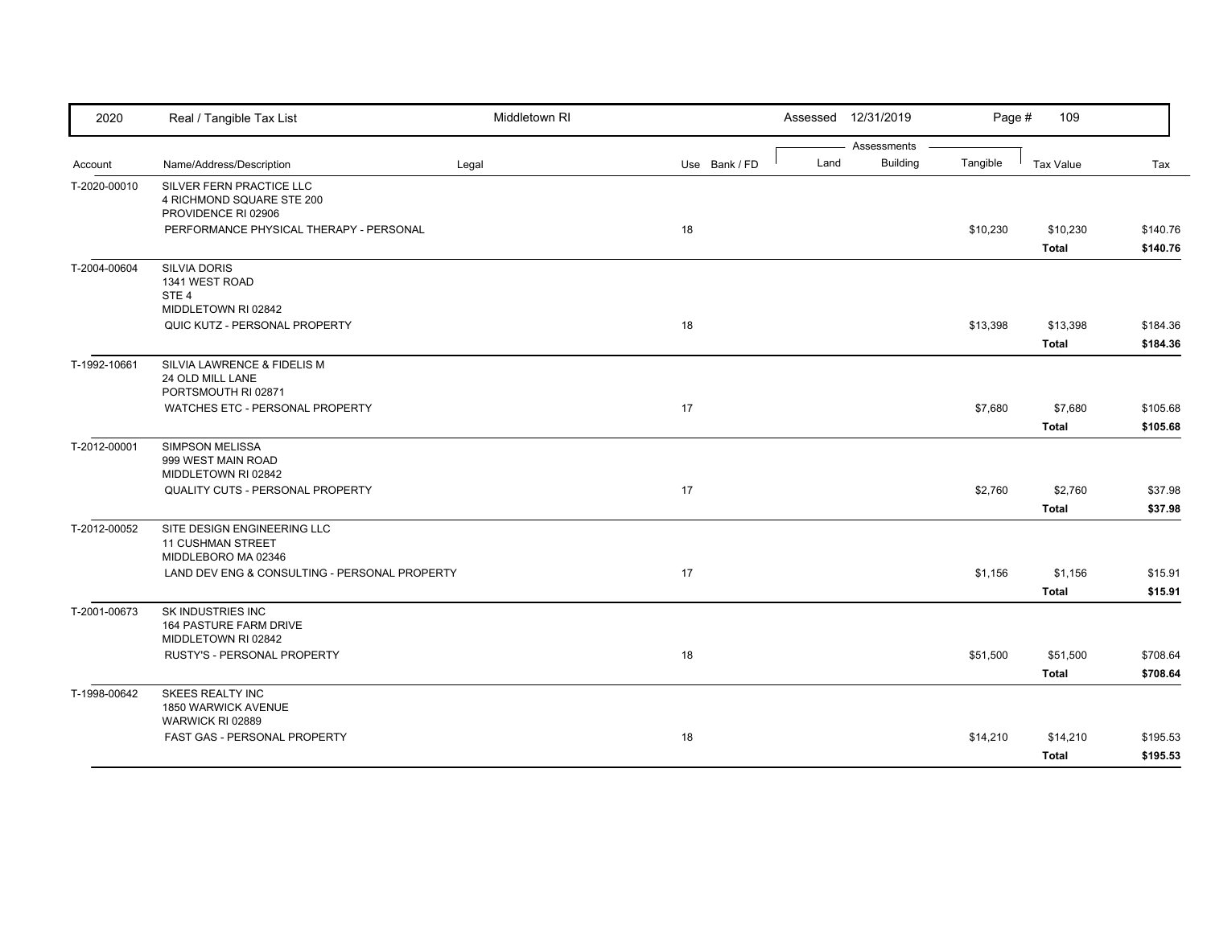| Account | Name/Address/Description | Legal | Use | Bank / FD | Land | Building | Tangible | Tax Value | Tax |
|---|---|---|---|---|---|---|---|---|---|
| T-2020-00010 | SILVER FERN PRACTICE LLC<br>4 RICHMOND SQUARE STE 200<br>PROVIDENCE RI 02906 | | | | | | | | |
| | PERFORMANCE PHYSICAL THERAPY - PERSONAL | | 18 | | | | $10,230 | $10,230 | $140.76 |
| | | | | | | | | **Total** | **$140.76** |
| T-2004-00604 | SILVIA DORIS<br>1341 WEST ROAD<br>STE 4<br>MIDDLETOWN RI 02842 | | | | | | | | |
| | QUIC KUTZ - PERSONAL PROPERTY | | 18 | | | | $13,398 | $13,398 | $184.36 |
| | | | | | | | | **Total** | **$184.36** |
| T-1992-10661 | SILVIA LAWRENCE & FIDELIS M<br>24 OLD MILL LANE<br>PORTSMOUTH RI 02871 | | | | | | | | |
| | WATCHES ETC - PERSONAL PROPERTY | | 17 | | | | $7,680 | $7,680 | $105.68 |
| | | | | | | | | **Total** | **$105.68** |
| T-2012-00001 | SIMPSON MELISSA<br>999 WEST MAIN ROAD<br>MIDDLETOWN RI 02842 | | | | | | | | |
| | QUALITY CUTS - PERSONAL PROPERTY | | 17 | | | | $2,760 | $2,760 | $37.98 |
| | | | | | | | | **Total** | **$37.98** |
| T-2012-00052 | SITE DESIGN ENGINEERING LLC<br>11 CUSHMAN STREET<br>MIDDLEBORO MA 02346 | | | | | | | | |
| | LAND DEV ENG & CONSULTING - PERSONAL PROPERTY | | 17 | | | | $1,156 | $1,156 | $15.91 |
| | | | | | | | | **Total** | **$15.91** |
| T-2001-00673 | SK INDUSTRIES INC<br>164 PASTURE FARM DRIVE<br>MIDDLETOWN RI 02842 | | | | | | | | |
| | RUSTY'S - PERSONAL PROPERTY | | 18 | | | | $51,500 | $51,500 | $708.64 |
| | | | | | | | | **Total** | **$708.64** |
| T-1998-00642 | SKEES REALTY INC<br>1850 WARWICK AVENUE<br>WARWICK RI 02889 | | | | | | | | |
| | FAST GAS - PERSONAL PROPERTY | | 18 | | | | $14,210 | $14,210 | $195.53 |
| | | | | | | | | **Total** | **$195.53** |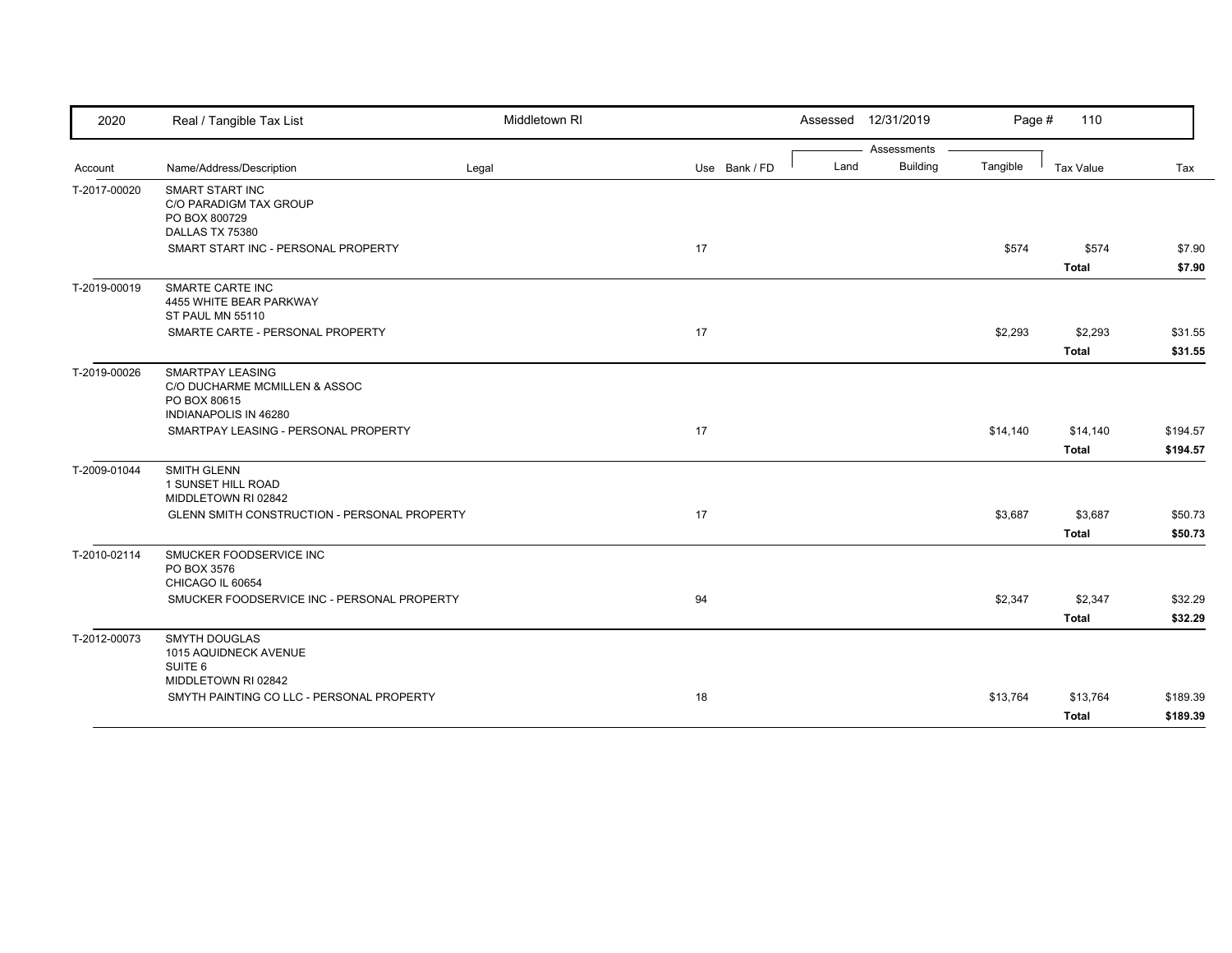| 2020 | Real / Tangible Tax List | Middletown RI | | Assessed 12/31/2019 | | | | |
|---|---|---|---|---|---|---|---|---|
| | | | | Assessments | | | | |
| Account | Name/Address/Description | Legal | Use Bank / FD | Land | Building | Tangible | Tax Value | Tax |
| T-2017-00020 | SMART START INC<br>C/O PARADIGM TAX GROUP<br>PO BOX 800729<br>DALLAS TX 75380 | | | | | | | |
| | SMART START INC - PERSONAL PROPERTY | | 17 | | | $574 | $574 | $7.90 |
| | | | | | | | **Total** | **$7.90** |
| T-2019-00019 | SMARTE CARTE INC<br>4455 WHITE BEAR PARKWAY<br>ST PAUL MN 55110 | | | | | | | |
| | SMARTE CARTE - PERSONAL PROPERTY | | 17 | | | $2,293 | $2,293 | $31.55 |
| | | | | | | | **Total** | **$31.55** |
| T-2019-00026 | SMARTPAY LEASING<br>C/O DUCHARME MCMILLEN & ASSOC<br>PO BOX 80615<br>INDIANAPOLIS IN 46280 | | | | | | | |
| | SMARTPAY LEASING - PERSONAL PROPERTY | | 17 | | | $14,140 | $14,140 | $194.57 |
| | | | | | | | **Total** | **$194.57** |
| T-2009-01044 | SMITH GLENN<br>1 SUNSET HILL ROAD<br>MIDDLETOWN RI 02842 | | | | | | | |
| | GLENN SMITH CONSTRUCTION - PERSONAL PROPERTY | | 17 | | | $3,687 | $3,687 | $50.73 |
| | | | | | | | **Total** | **$50.73** |
| T-2010-02114 | SMUCKER FOODSERVICE INC<br>PO BOX 3576<br>CHICAGO IL 60654 | | | | | | | |
| | SMUCKER FOODSERVICE INC - PERSONAL PROPERTY | | 94 | | | $2,347 | $2,347 | $32.29 |
| | | | | | | | **Total** | **$32.29** |
| T-2012-00073 | SMYTH DOUGLAS<br>1015 AQUIDNECK AVENUE<br>SUITE 6<br>MIDDLETOWN RI 02842 | | | | | | | |
| | SMYTH PAINTING CO LLC - PERSONAL PROPERTY | | 18 | | | $13,764 | $13,764 | $189.39 |
| | | | | | | | **Total** | **$189.39** |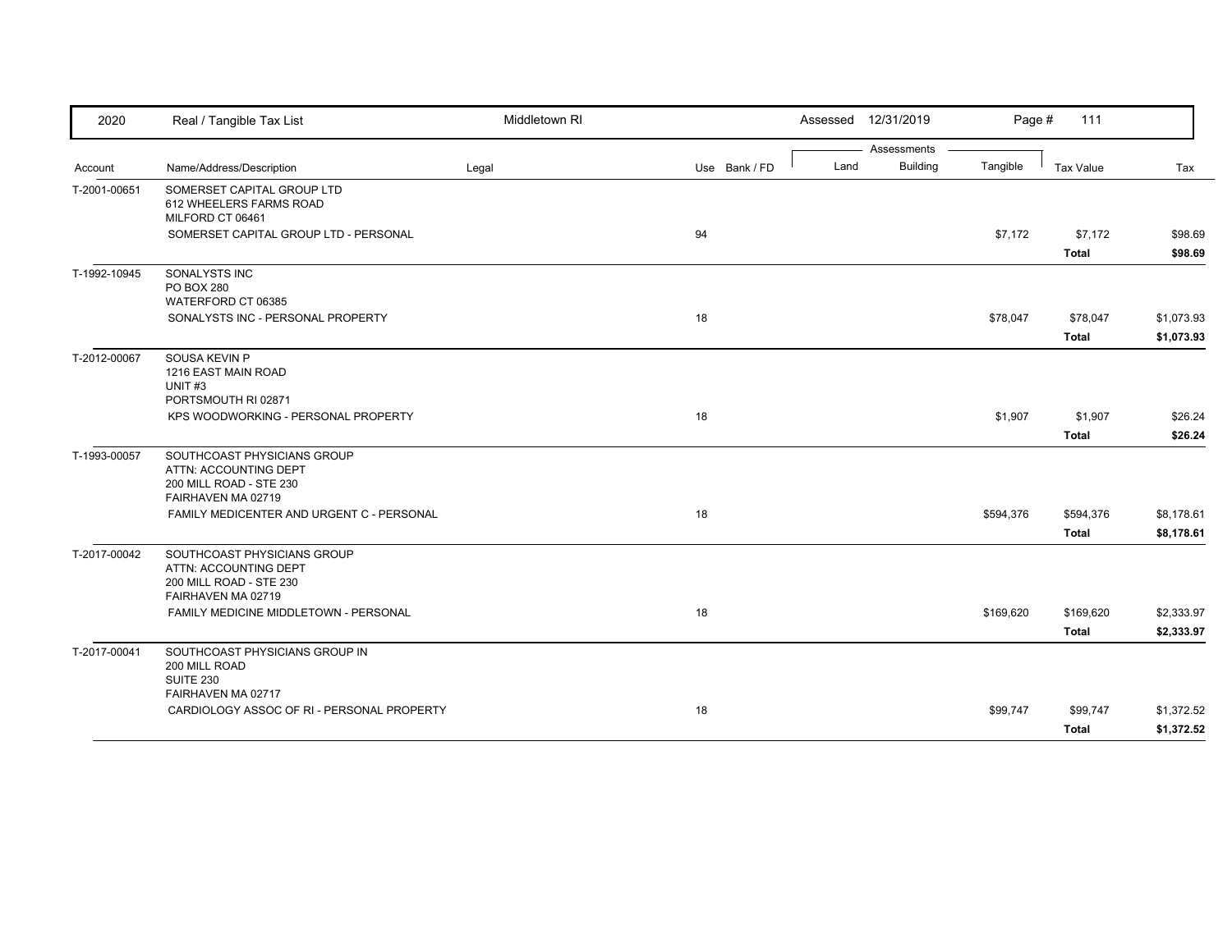| Account | Name/Address/Description | Legal | Use | Bank / FD | Land | Building | Tangible | Tax Value | Tax |
|---|---|---|---|---|---|---|---|---|---|
| T-2001-00651 | SOMERSET CAPITAL GROUP LTD<br>612 WHEELERS FARMS ROAD<br>MILFORD CT 06461 | | | | | | | | |
| | SOMERSET CAPITAL GROUP LTD - PERSONAL | | 94 | | | | $7,172 | $7,172 | $98.69 |
| | | | | | | | | **Total** | **$98.69** |
| T-1992-10945 | SONALYSTS INC<br>PO BOX 280<br>WATERFORD CT 06385 | | | | | | | | |
| | SONALYSTS INC - PERSONAL PROPERTY | | 18 | | | | $78,047 | $78,047 | $1,073.93 |
| | | | | | | | | **Total** | **$1,073.93** |
| T-2012-00067 | SOUSA KEVIN P<br>1216 EAST MAIN ROAD<br>UNIT #3<br>PORTSMOUTH RI 02871 | | | | | | | | |
| | KPS WOODWORKING - PERSONAL PROPERTY | | 18 | | | | $1,907 | $1,907 | $26.24 |
| | | | | | | | | **Total** | **$26.24** |
| T-1993-00057 | SOUTHCOAST PHYSICIANS GROUP<br>ATTN: ACCOUNTING DEPT<br>200 MILL ROAD - STE 230<br>FAIRHAVEN MA 02719 | | | | | | | | |
| | FAMILY MEDICENTER AND URGENT C - PERSONAL | | 18 | | | | $594,376 | $594,376 | $8,178.61 |
| | | | | | | | | **Total** | **$8,178.61** |
| T-2017-00042 | SOUTHCOAST PHYSICIANS GROUP<br>ATTN: ACCOUNTING DEPT<br>200 MILL ROAD - STE 230<br>FAIRHAVEN MA 02719 | | | | | | | | |
| | FAMILY MEDICINE MIDDLETOWN - PERSONAL | | 18 | | | | $169,620 | $169,620 | $2,333.97 |
| | | | | | | | | **Total** | **$2,333.97** |
| T-2017-00041 | SOUTHCOAST PHYSICIANS GROUP IN<br>200 MILL ROAD<br>SUITE 230<br>FAIRHAVEN MA 02717 | | | | | | | | |
| | CARDIOLOGY ASSOC OF RI - PERSONAL PROPERTY | | 18 | | | | $99,747 | $99,747 | $1,372.52 |
| | | | | | | | | **Total** | **$1,372.52** |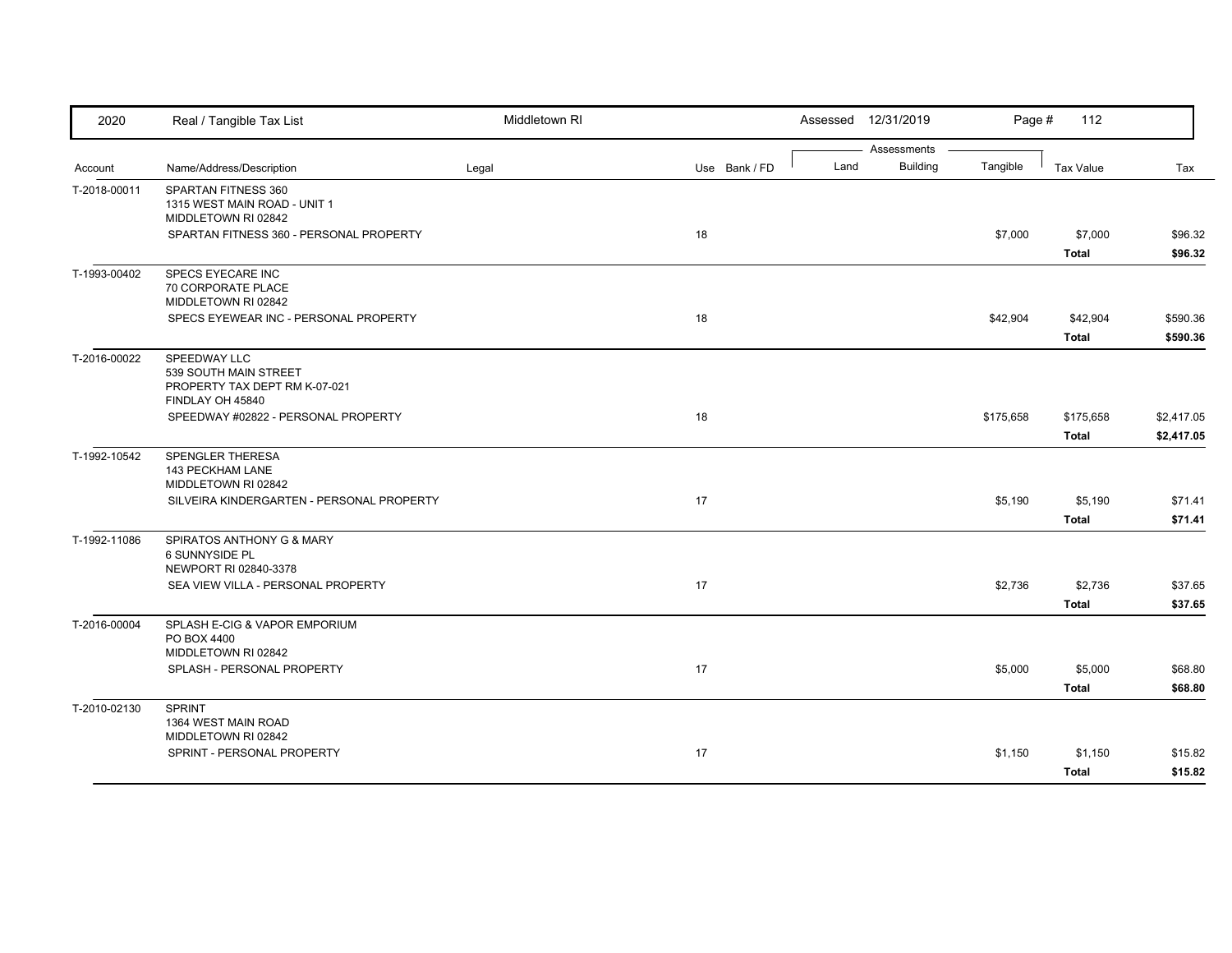| 2020 | Real / Tangible Tax List | Middletown RI | | Assessed 12/31/2019 | | | | |
|---|---|---|---|---|---|---|---|---|
| | | | | Assessments | | | | |
| Account | Name/Address/Description | Legal | Use Bank / FD | Land | Building | Tangible | Tax Value | Tax |
| T-2018-00011 | SPARTAN FITNESS 360<br>1315 WEST MAIN ROAD - UNIT 1<br>MIDDLETOWN RI 02842 | | | | | | | |
| | SPARTAN FITNESS 360 - PERSONAL PROPERTY | | 18 | | | $7,000 | $7,000 | $96.32 |
| | | | | | | | **Total** | **$96.32** |
| T-1993-00402 | SPECS EYECARE INC<br>70 CORPORATE PLACE<br>MIDDLETOWN RI 02842 | | | | | | | |
| | SPECS EYEWEAR INC - PERSONAL PROPERTY | | 18 | | | $42,904 | $42,904 | $590.36 |
| | | | | | | | **Total** | **$590.36** |
| T-2016-00022 | SPEEDWAY LLC<br>539 SOUTH MAIN STREET<br>PROPERTY TAX DEPT RM K-07-021<br>FINDLAY OH 45840 | | | | | | | |
| | SPEEDWAY #02822 - PERSONAL PROPERTY | | 18 | | | $175,658 | $175,658 | $2,417.05 |
| | | | | | | | **Total** | **$2,417.05** |
| T-1992-10542 | SPENGLER THERESA<br>143 PECKHAM LANE<br>MIDDLETOWN RI 02842 | | | | | | | |
| | SILVEIRA KINDERGARTEN - PERSONAL PROPERTY | | 17 | | | $5,190 | $5,190 | $71.41 |
| | | | | | | | **Total** | **$71.41** |
| T-1992-11086 | SPIRATOS ANTHONY G & MARY<br>6 SUNNYSIDE PL<br>NEWPORT RI 02840-3378 | | | | | | | |
| | SEA VIEW VILLA - PERSONAL PROPERTY | | 17 | | | $2,736 | $2,736 | $37.65 |
| | | | | | | | **Total** | **$37.65** |
| T-2016-00004 | SPLASH E-CIG & VAPOR EMPORIUM<br>PO BOX 4400<br>MIDDLETOWN RI 02842 | | | | | | | |
| | SPLASH - PERSONAL PROPERTY | | 17 | | | $5,000 | $5,000 | $68.80 |
| | | | | | | | **Total** | **$68.80** |
| T-2010-02130 | SPRINT<br>1364 WEST MAIN ROAD<br>MIDDLETOWN RI 02842 | | | | | | | |
| | SPRINT - PERSONAL PROPERTY | | 17 | | | $1,150 | $1,150 | $15.82 |
| | | | | | | | **Total** | **$15.82** |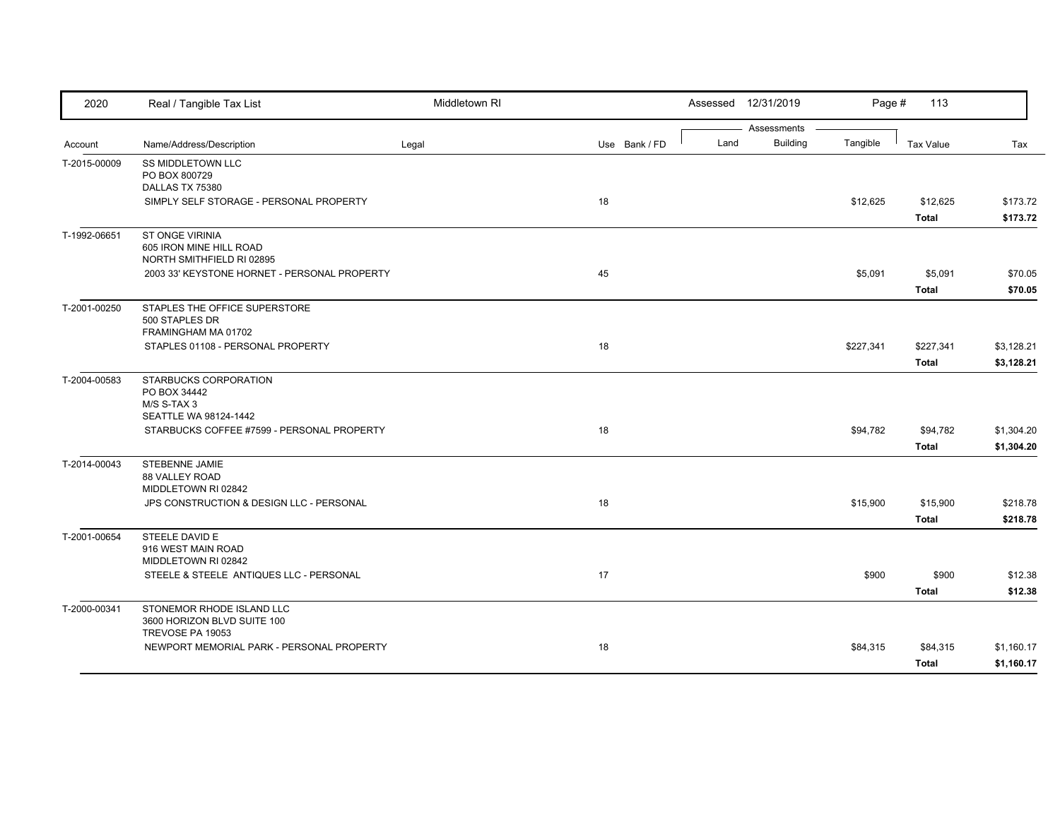| 2020 | Real / Tangible Tax List | Middletown RI | | Assessed 12/31/2019 | | | | |
|---|---|---|---|---|---|---|---|---|
| | | | | Assessments | | | | |
| Account | Name/Address/Description | Legal | Use Bank / FD | Land | Building | Tangible | Tax Value | Tax |
| T-2015-00009 | SS MIDDLETOWN LLC<br>PO BOX 800729<br>DALLAS TX 75380 | | | | | | | |
| | SIMPLY SELF STORAGE - PERSONAL PROPERTY | | 18 | | | $12,625 | $12,625 | $173.72 |
| | | | | | | | **Total** | **$173.72** |
| T-1992-06651 | ST ONGE VIRINIA<br>605 IRON MINE HILL ROAD<br>NORTH SMITHFIELD RI 02895 | | | | | | | |
| | 2003 33' KEYSTONE HORNET - PERSONAL PROPERTY | | 45 | | | $5,091 | $5,091 | $70.05 |
| | | | | | | | **Total** | **$70.05** |
| T-2001-00250 | STAPLES THE OFFICE SUPERSTORE<br>500 STAPLES DR<br>FRAMINGHAM MA 01702 | | | | | | | |
| | STAPLES 01108 - PERSONAL PROPERTY | | 18 | | | $227,341 | $227,341 | $3,128.21 |
| | | | | | | | **Total** | **$3,128.21** |
| T-2004-00583 | STARBUCKS CORPORATION<br>PO BOX 34442<br>M/S S-TAX 3<br>SEATTLE WA 98124-1442 | | | | | | | |
| | STARBUCKS COFFEE #7599 - PERSONAL PROPERTY | | 18 | | | $94,782 | $94,782 | $1,304.20 |
| | | | | | | | **Total** | **$1,304.20** |
| T-2014-00043 | STEBENNE JAMIE<br>88 VALLEY ROAD<br>MIDDLETOWN RI 02842 | | | | | | | |
| | JPS CONSTRUCTION & DESIGN LLC - PERSONAL | | 18 | | | $15,900 | $15,900 | $218.78 |
| | | | | | | | **Total** | **$218.78** |
| T-2001-00654 | STEELE DAVID E<br>916 WEST MAIN ROAD<br>MIDDLETOWN RI 02842 | | | | | | | |
| | STEELE & STEELE ANTIQUES LLC - PERSONAL | | 17 | | | $900 | $900 | $12.38 |
| | | | | | | | **Total** | **$12.38** |
| T-2000-00341 | STONEMOR RHODE ISLAND LLC<br>3600 HORIZON BLVD SUITE 100<br>TREVOSE PA 19053 | | | | | | | |
| | NEWPORT MEMORIAL PARK - PERSONAL PROPERTY | | 18 | | | $84,315 | $84,315 | $1,160.17 |
| | | | | | | | **Total** | **$1,160.17** |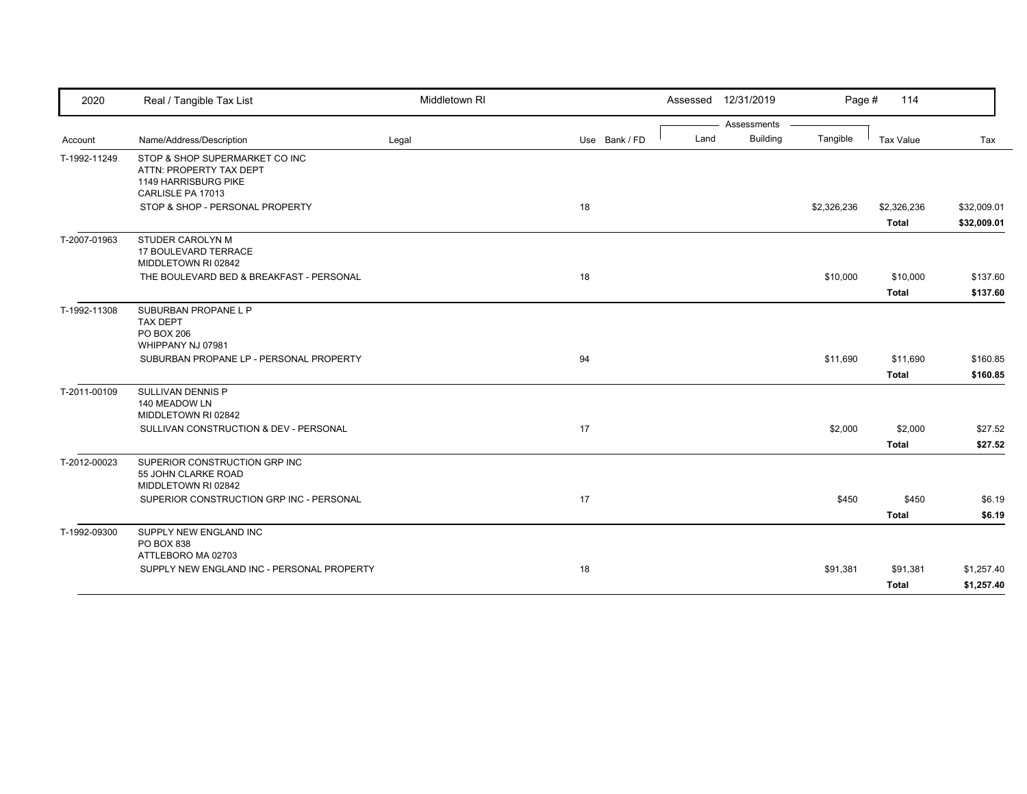| 2020 | Real / Tangible Tax List | Middletown RI | | | Assessed 12/31/2019 | | | Page # 114 | |
|---|---|---|---|---|---|---|---|---|---|
| | | | | | Assessments | | | | |
| Account | Name/Address/Description | Legal | Use | Bank / FD | Land | Building | Tangible | Tax Value | Tax |
| T-1992-11249 | STOP & SHOP SUPERMARKET CO INC<br>ATTN: PROPERTY TAX DEPT<br>1149 HARRISBURG PIKE<br>CARLISLE PA 17013 | | | | | | | | |
| | STOP & SHOP - PERSONAL PROPERTY | | 18 | | | | $2,326,236 | $2,326,236 | $32,009.01 |
| | | | | | | | | **Total** | **$32,009.01** |
| T-2007-01963 | STUDER CAROLYN M<br>17 BOULEVARD TERRACE<br>MIDDLETOWN RI 02842 | | | | | | | | |
| | THE BOULEVARD BED & BREAKFAST - PERSONAL | | 18 | | | | $10,000 | $10,000 | $137.60 |
| | | | | | | | | **Total** | **$137.60** |
| T-1992-11308 | SUBURBAN PROPANE L P<br>TAX DEPT<br>PO BOX 206<br>WHIPPANY NJ 07981 | | | | | | | | |
| | SUBURBAN PROPANE LP - PERSONAL PROPERTY | | 94 | | | | $11,690 | $11,690 | $160.85 |
| | | | | | | | | **Total** | **$160.85** |
| T-2011-00109 | SULLIVAN DENNIS P<br>140 MEADOW LN<br>MIDDLETOWN RI 02842 | | | | | | | | |
| | SULLIVAN CONSTRUCTION & DEV - PERSONAL | | 17 | | | | $2,000 | $2,000 | $27.52 |
| | | | | | | | | **Total** | **$27.52** |
| T-2012-00023 | SUPERIOR CONSTRUCTION GRP INC<br>55 JOHN CLARKE ROAD<br>MIDDLETOWN RI 02842 | | | | | | | | |
| | SUPERIOR CONSTRUCTION GRP INC - PERSONAL | | 17 | | | | $450 | $450 | $6.19 |
| | | | | | | | | **Total** | **$6.19** |
| T-1992-09300 | SUPPLY NEW ENGLAND INC<br>PO BOX 838<br>ATTLEBORO MA 02703 | | | | | | | | |
| | SUPPLY NEW ENGLAND INC - PERSONAL PROPERTY | | 18 | | | | $91,381 | $91,381 | $1,257.40 |
| | | | | | | | | **Total** | **$1,257.40** |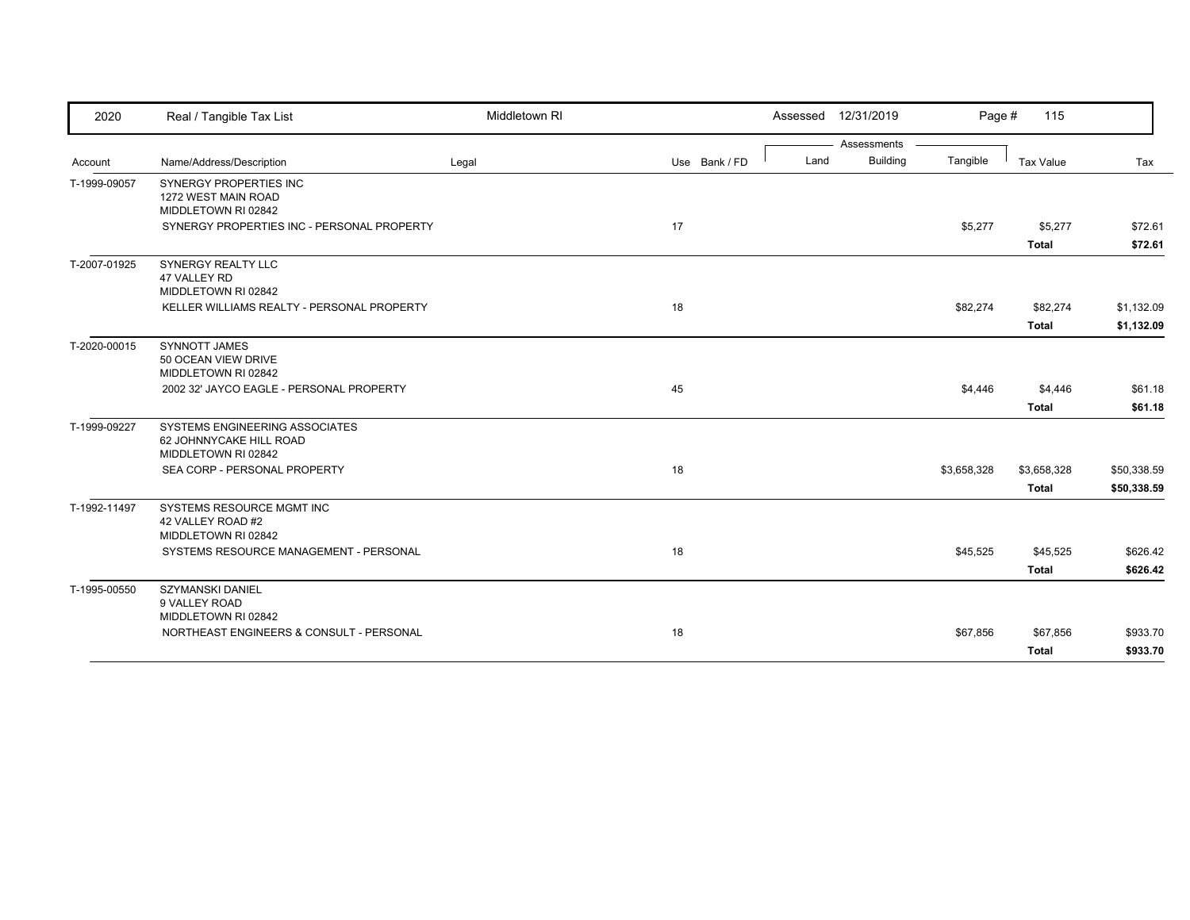| 2020 | Real / Tangible Tax List | Middletown RI | | Assessed 12/31/2019 | | | Page # 115 | |
|---|---|---|---|---|---|---|---|---|
| | | | | Assessments | | | | |
| Account | Name/Address/Description | Legal | Use Bank / FD | Land | Building | Tangible | Tax Value | Tax |
| T-1999-09057 | SYNERGY PROPERTIES INC<br>1272 WEST MAIN ROAD<br>MIDDLETOWN RI 02842 | | | | | | | |
| | SYNERGY PROPERTIES INC - PERSONAL PROPERTY | | 17 | | | $5,277 | $5,277 | $72.61 |
| | | | | | | | **Total** | **$72.61** |
| T-2007-01925 | SYNERGY REALTY LLC<br>47 VALLEY RD<br>MIDDLETOWN RI 02842 | | | | | | | |
| | KELLER WILLIAMS REALTY - PERSONAL PROPERTY | | 18 | | | $82,274 | $82,274 | $1,132.09 |
| | | | | | | | **Total** | **$1,132.09** |
| T-2020-00015 | SYNNOTT JAMES<br>50 OCEAN VIEW DRIVE<br>MIDDLETOWN RI 02842 | | | | | | | |
| | 2002 32' JAYCO EAGLE - PERSONAL PROPERTY | | 45 | | | $4,446 | $4,446 | $61.18 |
| | | | | | | | **Total** | **$61.18** |
| T-1999-09227 | SYSTEMS ENGINEERING ASSOCIATES<br>62 JOHNNYCAKE HILL ROAD<br>MIDDLETOWN RI 02842 | | | | | | | |
| | SEA CORP - PERSONAL PROPERTY | | 18 | | | $3,658,328 | $3,658,328 | $50,338.59 |
| | | | | | | | **Total** | **$50,338.59** |
| T-1992-11497 | SYSTEMS RESOURCE MGMT INC<br>42 VALLEY ROAD #2<br>MIDDLETOWN RI 02842 | | | | | | | |
| | SYSTEMS RESOURCE MANAGEMENT - PERSONAL | | 18 | | | $45,525 | $45,525 | $626.42 |
| | | | | | | | **Total** | **$626.42** |
| T-1995-00550 | SZYMANSKI DANIEL<br>9 VALLEY ROAD<br>MIDDLETOWN RI 02842 | | | | | | | |
| | NORTHEAST ENGINEERS & CONSULT - PERSONAL | | 18 | | | $67,856 | $67,856 | $933.70 |
| | | | | | | | **Total** | **$933.70** |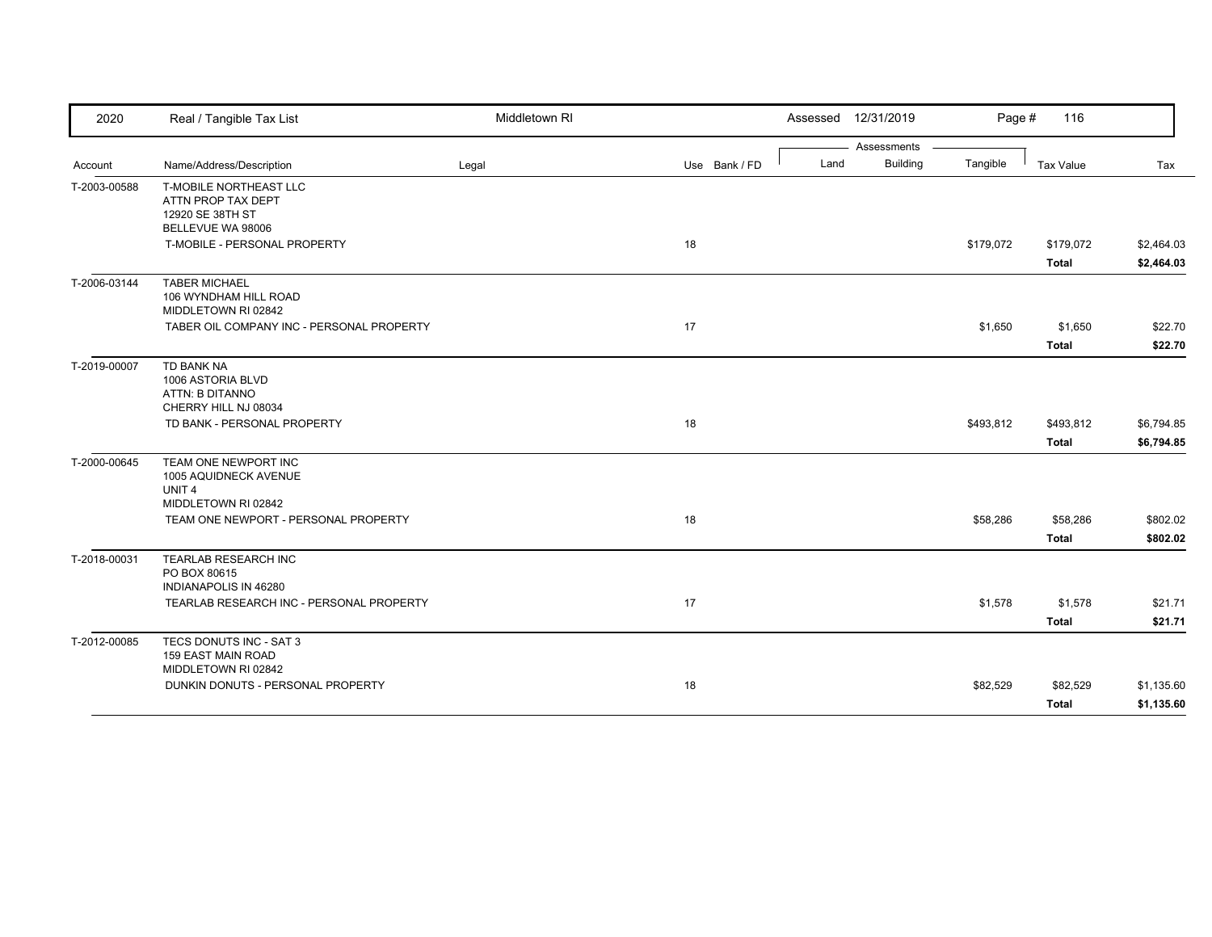| 2020 | Real / Tangible Tax List | Middletown RI | | | Assessed 12/31/2019 | | | | |
|---|---|---|---|---|---|---|---|---|---|
| | | | | | Assessments | | | | |
| Account | Name/Address/Description | Legal | Use | Bank / FD | Land | Building | Tangible | Tax Value | Tax |
| T-2003-00588 | T-MOBILE NORTHEAST LLC<br>ATTN PROP TAX DEPT<br>12920 SE 38TH ST<br>BELLEVUE WA 98006 | | | | | | | | |
| | T-MOBILE - PERSONAL PROPERTY | | 18 | | | | $179,072 | $179,072 | $2,464.03 |
| | | | | | | | | **Total** | **$2,464.03** |
| T-2006-03144 | TABER MICHAEL<br>106 WYNDHAM HILL ROAD<br>MIDDLETOWN RI 02842 | | | | | | | | |
| | TABER OIL COMPANY INC - PERSONAL PROPERTY | | 17 | | | | $1,650 | $1,650 | $22.70 |
| | | | | | | | | **Total** | **$22.70** |
| T-2019-00007 | TD BANK NA<br>1006 ASTORIA BLVD<br>ATTN: B DITANNO<br>CHERRY HILL NJ 08034 | | | | | | | | |
| | TD BANK - PERSONAL PROPERTY | | 18 | | | | $493,812 | $493,812 | $6,794.85 |
| | | | | | | | | **Total** | **$6,794.85** |
| T-2000-00645 | TEAM ONE NEWPORT INC<br>1005 AQUIDNECK AVENUE<br>UNIT 4<br>MIDDLETOWN RI 02842 | | | | | | | | |
| | TEAM ONE NEWPORT - PERSONAL PROPERTY | | 18 | | | | $58,286 | $58,286 | $802.02 |
| | | | | | | | | **Total** | **$802.02** |
| T-2018-00031 | TEARLAB RESEARCH INC<br>PO BOX 80615<br>INDIANAPOLIS IN 46280 | | | | | | | | |
| | TEARLAB RESEARCH INC - PERSONAL PROPERTY | | 17 | | | | $1,578 | $1,578 | $21.71 |
| | | | | | | | | **Total** | **$21.71** |
| T-2012-00085 | TECS DONUTS INC - SAT 3<br>159 EAST MAIN ROAD<br>MIDDLETOWN RI 02842 | | | | | | | | |
| | DUNKIN DONUTS - PERSONAL PROPERTY | | 18 | | | | $82,529 | $82,529 | $1,135.60 |
| | | | | | | | | **Total** | **$1,135.60** |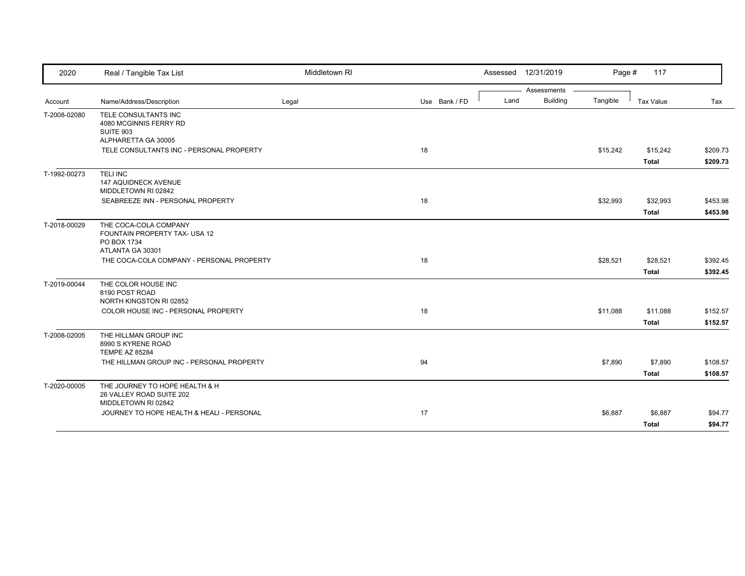| 2020 | Real / Tangible Tax List | Middletown RI | | Assessed 12/31/2019 | | | | |
|---|---|---|---|---|---|---|---|---|
| | | | | Assessments | | | | |
| Account | Name/Address/Description | Legal | Use Bank / FD | Land | Building | Tangible | Tax Value | Tax |
| T-2008-02080 | TELE CONSULTANTS INC<br>4080 MCGINNIS FERRY RD<br>SUITE 903<br>ALPHARETTA GA 30005 | | | | | | | |
| | TELE CONSULTANTS INC - PERSONAL PROPERTY | | 18 | | | $15,242 | $15,242 | $209.73 |
| | | | | | | | **Total** | **$209.73** |
| T-1992-00273 | TELI INC<br>147 AQUIDNECK AVENUE<br>MIDDLETOWN RI 02842 | | | | | | | |
| | SEABREEZE INN - PERSONAL PROPERTY | | 18 | | | $32,993 | $32,993 | $453.98 |
| | | | | | | | **Total** | **$453.98** |
| T-2018-00029 | THE COCA-COLA COMPANY<br>FOUNTAIN PROPERTY TAX- USA 12<br>PO BOX 1734<br>ATLANTA GA 30301 | | | | | | | |
| | THE COCA-COLA COMPANY - PERSONAL PROPERTY | | 18 | | | $28,521 | $28,521 | $392.45 |
| | | | | | | | **Total** | **$392.45** |
| T-2019-00044 | THE COLOR HOUSE INC<br>8190 POST ROAD<br>NORTH KINGSTON RI 02852 | | | | | | | |
| | COLOR HOUSE INC - PERSONAL PROPERTY | | 18 | | | $11,088 | $11,088 | $152.57 |
| | | | | | | | **Total** | **$152.57** |
| T-2008-02005 | THE HILLMAN GROUP INC<br>8990 S KYRENE ROAD<br>TEMPE AZ 85284 | | | | | | | |
| | THE HILLMAN GROUP INC - PERSONAL PROPERTY | | 94 | | | $7,890 | $7,890 | $108.57 |
| | | | | | | | **Total** | **$108.57** |
| T-2020-00005 | THE JOURNEY TO HOPE HEALTH & H<br>26 VALLEY ROAD SUITE 202<br>MIDDLETOWN RI 02842 | | | | | | | |
| | JOURNEY TO HOPE HEALTH & HEALI - PERSONAL | | 17 | | | $6,887 | $6,887 | $94.77 |
| | | | | | | | **Total** | **$94.77** |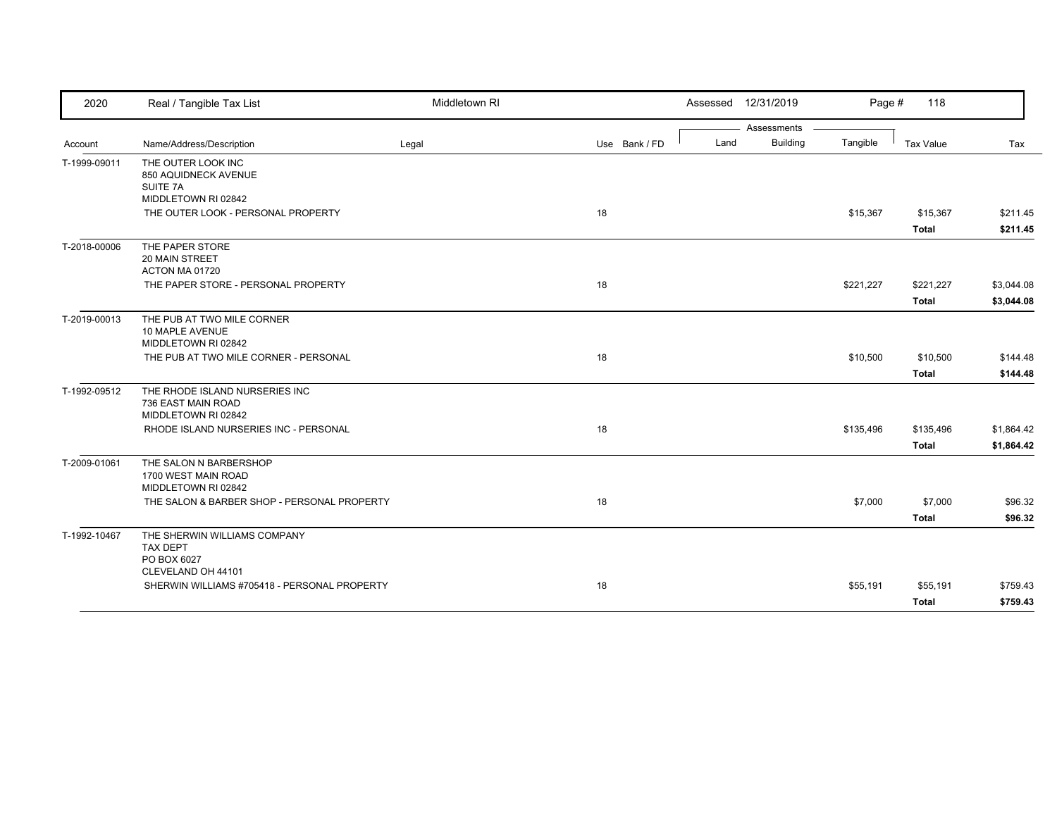| 2020 | Real / Tangible Tax List | Middletown RI | | Assessed 12/31/2019 | | | | |
|---|---|---|---|---|---|---|---|---|
| | | | | Assessments | | | | |
| Account | Name/Address/Description | Legal | Use Bank / FD | Land | Building | Tangible | Tax Value | Tax |
| T-1999-09011 | THE OUTER LOOK INC<br>850 AQUIDNECK AVENUE<br>SUITE 7A<br>MIDDLETOWN RI 02842 | | | | | | | |
| | THE OUTER LOOK - PERSONAL PROPERTY | | 18 | | | $15,367 | $15,367 | $211.45 |
| | | | | | | | **Total** | **$211.45** |
| T-2018-00006 | THE PAPER STORE<br>20 MAIN STREET<br>ACTON MA 01720 | | | | | | | |
| | THE PAPER STORE - PERSONAL PROPERTY | | 18 | | | $221,227 | $221,227 | $3,044.08 |
| | | | | | | | **Total** | **$3,044.08** |
| T-2019-00013 | THE PUB AT TWO MILE CORNER<br>10 MAPLE AVENUE<br>MIDDLETOWN RI 02842 | | | | | | | |
| | THE PUB AT TWO MILE CORNER - PERSONAL | | 18 | | | $10,500 | $10,500 | $144.48 |
| | | | | | | | **Total** | **$144.48** |
| T-1992-09512 | THE RHODE ISLAND NURSERIES INC<br>736 EAST MAIN ROAD<br>MIDDLETOWN RI 02842 | | | | | | | |
| | RHODE ISLAND NURSERIES INC - PERSONAL | | 18 | | | $135,496 | $135,496 | $1,864.42 |
| | | | | | | | **Total** | **$1,864.42** |
| T-2009-01061 | THE SALON N BARBERSHOP<br>1700 WEST MAIN ROAD<br>MIDDLETOWN RI 02842 | | | | | | | |
| | THE SALON & BARBER SHOP - PERSONAL PROPERTY | | 18 | | | $7,000 | $7,000 | $96.32 |
| | | | | | | | **Total** | **$96.32** |
| T-1992-10467 | THE SHERWIN WILLIAMS COMPANY<br>TAX DEPT<br>PO BOX 6027<br>CLEVELAND OH 44101 | | | | | | | |
| | SHERWIN WILLIAMS #705418 - PERSONAL PROPERTY | | 18 | | | $55,191 | $55,191 | $759.43 |
| | | | | | | | **Total** | **$759.43** |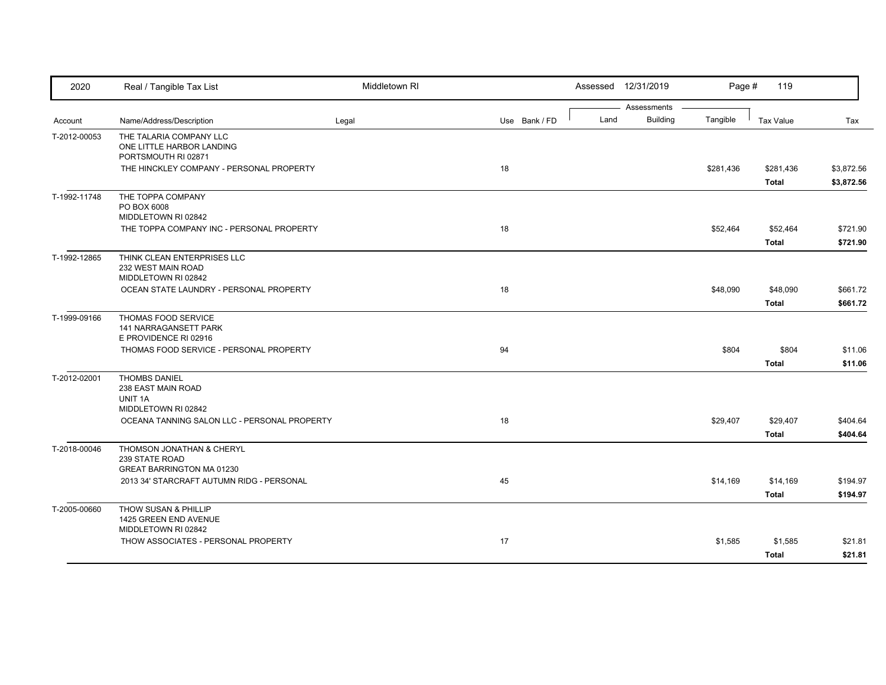| 2020 | Real / Tangible Tax List | Middletown RI | | Assessed 12/31/2019 | | | | |
|---|---|---|---|---|---|---|---|---|
| | | | | Assessments | | | | |
| Account | Name/Address/Description | Legal | Use Bank / FD | Land | Building | Tangible | Tax Value | Tax |
| T-2012-00053 | THE TALARIA COMPANY LLC<br>ONE LITTLE HARBOR LANDING<br>PORTSMOUTH RI 02871 | | | | | | | |
| | THE HINCKLEY COMPANY - PERSONAL PROPERTY | | 18 | | | $281,436 | $281,436 | $3,872.56 |
| | | | | | | | **Total** | **$3,872.56** |
| T-1992-11748 | THE TOPPA COMPANY<br>PO BOX 6008<br>MIDDLETOWN RI 02842 | | | | | | | |
| | THE TOPPA COMPANY INC - PERSONAL PROPERTY | | 18 | | | $52,464 | $52,464 | $721.90 |
| | | | | | | | **Total** | **$721.90** |
| T-1992-12865 | THINK CLEAN ENTERPRISES LLC<br>232 WEST MAIN ROAD<br>MIDDLETOWN RI 02842 | | | | | | | |
| | OCEAN STATE LAUNDRY - PERSONAL PROPERTY | | 18 | | | $48,090 | $48,090 | $661.72 |
| | | | | | | | **Total** | **$661.72** |
| T-1999-09166 | THOMAS FOOD SERVICE<br>141 NARRAGANSETT PARK<br>E PROVIDENCE RI 02916 | | | | | | | |
| | THOMAS FOOD SERVICE - PERSONAL PROPERTY | | 94 | | | $804 | $804 | $11.06 |
| | | | | | | | **Total** | **$11.06** |
| T-2012-02001 | THOMBS DANIEL<br>238 EAST MAIN ROAD<br>UNIT 1A<br>MIDDLETOWN RI 02842 | | | | | | | |
| | OCEANA TANNING SALON LLC - PERSONAL PROPERTY | | 18 | | | $29,407 | $29,407 | $404.64 |
| | | | | | | | **Total** | **$404.64** |
| T-2018-00046 | THOMSON JONATHAN & CHERYL<br>239 STATE ROAD<br>GREAT BARRINGTON MA 01230 | | | | | | | |
| | 2013 34' STARCRAFT AUTUMN RIDG - PERSONAL | | 45 | | | $14,169 | $14,169 | $194.97 |
| | | | | | | | **Total** | **$194.97** |
| T-2005-00660 | THOW SUSAN & PHILLIP<br>1425 GREEN END AVENUE<br>MIDDLETOWN RI 02842 | | | | | | | |
| | THOW ASSOCIATES - PERSONAL PROPERTY | | 17 | | | $1,585 | $1,585 | $21.81 |
| | | | | | | | **Total** | **$21.81** |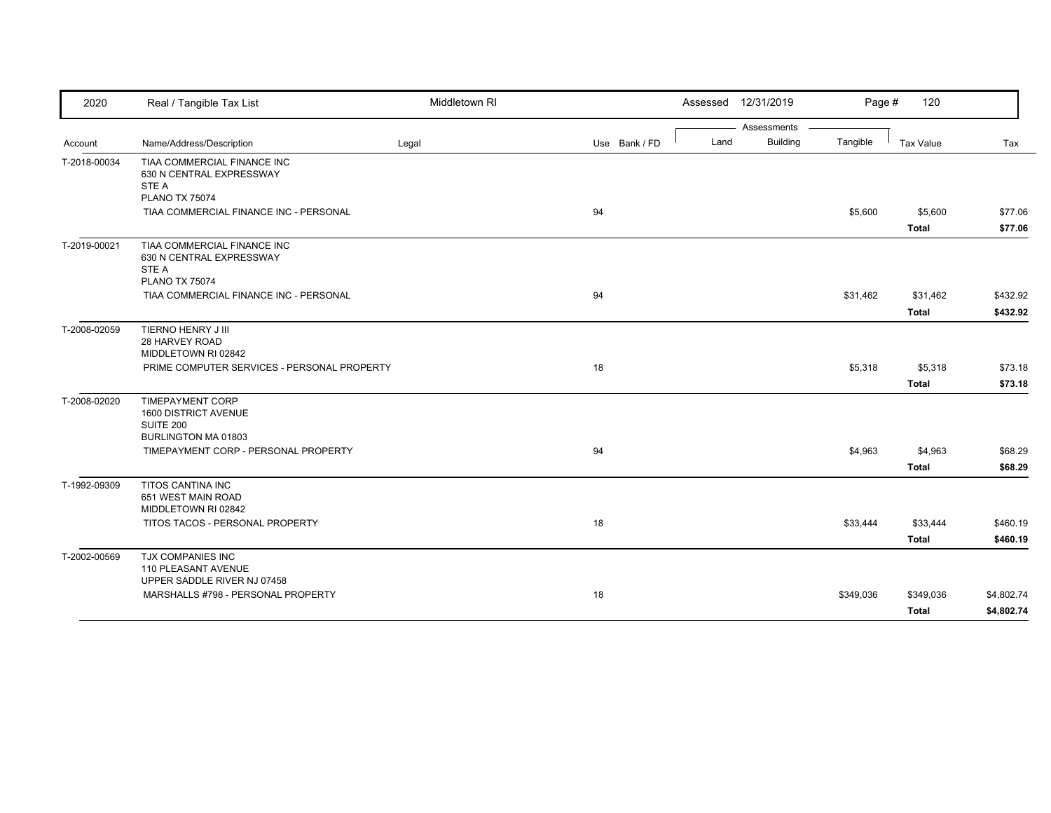| 2020 | Real / Tangible Tax List | Middletown RI | | Assessed 12/31/2019 | | | | |
|---|---|---|---|---|---|---|---|---|
| | | | | Assessments | | | | |
| Account | Name/Address/Description | Legal | Use Bank / FD | Land | Building | Tangible | Tax Value | Tax |
| T-2018-00034 | TIAA COMMERCIAL FINANCE INC<br>630 N CENTRAL EXPRESSWAY<br>STE A<br>PLANO TX 75074 | | | | | | | |
| | TIAA COMMERCIAL FINANCE INC - PERSONAL | | 94 | | | $5,600 | $5,600 | $77.06 |
| | | | | | | | **Total** | **$77.06** |
| T-2019-00021 | TIAA COMMERCIAL FINANCE INC<br>630 N CENTRAL EXPRESSWAY<br>STE A<br>PLANO TX 75074 | | | | | | | |
| | TIAA COMMERCIAL FINANCE INC - PERSONAL | | 94 | | | $31,462 | $31,462 | $432.92 |
| | | | | | | | **Total** | **$432.92** |
| T-2008-02059 | TIERNO HENRY J III<br>28 HARVEY ROAD<br>MIDDLETOWN RI 02842 | | | | | | | |
| | PRIME COMPUTER SERVICES - PERSONAL PROPERTY | | 18 | | | $5,318 | $5,318 | $73.18 |
| | | | | | | | **Total** | **$73.18** |
| T-2008-02020 | TIMEPAYMENT CORP<br>1600 DISTRICT AVENUE<br>SUITE 200<br>BURLINGTON MA 01803 | | | | | | | |
| | TIMEPAYMENT CORP - PERSONAL PROPERTY | | 94 | | | $4,963 | $4,963 | $68.29 |
| | | | | | | | **Total** | **$68.29** |
| T-1992-09309 | TITOS CANTINA INC<br>651 WEST MAIN ROAD<br>MIDDLETOWN RI 02842 | | | | | | | |
| | TITOS TACOS - PERSONAL PROPERTY | | 18 | | | $33,444 | $33,444 | $460.19 |
| | | | | | | | **Total** | **$460.19** |
| T-2002-00569 | TJX COMPANIES INC<br>110 PLEASANT AVENUE<br>UPPER SADDLE RIVER NJ 07458 | | | | | | | |
| | MARSHALLS #798 - PERSONAL PROPERTY | | 18 | | | $349,036 | $349,036 | $4,802.74 |
| | | | | | | | **Total** | **$4,802.74** |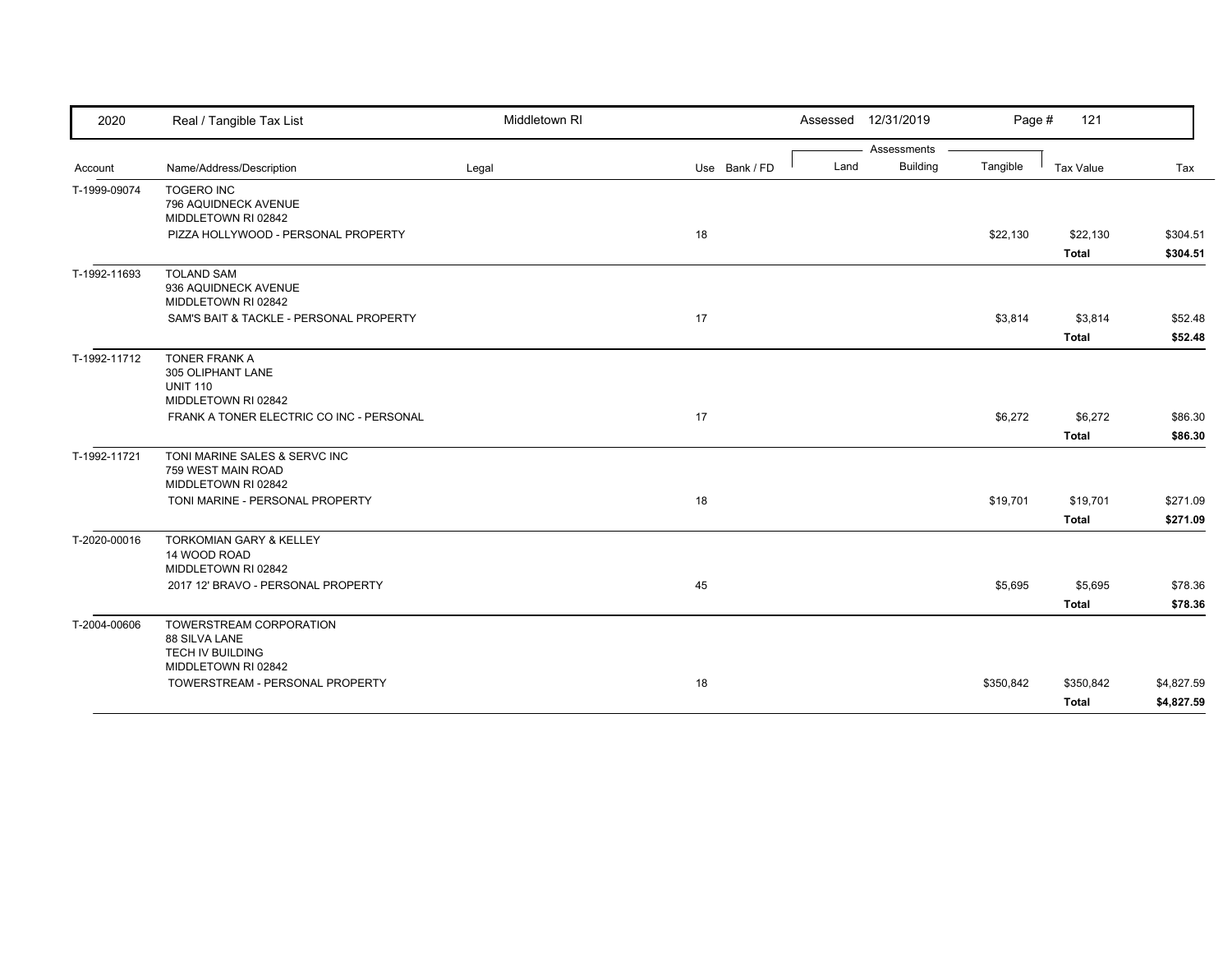| 2020 | Real / Tangible Tax List | Middletown RI | | | Assessed 12/31/2019 | | Page # 121 | | |
|---|---|---|---|---|---|---|---|---|---|
| | | | | | Assessments | | | | |
| Account | Name/Address/Description | Legal | Use | Bank / FD | Land | Building | Tangible | Tax Value | Tax |
| T-1999-09074 | TOGERO INC<br>796 AQUIDNECK AVENUE<br>MIDDLETOWN RI 02842 | | | | | | | | |
| | PIZZA HOLLYWOOD - PERSONAL PROPERTY | | 18 | | | | $22,130 | $22,130 | $304.51 |
| | | | | | | | | **Total** | **$304.51** |
| T-1992-11693 | TOLAND SAM<br>936 AQUIDNECK AVENUE<br>MIDDLETOWN RI 02842 | | | | | | | | |
| | SAM'S BAIT & TACKLE - PERSONAL PROPERTY | | 17 | | | | $3,814 | $3,814 | $52.48 |
| | | | | | | | | **Total** | **$52.48** |
| T-1992-11712 | TONER FRANK A<br>305 OLIPHANT LANE<br>UNIT 110<br>MIDDLETOWN RI 02842 | | | | | | | | |
| | FRANK A TONER ELECTRIC CO INC - PERSONAL | | 17 | | | | $6,272 | $6,272 | $86.30 |
| | | | | | | | | **Total** | **$86.30** |
| T-1992-11721 | TONI MARINE SALES & SERVC INC<br>759 WEST MAIN ROAD<br>MIDDLETOWN RI 02842 | | | | | | | | |
| | TONI MARINE - PERSONAL PROPERTY | | 18 | | | | $19,701 | $19,701 | $271.09 |
| | | | | | | | | **Total** | **$271.09** |
| T-2020-00016 | TORKOMIAN GARY & KELLEY<br>14 WOOD ROAD<br>MIDDLETOWN RI 02842 | | | | | | | | |
| | 2017 12' BRAVO - PERSONAL PROPERTY | | 45 | | | | $5,695 | $5,695 | $78.36 |
| | | | | | | | | **Total** | **$78.36** |
| T-2004-00606 | TOWERSTREAM CORPORATION<br>88 SILVA LANE<br>TECH IV BUILDING<br>MIDDLETOWN RI 02842 | | | | | | | | |
| | TOWERSTREAM - PERSONAL PROPERTY | | 18 | | | | $350,842 | $350,842 | $4,827.59 |
| | | | | | | | | **Total** | **$4,827.59** |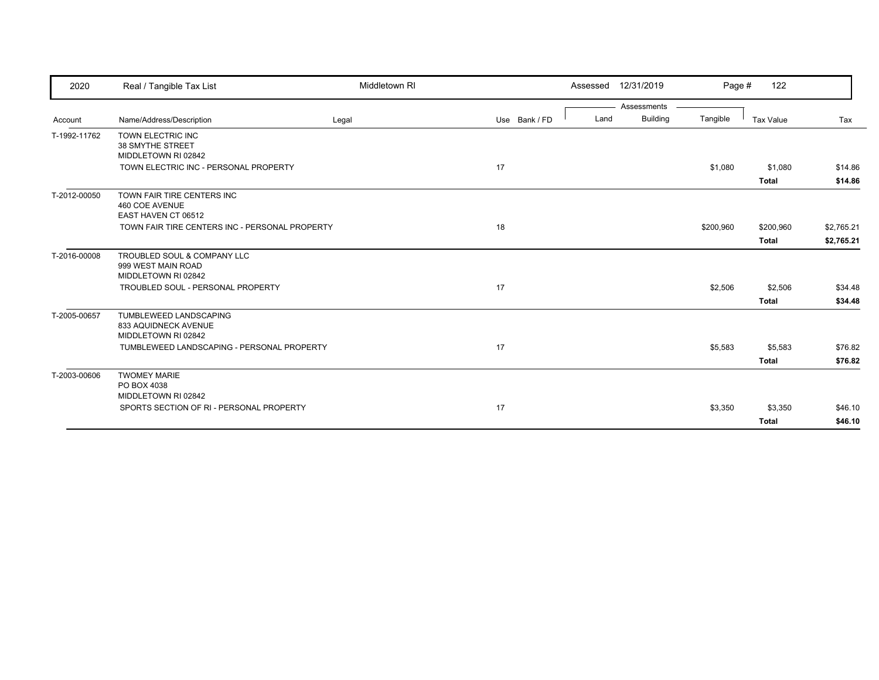| 2020 | Real / Tangible Tax List | Middletown RI | | Assessed 12/31/2019 | | | Page # 122 | |
|---|---|---|---|---|---|---|---|---|
| | | | | Assessments | | | | |
| Account | Name/Address/Description | Legal | Use Bank / FD | Land | Building | Tangible | Tax Value | Tax |
| T-1992-11762 | TOWN ELECTRIC INC<br>38 SMYTHE STREET<br>MIDDLETOWN RI 02842 | | | | | | | |
| | TOWN ELECTRIC INC - PERSONAL PROPERTY | | 17 | | | $1,080 | $1,080 | $14.86 |
| | | | | | | | **Total** | **$14.86** |
| T-2012-00050 | TOWN FAIR TIRE CENTERS INC<br>460 COE AVENUE<br>EAST HAVEN CT 06512 | | | | | | | |
| | TOWN FAIR TIRE CENTERS INC - PERSONAL PROPERTY | | 18 | | | $200,960 | $200,960 | $2,765.21 |
| | | | | | | | **Total** | **$2,765.21** |
| T-2016-00008 | TROUBLED SOUL & COMPANY LLC<br>999 WEST MAIN ROAD<br>MIDDLETOWN RI 02842 | | | | | | | |
| | TROUBLED SOUL - PERSONAL PROPERTY | | 17 | | | $2,506 | $2,506 | $34.48 |
| | | | | | | | **Total** | **$34.48** |
| T-2005-00657 | TUMBLEWEED LANDSCAPING<br>833 AQUIDNECK AVENUE<br>MIDDLETOWN RI 02842 | | | | | | | |
| | TUMBLEWEED LANDSCAPING - PERSONAL PROPERTY | | 17 | | | $5,583 | $5,583 | $76.82 |
| | | | | | | | **Total** | **$76.82** |
| T-2003-00606 | TWOMEY MARIE<br>PO BOX 4038<br>MIDDLETOWN RI 02842 | | | | | | | |
| | SPORTS SECTION OF RI - PERSONAL PROPERTY | | 17 | | | $3,350 | $3,350 | $46.10 |
| | | | | | | | **Total** | **$46.10** |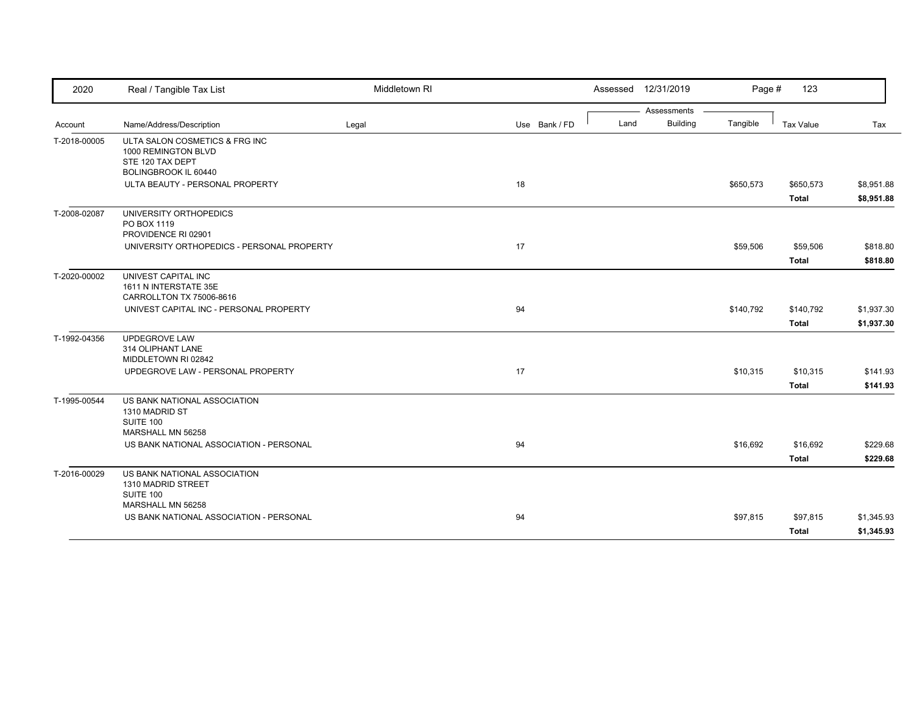| 2020 | Real / Tangible Tax List | Middletown RI | | Assessed 12/31/2019 | | | | |
|---|---|---|---|---|---|---|---|---|
| | | | | Assessments | | | | |
| Account | Name/Address/Description | Legal | Use Bank / FD | Land | Building | Tangible | Tax Value | Tax |
| T-2018-00005 | ULTA SALON COSMETICS & FRG INC<br>1000 REMINGTON BLVD<br>STE 120 TAX DEPT<br>BOLINGBROOK IL 60440 | | | | | | | |
| | ULTA BEAUTY - PERSONAL PROPERTY | | 18 | | | $650,573 | $650,573 | $8,951.88 |
| | | | | | | | **Total** | **$8,951.88** |
| T-2008-02087 | UNIVERSITY ORTHOPEDICS<br>PO BOX 1119<br>PROVIDENCE RI 02901 | | | | | | | |
| | UNIVERSITY ORTHOPEDICS - PERSONAL PROPERTY | | 17 | | | $59,506 | $59,506 | $818.80 |
| | | | | | | | **Total** | **$818.80** |
| T-2020-00002 | UNIVEST CAPITAL INC<br>1611 N INTERSTATE 35E<br>CARROLLTON TX 75006-8616 | | | | | | | |
| | UNIVEST CAPITAL INC - PERSONAL PROPERTY | | 94 | | | $140,792 | $140,792 | $1,937.30 |
| | | | | | | | **Total** | **$1,937.30** |
| T-1992-04356 | UPDEGROVE LAW<br>314 OLIPHANT LANE<br>MIDDLETOWN RI 02842 | | | | | | | |
| | UPDEGROVE LAW - PERSONAL PROPERTY | | 17 | | | $10,315 | $10,315 | $141.93 |
| | | | | | | | **Total** | **$141.93** |
| T-1995-00544 | US BANK NATIONAL ASSOCIATION<br>1310 MADRID ST<br>SUITE 100<br>MARSHALL MN 56258 | | | | | | | |
| | US BANK NATIONAL ASSOCIATION - PERSONAL | | 94 | | | $16,692 | $16,692 | $229.68 |
| | | | | | | | **Total** | **$229.68** |
| T-2016-00029 | US BANK NATIONAL ASSOCIATION<br>1310 MADRID STREET<br>SUITE 100<br>MARSHALL MN 56258 | | | | | | | |
| | US BANK NATIONAL ASSOCIATION - PERSONAL | | 94 | | | $97,815 | $97,815 | $1,345.93 |
| | | | | | | | **Total** | **$1,345.93** |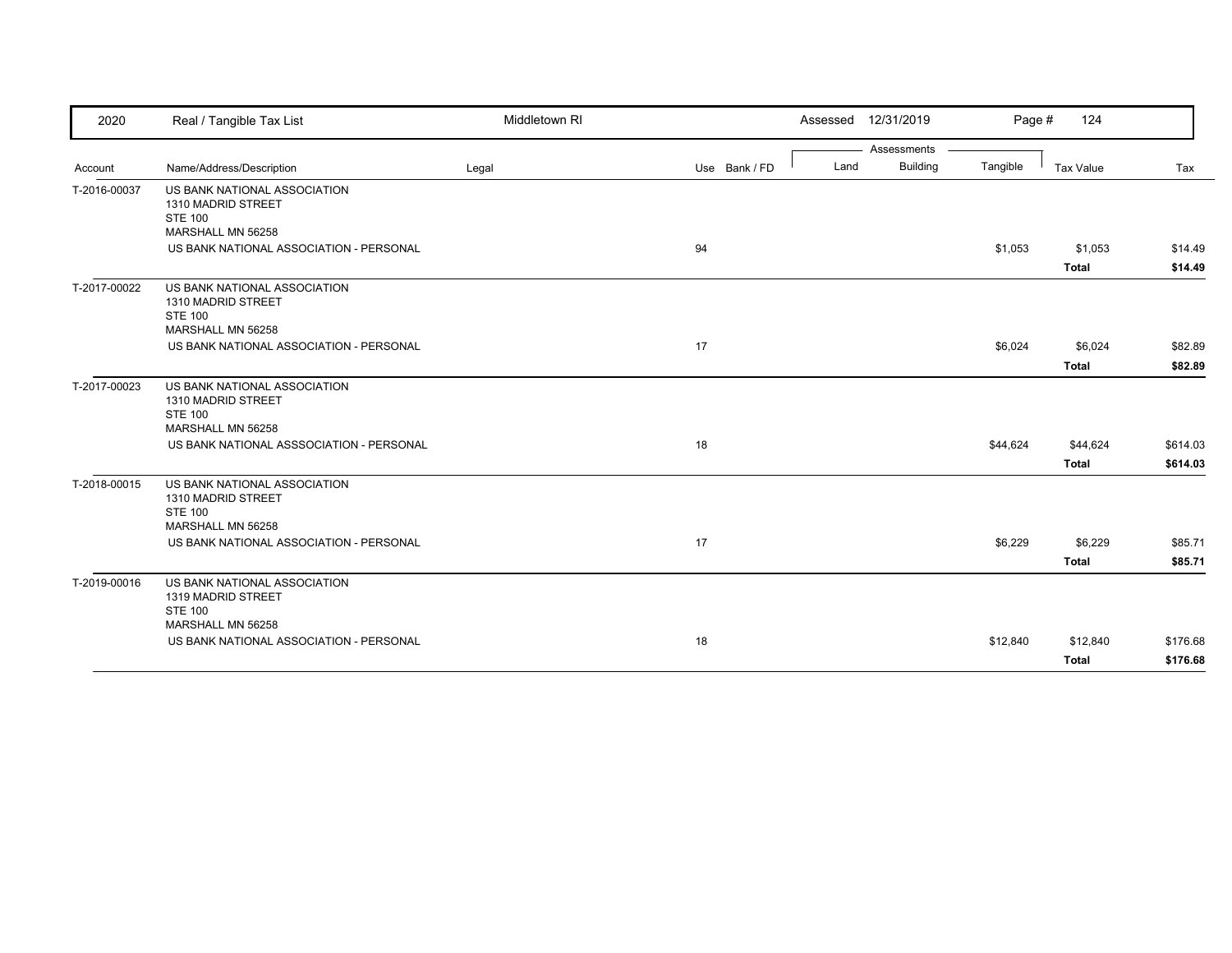| 2020 | Real / Tangible Tax List | Middletown RI | | Assessed 12/31/2019 | | | Page # 124 | |
|---|---|---|---|---|---|---|---|---|
| | | | | Assessments | | | | |
| Account | Name/Address/Description | Legal | Use Bank / FD | Land | Building | Tangible | Tax Value | Tax |
| T-2016-00037 | US BANK NATIONAL ASSOCIATION<br>1310 MADRID STREET<br>STE 100<br>MARSHALL MN 56258 | | | | | | | |
| | US BANK NATIONAL ASSOCIATION - PERSONAL | | 94 | | | $1,053 | $1,053 | $14.49 |
| | | | | | | | **Total** | **$14.49** |
| T-2017-00022 | US BANK NATIONAL ASSOCIATION<br>1310 MADRID STREET<br>STE 100<br>MARSHALL MN 56258 | | | | | | | |
| | US BANK NATIONAL ASSOCIATION - PERSONAL | | 17 | | | $6,024 | $6,024 | $82.89 |
| | | | | | | | **Total** | **$82.89** |
| T-2017-00023 | US BANK NATIONAL ASSOCIATION<br>1310 MADRID STREET<br>STE 100<br>MARSHALL MN 56258 | | | | | | | |
| | US BANK NATIONAL ASSSOCIATION - PERSONAL | | 18 | | | $44,624 | $44,624 | $614.03 |
| | | | | | | | **Total** | **$614.03** |
| T-2018-00015 | US BANK NATIONAL ASSOCIATION<br>1310 MADRID STREET<br>STE 100<br>MARSHALL MN 56258 | | | | | | | |
| | US BANK NATIONAL ASSOCIATION - PERSONAL | | 17 | | | $6,229 | $6,229 | $85.71 |
| | | | | | | | **Total** | **$85.71** |
| T-2019-00016 | US BANK NATIONAL ASSOCIATION<br>1319 MADRID STREET<br>STE 100<br>MARSHALL MN 56258 | | | | | | | |
| | US BANK NATIONAL ASSOCIATION - PERSONAL | | 18 | | | $12,840 | $12,840 | $176.68 |
| | | | | | | | **Total** | **$176.68** |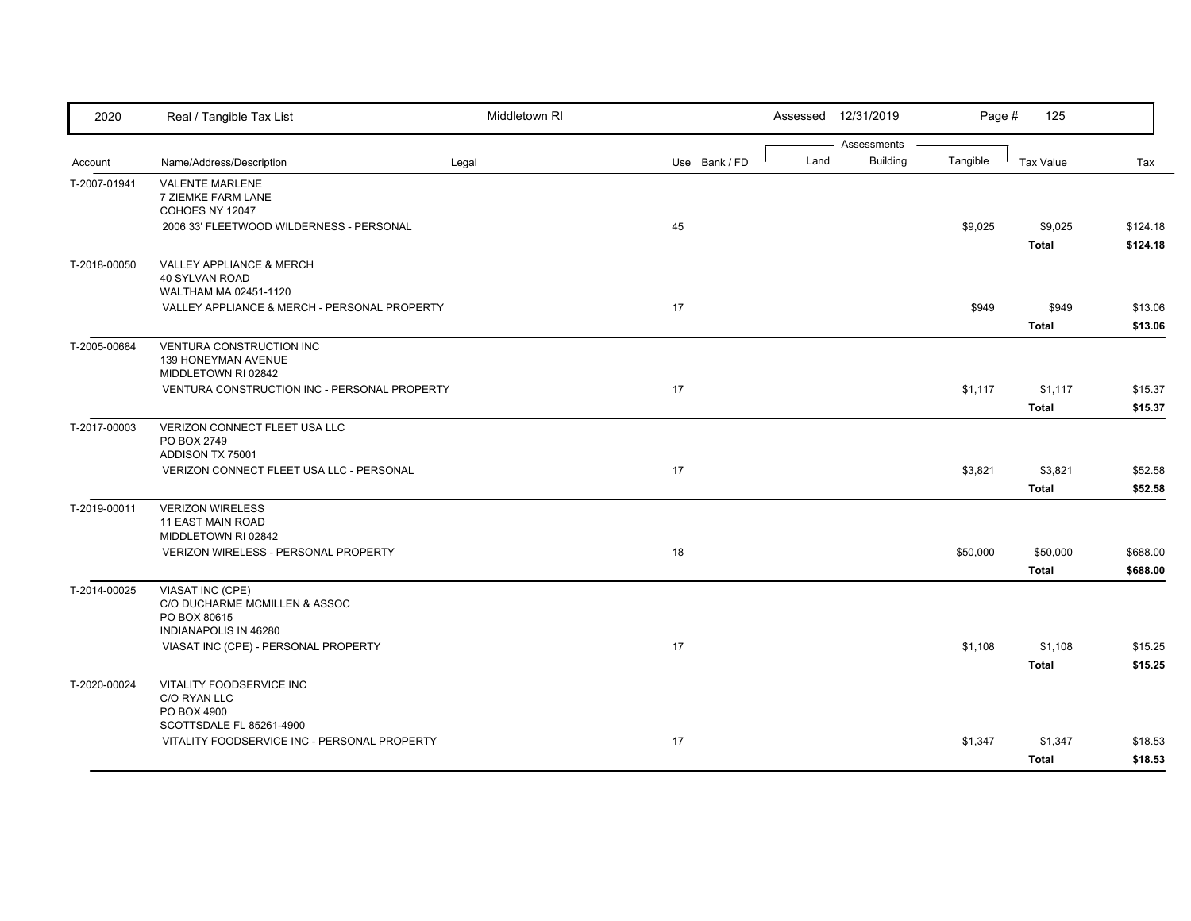| 2020 | Real / Tangible Tax List | Middletown RI | | Assessed 12/31/2019 | | | | |
|---|---|---|---|---|---|---|---|---|
| | | | | Assessments | | | | |
| Account | Name/Address/Description | Legal | Use Bank / FD | Land | Building | Tangible | Tax Value | Tax |
| T-2007-01941 | VALENTE MARLENE<br>7 ZIEMKE FARM LANE<br>COHOES NY 12047 | | | | | | | |
| | 2006 33' FLEETWOOD WILDERNESS - PERSONAL | | 45 | | | $9,025 | $9,025 | $124.18 |
| | | | | | | | **Total** | **$124.18** |
| T-2018-00050 | VALLEY APPLIANCE & MERCH<br>40 SYLVAN ROAD<br>WALTHAM MA 02451-1120 | | | | | | | |
| | VALLEY APPLIANCE & MERCH - PERSONAL PROPERTY | | 17 | | | $949 | $949 | $13.06 |
| | | | | | | | **Total** | **$13.06** |
| T-2005-00684 | VENTURA CONSTRUCTION INC<br>139 HONEYMAN AVENUE<br>MIDDLETOWN RI 02842 | | | | | | | |
| | VENTURA CONSTRUCTION INC - PERSONAL PROPERTY | | 17 | | | $1,117 | $1,117 | $15.37 |
| | | | | | | | **Total** | **$15.37** |
| T-2017-00003 | VERIZON CONNECT FLEET USA LLC<br>PO BOX 2749<br>ADDISON TX 75001 | | | | | | | |
| | VERIZON CONNECT FLEET USA LLC - PERSONAL | | 17 | | | $3,821 | $3,821 | $52.58 |
| | | | | | | | **Total** | **$52.58** |
| T-2019-00011 | VERIZON WIRELESS<br>11 EAST MAIN ROAD<br>MIDDLETOWN RI 02842 | | | | | | | |
| | VERIZON WIRELESS - PERSONAL PROPERTY | | 18 | | | $50,000 | $50,000 | $688.00 |
| | | | | | | | **Total** | **$688.00** |
| T-2014-00025 | VIASAT INC (CPE)<br>C/O DUCHARME MCMILLEN & ASSOC<br>PO BOX 80615<br>INDIANAPOLIS IN 46280 | | | | | | | |
| | VIASAT INC (CPE) - PERSONAL PROPERTY | | 17 | | | $1,108 | $1,108 | $15.25 |
| | | | | | | | **Total** | **$15.25** |
| T-2020-00024 | VITALITY FOODSERVICE INC<br>C/O RYAN LLC<br>PO BOX 4900<br>SCOTTSDALE FL 85261-4900 | | | | | | | |
| | VITALITY FOODSERVICE INC - PERSONAL PROPERTY | | 17 | | | $1,347 | $1,347 | $18.53 |
| | | | | | | | **Total** | **$18.53** |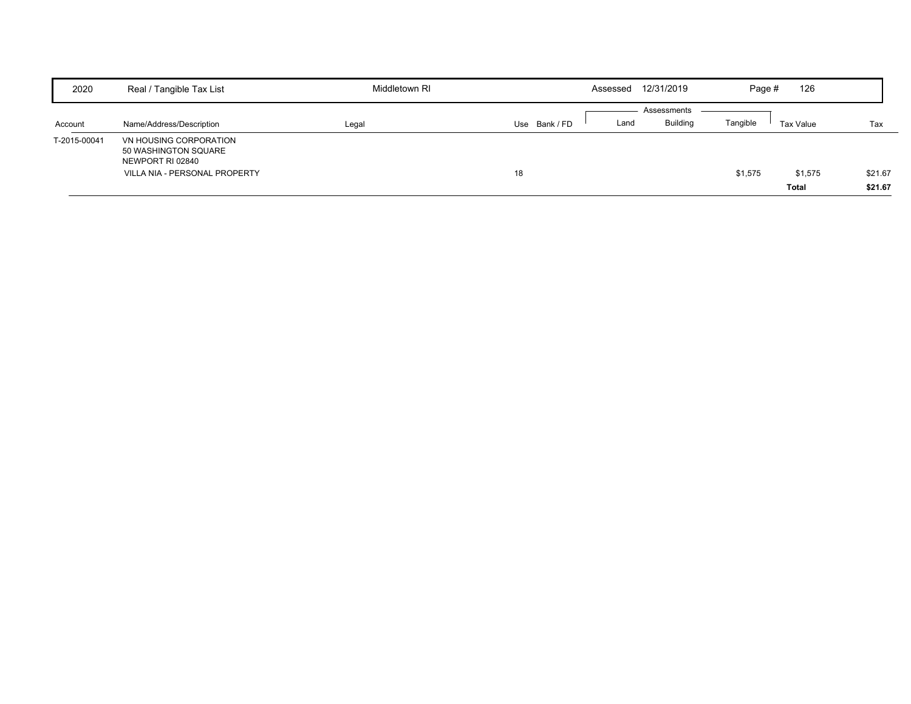| 2020 | Real / Tangible Tax List | Middletown RI | | | Assessed 12/31/2019 | | Page # 126 | | |
|---|---|---|---|---|---|---|---|---|---|
| | | | | | Assessments | | | | |
| Account | Name/Address/Description | Legal | Use | Bank / FD | Land | Building | Tangible | Tax Value | Tax |
| T-2015-00041 | VN HOUSING CORPORATION<br>50 WASHINGTON SQUARE<br>NEWPORT RI 02840 | | | | | | | | |
| | VILLA NIA - PERSONAL PROPERTY | | 18 | | | | $1,575 | $1,575 | $21.67 |
| | | | | | | | | **Total** | **$21.67** |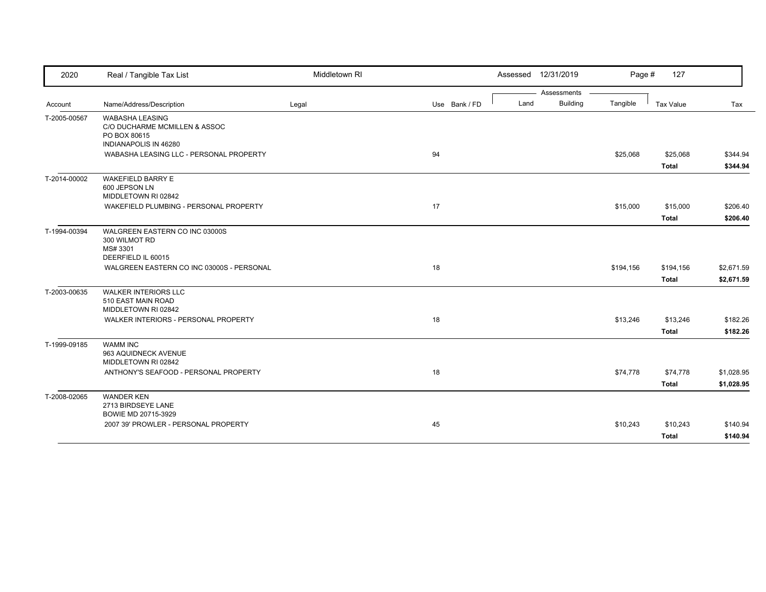| 2020 | Real / Tangible Tax List | Middletown RI | | Assessed 12/31/2019 | | | | |
|---|---|---|---|---|---|---|---|---|
| | | | | Assessments | | | | |
| Account | Name/Address/Description | Legal | Use Bank / FD | Land | Building | Tangible | Tax Value | Tax |
| T-2005-00567 | WABASHA LEASING<br>C/O DUCHARME MCMILLEN & ASSOC<br>PO BOX 80615<br>INDIANAPOLIS IN 46280 | | | | | | | |
| | WABASHA LEASING LLC - PERSONAL PROPERTY | | 94 | | | $25,068 | $25,068 | $344.94 |
| | | | | | | | **Total** | **$344.94** |
| T-2014-00002 | WAKEFIELD BARRY E<br>600 JEPSON LN<br>MIDDLETOWN RI 02842 | | | | | | | |
| | WAKEFIELD PLUMBING - PERSONAL PROPERTY | | 17 | | | $15,000 | $15,000 | $206.40 |
| | | | | | | | **Total** | **$206.40** |
| T-1994-00394 | WALGREEN EASTERN CO INC 03000S<br>300 WILMOT RD<br>MS# 3301<br>DEERFIELD IL 60015 | | | | | | | |
| | WALGREEN EASTERN CO INC 03000S - PERSONAL | | 18 | | | $194,156 | $194,156 | $2,671.59 |
| | | | | | | | **Total** | **$2,671.59** |
| T-2003-00635 | WALKER INTERIORS LLC<br>510 EAST MAIN ROAD<br>MIDDLETOWN RI 02842 | | | | | | | |
| | WALKER INTERIORS - PERSONAL PROPERTY | | 18 | | | $13,246 | $13,246 | $182.26 |
| | | | | | | | **Total** | **$182.26** |
| T-1999-09185 | WAMM INC<br>963 AQUIDNECK AVENUE<br>MIDDLETOWN RI 02842 | | | | | | | |
| | ANTHONY'S SEAFOOD - PERSONAL PROPERTY | | 18 | | | $74,778 | $74,778 | $1,028.95 |
| | | | | | | | **Total** | **$1,028.95** |
| T-2008-02065 | WANDER KEN<br>2713 BIRDSEYE LANE<br>BOWIE MD 20715-3929 | | | | | | | |
| | 2007 39' PROWLER - PERSONAL PROPERTY | | 45 | | | $10,243 | $10,243 | $140.94 |
| | | | | | | | **Total** | **$140.94** |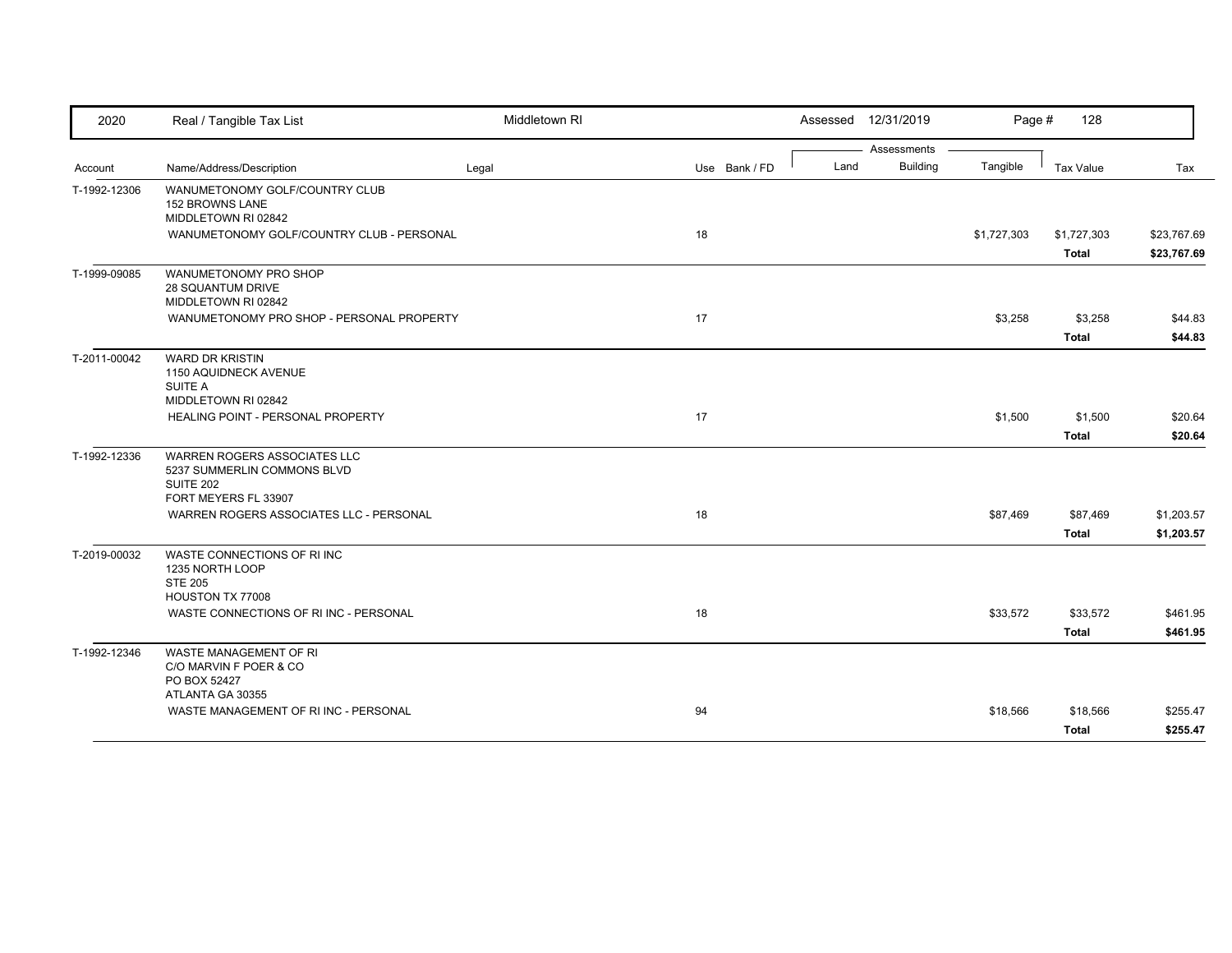| Account | Name/Address/Description | Legal | Use | Bank / FD | Land | Building | Tangible | Tax Value | Tax |
|---|---|---|---|---|---|---|---|---|---|
| T-1992-12306 | WANUMETONOMY GOLF/COUNTRY CLUB<br>152 BROWNS LANE<br>MIDDLETOWN RI 02842 | | | | | | | | |
| | WANUMETONOMY GOLF/COUNTRY CLUB - PERSONAL | | 18 | | | | $1,727,303 | $1,727,303 | $23,767.69 |
| | | | | | | | | **Total** | **$23,767.69** |
| T-1999-09085 | WANUMETONOMY PRO SHOP<br>28 SQUANTUM DRIVE<br>MIDDLETOWN RI 02842 | | | | | | | | |
| | WANUMETONOMY PRO SHOP - PERSONAL PROPERTY | | 17 | | | | $3,258 | $3,258 | $44.83 |
| | | | | | | | | **Total** | **$44.83** |
| T-2011-00042 | WARD DR KRISTIN<br>1150 AQUIDNECK AVENUE<br>SUITE A<br>MIDDLETOWN RI 02842 | | | | | | | | |
| | HEALING POINT - PERSONAL PROPERTY | | 17 | | | | $1,500 | $1,500 | $20.64 |
| | | | | | | | | **Total** | **$20.64** |
| T-1992-12336 | WARREN ROGERS ASSOCIATES LLC<br>5237 SUMMERLIN COMMONS BLVD<br>SUITE 202<br>FORT MEYERS FL 33907 | | | | | | | | |
| | WARREN ROGERS ASSOCIATES LLC - PERSONAL | | 18 | | | | $87,469 | $87,469 | $1,203.57 |
| | | | | | | | | **Total** | **$1,203.57** |
| T-2019-00032 | WASTE CONNECTIONS OF RI INC<br>1235 NORTH LOOP<br>STE 205<br>HOUSTON TX 77008 | | | | | | | | |
| | WASTE CONNECTIONS OF RI INC - PERSONAL | | 18 | | | | $33,572 | $33,572 | $461.95 |
| | | | | | | | | **Total** | **$461.95** |
| T-1992-12346 | WASTE MANAGEMENT OF RI<br>C/O MARVIN F POER & CO<br>PO BOX 52427<br>ATLANTA GA 30355 | | | | | | | | |
| | WASTE MANAGEMENT OF RI INC - PERSONAL | | 94 | | | | $18,566 | $18,566 | $255.47 |
| | | | | | | | | **Total** | **$255.47** |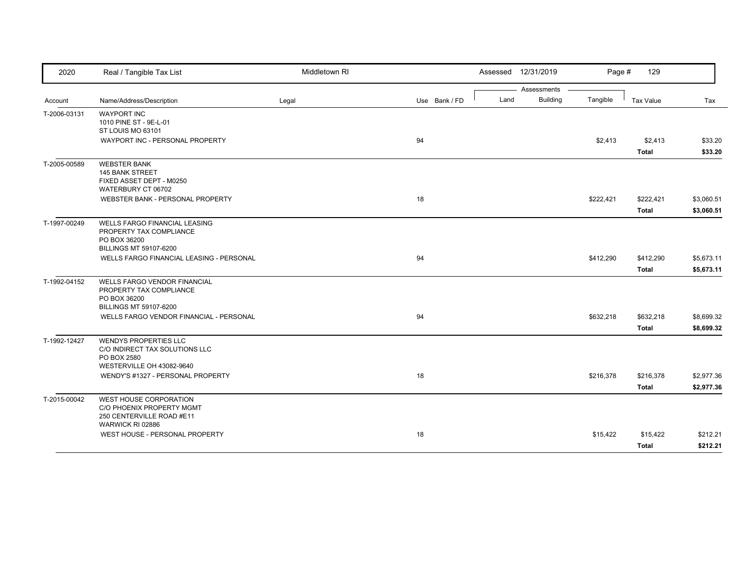| 2020 | Real / Tangible Tax List | Middletown RI | | | Assessed 12/31/2019 | | Page # 129 | | |
|---|---|---|---|---|---|---|---|---|---|
| | | | | | Assessments | | | | |
| Account | Name/Address/Description | Legal | Use | Bank / FD | Land | Building | Tangible | Tax Value | Tax |
| T-2006-03131 | WAYPORT INC<br>1010 PINE ST - 9E-L-01<br>ST LOUIS MO 63101 | | | | | | | | |
| | WAYPORT INC - PERSONAL PROPERTY | | 94 | | | | $2,413 | $2,413 | $33.20 |
| | | | | | | | | **Total** | **$33.20** |
| T-2005-00589 | WEBSTER BANK<br>145 BANK STREET<br>FIXED ASSET DEPT - M0250<br>WATERBURY CT 06702 | | | | | | | | |
| | WEBSTER BANK - PERSONAL PROPERTY | | 18 | | | | $222,421 | $222,421 | $3,060.51 |
| | | | | | | | | **Total** | **$3,060.51** |
| T-1997-00249 | WELLS FARGO FINANCIAL LEASING<br>PROPERTY TAX COMPLIANCE<br>PO BOX 36200<br>BILLINGS MT 59107-6200 | | | | | | | | |
| | WELLS FARGO FINANCIAL LEASING - PERSONAL | | 94 | | | | $412,290 | $412,290 | $5,673.11 |
| | | | | | | | | **Total** | **$5,673.11** |
| T-1992-04152 | WELLS FARGO VENDOR FINANCIAL<br>PROPERTY TAX COMPLIANCE<br>PO BOX 36200<br>BILLINGS MT 59107-6200 | | | | | | | | |
| | WELLS FARGO VENDOR FINANCIAL - PERSONAL | | 94 | | | | $632,218 | $632,218 | $8,699.32 |
| | | | | | | | | **Total** | **$8,699.32** |
| T-1992-12427 | WENDYS PROPERTIES LLC<br>C/O INDIRECT TAX SOLUTIONS LLC<br>PO BOX 2580<br>WESTERVILLE OH 43082-9640 | | | | | | | | |
| | WENDY'S #1327 - PERSONAL PROPERTY | | 18 | | | | $216,378 | $216,378 | $2,977.36 |
| | | | | | | | | **Total** | **$2,977.36** |
| T-2015-00042 | WEST HOUSE CORPORATION<br>C/O PHOENIX PROPERTY MGMT<br>250 CENTERVILLE ROAD #E11<br>WARWICK RI 02886 | | | | | | | | |
| | WEST HOUSE - PERSONAL PROPERTY | | 18 | | | | $15,422 | $15,422 | $212.21 |
| | | | | | | | | **Total** | **$212.21** |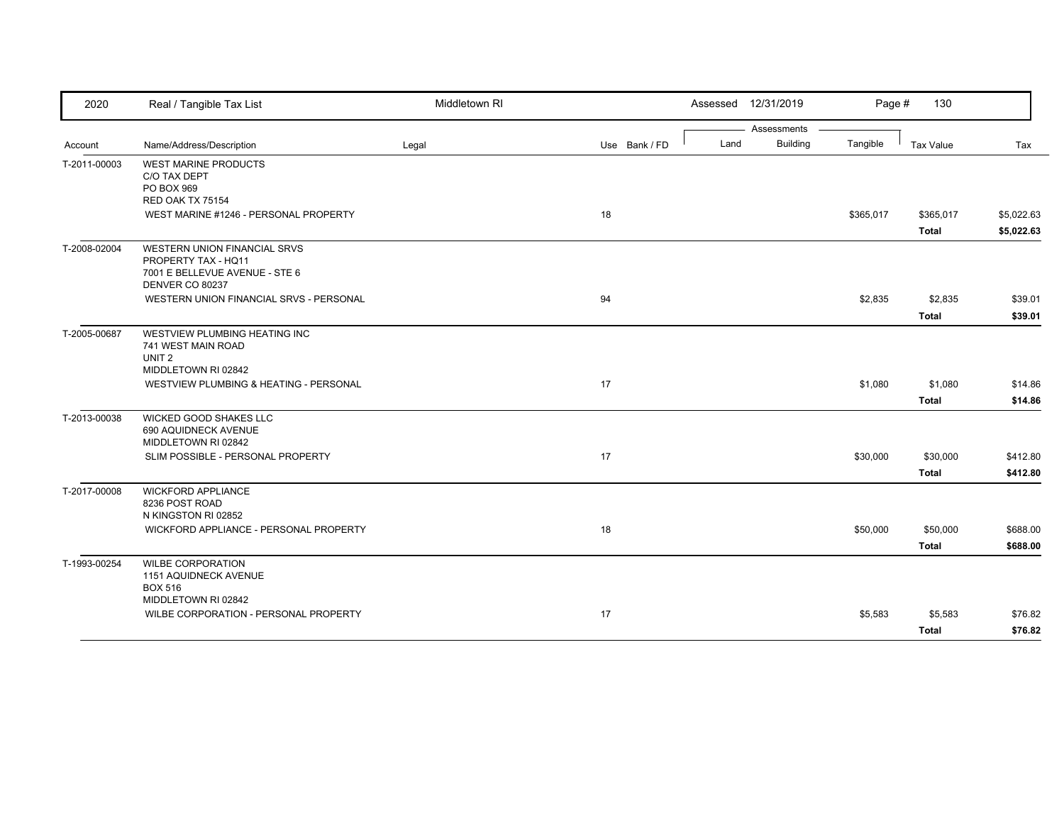| Account | Name/Address/Description | Legal | Use | Bank / FD | Land | Building | Tangible | Tax Value | Tax |
|---|---|---|---|---|---|---|---|---|---|
| T-2011-00003 | WEST MARINE PRODUCTS<br>C/O TAX DEPT<br>PO BOX 969<br>RED OAK TX 75154 | | | | | | | | |
| | WEST MARINE #1246 - PERSONAL PROPERTY | | 18 | | | | $365,017 | $365,017 | $5,022.63 |
| | | | | | | | | **Total** | **$5,022.63** |
| T-2008-02004 | WESTERN UNION FINANCIAL SRVS<br>PROPERTY TAX - HQ11<br>7001 E BELLEVUE AVENUE - STE 6<br>DENVER CO 80237 | | | | | | | | |
| | WESTERN UNION FINANCIAL SRVS - PERSONAL | | 94 | | | | $2,835 | $2,835 | $39.01 |
| | | | | | | | | **Total** | **$39.01** |
| T-2005-00687 | WESTVIEW PLUMBING HEATING INC<br>741 WEST MAIN ROAD<br>UNIT 2<br>MIDDLETOWN RI 02842 | | | | | | | | |
| | WESTVIEW PLUMBING & HEATING - PERSONAL | | 17 | | | | $1,080 | $1,080 | $14.86 |
| | | | | | | | | **Total** | **$14.86** |
| T-2013-00038 | WICKED GOOD SHAKES LLC<br>690 AQUIDNECK AVENUE<br>MIDDLETOWN RI 02842 | | | | | | | | |
| | SLIM POSSIBLE - PERSONAL PROPERTY | | 17 | | | | $30,000 | $30,000 | $412.80 |
| | | | | | | | | **Total** | **$412.80** |
| T-2017-00008 | WICKFORD APPLIANCE<br>8236 POST ROAD<br>N KINGSTON RI 02852 | | | | | | | | |
| | WICKFORD APPLIANCE - PERSONAL PROPERTY | | 18 | | | | $50,000 | $50,000 | $688.00 |
| | | | | | | | | **Total** | **$688.00** |
| T-1993-00254 | WILBE CORPORATION<br>1151 AQUIDNECK AVENUE<br>BOX 516<br>MIDDLETOWN RI 02842 | | | | | | | | |
| | WILBE CORPORATION - PERSONAL PROPERTY | | 17 | | | | $5,583 | $5,583 | $76.82 |
| | | | | | | | | **Total** | **$76.82** |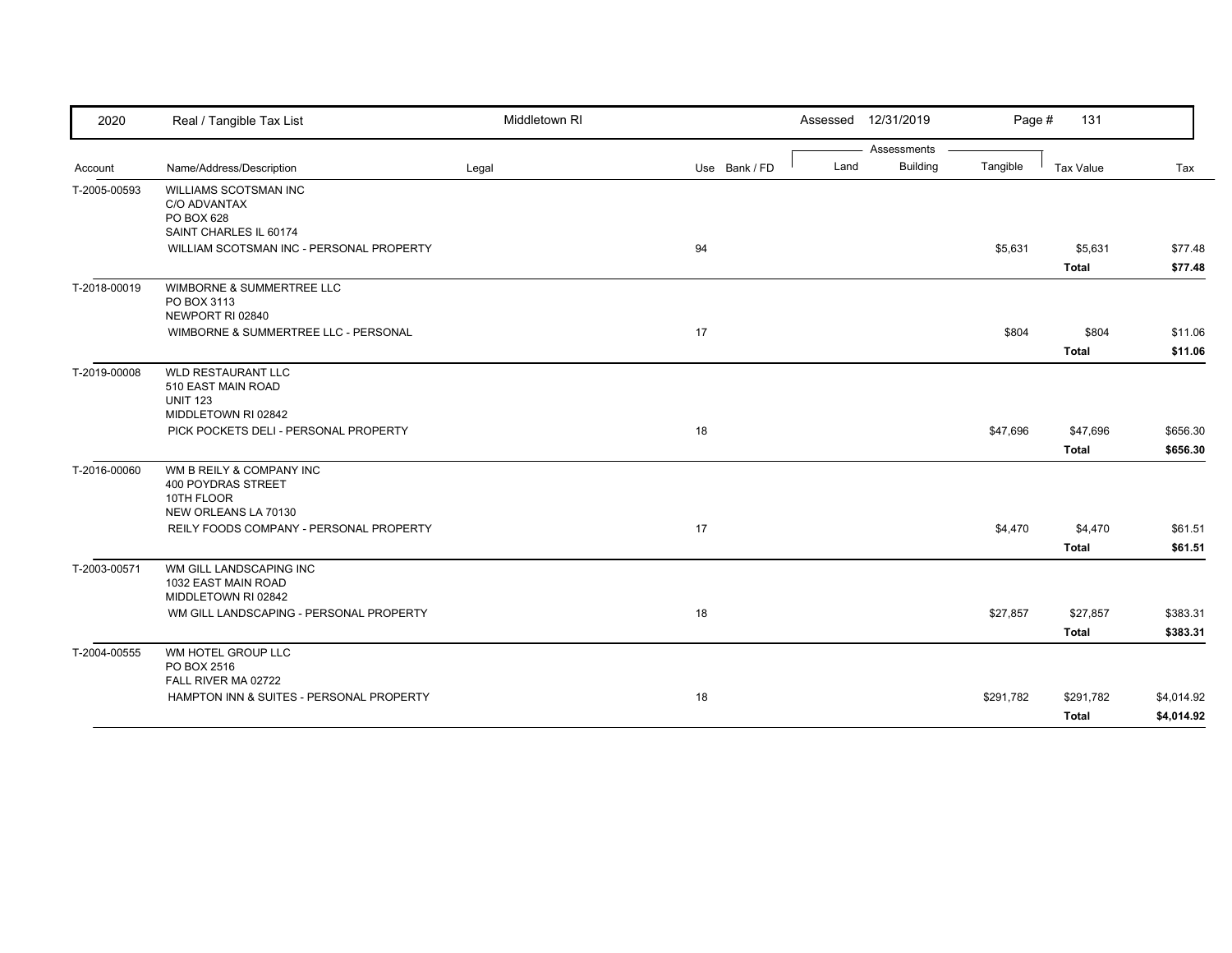| 2020 | Real / Tangible Tax List | Middletown RI | | Assessed 12/31/2019 | | | | |
|---|---|---|---|---|---|---|---|---|
| | | | | Assessments | | | | |
| Account | Name/Address/Description | Legal | Use Bank / FD | Land | Building | Tangible | Tax Value | Tax |
| T-2005-00593 | WILLIAMS SCOTSMAN INC<br>C/O ADVANTAX<br>PO BOX 628<br>SAINT CHARLES IL 60174 | | | | | | | |
| | WILLIAM SCOTSMAN INC - PERSONAL PROPERTY | | 94 | | | $5,631 | $5,631 | $77.48 |
| | | | | | | | **Total** | **$77.48** |
| T-2018-00019 | WIMBORNE & SUMMERTREE LLC<br>PO BOX 3113<br>NEWPORT RI 02840 | | | | | | | |
| | WIMBORNE & SUMMERTREE LLC - PERSONAL | | 17 | | | $804 | $804 | $11.06 |
| | | | | | | | **Total** | **$11.06** |
| T-2019-00008 | WLD RESTAURANT LLC<br>510 EAST MAIN ROAD<br>UNIT 123<br>MIDDLETOWN RI 02842 | | | | | | | |
| | PICK POCKETS DELI - PERSONAL PROPERTY | | 18 | | | $47,696 | $47,696 | $656.30 |
| | | | | | | | **Total** | **$656.30** |
| T-2016-00060 | WM B REILY & COMPANY INC<br>400 POYDRAS STREET<br>10TH FLOOR<br>NEW ORLEANS LA 70130 | | | | | | | |
| | REILY FOODS COMPANY - PERSONAL PROPERTY | | 17 | | | $4,470 | $4,470 | $61.51 |
| | | | | | | | **Total** | **$61.51** |
| T-2003-00571 | WM GILL LANDSCAPING INC<br>1032 EAST MAIN ROAD<br>MIDDLETOWN RI 02842 | | | | | | | |
| | WM GILL LANDSCAPING - PERSONAL PROPERTY | | 18 | | | $27,857 | $27,857 | $383.31 |
| | | | | | | | **Total** | **$383.31** |
| T-2004-00555 | WM HOTEL GROUP LLC<br>PO BOX 2516<br>FALL RIVER MA 02722 | | | | | | | |
| | HAMPTON INN & SUITES - PERSONAL PROPERTY | | 18 | | | $291,782 | $291,782 | $4,014.92 |
| | | | | | | | **Total** | **$4,014.92** |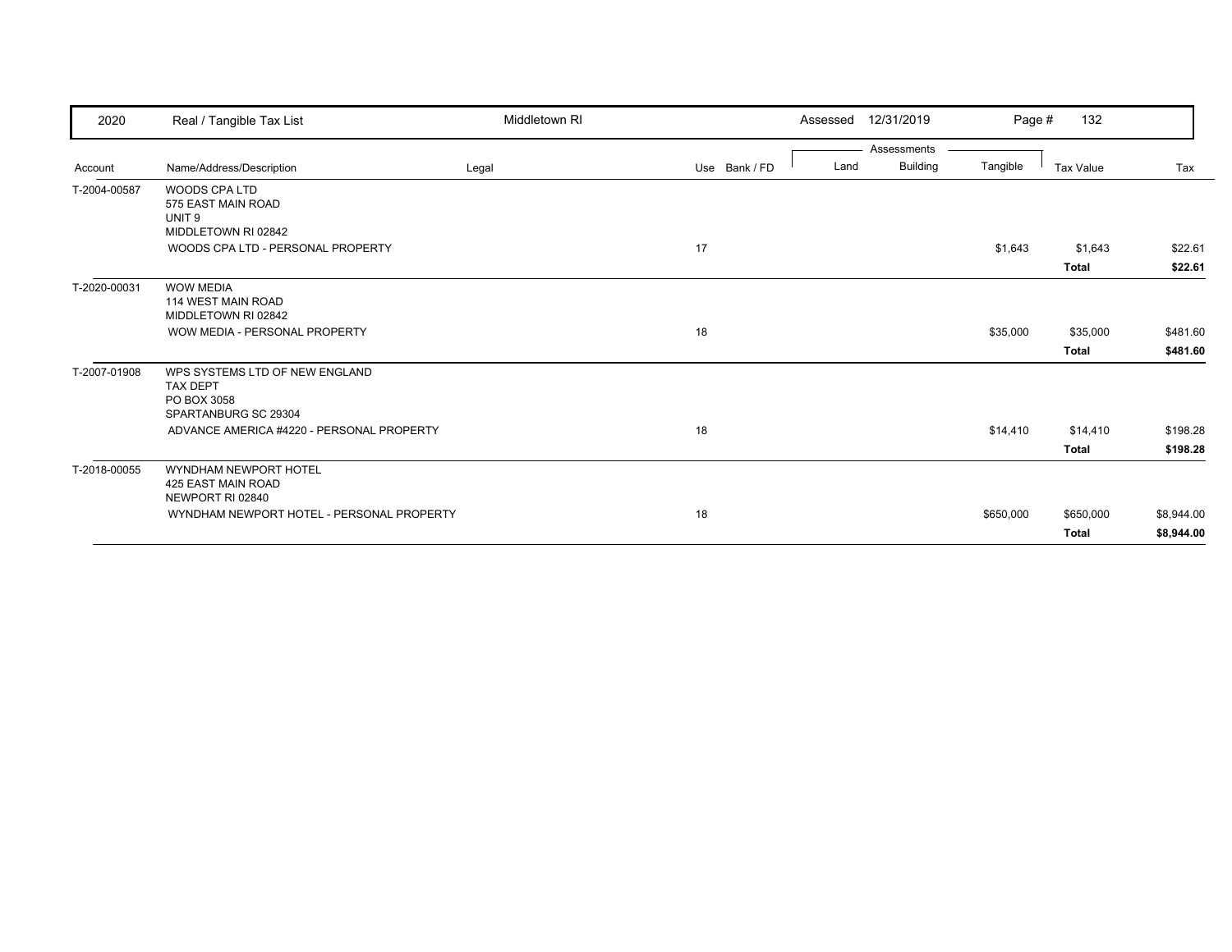| 2020 | Real / Tangible Tax List | Middletown RI | | | Assessed 12/31/2019 | | Page # 132 | | |
|---|---|---|---|---|---|---|---|---|---|
| | | | | | Assessments | | | | |
| Account | Name/Address/Description | Legal | Use | Bank / FD | Land | Building | Tangible | Tax Value | Tax |
| T-2004-00587 | WOODS CPA LTD<br>575 EAST MAIN ROAD<br>UNIT 9<br>MIDDLETOWN RI 02842 | | | | | | | | |
| | WOODS CPA LTD - PERSONAL PROPERTY | | 17 | | | | $1,643 | $1,643 | $22.61 |
| | | | | | | | | **Total** | **$22.61** |
| T-2020-00031 | WOW MEDIA<br>114 WEST MAIN ROAD<br>MIDDLETOWN RI 02842 | | | | | | | | |
| | WOW MEDIA - PERSONAL PROPERTY | | 18 | | | | $35,000 | $35,000 | $481.60 |
| | | | | | | | | **Total** | **$481.60** |
| T-2007-01908 | WPS SYSTEMS LTD OF NEW ENGLAND<br>TAX DEPT<br>PO BOX 3058<br>SPARTANBURG SC 29304 | | | | | | | | |
| | ADVANCE AMERICA #4220 - PERSONAL PROPERTY | | 18 | | | | $14,410 | $14,410 | $198.28 |
| | | | | | | | | **Total** | **$198.28** |
| T-2018-00055 | WYNDHAM NEWPORT HOTEL<br>425 EAST MAIN ROAD<br>NEWPORT RI 02840 | | | | | | | | |
| | WYNDHAM NEWPORT HOTEL - PERSONAL PROPERTY | | 18 | | | | $650,000 | $650,000 | $8,944.00 |
| | | | | | | | | **Total** | **$8,944.00** |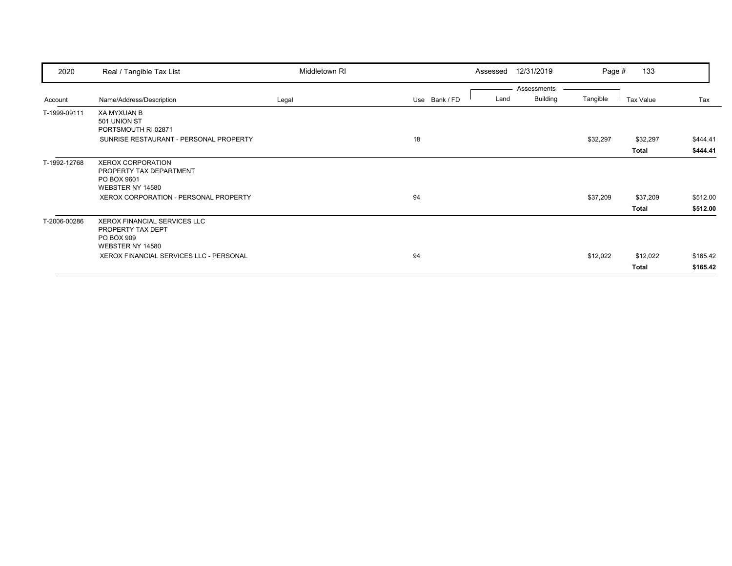| 2020 | Real / Tangible Tax List | Middletown RI | | Assessed 12/31/2019 | | | Page # 133 | |
|---|---|---|---|---|---|---|---|---|
| | | | | Assessments | | | | |
| Account | Name/Address/Description | Legal | Use Bank / FD | Land | Building | Tangible | Tax Value | Tax |
| T-1999-09111 | XA MYXUAN B<br>501 UNION ST<br>PORTSMOUTH RI 02871 | | | | | | | |
| | SUNRISE RESTAURANT - PERSONAL PROPERTY | | 18 | | | $32,297 | $32,297 | $444.41 |
| | | | | | | | **Total** | **$444.41** |
| T-1992-12768 | XEROX CORPORATION<br>PROPERTY TAX DEPARTMENT<br>PO BOX 9601<br>WEBSTER NY 14580 | | | | | | | |
| | XEROX CORPORATION - PERSONAL PROPERTY | | 94 | | | $37,209 | $37,209 | $512.00 |
| | | | | | | | **Total** | **$512.00** |
| T-2006-00286 | XEROX FINANCIAL SERVICES LLC<br>PROPERTY TAX DEPT<br>PO BOX 909<br>WEBSTER NY 14580 | | | | | | | |
| | XEROX FINANCIAL SERVICES LLC - PERSONAL | | 94 | | | $12,022 | $12,022 | $165.42 |
| | | | | | | | **Total** | **$165.42** |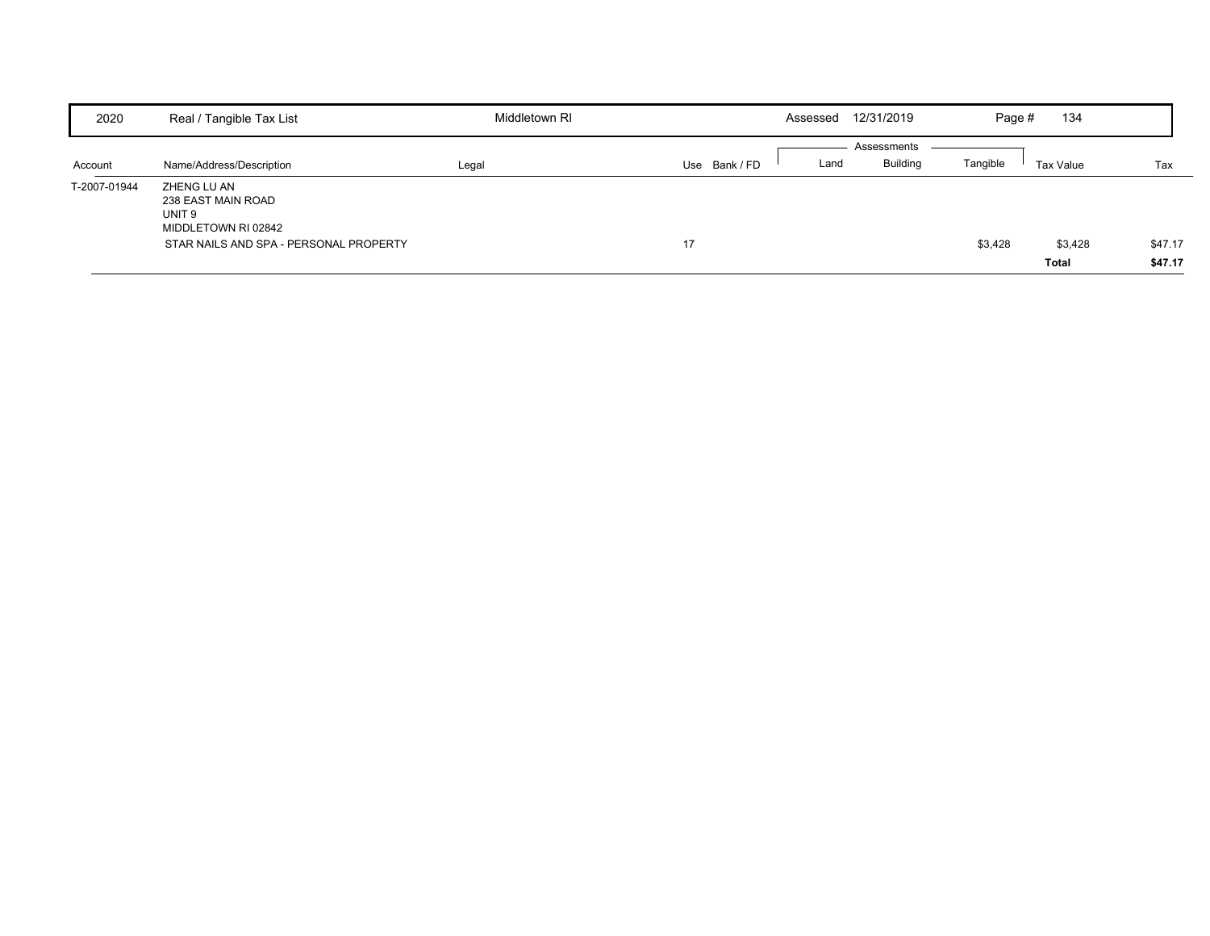| 2020 | Real / Tangible Tax List | Middletown RI | | | Assessed 12/31/2019 | | Page # 134 | | |
|---|---|---|---|---|---|---|---|---|---|

| Account | Name/Address/Description | Legal | Use | Bank / FD | Land | Building | Tangible | Tax Value | Tax |
|---|---|---|---|---|---|---|---|---|---|
| T-2007-01944 | ZHENG LU AN<br>238 EAST MAIN ROAD<br>UNIT 9<br>MIDDLETOWN RI 02842 | | | | | | | | |
| | STAR NAILS AND SPA - PERSONAL PROPERTY | | 17 | | | | $3,428 | $3,428 | $47.17 |
| | | | | | | | | **Total** | **$47.17** |